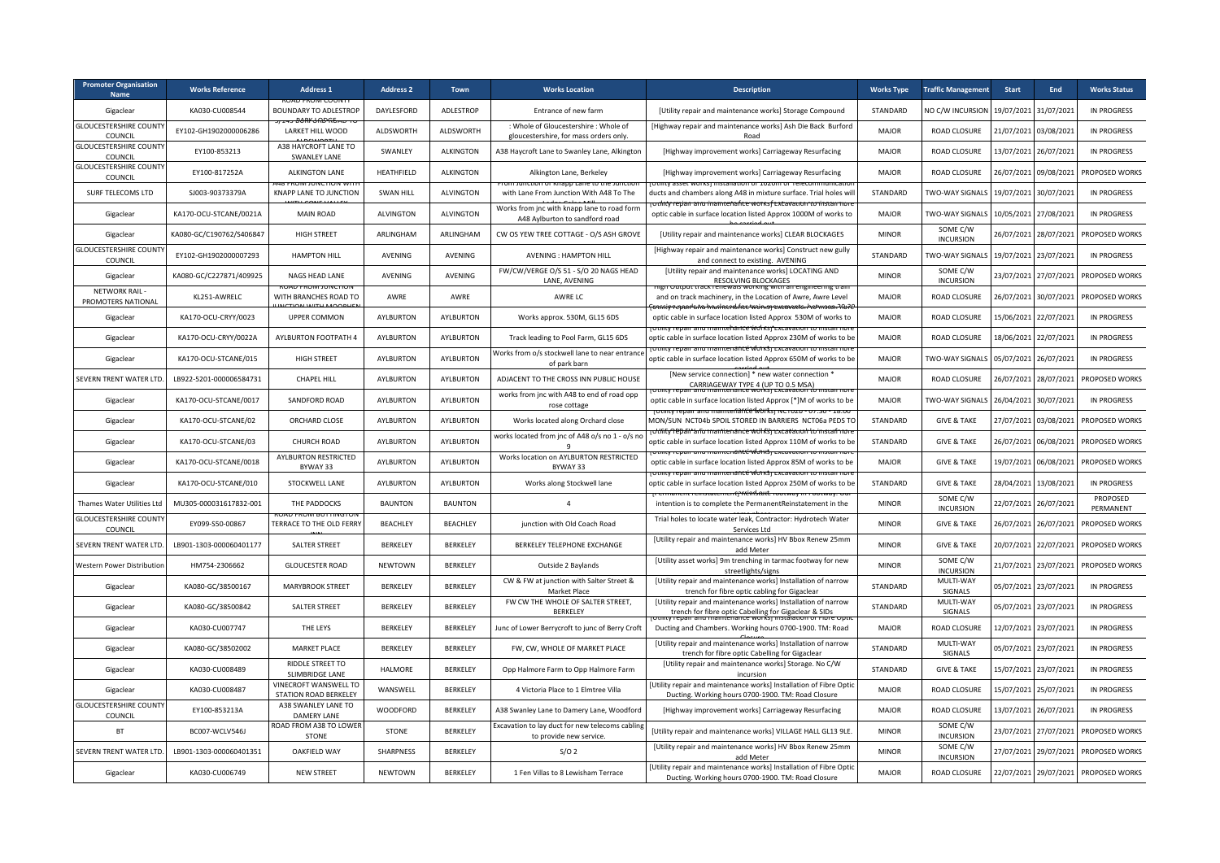| Promoter Organisation Name | Works Reference | Address 1 | Address 2 | Town | Works Location | Description | Works Type | Traffic Management | Start | End | Works Status |
|---|---|---|---|---|---|---|---|---|---|---|---|
| Gigaclear | KA030-CU008544 | ROAD FROM COUNTY BOUNDARY TO ADLESTROP | DAYLESFORD | ADLESTROP | Entrance of new farm | [Utility repair and maintenance works] Storage Compound | STANDARD | NO C/W INCURSION | 19/07/2021 | 31/07/2021 | IN PROGRESS |
| GLOUCESTERSHIRE COUNTY COUNCIL | EY102-GH1902000006286 | 5/149 PARK LODGE TO LARKET HILL WOOD | ALDSWORTH | ALDSWORTH | : Whole of Gloucestershire : Whole of gloucestershire, for mass orders only. | [Highway repair and maintenance works] Ash Die Back Burford Road | MAJOR | ROAD CLOSURE | 21/07/2021 | 03/08/2021 | IN PROGRESS |
| GLOUCESTERSHIRE COUNTY COUNCIL | EY100-853213 | A38 HAYCROFT LANE TO SWANLEY LANE | SWANLEY | ALKINGTON | A38 Haycroft Lane to Swanley Lane, Alkington | [Highway improvement works] Carriageway Resurfacing | MAJOR | ROAD CLOSURE | 13/07/2021 | 26/07/2021 | IN PROGRESS |
| GLOUCESTERSHIRE COUNTY COUNCIL | EY100-817252A | ALKINGTON LANE | HEATHFIELD | ALKINGTON | Alkington Lane, Berkeley | [Highway improvement works] Carriageway Resurfacing | MAJOR | ROAD CLOSURE | 26/07/2021 | 09/08/2021 | PROPOSED WORKS |
| SURF TELECOMS LTD | SJ003-90373379A | A48 FROM JUNCTION WITH KNAPP LANE TO JUNCTION | SWAN HILL | ALVINGTON | From Junction of Knapp Lane to the Junction with Lane From Junction With A48 To The | [Utility asset works] Installation of 1020m of Telecommunication ducts and chambers along A48 in mixture surface. Trial holes will | STANDARD | TWO-WAY SIGNALS | 19/07/2021 | 30/07/2021 | IN PROGRESS |
| Gigaclear | KA170-OCU-STCANE/0021A | MAIN ROAD | ALVINGTON | ALVINGTON | Works from jnc with knapp lane to road form A48 Aylburton to sandford road | [Utility repair and maintenance works] Excavation to install fibre optic cable in surface location listed Approx 1000M of works to | MAJOR | TWO-WAY SIGNALS | 10/05/2021 | 27/08/2021 | IN PROGRESS |
| Gigaclear | KA080-GC/C190762/S406847 | HIGH STREET | ARLINGHAM | ARLINGHAM | CW OS YEW TREE COTTAGE - O/S ASH GROVE | [Utility repair and maintenance works] CLEAR BLOCKAGES | MINOR | SOME C/W INCURSION | 26/07/2021 | 28/07/2021 | PROPOSED WORKS |
| GLOUCESTERSHIRE COUNTY COUNCIL | EY102-GH1902000007293 | HAMPTON HILL | AVENING | AVENING | AVENING : HAMPTON HILL | [Highway repair and maintenance works] Construct new gully and connect to existing. AVENING | STANDARD | TWO-WAY SIGNALS | 19/07/2021 | 23/07/2021 | IN PROGRESS |
| Gigaclear | KA080-GC/C227871/409925 | NAGS HEAD LANE | AVENING | AVENING | FW/CW/VERGE O/S 51 - S/O 20 NAGS HEAD LANE, AVENING | [Utility repair and maintenance works] LOCATING AND RESOLVING BLOCKAGES | MINOR | SOME C/W INCURSION | 23/07/2021 | 27/07/2021 | PROPOSED WORKS |
| NETWORK RAIL - PROMOTERS NATIONAL | KL251-AWRELC | ROAD FROM JUNCTION WITH BRANCHES ROAD TO JUNCTION WITH MOORHEN | AWRE | AWRE | AWRE LC | High Output track renewals working with an engineering train and on track machinery, in the Location of Awre, Awre Level | MAJOR | ROAD CLOSURE | 26/07/2021 | 30/07/2021 | PROPOSED WORKS |
| Gigaclear | KA170-OCU-CRYY/0023 | UPPER COMMON | AYLBURTON | AYLBURTON | Works approx. 530M, GL15 6DS | [Utility repair and maintenance works] Excavation to install fibre optic cable in surface location listed Approx 530M of works to | MAJOR | ROAD CLOSURE | 15/06/2021 | 22/07/2021 | IN PROGRESS |
| Gigaclear | KA170-OCU-CRYY/0022A | AYLBURTON FOOTPATH 4 | AYLBURTON | AYLBURTON | Track leading to Pool Farm, GL15 6DS | [Utility repair and maintenance works] Excavation to install fibre optic cable in surface location listed Approx 230M of works to be | MAJOR | ROAD CLOSURE | 18/06/2021 | 22/07/2021 | IN PROGRESS |
| Gigaclear | KA170-OCU-STCANE/015 | HIGH STREET | AYLBURTON | AYLBURTON | Works from o/s stockwell lane to near entrance of park barn | [Utility repair and maintenance works] Excavation to install fibre optic cable in surface location listed Approx 650M of works to be carried out | MAJOR | TWO-WAY SIGNALS | 05/07/2021 | 26/07/2021 | IN PROGRESS |
| SEVERN TRENT WATER LTD. | LB922-5201-000006584731 | CHAPEL HILL | AYLBURTON | AYLBURTON | ADJACENT TO THE CROSS INN PUBLIC HOUSE | [New service connection] * new water connection * CARRIAGEWAY TYPE 4 (UP TO 0.5 MSA) | MAJOR | ROAD CLOSURE | 26/07/2021 | 28/07/2021 | PROPOSED WORKS |
| Gigaclear | KA170-OCU-STCANE/0017 | SANDFORD ROAD | AYLBURTON | AYLBURTON | works from jnc with A48 to end of road opp rose cottage | [Utility repair and maintenance works] Excavation to install fibre optic cable in surface location listed Approx [*]M of works to be | MAJOR | TWO-WAY SIGNALS | 26/04/2021 | 30/07/2021 | IN PROGRESS |
| Gigaclear | KA170-OCU-STCANE/02 | ORCHARD CLOSE | AYLBURTON | AYLBURTON | Works located along Orchard close | [Utility repair and maintenance works] NCT02b - 07:30 - 18:00 MON/SUN NCT04b SPOIL STORED IN BARRIERS NCT06a PEDS TO | STANDARD | GIVE & TAKE | 27/07/2021 | 03/08/2021 | PROPOSED WORKS |
| Gigaclear | KA170-OCU-STCANE/03 | CHURCH ROAD | AYLBURTON | AYLBURTON | works located from jnc of A48 o/s no 1 - o/s no 9 | [Utility repair and maintenance works] Excavation to install fibre optic cable in surface location listed Approx 110M of works to be | STANDARD | GIVE & TAKE | 26/07/2021 | 06/08/2021 | PROPOSED WORKS |
| Gigaclear | KA170-OCU-STCANE/0018 | AYLBURTON RESTRICTED BYWAY 33 | AYLBURTON | AYLBURTON | Works location on AYLBURTON RESTRICTED BYWAY 33 | [Utility repair and maintenance works] Excavation to install fibre optic cable in surface location listed Approx 85M of works to be | MAJOR | GIVE & TAKE | 19/07/2021 | 06/08/2021 | PROPOSED WORKS |
| Gigaclear | KA170-OCU-STCANE/010 | STOCKWELL LANE | AYLBURTON | AYLBURTON | Works along Stockwell lane | [Utility repair and maintenance works] Excavation to install fibre optic cable in surface location listed Approx 250M of works to be | STANDARD | GIVE & TAKE | 28/04/2021 | 13/08/2021 | IN PROGRESS |
| Thames Water Utilities Ltd | MU305-000031617832-001 | THE PADDOCKS | BAUNTON | BAUNTON | 4 | [Permanent reinstatement] Kerb and footway in Footway. Our intention is to complete the PermanentReinstatement in the | MINOR | SOME C/W INCURSION | 22/07/2021 | 26/07/2021 | PROPOSED PERMANENT |
| GLOUCESTERSHIRE COUNTY COUNCIL | EY099-S50-00867 | ROAD FROM BUTTINGTON TERRACE TO THE OLD FERRY INN | BEACHLEY | BEACHLEY | junction with Old Coach Road | Trial holes to locate water leak, Contractor: Hydrotech Water Services Ltd | MINOR | GIVE & TAKE | 26/07/2021 | 26/07/2021 | PROPOSED WORKS |
| SEVERN TRENT WATER LTD. | LB901-1303-000060401177 | SALTER STREET | BERKELEY | BERKELEY | BERKELEY TELEPHONE EXCHANGE | [Utility repair and maintenance works] HV Bbox Renew 25mm add Meter | MINOR | GIVE & TAKE | 20/07/2021 | 22/07/2021 | PROPOSED WORKS |
| Western Power Distribution | HM754-2306662 | GLOUCESTER ROAD | NEWTOWN | BERKELEY | Outside 2 Baylands | [Utility asset works] 9m trenching in tarmac footway for new streetlights/signs | MINOR | SOME C/W INCURSION | 21/07/2021 | 23/07/2021 | PROPOSED WORKS |
| Gigaclear | KA080-GC/38500167 | MARYBROOK STREET | BERKELEY | BERKELEY | CW & FW at junction with Salter Street & Market Place | [Utility repair and maintenance works] Installation of narrow trench for fibre optic cabling for Gigaclear | STANDARD | MULTI-WAY SIGNALS | 05/07/2021 | 23/07/2021 | IN PROGRESS |
| Gigaclear | KA080-GC/38500842 | SALTER STREET | BERKELEY | BERKELEY | FW CW THE WHOLE OF SALTER STREET, BERKELEY | [Utility repair and maintenance works] Installation of narrow trench for fibre optic Cabelling for Gigaclear & SIDs | STANDARD | MULTI-WAY SIGNALS | 05/07/2021 | 23/07/2021 | IN PROGRESS |
| Gigaclear | KA030-CU007747 | THE LEYS | BERKELEY | BERKELEY | Junc of Lower Berrycroft to junc of Berry Croft | [Utility repair and maintenance works] Installation of Fibre Optic Ducting and Chambers. Working hours 0700-1900. TM: Road Closure | MAJOR | ROAD CLOSURE | 12/07/2021 | 23/07/2021 | IN PROGRESS |
| Gigaclear | KA080-GC/38502002 | MARKET PLACE | BERKELEY | BERKELEY | FW, CW, WHOLE OF MARKET PLACE | [Utility repair and maintenance works] Installation of narrow trench for fibre optic Cabelling for Gigaclear | STANDARD | MULTI-WAY SIGNALS | 05/07/2021 | 23/07/2021 | IN PROGRESS |
| Gigaclear | KA030-CU008489 | RIDDLE STREET TO SLIMBRIDGE LANE | HALMORE | BERKELEY | Opp Halmore Farm to Opp Halmore Farm | [Utility repair and maintenance works] Storage. No C/W incursion | STANDARD | GIVE & TAKE | 15/07/2021 | 23/07/2021 | IN PROGRESS |
| Gigaclear | KA030-CU008487 | VINECROFT WANSWELL TO STATION ROAD BERKELEY | WANSWELL | BERKELEY | 4 Victoria Place to 1 Elmtree Villa | [Utility repair and maintenance works] Installation of Fibre Optic Ducting. Working hours 0700-1900. TM: Road Closure | MAJOR | ROAD CLOSURE | 15/07/2021 | 25/07/2021 | IN PROGRESS |
| GLOUCESTERSHIRE COUNTY COUNCIL | EY100-853213A | A38 SWANLEY LANE TO DAMERY LANE | WOODFORD | BERKELEY | A38 Swanley Lane to Damery Lane, Woodford | [Highway improvement works] Carriageway Resurfacing | MAJOR | ROAD CLOSURE | 13/07/2021 | 26/07/2021 | IN PROGRESS |
| BT | BC007-WCLV546J | ROAD FROM A38 TO LOWER STONE | STONE | BERKELEY | Excavation to lay duct for new telecoms cabling to provide new service. | [Utility repair and maintenance works] VILLAGE HALL GL13 9LE. | MINOR | SOME C/W INCURSION | 23/07/2021 | 27/07/2021 | PROPOSED WORKS |
| SEVERN TRENT WATER LTD. | LB901-1303-000060401351 | OAKFIELD WAY | SHARPNESS | BERKELEY | S/O 2 | [Utility repair and maintenance works] HV Bbox Renew 25mm add Meter | MINOR | SOME C/W INCURSION | 27/07/2021 | 29/07/2021 | PROPOSED WORKS |
| Gigaclear | KA030-CU006749 | NEW STREET | NEWTOWN | BERKELEY | 1 Fen Villas to 8 Lewisham Terrace | [Utility repair and maintenance works] Installation of Fibre Optic Ducting. Working hours 0700-1900. TM: Road Closure | MAJOR | ROAD CLOSURE | 22/07/2021 | 29/07/2021 | PROPOSED WORKS |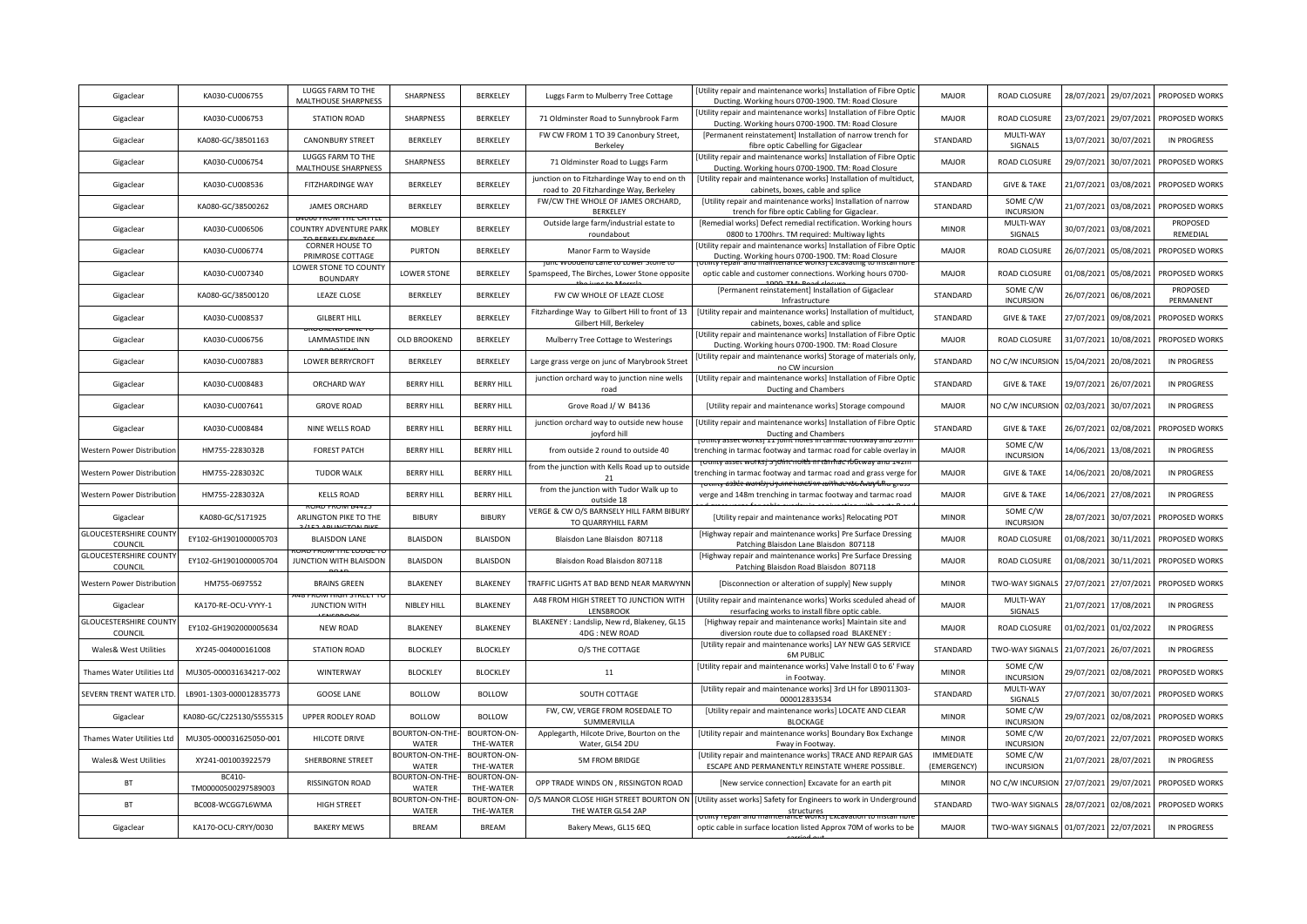| Gigaclear | KA030-CU006755 | LUGGS FARM TO THE MALTHOUSE SHARPNESS | SHARPNESS | BERKELEY | Luggs Farm to Mulberry Tree Cottage | [Utility repair and maintenance works] Installation of Fibre Optic Ducting. Working hours 0700-1900. TM: Road Closure | MAJOR | ROAD CLOSURE | 28/07/2021 | 29/07/2021 | PROPOSED WORKS |
|---|---|---|---|---|---|---|---|---|---|---|---|
| Gigaclear | KA030-CU006753 | STATION ROAD | SHARPNESS | BERKELEY | 71 Oldminster Road to Sunnybrook Farm | [Utility repair and maintenance works] Installation of Fibre Optic Ducting. Working hours 0700-1900. TM: Road Closure | MAJOR | ROAD CLOSURE | 23/07/2021 | 29/07/2021 | PROPOSED WORKS |
| Gigaclear | KA080-GC/38501163 | CANONBURY STREET | BERKELEY | BERKELEY | FW CW FROM 1 TO 39 Canonbury Street, Berkeley | [Permanent reinstatement] Installation of narrow trench for fibre optic Cabelling for Gigaclear | STANDARD | MULTI-WAY SIGNALS | 13/07/2021 | 30/07/2021 | IN PROGRESS |
| Gigaclear | KA030-CU006754 | LUGGS FARM TO THE MALTHOUSE SHARPNESS | SHARPNESS | BERKELEY | 71 Oldminster Road to Luggs Farm | [Utility repair and maintenance works] Installation of Fibre Optic Ducting. Working hours 0700-1900. TM: Road Closure | MAJOR | ROAD CLOSURE | 29/07/2021 | 30/07/2021 | PROPOSED WORKS |
| Gigaclear | KA030-CU008536 | FITZHARDINGE WAY | BERKELEY | BERKELEY | junction on to Fitzhardinge Way to end on th road to 20 Fitzhardinge Way, Berkeley | [Utility repair and maintenance works] Installation of multiduct, cabinets, boxes, cable and splice | STANDARD | GIVE & TAKE | 21/07/2021 | 03/08/2021 | PROPOSED WORKS |
| Gigaclear | KA080-GC/38500262 | JAMES ORCHARD | BERKELEY | BERKELEY | FW/CW THE WHOLE OF JAMES ORCHARD, BERKELEY | [Utility repair and maintenance works] Installation of narrow trench for fibre optic Cabling for Gigaclear. | STANDARD | SOME C/W INCURSION | 21/07/2021 | 03/08/2021 | PROPOSED WORKS |
| Gigaclear | KA030-CU006506 | B4066 FROM THE CATTLE COUNTRY ADVENTURE PARK TO BERKELEY BYPASS | MOBLEY | BERKELEY | Outside large farm/industrial estate to roundabout | [Remedial works] Defect remedial rectification. Working hours 0800 to 1700hrs. TM required: Multiway lights | MINOR | MULTI-WAY SIGNALS | 30/07/2021 | 03/08/2021 | PROPOSED REMEDIAL |
| Gigaclear | KA030-CU006774 | CORNER HOUSE TO PRIMROSE COTTAGE | PURTON | BERKELEY | Manor Farm to Wayside | [Utility repair and maintenance works] Installation of Fibre Optic Ducting. Working hours 0700-1900. TM: Road Closure | MAJOR | ROAD CLOSURE | 26/07/2021 | 05/08/2021 | PROPOSED WORKS |
| Gigaclear | KA030-CU007340 | LOWER STONE TO COUNTY BOUNDARY | LOWER STONE | BERKELEY | Junc Woodend Lane to Lower Stone to Spamspeed, The Birches, Lower Stone opposite the junc to Morrels | [Utility repair and maintenance works] Excavating to install fibre optic cable and customer connections. Working hours 0700-1900. TM: Road closure | MAJOR | ROAD CLOSURE | 01/08/2021 | 05/08/2021 | PROPOSED WORKS |
| Gigaclear | KA080-GC/38500120 | LEAZE CLOSE | BERKELEY | BERKELEY | FW CW WHOLE OF LEAZE CLOSE | [Permanent reinstatement] Installation of Gigaclear Infrastructure | STANDARD | SOME C/W INCURSION | 26/07/2021 | 06/08/2021 | PROPOSED PERMANENT |
| Gigaclear | KA030-CU008537 | GILBERT HILL | BERKELEY | BERKELEY | Fitzhardinge Way to Gilbert Hill to front of 13 Gilbert Hill, Berkeley | [Utility repair and maintenance works] Installation of multiduct, cabinets, boxes, cable and splice | STANDARD | GIVE & TAKE | 27/07/2021 | 09/08/2021 | PROPOSED WORKS |
| Gigaclear | KA030-CU006756 | BROOKEND LANE TO LAMMASTIDE INN BROOKEND | OLD BROOKEND | BERKELEY | Mulberry Tree Cottage to Westerings | [Utility repair and maintenance works] Installation of Fibre Optic Ducting. Working hours 0700-1900. TM: Road Closure | MAJOR | ROAD CLOSURE | 31/07/2021 | 10/08/2021 | PROPOSED WORKS |
| Gigaclear | KA030-CU007883 | LOWER BERRYCROFT | BERKELEY | BERKELEY | Large grass verge on junc of Marybrook Street | [Utility repair and maintenance works] Storage of materials only, no CW incursion | STANDARD | NO C/W INCURSION | 15/04/2021 | 20/08/2021 | IN PROGRESS |
| Gigaclear | KA030-CU008483 | ORCHARD WAY | BERRY HILL | BERRY HILL | junction orchard way to junction nine wells road | [Utility repair and maintenance works] Installation of Fibre Optic Ducting and Chambers | STANDARD | GIVE & TAKE | 19/07/2021 | 26/07/2021 | IN PROGRESS |
| Gigaclear | KA030-CU007641 | GROVE ROAD | BERRY HILL | BERRY HILL | Grove Road J/ W B4136 | [Utility repair and maintenance works] Storage compound | MAJOR | NO C/W INCURSION | 02/03/2021 | 30/07/2021 | IN PROGRESS |
| Gigaclear | KA030-CU008484 | NINE WELLS ROAD | BERRY HILL | BERRY HILL | junction orchard way to outside new house joyford hill | [Utility repair and maintenance works] Installation of Fibre Optic Ducting and Chambers | STANDARD | GIVE & TAKE | 26/07/2021 | 02/08/2021 | PROPOSED WORKS |
| Western Power Distribution | HM755-2283032B | FOREST PATCH | BERRY HILL | BERRY HILL | from outside 2 round to outside 40 | [Utility asset works] 11 joint holes in tarmac footway and 207m trenching in tarmac footway and tarmac road for cable overlay in | MAJOR | SOME C/W INCURSION | 14/06/2021 | 13/08/2021 | IN PROGRESS |
| Western Power Distribution | HM755-2283032C | TUDOR WALK | BERRY HILL | BERRY HILL | from the junction with Kells Road up to outside 21 | [Utility asset works] 5 joint holes in tarmac footway and 142m trenching in tarmac footway and tarmac road and grass verge for | MAJOR | GIVE & TAKE | 14/06/2021 | 20/08/2021 | IN PROGRESS |
| Western Power Distribution | HM755-2283032A | KELLS ROAD | BERRY HILL | BERRY HILL | from the junction with Tudor Walk up to outside 18 | [Utility asset works] 3 joint holes in tarmac footway and grass verge and 148m trenching in tarmac footway and tarmac road | MAJOR | GIVE & TAKE | 14/06/2021 | 27/08/2021 | IN PROGRESS |
| Gigaclear | KA080-GC/S171925 | ROAD FROM B4425 ARLINGTON PIKE TO THE J/152 ARLINGTON PIKE | BIBURY | BIBURY | VERGE & CW O/S BARNSELY HILL FARM BIBURY TO QUARRYHILL FARM | [Utility repair and maintenance works] Relocating POT | MINOR | SOME C/W INCURSION | 28/07/2021 | 30/07/2021 | PROPOSED WORKS |
| GLOUCESTERSHIRE COUNTY COUNCIL | EY102-GH1901000005703 | BLAISDON LANE | BLAISDON | BLAISDON | Blaisdon Lane Blaisdon 807118 | [Highway repair and maintenance works] Pre Surface Dressing Patching Blaisdon Lane Blaisdon 807118 | MAJOR | ROAD CLOSURE | 01/08/2021 | 30/11/2021 | PROPOSED WORKS |
| GLOUCESTERSHIRE COUNTY COUNCIL | EY102-GH1901000005704 | ROAD FROM THE LODGE TO JUNCTION WITH BLAISDON ROAD | BLAISDON | BLAISDON | Blaisdon Road Blaisdon 807118 | [Highway repair and maintenance works] Pre Surface Dressing Patching Blaisdon Road Blaisdon 807118 | MAJOR | ROAD CLOSURE | 01/08/2021 | 30/11/2021 | PROPOSED WORKS |
| Western Power Distribution | HM755-0697552 | BRAINS GREEN | BLAKENEY | BLAKENEY | TRAFFIC LIGHTS AT BAD BEND NEAR MARWYNN | [Disconnection or alteration of supply] New supply | MINOR | TWO-WAY SIGNALS | 27/07/2021 | 27/07/2021 | PROPOSED WORKS |
| Gigaclear | KA170-RE-OCU-VYYY-1 | A48 FROM HIGH STREET TO JUNCTION WITH LENSBROOK | NIBLEY HILL | BLAKENEY | A48 FROM HIGH STREET TO JUNCTION WITH LENSBROOK | [Utility repair and maintenance works] Works sceduled ahead of resurfacing works to install fibre optic cable. | MAJOR | MULTI-WAY SIGNALS | 21/07/2021 | 17/08/2021 | IN PROGRESS |
| GLOUCESTERSHIRE COUNTY COUNCIL | EY102-GH1902000005634 | NEW ROAD | BLAKENEY | BLAKENEY | BLAKENEY : Landslip, New rd, Blakeney, GL15 4DG : NEW ROAD | [Highway repair and maintenance works] Maintain site and diversion route due to collapsed road BLAKENEY : | MAJOR | ROAD CLOSURE | 01/02/2021 | 01/02/2022 | IN PROGRESS |
| Wales& West Utilities | XY245-004000161008 | STATION ROAD | BLOCKLEY | BLOCKLEY | O/S THE COTTAGE | [Utility repair and maintenance works] LAY NEW GAS SERVICE 6M PUBLIC | STANDARD | TWO-WAY SIGNALS | 21/07/2021 | 26/07/2021 | IN PROGRESS |
| Thames Water Utilities Ltd | MU305-000031634217-002 | WINTERWAY | BLOCKLEY | BLOCKLEY | 11 | [Utility repair and maintenance works] Valve Install 0 to 6' Fway in Footway. | MINOR | SOME C/W INCURSION | 29/07/2021 | 02/08/2021 | PROPOSED WORKS |
| SEVERN TRENT WATER LTD. | LB901-1303-000012835773 | GOOSE LANE | BOLLOW | BOLLOW | SOUTH COTTAGE | [Utility repair and maintenance works] 3rd LH for LB9011303-000012833534 | STANDARD | MULTI-WAY SIGNALS | 27/07/2021 | 30/07/2021 | PROPOSED WORKS |
| Gigaclear | KA080-GC/C225130/S555315 | UPPER RODLEY ROAD | BOLLOW | BOLLOW | FW, CW, VERGE FROM ROSEDALE TO SUMMERVILLA | [Utility repair and maintenance works] LOCATE AND CLEAR BLOCKAGE | MINOR | SOME C/W INCURSION | 29/07/2021 | 02/08/2021 | PROPOSED WORKS |
| Thames Water Utilities Ltd | MU305-000031625050-001 | HILCOTE DRIVE | BOURTON-ON-THE-WATER | BOURTON-ON-THE-WATER | Applegarth, Hilcote Drive, Bourton on the Water, GL54 2DU | [Utility repair and maintenance works] Boundary Box Exchange Fway in Footway. | MINOR | SOME C/W INCURSION | 20/07/2021 | 22/07/2021 | PROPOSED WORKS |
| Wales& West Utilities | XY241-001003922579 | SHERBORNE STREET | BOURTON-ON-THE-WATER | BOURTON-ON-THE-WATER | 5M FROM BRIDGE | [Utility repair and maintenance works] TRACE AND REPAIR GAS ESCAPE AND PERMANENTLY REINSTATE WHERE POSSIBLE. | IMMEDIATE (EMERGENCY) | SOME C/W INCURSION | 21/07/2021 | 28/07/2021 | IN PROGRESS |
| BT | BC410-TM00000500297589003 | RISSINGTON ROAD | BOURTON-ON-THE-WATER | BOURTON-ON-THE-WATER | OPP TRADE WINDS ON , RISSINGTON ROAD | [New service connection] Excavate for an earth pit | MINOR | NO C/W INCURSION | 27/07/2021 | 29/07/2021 | PROPOSED WORKS |
| BT | BC008-WCGG7L6WMA | HIGH STREET | BOURTON-ON-THE-WATER | BOURTON-ON-THE-WATER | O/S MANOR CLOSE HIGH STREET BOURTON ON THE WATER GL54 2AP | [Utility asset works] Safety for Engineers to work in Underground structures | STANDARD | TWO-WAY SIGNALS | 28/07/2021 | 02/08/2021 | PROPOSED WORKS |
| Gigaclear | KA170-OCU-CRYY/0030 | BAKERY MEWS | BREAM | BREAM | Bakery Mews, GL15 6EQ | [Utility repair and maintenance works] Excavation to install fibre optic cable in surface location listed Approx 70M of works to be carried out | MAJOR | TWO-WAY SIGNALS | 01/07/2021 | 22/07/2021 | IN PROGRESS |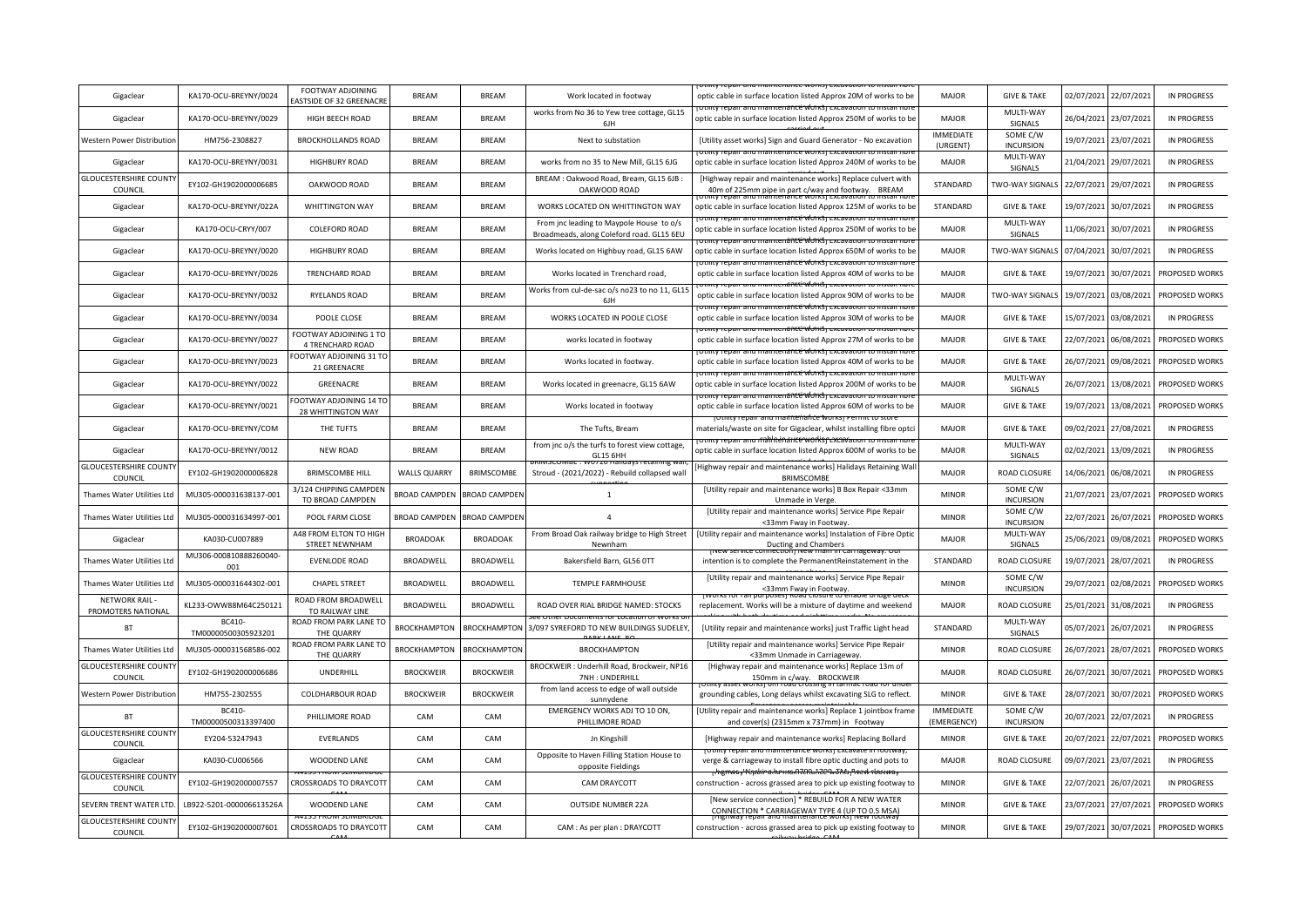| Gigaclear | KA170-OCU-BREYNY/0024 | FOOTWAY ADJOINING EASTSIDE OF 32 GREENACRE | BREAM | BREAM | Work located in footway | [Utility repair and maintenance works] Excavation to install fibre optic cable in surface location listed Approx 20M of works to be | MAJOR | GIVE & TAKE | 02/07/2021 | 22/07/2021 | IN PROGRESS |
|---|---|---|---|---|---|---|---|---|---|---|---|
| Gigaclear | KA170-OCU-BREYNY/0029 | HIGH BEECH ROAD | BREAM | BREAM | works from No 36 to Yew tree cottage, GL15 6JH | [Utility repair and maintenance works] Excavation to install fibre optic cable in surface location listed Approx 250M of works to be carried out | MAJOR | MULTI-WAY SIGNALS | 26/04/2021 | 23/07/2021 | IN PROGRESS |
| Western Power Distribution | HM756-2308827 | BROCKHOLLANDS ROAD | BREAM | BREAM | Next to substation | [Utility asset works] Sign and Guard Generator - No excavation | IMMEDIATE (URGENT) | SOME C/W INCURSION | 19/07/2021 | 23/07/2021 | IN PROGRESS |
| Gigaclear | KA170-OCU-BREYNY/0031 | HIGHBURY ROAD | BREAM | BREAM | works from no 35 to New Mill, GL15 6JG | [Utility repair and maintenance works] Excavation to install fibre optic cable in surface location listed Approx 240M of works to be | MAJOR | MULTI-WAY SIGNALS | 21/04/2021 | 29/07/2021 | IN PROGRESS |
| GLOUCESTERSHIRE COUNTY COUNCIL | EY102-GH1902000006685 | OAKWOOD ROAD | BREAM | BREAM | BREAM : Oakwood Road, Bream, GL15 6JB : OAKWOOD ROAD | [Highway repair and maintenance works] Replace culvert with 40m of 225mm pipe in part c/way and footway. BREAM | STANDARD | TWO-WAY SIGNALS | 22/07/2021 | 29/07/2021 | IN PROGRESS |
| Gigaclear | KA170-OCU-BREYNY/022A | WHITTINGTON WAY | BREAM | BREAM | WORKS LOCATED ON WHITTINGTON WAY | [Utility repair and maintenance works] Excavation to install fibre optic cable in surface location listed Approx 125M of works to be | STANDARD | GIVE & TAKE | 19/07/2021 | 30/07/2021 | IN PROGRESS |
| Gigaclear | KA170-OCU-CRYY/007 | COLEFORD ROAD | BREAM | BREAM | From jnc leading to Maypole House to o/s Broadmeads, along Coleford road. GL15 6EU | [Utility repair and maintenance works] Excavation to install fibre optic cable in surface location listed Approx 250M of works to be | MAJOR | MULTI-WAY SIGNALS | 11/06/2021 | 30/07/2021 | IN PROGRESS |
| Gigaclear | KA170-OCU-BREYNY/0020 | HIGHBURY ROAD | BREAM | BREAM | Works located on Highbuy road, GL15 6AW | [Utility repair and maintenance works] Excavation to install fibre optic cable in surface location listed Approx 650M of works to be | MAJOR | TWO-WAY SIGNALS | 07/04/2021 | 30/07/2021 | IN PROGRESS |
| Gigaclear | KA170-OCU-BREYNY/0026 | TRENCHARD ROAD | BREAM | BREAM | Works located in Trenchard road, | [Utility repair and maintenance works] Excavation to install fibre optic cable in surface location listed Approx 40M of works to be | MAJOR | GIVE & TAKE | 19/07/2021 | 30/07/2021 | PROPOSED WORKS |
| Gigaclear | KA170-OCU-BREYNY/0032 | RYELANDS ROAD | BREAM | BREAM | Works from cul-de-sac o/s no23 to no 11, GL15 6JH | [Utility repair and maintenance works] Excavation to install fibre optic cable in surface location listed Approx 90M of works to be | MAJOR | TWO-WAY SIGNALS | 19/07/2021 | 03/08/2021 | PROPOSED WORKS |
| Gigaclear | KA170-OCU-BREYNY/0034 | POOLE CLOSE | BREAM | BREAM | WORKS LOCATED IN POOLE CLOSE | [Utility repair and maintenance works] Excavation to install fibre optic cable in surface location listed Approx 30M of works to be | MAJOR | GIVE & TAKE | 15/07/2021 | 03/08/2021 | IN PROGRESS |
| Gigaclear | KA170-OCU-BREYNY/0027 | FOOTWAY ADJOINING 1 TO 4 TRENCHARD ROAD | BREAM | BREAM | works located in footway | [Utility repair and maintenance works] Excavation to install fibre optic cable in surface location listed Approx 27M of works to be | MAJOR | GIVE & TAKE | 22/07/2021 | 06/08/2021 | PROPOSED WORKS |
| Gigaclear | KA170-OCU-BREYNY/0023 | FOOTWAY ADJOINING 31 TO 21 GREENACRE | BREAM | BREAM | Works located in footway. | [Utility repair and maintenance works] Excavation to install fibre optic cable in surface location listed Approx 40M of works to be | MAJOR | GIVE & TAKE | 26/07/2021 | 09/08/2021 | PROPOSED WORKS |
| Gigaclear | KA170-OCU-BREYNY/0022 | GREENACRE | BREAM | BREAM | Works located in greenacre, GL15 6AW | [Utility repair and maintenance works] Excavation to install fibre optic cable in surface location listed Approx 200M of works to be | MAJOR | MULTI-WAY SIGNALS | 26/07/2021 | 13/08/2021 | PROPOSED WORKS |
| Gigaclear | KA170-OCU-BREYNY/0021 | FOOTWAY ADJOINING 14 TO 28 WHITTINGTON WAY | BREAM | BREAM | Works located in footway | [Utility repair and maintenance works] Excavation to install fibre optic cable in surface location listed Approx 60M of works to be | MAJOR | GIVE & TAKE | 19/07/2021 | 13/08/2021 | PROPOSED WORKS |
| Gigaclear | KA170-OCU-BREYNY/COM | THE TUFTS | BREAM | BREAM | The Tufts, Bream | [Utility repair and maintenance works] Permit to store materials/waste on site for Gigaclear, whilst installing fibre optic | MAJOR | GIVE & TAKE | 09/02/2021 | 27/08/2021 | IN PROGRESS |
| Gigaclear | KA170-OCU-BREYNY/0012 | NEW ROAD | BREAM | BREAM | from jnc o/s the turfs to forest view cottage, GL15 6HH | [Utility repair and maintenance works] Excavation to install fibre optic cable in surface location listed Approx 600M of works to be | MAJOR | MULTI-WAY SIGNALS | 02/02/2021 | 13/09/2021 | IN PROGRESS |
| GLOUCESTERSHIRE COUNTY COUNCIL | EY102-GH1902000006828 | BRIMSCOMBE HILL | WALLS QUARRY | BRIMSCOMBE | BRIMSCOMBE : W0720 Halidays retaining wall, Stroud - (2021/2022) - Rebuild collapsed wall supporting | [Highway repair and maintenance works] Halidays Retaining Wall BRIMSCOMBE | MAJOR | ROAD CLOSURE | 14/06/2021 | 06/08/2021 | IN PROGRESS |
| Thames Water Utilities Ltd | MU305-000031638137-001 | 3/124 CHIPPING CAMPDEN TO BROAD CAMPDEN | BROAD CAMPDEN | BROAD CAMPDEN | 1 | [Utility repair and maintenance works] B Box Repair <33mm Unmade in Verge. | MINOR | SOME C/W INCURSION | 21/07/2021 | 23/07/2021 | PROPOSED WORKS |
| Thames Water Utilities Ltd | MU305-000031634997-001 | POOL FARM CLOSE | BROAD CAMPDEN | BROAD CAMPDEN | 4 | [Utility repair and maintenance works] Service Pipe Repair <33mm Fway in Footway. | MINOR | SOME C/W INCURSION | 22/07/2021 | 26/07/2021 | PROPOSED WORKS |
| Gigaclear | KA030-CU007889 | A48 FROM ELTON TO HIGH STREET NEWNHAM | BROADOAK | BROADOAK | From Broad Oak railway bridge to High Street Newnham | [Utility repair and maintenance works] Instalation of Fibre Optic Ducting and Chambers | MAJOR | MULTI-WAY SIGNALS | 25/06/2021 | 09/08/2021 | PROPOSED WORKS |
| Thames Water Utilities Ltd | MU306-000810888260040-001 | EVENLODE ROAD | BROADWELL | BROADWELL | Bakersfield Barn, GL56 0TT | [New service connection] New main in Carriageway. Our intention is to complete the PermanentReinstatement in the same phase | STANDARD | ROAD CLOSURE | 19/07/2021 | 28/07/2021 | IN PROGRESS |
| Thames Water Utilities Ltd | MU305-000031644302-001 | CHAPEL STREET | BROADWELL | BROADWELL | TEMPLE FARMHOUSE | [Utility repair and maintenance works] Service Pipe Repair <33mm Fway in Footway. | MINOR | SOME C/W INCURSION | 29/07/2021 | 02/08/2021 | PROPOSED WORKS |
| NETWORK RAIL - PROMOTERS NATIONAL | KL233-OWW88M64C250121 | ROAD FROM BROADWELL TO RAILWAY LINE | BROADWELL | BROADWELL | ROAD OVER RIAL BRIDGE NAMED: STOCKS | [Works for rail purposes] Road closure to enable bridge deck replacement. Works will be a mixture of daytime and weekend working with both daytime and nighttime works. No emergency | MAJOR | ROAD CLOSURE | 25/01/2021 | 31/08/2021 | IN PROGRESS |
| BT | BC410-TM00000500305923201 | ROAD FROM PARK LANE TO THE QUARRY | BROCKHAMPTON | BROCKHAMPTON | See Other Documents for Location of works on 3/097 SYREFORD TO NEW BUILDINGS SUDELEY, PARK LANE RD | [Utility repair and maintenance works] Just Traffic Light head | STANDARD | MULTI-WAY SIGNALS | 05/07/2021 | 26/07/2021 | IN PROGRESS |
| Thames Water Utilities Ltd | MU305-000031568586-002 | ROAD FROM PARK LANE TO THE QUARRY | BROCKHAMPTON | BROCKHAMPTON | BROCKHAMPTON | [Utility repair and maintenance works] Service Pipe Repair <33mm Unmade in Carriageway. | MINOR | ROAD CLOSURE | 26/07/2021 | 28/07/2021 | PROPOSED WORKS |
| GLOUCESTERSHIRE COUNTY COUNCIL | EY102-GH1902000006686 | UNDERHILL | BROCKWEIR | BROCKWEIR | BROCKWEIR : Underhill Road, Brockweir, NP16 7NH : UNDERHILL | [Highway repair and maintenance works] Replace 13m of 150mm in c/way. BROCKWEIR | MAJOR | ROAD CLOSURE | 26/07/2021 | 30/07/2021 | PROPOSED WORKS |
| Western Power Distribution | HM755-2302555 | COLDHARBOUR ROAD | BROCKWEIR | BROCKWEIR | from land access to edge of wall outside sunnydene | [Utility asset works] 6m road crossing in tarmac road for under grounding cables, Long delays whilst excavating SLG to reflect. | MINOR | GIVE & TAKE | 28/07/2021 | 30/07/2021 | PROPOSED WORKS |
| BT | BC410-TM00000500313397400 | PHILLIMORE ROAD | CAM | CAM | EMERGENCY WORKS ADJ TO 10 ON, PHILLIMORE ROAD | [Utility repair and maintenance works] Replace 1 jointbox frame and cover(s) (2315mm x 737mm) in Footway | IMMEDIATE (EMERGENCY) | SOME C/W INCURSION | 20/07/2021 | 22/07/2021 | IN PROGRESS |
| GLOUCESTERSHIRE COUNTY COUNCIL | EY204-53247943 | EVERLANDS | CAM | CAM | Jn Kingshill | [Highway repair and maintenance works] Replacing Bollard | MINOR | GIVE & TAKE | 20/07/2021 | 22/07/2021 | PROPOSED WORKS |
| Gigaclear | KA030-CU006566 | WOODEND LANE | CAM | CAM | Opposite to Haven Filling Station House to opposite Fieldings | [Utility repair and maintenance works] Excavate in footway, verge & carriageway to install fibre optic ducting and pots to | MAJOR | ROAD CLOSURE | 09/07/2021 | 23/07/2021 | IN PROGRESS |
| GLOUCESTERSHIRE COUNTY COUNCIL | EY102-GH1902000007557 | A4135 FROM SEMBRIDGE CROSSROADS TO DRAYCOTT CAM | CAM | CAM | CAM DRAYCOTT | [Highway repair and maintenance works] New footway construction - across grassed area to pick up existing footway to railway bridge. CAM | MINOR | GIVE & TAKE | 22/07/2021 | 26/07/2021 | IN PROGRESS |
| SEVERN TRENT WATER LTD. | LB922-5201-000006613526A | WOODEND LANE | CAM | CAM | OUTSIDE NUMBER 22A | [New service connection] * REBUILD FOR A NEW WATER CONNECTION * CARRIAGEWAY TYPE 4 (UP TO 0.5 MSA) | MINOR | GIVE & TAKE | 23/07/2021 | 27/07/2021 | PROPOSED WORKS |
| GLOUCESTERSHIRE COUNTY COUNCIL | EY102-GH1902000007601 | A4135 FROM SEMBRIDGE CROSSROADS TO DRAYCOTT CAM | CAM | CAM | CAM : As per plan : DRAYCOTT | [Highway repair and maintenance works] New footway construction - across grassed area to pick up existing footway to railway bridge. CAM | MINOR | GIVE & TAKE | 29/07/2021 | 30/07/2021 | PROPOSED WORKS |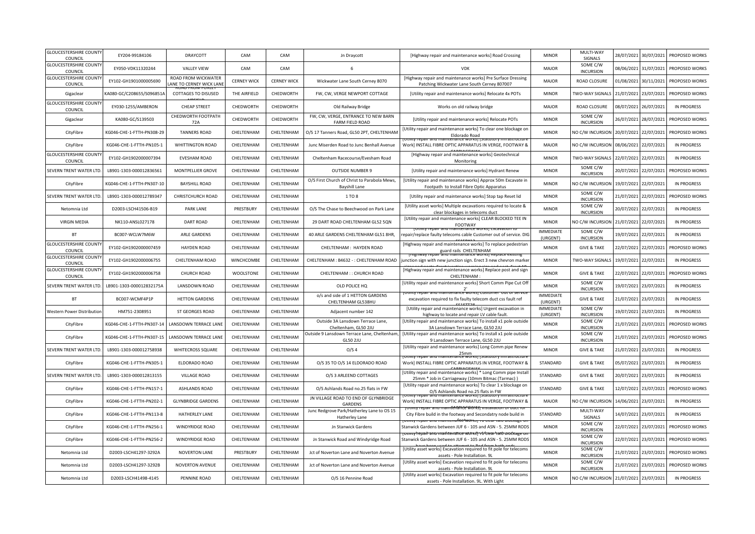| GLOUCESTERSHIRE COUNTY COUNCIL | EY204-99184106 | DRAYCOTT | CAM | CAM | Jn Draycott | [Highway repair and maintenance works] Road Crossing | MINOR | MULTI-WAY SIGNALS | 28/07/2021 | 30/07/2021 | PROPOSED WORKS |
|---|---|---|---|---|---|---|---|---|---|---|---|
| GLOUCESTERSHIRE COUNTY COUNCIL | EY050-VDK11320244 | VALLEY VIEW | CAM | CAM | 6 | VDK | MAJOR | SOME C/W INCURSION | 08/06/2021 | 31/07/2021 | PROPOSED WORKS |
| GLOUCESTERSHIRE COUNTY COUNCIL | EY102-GH1901000005690 | ROAD FROM WICKWATER LANE TO CERNEY WICK LANE | CERNEY WICK | CERNEY WICK | Wickwater Lane South Cerney 8070 | [Highway repair and maintenance works] Pre Surface Dressing Patching Wickwater Lane South Cerney 807007 | MAJOR | ROAD CLOSURE | 01/08/2021 | 30/11/2021 | PROPOSED WORKS |
| Gigaclear | KA080-GC/C208655/S096851A | ROAD FROM FOXLEY COTTAGES TO DISUSED AIRFIELD | THE AIRFIELD | CHEDWORTH | FW, CW, VERGE NEWPORT COTTAGE | [Utility repair and maintenance works] Relocate 4x POTs | MINOR | TWO-WAY SIGNALS | 21/07/2021 | 23/07/2021 | PROPOSED WORKS |
| GLOUCESTERSHIRE COUNTY COUNCIL | EY030-1255/AMBERON | CHEAP STREET | CHEDWORTH | CHEDWORTH | Old Railway Bridge | Works on old railway bridge | MAJOR | ROAD CLOSURE | 08/07/2021 | 26/07/2021 | IN PROGRESS |
| Gigaclear | KA080-GC/S139503 | CHEDWORTH FOOTPATH 72A | CHEDWORTH | CHEDWORTH | FW, CW, VERGE, ENTRANCE TO NEW BARN FARM FIELD ROAD | [Utility repair and maintenance works] Relocate POTs | MINOR | SOME C/W INCURSION | 26/07/2021 | 28/07/2021 | PROPOSED WORKS |
| CityFibre | KG046-CHE-1-FTTH-PN308-29 | TANNERS ROAD | CHELTENHAM | CHELTENHAM | O/S 17 Tanners Road, GL50 2PT, CHELTENHAM | [Utility repair and maintenance works] To clear one blockage on Eldorado Road | MINOR | NO C/W INCURSION | 20/07/2021 | 22/07/2021 | PROPOSED WORKS |
| CityFibre | KG046-CHE-1-FTTH-PN105-1 | WHITTINGTON ROAD | CHELTENHAM | CHELTENHAM | Junc Miserden Road to Junc Benhall Avenue | [Utility repair and maintenance works] [Statutory Infrastructure Work] INSTALL FIBRE OPTIC APPARATUS IN VERGE, FOOTWAY & CARRIAGEWAY | MAJOR | NO C/W INCURSION | 08/06/2021 | 22/07/2021 | IN PROGRESS |
| GLOUCESTERSHIRE COUNTY COUNCIL | EY102-GH1902000007394 | EVESHAM ROAD | CHELTENHAM | CHELTENHAM | Cheltenham Racecourse/Evesham Road | [Highway repair and maintenance works] Geotechnical Monitoring | MINOR | TWO-WAY SIGNALS | 22/07/2021 | 22/07/2021 | IN PROGRESS |
| SEVERN TRENT WATER LTD. | LB901-1303-000012836561 | MONTPELLIER GROVE | CHELTENHAM | CHELTENHAM | OUTSIDE NUMBER 9 | [Utility repair and maintenance works] Hydrant Renew | MINOR | SOME C/W INCURSION | 20/07/2021 | 22/07/2021 | PROPOSED WORKS |
| CityFibre | KG046-CHE-1-FTTH-PN307-10 | BAYSHILL ROAD | CHELTENHAM | CHELTENHAM | O/S First Church of Christ to Parabola Mews, Bayshill Lane | [Utility repair and maintenance works] Approx 50m Excavate in Footpath to Install Fibre Optic Apparatus | MINOR | NO C/W INCURSION | 19/07/2021 | 22/07/2021 | IN PROGRESS |
| SEVERN TRENT WATER LTD. | LB901-1303-000012789347 | CHRISTCHURCH ROAD | CHELTENHAM | CHELTENHAM | 1 TO 8 | [Utility repair and maintenance works] Stop tap Reset lid | MINOR | SOME C/W INCURSION | 21/07/2021 | 22/07/2021 | PROPOSED WORKS |
| Netomnia Ltd | D2003-LSCH41506-B19 | PARK LANE | PRESTBURY | CHELTENHAM | O/S The Chase to Beechwood on Park Lane | [Utility asset works] Multiple excavations required to locate & clear blockages in telecoms duct | MINOR | SOME C/W INCURSION | 20/07/2021 | 22/07/2021 | IN PROGRESS |
| VIRGIN MEDIA | NK110-ANSL027178 | DART ROAD | CHELTENHAM | CHELTENHAM | 29 DART ROAD CHELTENHAM GL52 5QN | [Utility repair and maintenance works] CLEAR BLOCKED TEE IN FOOTWAY | MINOR | NO C/W INCURSION | 21/07/2021 | 22/07/2021 | IN PROGRESS |
| BT | BC007-WCLW7M6W | ARLE GARDENS | CHELTENHAM | CHELTENHAM | 40 ARLE GARDENS CHELTENHAM GL51 8HR, | [Utility repair and maintenance works] Excavation to repair/replace faulty telecoms cable Customer out of service. DIG CF15DXK2 | IMMEDIATE (URGENT) | SOME C/W INCURSION | 19/07/2021 | 22/07/2021 | IN PROGRESS |
| GLOUCESTERSHIRE COUNTY COUNCIL | EY102-GH1902000007459 | HAYDEN ROAD | CHELTENHAM | CHELTENHAM | CHELTENHAM : HAYDEN ROAD | [Highway repair and maintenance works] To replace pedestrian guard rails CHELTENHAM | MINOR | GIVE & TAKE | 22/07/2021 | 22/07/2021 | PROPOSED WORKS |
| GLOUCESTERSHIRE COUNTY COUNCIL | EY102-GH1902000006755 | CHELTENHAM ROAD | WINCHCOMBE | CHELTENHAM | CHELTENHAM : B4632 - : CHELTENHAM ROAD | [Highway repair and maintenance works] Replace existing junction sign with new junction sign. Erect 3 new chevron marker | MINOR | TWO-WAY SIGNALS | 19/07/2021 | 22/07/2021 | IN PROGRESS |
| GLOUCESTERSHIRE COUNTY COUNCIL | EY102-GH1902000006758 | CHURCH ROAD | WOOLSTONE | CHELTENHAM | CHELTENHAM : : CHURCH ROAD | [Highway repair and maintenance works] Replace post and sign CHELTENHAM : | MINOR | GIVE & TAKE | 22/07/2021 | 22/07/2021 | PROPOSED WORKS |
| SEVERN TRENT WATER LTD. | LB901-1303-000012832175A | LANSDOWN ROAD | CHELTENHAM | CHELTENHAM | OLD POLICE HQ | [Utility repair and maintenance works] Short Comm Pipe Cut Off 2' | MINOR | SOME C/W INCURSION | 19/07/2021 | 23/07/2021 | IN PROGRESS |
| BT | BC007-WCMF4P1P | HETTON GARDENS | CHELTENHAM | CHELTENHAM | o/s and side of 1 HETTON GARDENS CHELTENHAM GL538HU | [Utility repair and maintenance works] Customer out of service excavation required to fix faulty telecom duct css fault ref CF1ETT38 | IMMEDIATE (URGENT) | GIVE & TAKE | 21/07/2021 | 23/07/2021 | IN PROGRESS |
| Western Power Distribution | HM751-2308951 | ST GEORGES ROAD | CHELTENHAM | CHELTENHAM | Adjacent number 142 | [Utility repair and maintenance works] Urgent excavation in highway to locate and repair LV cable fault. | IMMEDIATE (URGENT) | SOME C/W INCURSION | 19/07/2021 | 23/07/2021 | IN PROGRESS |
| CityFibre | KG046-CHE-1-FTTH-PN307-14 | LANSDOWN TERRACE LANE | CHELTENHAM | CHELTENHAM | Outside 3A Lansdown Terrace Lane, Cheltenham, GL50 2JU | [Utility repair and maintenance works] To install x1 pole outside 3A Lansdown Terrace Lane, GL50 2JU | MINOR | SOME C/W INCURSION | 21/07/2021 | 23/07/2021 | PROPOSED WORKS |
| CityFibre | KG046-CHE-1-FTTH-PN307-15 | LANSDOWN TERRACE LANE | CHELTENHAM | CHELTENHAM | Outside 9 Lansdown Terrace Lane, Cheltenham, GL50 2JU | [Utility repair and maintenance works] To install x1 pole outside 9 Lansdown Terrace Lane, GL50 2JU | MINOR | SOME C/W INCURSION | 21/07/2021 | 23/07/2021 | PROPOSED WORKS |
| SEVERN TRENT WATER LTD. | LB901-1303-000012758938 | WHITECROSS SQUARE | CHELTENHAM | CHELTENHAM | O/S 4 | [Utility repair and maintenance works] Long Comm pipe Renew 25mm | MINOR | GIVE & TAKE | 21/07/2021 | 23/07/2021 | IN PROGRESS |
| CityFibre | KG046-CHE-1-FTTH-PN305-1 | ELDORADO ROAD | CHELTENHAM | CHELTENHAM | O/S 35 TO O/S 14 ELDORADO ROAD | [Utility repair and maintenance works] [Statutory Infrastructure Work] INSTALL FIBRE OPTIC APPARATUS IN VERGE, FOOTWAY & CARRIAGEWAY | STANDARD | GIVE & TAKE | 05/07/2021 | 23/07/2021 | IN PROGRESS |
| SEVERN TRENT WATER LTD. | LB901-1303-000012813155 | VILLAGE ROAD | CHELTENHAM | CHELTENHAM | O/S 3 ARLEEND COTTAGES | [Utility repair and maintenance works] * Long Comm pipe Install 25mm * Job in Carriageway (10mm Bitmac (Tarmac) ) | STANDARD | GIVE & TAKE | 20/07/2021 | 23/07/2021 | IN PROGRESS |
| CityFibre | KG046-CHE-1-FTTH-PN157-1 | ASHLANDS ROAD | CHELTENHAM | CHELTENHAM | O/S Ashlands Road no.25 flats in FW | [Utility repair and maintenance works] To clear 1 x blockage on O/S Ashlands Road no.25 flats in FW | STANDARD | GIVE & TAKE | 12/07/2021 | 23/07/2021 | PROPOSED WORKS |
| CityFibre | KG046-CHE-1-FTTH-PN202-1 | GLYNBRIDGE GARDENS | CHELTENHAM | CHELTENHAM | JN VILLAGE ROAD TO END OF GLYNBRIDGE GARDENS | [Utility repair and maintenance works] [Statutory Infrastructure Work] INSTALL FIBRE OPTIC APPARATUS IN VERGE, FOOTWAY & CARRIAGEWAY | MAJOR | NO C/W INCURSION | 14/06/2021 | 23/07/2021 | IN PROGRESS |
| CityFibre | KG046-CHE-1-FTTH-PN113-8 | HATHERLEY LANE | CHELTENHAM | CHELTENHAM | Junc Redgrove Park/Hatherley Lane to OS 15 Hatherley Lane | [Utility repair and maintenance works] Installation of duct for City Fibre build in the footway and Secondatry node build in | STANDARD | MULTI-WAY SIGNALS | 14/07/2021 | 23/07/2021 | IN PROGRESS |
| CityFibre | KG046-CHE-1-FTTH-PN256-1 | WINDYRIDGE ROAD | CHELTENHAM | CHELTENHAM | Jn Stanwick Gardens | [Utility repair and maintenance works] To clear two blockage on Stanwick Gardens between JUF 6 - 105 and ASN - 5. 25MM RODS | MINOR | SOME C/W INCURSION | 22/07/2021 | 23/07/2021 | PROPOSED WORKS |
| CityFibre | KG046-CHE-1-FTTH-PN256-2 | WINDYRIDGE ROAD | CHELTENHAM | CHELTENHAM | Jn Stanwick Road and Windyridge Road | [Utility repair and maintenance works] To clear two blockage on Stanwick Gardens between JUF 6 - 105 and ASN - 5. 25MM RODS | MINOR | SOME C/W INCURSION | 22/07/2021 | 23/07/2021 | PROPOSED WORKS |
| Netomnia Ltd | D2003-LSCH41297-3292A | NOVERTON LANE | PRESTBURY | CHELTENHAM | Jct of Noverton Lane and Noverton Avenue | [Utility asset works] Excavation required to fit pole for telecoms assets - Pole Installation. 9L | MINOR | SOME C/W INCURSION | 21/07/2021 | 23/07/2021 | PROPOSED WORKS |
| Netomnia Ltd | D2003-LSCH41297-3292B | NOVERTON AVENUE | CHELTENHAM | CHELTENHAM | Jct of Noverton Lane and Noverton Avenue | [Utility asset works] Excavation required to fit pole for telecoms assets - Pole Installation. 9L | MINOR | SOME C/W INCURSION | 21/07/2021 | 23/07/2021 | PROPOSED WORKS |
| Netomnia Ltd | D2003-LSCH41498-4145 | PENNINE ROAD | CHELTENHAM | CHELTENHAM | O/S 16 Pennine Road | [Utility asset works] Excavation required to fit pole for telecoms assets - Pole Installation. 9L. With Light | MINOR | NO C/W INCURSION | 21/07/2021 | 23/07/2021 | IN PROGRESS |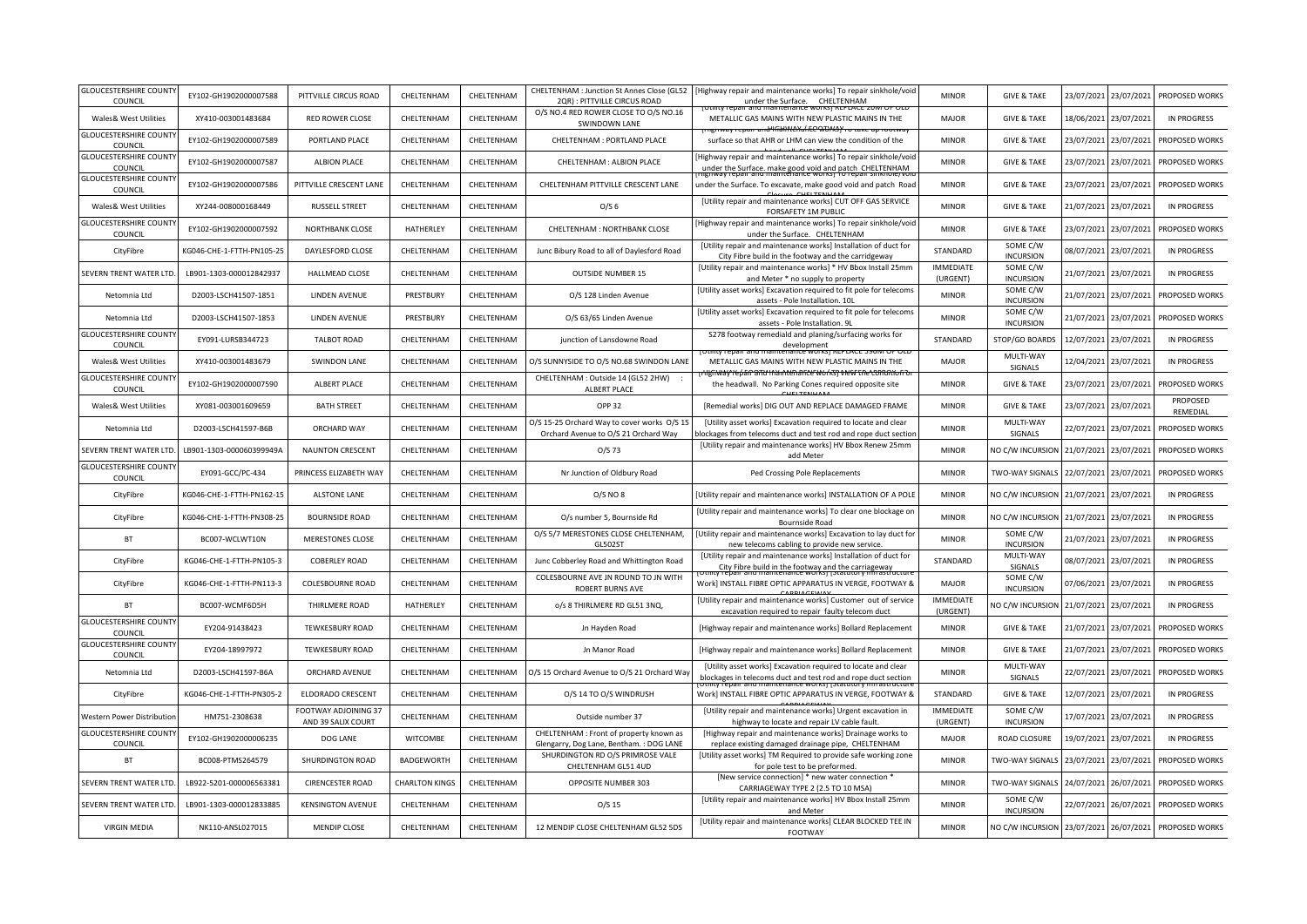| GLOUCESTERSHIRE COUNTY COUNCIL | EY102-GH1902000007588 | PITTVILLE CIRCUS ROAD | CHELTENHAM | CHELTENHAM | CHELTENHAM : Junction St Annes Close (GL52 2QR) : PITTVILLE CIRCUS ROAD | [Highway repair and maintenance works] To repair sinkhole/void under the Surface. CHELTENHAM | MINOR | GIVE & TAKE | 23/07/2021 | 23/07/2021 | PROPOSED WORKS |
|---|---|---|---|---|---|---|---|---|---|---|---|
| Wales& West Utilities | XY410-003001483684 | RED ROWER CLOSE | CHELTENHAM | CHELTENHAM | O/S NO.4 RED ROWER CLOSE TO O/S NO.16 SWINDOWN LANE | [Utility repair and maintenance works] REPLACE 20M OF OLD METALLIC GAS MAINS WITH NEW PLASTIC MAINS IN THE | MAJOR | GIVE & TAKE | 18/06/2021 | 23/07/2021 | IN PROGRESS |
| GLOUCESTERSHIRE COUNTY COUNCIL | EY102-GH1902000007589 | PORTLAND PLACE | CHELTENHAM | CHELTENHAM | CHELTENHAM : PORTLAND PLACE | [Highway repair and maintenance works] To take up footway surface so that AHR or LHM can view the condition of the | MINOR | GIVE & TAKE | 23/07/2021 | 23/07/2021 | PROPOSED WORKS |
| GLOUCESTERSHIRE COUNTY COUNCIL | EY102-GH1902000007587 | ALBION PLACE | CHELTENHAM | CHELTENHAM | CHELTENHAM : ALBION PLACE | [Highway repair and maintenance works] To repair sinkhole/void under the Surface. make good void and patch CHELTENHAM | MINOR | GIVE & TAKE | 23/07/2021 | 23/07/2021 | PROPOSED WORKS |
| GLOUCESTERSHIRE COUNTY COUNCIL | EY102-GH1902000007586 | PITTVILLE CRESCENT LANE | CHELTENHAM | CHELTENHAM | CHELTENHAM PITTVILLE CRESCENT LANE | [Highway repair and maintenance works] To repair sinkhole/void under the Surface. To excavate, make good void and patch Road | MINOR | GIVE & TAKE | 23/07/2021 | 23/07/2021 | PROPOSED WORKS |
| Wales& West Utilities | XY244-008000168449 | RUSSELL STREET | CHELTENHAM | CHELTENHAM | O/S 6 | [Utility repair and maintenance works] CUT OFF GAS SERVICE FORSAFETY 1M PUBLIC | MINOR | GIVE & TAKE | 21/07/2021 | 23/07/2021 | IN PROGRESS |
| GLOUCESTERSHIRE COUNTY COUNCIL | EY102-GH1902000007592 | NORTHBANK CLOSE | HATHERLEY | CHELTENHAM | CHELTENHAM : NORTHBANK CLOSE | [Highway repair and maintenance works] To repair sinkhole/void under the Surface. CHELTENHAM | MINOR | GIVE & TAKE | 23/07/2021 | 23/07/2021 | PROPOSED WORKS |
| CityFibre | KG046-CHE-1-FTTH-PN105-25 | DAYLESFORD CLOSE | CHELTENHAM | CHELTENHAM | Junc Bibury Road to all of Daylesford Road | [Utility repair and maintenance works] Installation of duct for City Fibre build in the footway and the carridgeway | STANDARD | SOME C/W INCURSION | 08/07/2021 | 23/07/2021 | IN PROGRESS |
| SEVERN TRENT WATER LTD. | LB901-1303-000012842937 | HALLMEAD CLOSE | CHELTENHAM | CHELTENHAM | OUTSIDE NUMBER 15 | [Utility repair and maintenance works] * HV Bbox Install 25mm and Meter * no supply to property | IMMEDIATE (URGENT) | SOME C/W INCURSION | 21/07/2021 | 23/07/2021 | IN PROGRESS |
| Netomnia Ltd | D2003-LSCH41507-1851 | LINDEN AVENUE | PRESTBURY | CHELTENHAM | O/S 128 Linden Avenue | [Utility asset works] Excavation required to fit pole for telecoms assets - Pole Installation. 10L | MINOR | SOME C/W INCURSION | 21/07/2021 | 23/07/2021 | PROPOSED WORKS |
| Netomnia Ltd | D2003-LSCH41507-1853 | LINDEN AVENUE | PRESTBURY | CHELTENHAM | O/S 63/65 Linden Avenue | [Utility asset works] Excavation required to fit pole for telecoms assets - Pole Installation. 9L | MINOR | SOME C/W INCURSION | 21/07/2021 | 23/07/2021 | PROPOSED WORKS |
| GLOUCESTERSHIRE COUNTY COUNCIL | EY091-LURSB344723 | TALBOT ROAD | CHELTENHAM | CHELTENHAM | junction of Lansdowne Road | S278 footway remedial and planing/surfacing works for development | STANDARD | STOP/GO BOARDS | 12/07/2021 | 23/07/2021 | IN PROGRESS |
| Wales& West Utilities | XY410-003001483679 | SWINDON LANE | CHELTENHAM | CHELTENHAM | O/S SUNNYSIDE TO O/S NO.68 SWINDON LANE | [Utility repair and maintenance works] REPLACE 390M OF OLD METALLIC GAS MAINS WITH NEW PLASTIC MAINS IN THE | MAJOR | MULTI-WAY SIGNALS | 12/04/2021 | 23/07/2021 | IN PROGRESS |
| GLOUCESTERSHIRE COUNTY COUNCIL | EY102-GH1902000007590 | ALBERT PLACE | CHELTENHAM | CHELTENHAM | CHELTENHAM : Outside 14 (GL52 2HW) : ALBERT PLACE | [Highway repair and maintenance works] To excavate and repair the headwall. No Parking Cones required opposite site | MINOR | GIVE & TAKE | 23/07/2021 | 23/07/2021 | PROPOSED WORKS |
| Wales& West Utilities | XY081-003001609659 | BATH STREET | CHELTENHAM | CHELTENHAM | OPP 32 | [Remedial works] DIG OUT AND REPLACE DAMAGED FRAME | MINOR | GIVE & TAKE | 23/07/2021 | 23/07/2021 | PROPOSED REMEDIAL |
| Netomnia Ltd | D2003-LSCH41597-B6B | ORCHARD WAY | CHELTENHAM | CHELTENHAM | O/S 15-25 Orchard Way to cover works O/S 15 Orchard Avenue to O/S 21 Orchard Way | [Utility asset works] Excavation required to locate and clear blockages from telecoms duct and test rod and rope duct section | MINOR | MULTI-WAY SIGNALS | 22/07/2021 | 23/07/2021 | PROPOSED WORKS |
| SEVERN TRENT WATER LTD. | LB901-1303-000060399949A | NAUNTON CRESCENT | CHELTENHAM | CHELTENHAM | O/S 73 | [Utility repair and maintenance works] HV Bbox Renew 25mm add Meter | MINOR | NO C/W INCURSION | 21/07/2021 | 23/07/2021 | PROPOSED WORKS |
| GLOUCESTERSHIRE COUNTY COUNCIL | EY091-GCC/PC-434 | PRINCESS ELIZABETH WAY | CHELTENHAM | CHELTENHAM | Nr Junction of Oldbury Road | Ped Crossing Pole Replacements | MINOR | TWO-WAY SIGNALS | 22/07/2021 | 23/07/2021 | PROPOSED WORKS |
| CityFibre | KG046-CHE-1-FTTH-PN162-15 | ALSTONE LANE | CHELTENHAM | CHELTENHAM | O/S NO 8 | [Utility repair and maintenance works] INSTALLATION OF A POLE | MINOR | NO C/W INCURSION | 21/07/2021 | 23/07/2021 | IN PROGRESS |
| CityFibre | KG046-CHE-1-FTTH-PN308-25 | BOURNSIDE ROAD | CHELTENHAM | CHELTENHAM | O/s number 5, Bournside Rd | [Utility repair and maintenance works] To clear one blockage on Bournside Road | MINOR | NO C/W INCURSION | 21/07/2021 | 23/07/2021 | IN PROGRESS |
| BT | BC007-WCLWT10N | MERESTONES CLOSE | CHELTENHAM | CHELTENHAM | O/S 5/7 MERESTONES CLOSE CHELTENHAM, GL502ST | [Utility repair and maintenance works] Excavation to lay duct for new telecoms cabling to provide new service. | MINOR | SOME C/W INCURSION | 21/07/2021 | 23/07/2021 | IN PROGRESS |
| CityFibre | KG046-CHE-1-FTTH-PN105-3 | COBERLEY ROAD | CHELTENHAM | CHELTENHAM | Junc Cobberley Road and Whittington Road | [Utility repair and maintenance works] Installation of duct for City Fibre build in the footway and the carriageway | STANDARD | MULTI-WAY SIGNALS | 08/07/2021 | 23/07/2021 | IN PROGRESS |
| CityFibre | KG046-CHE-1-FTTH-PN113-3 | COLESBOURNE ROAD | CHELTENHAM | CHELTENHAM | COLESBOURNE AVE JN ROUND TO JN WITH ROBERT BURNS AVE | [Utility repair and maintenance works] [Statutory Infrastructure Work] INSTALL FIBRE OPTIC APPARATUS IN VERGE, FOOTWAY & | MAJOR | SOME C/W INCURSION | 07/06/2021 | 23/07/2021 | IN PROGRESS |
| BT | BC007-WCMF6D5H | THIRLMERE ROAD | HATHERLEY | CHELTENHAM | o/s 8 THIRLMERE RD GL51 3NQ, | [Utility repair and maintenance works] Customer out of service excavation required to repair faulty telecom duct | IMMEDIATE (URGENT) | NO C/W INCURSION | 21/07/2021 | 23/07/2021 | IN PROGRESS |
| GLOUCESTERSHIRE COUNTY COUNCIL | EY204-91438423 | TEWKESBURY ROAD | CHELTENHAM | CHELTENHAM | Jn Hayden Road | [Highway repair and maintenance works] Bollard Replacement | MINOR | GIVE & TAKE | 21/07/2021 | 23/07/2021 | PROPOSED WORKS |
| GLOUCESTERSHIRE COUNTY COUNCIL | EY204-18997972 | TEWKESBURY ROAD | CHELTENHAM | CHELTENHAM | Jn Manor Road | [Highway repair and maintenance works] Bollard Replacement | MINOR | GIVE & TAKE | 21/07/2021 | 23/07/2021 | PROPOSED WORKS |
| Netomnia Ltd | D2003-LSCH41597-B6A | ORCHARD AVENUE | CHELTENHAM | CHELTENHAM | O/S 15 Orchard Avenue to O/S 21 Orchard Way | [Utility asset works] Excavation required to locate and clear blockages in telecoms duct and test rod and rope duct section | MINOR | MULTI-WAY SIGNALS | 22/07/2021 | 23/07/2021 | PROPOSED WORKS |
| CityFibre | KG046-CHE-1-FTTH-PN305-2 | ELDORADO CRESCENT | CHELTENHAM | CHELTENHAM | O/S 14 TO O/S WINDRUSH | [Utility repair and maintenance works] [Statutory Infrastructure Work] INSTALL FIBRE OPTIC APPARATUS IN VERGE, FOOTWAY & | STANDARD | GIVE & TAKE | 12/07/2021 | 23/07/2021 | IN PROGRESS |
| Western Power Distribution | HM751-2308638 | FOOTWAY ADJOINING 37 AND 39 SALIX COURT | CHELTENHAM | CHELTENHAM | Outside number 37 | [Utility repair and maintenance works] Urgent excavation in highway to locate and repair LV cable fault. | IMMEDIATE (URGENT) | SOME C/W INCURSION | 17/07/2021 | 23/07/2021 | IN PROGRESS |
| GLOUCESTERSHIRE COUNTY COUNCIL | EY102-GH1902000006235 | DOG LANE | WITCOMBE | CHELTENHAM | CHELTENHAM : Front of property known as Glengarry, Dog Lane, Bentham. : DOG LANE | [Highway repair and maintenance works] Drainage works to replace existing damaged drainage pipe, CHELTENHAM | MAJOR | ROAD CLOSURE | 19/07/2021 | 23/07/2021 | IN PROGRESS |
| BT | BC008-PTMS264579 | SHURDINGTON ROAD | BADGEWORTH | CHELTENHAM | SHURDINGTON RD O/S PRIMROSE VALE CHELTENHAM GL51 4UD | [Utility asset works] TM Required to provide safe working zone for pole test to be preformed. | MINOR | TWO-WAY SIGNALS | 23/07/2021 | 23/07/2021 | PROPOSED WORKS |
| SEVERN TRENT WATER LTD. | LB922-5201-000006563381 | CIRENCESTER ROAD | CHARLTON KINGS | CHELTENHAM | OPPOSITE NUMBER 303 | [New service connection] * new water connection * CARRIAGEWAY TYPE 2 (2.5 TO 10 MSA) | MINOR | TWO-WAY SIGNALS | 24/07/2021 | 26/07/2021 | PROPOSED WORKS |
| SEVERN TRENT WATER LTD. | LB901-1303-000012833885 | KENSINGTON AVENUE | CHELTENHAM | CHELTENHAM | O/S 15 | [Utility repair and maintenance works] HV Bbox Install 25mm and Meter | MINOR | SOME C/W INCURSION | 22/07/2021 | 26/07/2021 | PROPOSED WORKS |
| VIRGIN MEDIA | NK110-ANSL027015 | MENDIP CLOSE | CHELTENHAM | CHELTENHAM | 12 MENDIP CLOSE CHELTENHAM GL52 5DS | [Utility repair and maintenance works] CLEAR BLOCKED TEE IN FOOTWAY | MINOR | NO C/W INCURSION | 23/07/2021 | 26/07/2021 | PROPOSED WORKS |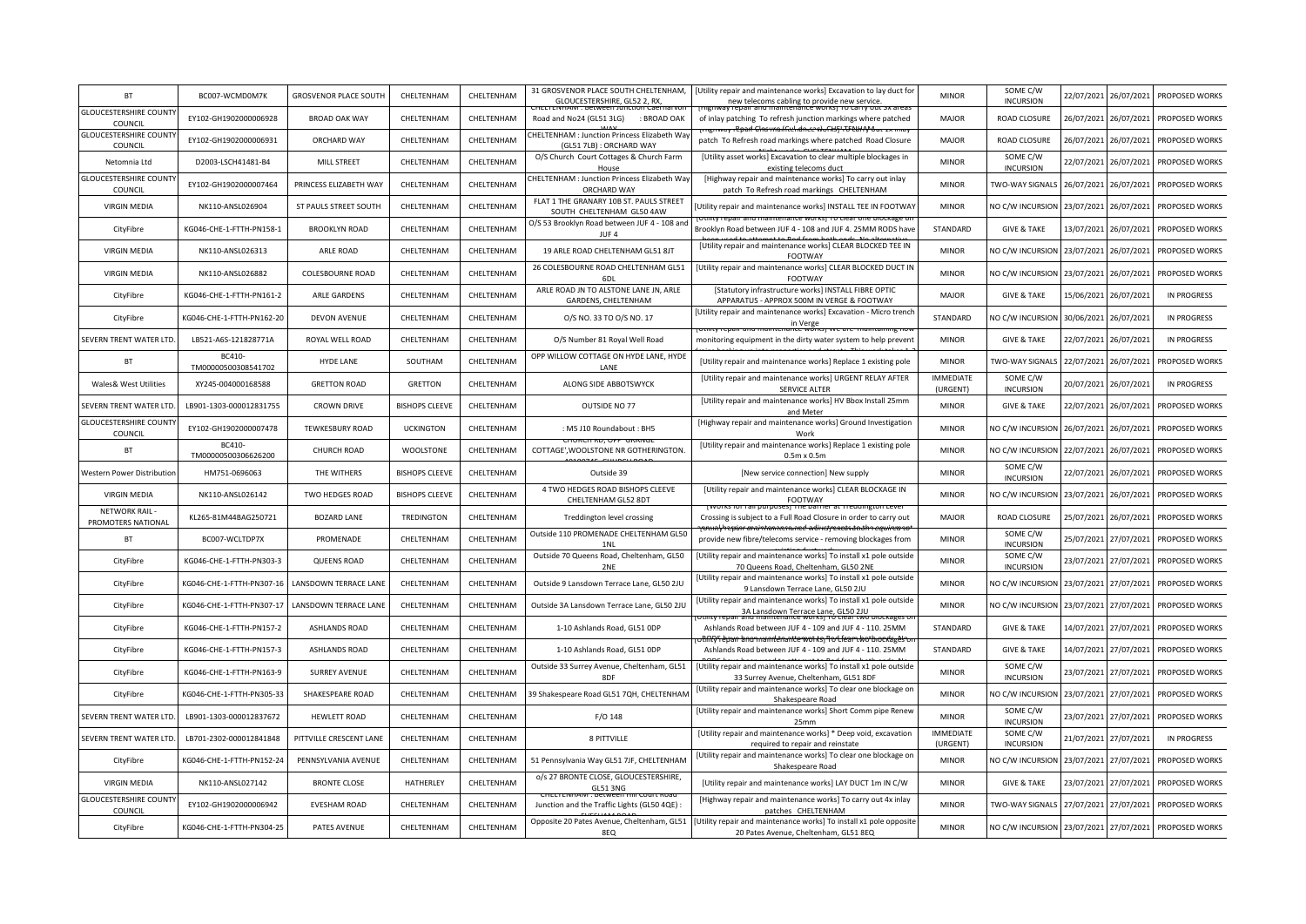| BT | BC007-WCMD0M7K | GROSVENOR PLACE SOUTH | CHELTENHAM | CHELTENHAM | 31 GROSVENOR PLACE SOUTH CHELTENHAM, GLOUCESTERSHIRE, GL52 2, RX, | [Utility repair and maintenance works] Excavation to lay duct for new telecoms cabling to provide new service. | MINOR | SOME C/W INCURSION | 22/07/2021 | 26/07/2021 | PROPOSED WORKS |
|---|---|---|---|---|---|---|---|---|---|---|---|
| GLOUCESTERSHIRE COUNTY COUNCIL | EY102-GH1902000006928 | BROAD OAK WAY | CHELTENHAM | CHELTENHAM | CHELTENHAM : Between Junction Caernarvon Road and No24 (GL51 3LG) : BROAD OAK WAY | [Highway repair and maintenance works] To carry out 3x areas of inlay patching To refresh junction markings where patched | MAJOR | ROAD CLOSURE | 26/07/2021 | 26/07/2021 | PROPOSED WORKS |
| GLOUCESTERSHIRE COUNTY COUNCIL | EY102-GH1902000006931 | ORCHARD WAY | CHELTENHAM | CHELTENHAM | CHELTENHAM : Junction Princess Elizabeth Way (GL51 7LB) : ORCHARD WAY | [Highway repair and maintenance works] To carry out 1x inlay patch To Refresh road markings where patched Road Closure | MAJOR | ROAD CLOSURE | 26/07/2021 | 26/07/2021 | PROPOSED WORKS |
| Netomnia Ltd | D2003-LSCH41481-B4 | MILL STREET | CHELTENHAM | CHELTENHAM | O/S Church Court Cottages & Church Farm House | [Utility asset works] Excavation to clear multiple blockages in existing telecoms duct | MINOR | SOME C/W INCURSION | 22/07/2021 | 26/07/2021 | PROPOSED WORKS |
| GLOUCESTERSHIRE COUNTY COUNCIL | EY102-GH1902000007464 | PRINCESS ELIZABETH WAY | CHELTENHAM | CHELTENHAM | CHELTENHAM : Junction Princess Elizabeth Way ORCHARD WAY | [Highway repair and maintenance works] To carry out inlay patch To Refresh road markings CHELTENHAM | MINOR | TWO-WAY SIGNALS | 26/07/2021 | 26/07/2021 | PROPOSED WORKS |
| VIRGIN MEDIA | NK110-ANSL026904 | ST PAULS STREET SOUTH | CHELTENHAM | CHELTENHAM | FLAT 1 THE GRANARY 10B ST. PAULS STREET SOUTH CHELTENHAM GL50 4AW | [Utility repair and maintenance works] INSTALL TEE IN FOOTWAY | MINOR | NO C/W INCURSION | 23/07/2021 | 26/07/2021 | PROPOSED WORKS |
| CityFibre | KG046-CHE-1-FTTH-PN158-1 | BROOKLYN ROAD | CHELTENHAM | CHELTENHAM | O/S 53 Brooklyn Road between JUF 4 - 108 and JUF 4 | [Utility repair and maintenance works] To clear one blockage on Brooklyn Road between JUF 4 - 108 and JUF 4. 25MM RODS have been used to attempt to Rod from both ends. No alternative | STANDARD | GIVE & TAKE | 13/07/2021 | 26/07/2021 | PROPOSED WORKS |
| VIRGIN MEDIA | NK110-ANSL026313 | ARLE ROAD | CHELTENHAM | CHELTENHAM | 19 ARLE ROAD CHELTENHAM GL51 8JT | [Utility repair and maintenance works] CLEAR BLOCKED TEE IN FOOTWAY | MINOR | NO C/W INCURSION | 23/07/2021 | 26/07/2021 | PROPOSED WORKS |
| VIRGIN MEDIA | NK110-ANSL026882 | COLESBOURNE ROAD | CHELTENHAM | CHELTENHAM | 26 COLESBOURNE ROAD CHELTENHAM GL51 6DL | [Utility repair and maintenance works] CLEAR BLOCKED DUCT IN FOOTWAY | MINOR | NO C/W INCURSION | 23/07/2021 | 26/07/2021 | PROPOSED WORKS |
| CityFibre | KG046-CHE-1-FTTH-PN161-2 | ARLE GARDENS | CHELTENHAM | CHELTENHAM | ARLE ROAD JN TO ALSTONE LANE JN, ARLE GARDENS, CHELTENHAM | [Statutory infrastructure works] INSTALL FIBRE OPTIC APPARATUS - APPROX 500M IN VERGE & FOOTWAY | MAJOR | GIVE & TAKE | 15/06/2021 | 26/07/2021 | IN PROGRESS |
| CityFibre | KG046-CHE-1-FTTH-PN162-20 | DEVON AVENUE | CHELTENHAM | CHELTENHAM | O/S NO. 33 TO O/S NO. 17 | [Utility repair and maintenance works] Excavation - Micro trench in Verge | STANDARD | NO C/W INCURSION | 30/06/2021 | 26/07/2021 | IN PROGRESS |
| SEVERN TRENT WATER LTD. | LB521-A6S-121828771A | ROYAL WELL ROAD | CHELTENHAM | CHELTENHAM | O/S Number 81 Royal Well Road | [Utility repair and maintenance works] We are maintaining flow monitoring equipment in the dirty water system to help prevent drains backing up into properties and streets. This work takes 1-2 | MINOR | GIVE & TAKE | 22/07/2021 | 26/07/2021 | IN PROGRESS |
| BT | BC410-TM00000500308541702 | HYDE LANE | SOUTHAM | CHELTENHAM | OPP WILLOW COTTAGE ON HYDE LANE, HYDE LANE | [Utility repair and maintenance works] Replace 1 existing pole | MINOR | TWO-WAY SIGNALS | 22/07/2021 | 26/07/2021 | PROPOSED WORKS |
| Wales& West Utilities | XY245-004000168588 | GRETTON ROAD | GRETTON | CHELTENHAM | ALONG SIDE ABBOTSWYCK | [Utility repair and maintenance works] URGENT RELAY AFTER SERVICE ALTER | IMMEDIATE (URGENT) | SOME C/W INCURSION | 20/07/2021 | 26/07/2021 | IN PROGRESS |
| SEVERN TRENT WATER LTD. | LB901-1303-000012831755 | CROWN DRIVE | BISHOPS CLEEVE | CHELTENHAM | OUTSIDE NO 77 | [Utility repair and maintenance works] HV Bbox Install 25mm and Meter | MINOR | GIVE & TAKE | 22/07/2021 | 26/07/2021 | PROPOSED WORKS |
| GLOUCESTERSHIRE COUNTY COUNCIL | EY102-GH1902000007478 | TEWKESBURY ROAD | UCKINGTON | CHELTENHAM | : M5 J10 Roundabout : BH5 | [Highway repair and maintenance works] Ground Investigation Work | MINOR | NO C/W INCURSION | 26/07/2021 | 26/07/2021 | PROPOSED WORKS |
| BT | BC410-TM00000500306626200 | CHURCH ROAD | WOOLSTONE | CHELTENHAM | CHURCH RD, OPP GRANGE COTTAGE',WOOLSTONE NR GOTHERINGTON. 40100745 CHURCH ROAD | [Utility repair and maintenance works] Replace 1 existing pole 0.5m x 0.5m | MINOR | NO C/W INCURSION | 22/07/2021 | 26/07/2021 | PROPOSED WORKS |
| Western Power Distribution | HM751-0696063 | THE WITHERS | BISHOPS CLEEVE | CHELTENHAM | Outside 39 | [New service connection] New supply | MINOR | SOME C/W INCURSION | 22/07/2021 | 26/07/2021 | PROPOSED WORKS |
| VIRGIN MEDIA | NK110-ANSL026142 | TWO HEDGES ROAD | BISHOPS CLEEVE | CHELTENHAM | 4 TWO HEDGES ROAD BISHOPS CLEEVE CHELTENHAM GL52 8DT | [Utility repair and maintenance works] CLEAR BLOCKAGE IN FOOTWAY | MINOR | NO C/W INCURSION | 23/07/2021 | 26/07/2021 | PROPOSED WORKS |
| NETWORK RAIL - PROMOTERS NATIONAL | KL265-81M44BAG250721 | BOZARD LANE | TREDINGTON | CHELTENHAM | Treddington level crossing | [Works for rail purposes] The barrier at Treddington Level Crossing is subject to a Full Road Closure in order to carry out | MAJOR | ROAD CLOSURE | 25/07/2021 | 26/07/2021 | PROPOSED WORKS |
| BT | BC007-WCLTDP7X | PROMENADE | CHELTENHAM | CHELTENHAM | Outside 110 PROMENADE CHELTENHAM GL50 1NL | [Utility repair and maintenance works] Internal works required to provide new fibre/telecoms service - removing blockages from | MINOR | SOME C/W INCURSION | 25/07/2021 | 27/07/2021 | PROPOSED WORKS |
| CityFibre | KG046-CHE-1-FTTH-PN303-3 | QUEENS ROAD | CHELTENHAM | CHELTENHAM | Outside 70 Queens Road, Cheltenham, GL50 2NE | [Utility repair and maintenance works] To install x1 pole outside 70 Queens Road, Cheltenham, GL50 2NE | MINOR | SOME C/W INCURSION | 23/07/2021 | 27/07/2021 | PROPOSED WORKS |
| CityFibre | KG046-CHE-1-FTTH-PN307-16 | LANSDOWN TERRACE LANE | CHELTENHAM | CHELTENHAM | Outside 9 Lansdown Terrace Lane, GL50 2JU | [Utility repair and maintenance works] To install x1 pole outside 9 Lansdown Terrace Lane, GL50 2JU | MINOR | NO C/W INCURSION | 23/07/2021 | 27/07/2021 | PROPOSED WORKS |
| CityFibre | KG046-CHE-1-FTTH-PN307-17 | LANSDOWN TERRACE LANE | CHELTENHAM | CHELTENHAM | Outside 3A Lansdown Terrace Lane, GL50 2JU | [Utility repair and maintenance works] To install x1 pole outside 3A Lansdown Terrace Lane, GL50 2JU | MINOR | NO C/W INCURSION | 23/07/2021 | 27/07/2021 | PROPOSED WORKS |
| CityFibre | KG046-CHE-1-FTTH-PN157-2 | ASHLANDS ROAD | CHELTENHAM | CHELTENHAM | 1-10 Ashlands Road, GL51 0DP | [Utility repair and maintenance works] To clear two blockages on Ashlands Road between JUF 4 - 109 and JUF 4 - 110. 25MM | STANDARD | GIVE & TAKE | 14/07/2021 | 27/07/2021 | PROPOSED WORKS |
| CityFibre | KG046-CHE-1-FTTH-PN157-3 | ASHLANDS ROAD | CHELTENHAM | CHELTENHAM | 1-10 Ashlands Road, GL51 0DP | [Utility repair and maintenance works] To clear two blockages on Ashlands Road between JUF 4 - 109 and JUF 4 - 110. 25MM | STANDARD | GIVE & TAKE | 14/07/2021 | 27/07/2021 | PROPOSED WORKS |
| CityFibre | KG046-CHE-1-FTTH-PN163-9 | SURREY AVENUE | CHELTENHAM | CHELTENHAM | Outside 33 Surrey Avenue, Cheltenham, GL51 8DF | [Utility repair and maintenance works] To install x1 pole outside 33 Surrey Avenue, Cheltenham, GL51 8DF | MINOR | SOME C/W INCURSION | 23/07/2021 | 27/07/2021 | PROPOSED WORKS |
| CityFibre | KG046-CHE-1-FTTH-PN305-33 | SHAKESPEARE ROAD | CHELTENHAM | CHELTENHAM | 39 Shakespeare Road GL51 7QH, CHELTENHAM | [Utility repair and maintenance works] To clear one blockage on Shakespeare Road | MINOR | NO C/W INCURSION | 23/07/2021 | 27/07/2021 | PROPOSED WORKS |
| SEVERN TRENT WATER LTD. | LB901-1303-000012837672 | HEWLETT ROAD | CHELTENHAM | CHELTENHAM | F/O 148 | [Utility repair and maintenance works] Short Comm pipe Renew 25mm | MINOR | SOME C/W INCURSION | 23/07/2021 | 27/07/2021 | PROPOSED WORKS |
| SEVERN TRENT WATER LTD. | LB701-2302-000012841848 | PITTVILLE CRESCENT LANE | CHELTENHAM | CHELTENHAM | 8 PITTVILLE | [Utility repair and maintenance works] * Deep void, excavation required to repair and reinstate | IMMEDIATE (URGENT) | SOME C/W INCURSION | 21/07/2021 | 27/07/2021 | IN PROGRESS |
| CityFibre | KG046-CHE-1-FTTH-PN152-24 | PENNSYLVANIA AVENUE | CHELTENHAM | CHELTENHAM | 51 Pennsylvania Way GL51 7JF, CHELTENHAM | [Utility repair and maintenance works] To clear one blockage on Shakespeare Road | MINOR | NO C/W INCURSION | 23/07/2021 | 27/07/2021 | PROPOSED WORKS |
| VIRGIN MEDIA | NK110-ANSL027142 | BRONTE CLOSE | HATHERLEY | CHELTENHAM | o/s 27 BRONTE CLOSE, GLOUCESTERSHIRE, GL51 3NG | [Utility repair and maintenance works] LAY DUCT 1m IN C/W | MINOR | GIVE & TAKE | 23/07/2021 | 27/07/2021 | PROPOSED WORKS |
| GLOUCESTERSHIRE COUNTY COUNCIL | EY102-GH1902000006942 | EVESHAM ROAD | CHELTENHAM | CHELTENHAM | CHELTENHAM : Between Hill Court Road Junction and the Traffic Lights (GL50 4QE) : EVESHAM ROAD | [Highway repair and maintenance works] To carry out 4x inlay patches CHELTENHAM | MINOR | TWO-WAY SIGNALS | 27/07/2021 | 27/07/2021 | PROPOSED WORKS |
| CityFibre | KG046-CHE-1-FTTH-PN304-25 | PATES AVENUE | CHELTENHAM | CHELTENHAM | Opposite 20 Pates Avenue, Cheltenham, GL51 8EQ | [Utility repair and maintenance works] To install x1 pole opposite 20 Pates Avenue, Cheltenham, GL51 8EQ | MINOR | NO C/W INCURSION | 23/07/2021 | 27/07/2021 | PROPOSED WORKS |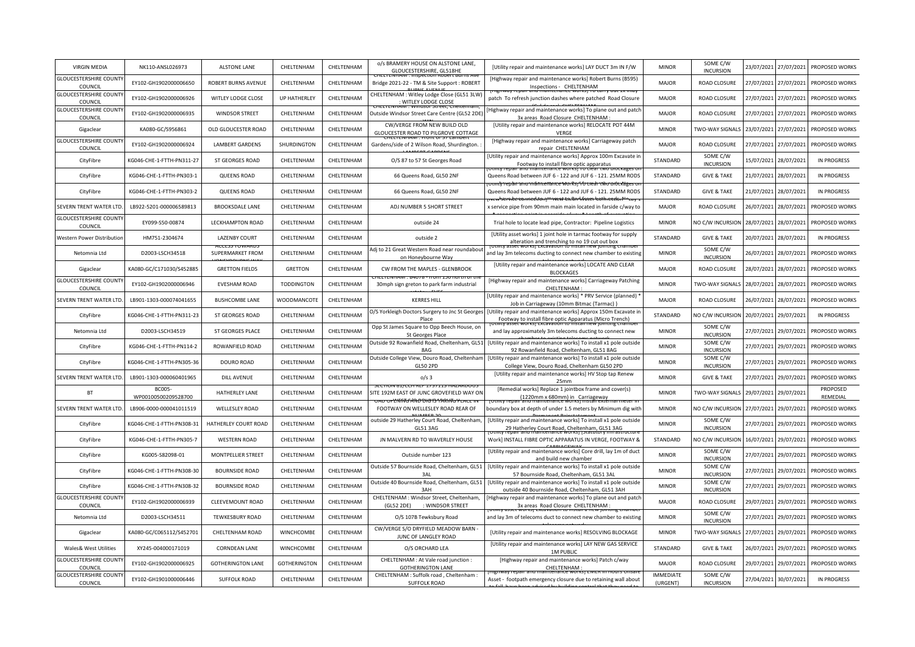| VIRGIN MEDIA | NK110-ANSL026973 | ALSTONE LANE | CHELTENHAM | CHELTENHAM | o/s BRAMERY HOUSE ON ALSTONE LANE, GLOUCESTERSHIRE, GL518HE | [Utility repair and maintenance works] LAY DUCT 3m IN F/W | MINOR | SOME C/W INCURSION | 23/07/2021 | 27/07/2021 | PROPOSED WORKS |
|---|---|---|---|---|---|---|---|---|---|---|---|
| GLOUCESTERSHIRE COUNTY COUNCIL | EY102-GH1902000006650 | ROBERT BURNS AVENUE | CHELTENHAM | CHELTENHAM | CHELTENHAM : Inspection Robert Burns Ave Bridge 2021-22 - TM & Site Support : ROBERT BURNS AVENUE | [Highway repair and maintenance works] Robert Burns (B595) Inspections - CHELTENHAM | MAJOR | ROAD CLOSURE | 27/07/2021 | 27/07/2021 | PROPOSED WORKS |
| GLOUCESTERSHIRE COUNTY COUNCIL | EY102-GH1902000006926 | WITLEY LODGE CLOSE | UP HATHERLEY | CHELTENHAM | CHELTENHAM : Witley Lodge Close (GL51 3LW) : WITLEY LODGE CLOSE | [Highway repair and maintenance works] To carry out 1x inlay patch To refresh junction dashes where patched Road Closure | MAJOR | ROAD CLOSURE | 27/07/2021 | 27/07/2021 | PROPOSED WORKS |
| GLOUCESTERSHIRE COUNTY COUNCIL | EY102-GH1902000006935 | WINDSOR STREET | CHELTENHAM | CHELTENHAM | CHELTENHAM : Windsor Street, Cheltenham, Outside Windsor Street Care Centre (GL52 2DE) | [Highway repair and maintenance works] To plane out and patch 3x areas Road Closure CHELTENHAM : | MAJOR | ROAD CLOSURE | 27/07/2021 | 27/07/2021 | PROPOSED WORKS |
| Gigaclear | KA080-GC/S956861 | OLD GLOUCESTER ROAD | CHELTENHAM | CHELTENHAM | CW/VERGE FROM NEW BUILD OLD GLOUCESTER ROAD TO PILGROVE COTTAGE | [Utility repair and maintenance works] RELOCATE POT 44M VERGE | MINOR | TWO-WAY SIGNALS | 23/07/2021 | 27/07/2021 | PROPOSED WORKS |
| GLOUCESTERSHIRE COUNTY COUNCIL | EY102-GH1902000006924 | LAMBERT GARDENS | SHURDINGTON | CHELTENHAM | CHELTENHAM : Front of 37 Lambert Gardens/side of 2 Wilson Road, Shurdington. : LAMBERT GARDENS | [Highway repair and maintenance works] Carriageway patch repair CHELTENHAM | MAJOR | ROAD CLOSURE | 27/07/2021 | 27/07/2021 | PROPOSED WORKS |
| CityFibre | KG046-CHE-1-FTTH-PN311-27 | ST GEORGES ROAD | CHELTENHAM | CHELTENHAM | O/S 87 to 57 St Georges Road | [Utility repair and maintenance works] Approx 100m Excavate in Footway to install fibre optic apparatus | STANDARD | SOME C/W INCURSION | 15/07/2021 | 28/07/2021 | IN PROGRESS |
| CityFibre | KG046-CHE-1-FTTH-PN303-1 | QUEENS ROAD | CHELTENHAM | CHELTENHAM | 66 Queens Road, GL50 2NF | [Utility repair and maintenance works] To clear two blockages on Queens Road between JUF 6 - 122 and JUF 6 - 121. 25MM RODS | STANDARD | GIVE & TAKE | 21/07/2021 | 28/07/2021 | IN PROGRESS |
| CityFibre | KG046-CHE-1-FTTH-PN303-2 | QUEENS ROAD | CHELTENHAM | CHELTENHAM | 66 Queens Road, GL50 2NF | [Utility repair and maintenance works] To clear two blockages on Queens Road between JUF 6 - 122 and JUF 6 - 121. 25MM RODS | STANDARD | GIVE & TAKE | 21/07/2021 | 28/07/2021 | IN PROGRESS |
| SEVERN TRENT WATER LTD. | LB922-5201-000006589813 | BROOKSDALE LANE | CHELTENHAM | CHELTENHAM | ADJ NUMBER 5 SHORT STREET | [New service connection] * Install New Lead Free Cu-sided * Lay 1 x service pipe from 90mm main located in farside c/way to | MAJOR | ROAD CLOSURE | 26/07/2021 | 28/07/2021 | PROPOSED WORKS |
| GLOUCESTERSHIRE COUNTY COUNCIL | EY099-S50-00874 | LECKHAMPTON ROAD | CHELTENHAM | CHELTENHAM | outside 24 | Trial hole to locate lead pipe, Contractor: Pipeline Logistics | MINOR | NO C/W INCURSION | 28/07/2021 | 28/07/2021 | PROPOSED WORKS |
| Western Power Distribution | HM751-2304674 | LAZENBY COURT | CHELTENHAM | CHELTENHAM | outside 2 | [Utility asset works] 1 joint hole in tarmac footway for supply alteration and trenching to no 19 cut out box | STANDARD | GIVE & TAKE | 20/07/2021 | 28/07/2021 | IN PROGRESS |
| Netomnia Ltd | D2003-LSCH34518 | ACCESS TOWARDS SUPERMARKET FROM HONEYBOURNE WAY | CHELTENHAM | CHELTENHAM | Adj to 21 Great Western Road near roundabout on Honeybourne Way | [Utility asset works] Excavation to install new jointing chamber and lay 3m telecoms ducting to connect new chamber to existing telecoms network | MINOR | SOME C/W INCURSION | 26/07/2021 | 28/07/2021 | PROPOSED WORKS |
| Gigaclear | KA080-GC/C171030/S452885 | GRETTON FIELDS | GRETTON | CHELTENHAM | CW FROM THE MAPLES - GLENBROOK | [Utility repair and maintenance works] LOCATE AND CLEAR BLOCKAGES | MAJOR | ROAD CLOSURE | 28/07/2021 | 28/07/2021 | PROPOSED WORKS |
| GLOUCESTERSHIRE COUNTY COUNCIL | EY102-GH1902000006946 | EVESHAM ROAD | TODDINGTON | CHELTENHAM | CHELTENHAM : B4078 - from 150 north of the 30mph sign greton to park farm industrial estate : EVES | [Highway repair and maintenance works] Carriageway Patching CHELTENHAM : | MINOR | TWO-WAY SIGNALS | 28/07/2021 | 28/07/2021 | PROPOSED WORKS |
| SEVERN TRENT WATER LTD. | LB901-1303-000074041655 | BUSHCOMBE LANE | WOODMANCOTE | CHELTENHAM | KERRES HILL | [Utility repair and maintenance works] * PRV Service (planned) * Job in Carriageway (10mm Bitmac (Tarmac) ) | MAJOR | ROAD CLOSURE | 26/07/2021 | 28/07/2021 | PROPOSED WORKS |
| CityFibre | KG046-CHE-1-FTTH-PN311-23 | ST GEORGES ROAD | CHELTENHAM | CHELTENHAM | O/S Yorkleigh Doctors Surgery to Jnc St Georges Place | [Utility repair and maintenance works] Approx 150m Excavate in Footway to install fibre optic Apparatus (Micro Trench) | STANDARD | NO C/W INCURSION | 20/07/2021 | 29/07/2021 | IN PROGRESS |
| Netomnia Ltd | D2003-LSCH34519 | ST GEORGES PLACE | CHELTENHAM | CHELTENHAM | Opp St James Square to Opp Beech House, on St Georges Place | [Utility asset works] Excavation to install new jointing chamber and lay approximately 3m telecoms ducting to connect new chamber to existing telecoms network | MINOR | SOME C/W INCURSION | 27/07/2021 | 29/07/2021 | PROPOSED WORKS |
| CityFibre | KG046-CHE-1-FTTH-PN114-2 | ROWANFIELD ROAD | CHELTENHAM | CHELTENHAM | Outside 92 Rowanfield Road, Cheltenham, GL51 8AG | [Utility repair and maintenance works] To install x1 pole outside 92 Rowanfield Road, Cheltenham, GL51 8AG | MINOR | SOME C/W INCURSION | 27/07/2021 | 29/07/2021 | PROPOSED WORKS |
| CityFibre | KG046-CHE-1-FTTH-PN305-36 | DOURO ROAD | CHELTENHAM | CHELTENHAM | Outside College View, Douro Road, Cheltenham GL50 2PD | [Utility repair and maintenance works] To install x1 pole outside College View, Douro Road, Cheltenham GL50 2PD | MINOR | SOME C/W INCURSION | 27/07/2021 | 29/07/2021 | PROPOSED WORKS |
| SEVERN TRENT WATER LTD. | LB901-1303-000060401965 | DILL AVENUE | CHELTENHAM | CHELTENHAM | o/s 3 | [Utility repair and maintenance works] HV Stop tap Renew 25mm | MINOR | GIVE & TAKE | 27/07/2021 | 29/07/2021 | PROPOSED WORKS |
| BT | BC005-WP00100500209528700 | HATHERLEY LANE | CHELTENHAM | CHELTENHAM | SECTION 81/CCH REF 1737113 HAZARDOUS SITE 192M EAST OF JUNC GROVEFIELD WAY ON | [Remedial works] Replace 1 jointbox frame and cover(s) (1220mm x 680mm) in Carriageway | MINOR | TWO-WAY SIGNALS | 29/07/2021 | 29/07/2021 | PROPOSED REMEDIAL |
| SEVERN TRENT WATER LTD. | LB906-0000-000041011519 | WELLESLEY ROAD | CHELTENHAM | CHELTENHAM | OAD OPPOSITE ARCHWAY LEADING TO CHESTER PLACE IN FOOTWAY ON WELLESLEY ROAD REAR OF NUMBER 20 | [Utility repair and maintenance works] Install external meter in boundary box at depth of under 1.5 meters by Minimum dig with Permanent Reinstatement | MINOR | NO C/W INCURSION | 27/07/2021 | 29/07/2021 | PROPOSED WORKS |
| CityFibre | KG046-CHE-1-FTTH-PN308-31 | HATHERLEY COURT ROAD | CHELTENHAM | CHELTENHAM | outside 29 Hatherley Court Road, Cheltenham, GL51 3AG | [Utility repair and maintenance works] To install x1 pole outside 29 Hatherley Court Road, Cheltenham, GL51 3AG | MINOR | SOME C/W INCURSION | 27/07/2021 | 29/07/2021 | PROPOSED WORKS |
| CityFibre | KG046-CHE-1-FTTH-PN305-7 | WESTERN ROAD | CHELTENHAM | CHELTENHAM | JN MALVERN RD TO WAVERLEY HOUSE | [Utility repair and maintenance works] [Statutory Infrastructure Work] INSTALL FIBRE OPTIC APPARATUS IN VERGE, FOOTWAY & CARRIAGEWAY | STANDARD | NO C/W INCURSION | 16/07/2021 | 29/07/2021 | PROPOSED WORKS |
| CityFibre | KG005-S82098-01 | MONTPELLIER STREET | CHELTENHAM | CHELTENHAM | Outside number 123 | [Utility repair and maintenance works] Core drill, lay 1m of duct and build new chamber | MINOR | SOME C/W INCURSION | 27/07/2021 | 29/07/2021 | PROPOSED WORKS |
| CityFibre | KG046-CHE-1-FTTH-PN308-30 | BOURNSIDE ROAD | CHELTENHAM | CHELTENHAM | Outside 57 Bournside Road, Cheltenham, GL51 3AL | [Utility repair and maintenance works] To install x1 pole outside 57 Bournside Road, Cheltenham, GL51 3AL | MINOR | SOME C/W INCURSION | 27/07/2021 | 29/07/2021 | PROPOSED WORKS |
| CityFibre | KG046-CHE-1-FTTH-PN308-32 | BOURNSIDE ROAD | CHELTENHAM | CHELTENHAM | Outside 40 Bournside Road, Cheltenham, GL51 3AH | [Utility repair and maintenance works] To install x1 pole outside outside 40 Bournside Road, Cheltenham, GL51 3AH | MINOR | SOME C/W INCURSION | 27/07/2021 | 29/07/2021 | PROPOSED WORKS |
| GLOUCESTERSHIRE COUNTY COUNCIL | EY102-GH1902000006939 | CLEEVEMOUNT ROAD | CHELTENHAM | CHELTENHAM | CHELTENHAM : Windsor Street, Cheltenham, (GL52 2DE) : WINDSOR STREET | [Highway repair and maintenance works] To plane out and patch 3x areas Road Closure CHELTENHAM : | MAJOR | ROAD CLOSURE | 29/07/2021 | 29/07/2021 | PROPOSED WORKS |
| Netomnia Ltd | D2003-LSCH34511 | TEWKESBURY ROAD | CHELTENHAM | CHELTENHAM | O/S 107B Tewksbury Road | [Utility asset works] Excavation to install a new jointing chamber and lay 3m of telecoms duct to connect new chamber to existing telecoms network | MINOR | SOME C/W INCURSION | 27/07/2021 | 29/07/2021 | PROPOSED WORKS |
| Gigaclear | KA080-GC/C065112/S452701 | CHELTENHAM ROAD | WINCHCOMBE | CHELTENHAM | CW/VERGE S/O DRYFIELD MEADOW BARN - JUNC OF LANGLEY ROAD | [Utility repair and maintenance works] RESOLVING BLOCKAGE | MINOR | TWO-WAY SIGNALS | 27/07/2021 | 29/07/2021 | PROPOSED WORKS |
| Wales& West Utilities | XY245-004000171019 | CORNDEAN LANE | WINCHCOMBE | CHELTENHAM | O/S ORCHARD LEA | [Utility repair and maintenance works] LAY NEW GAS SERVICE 1M PUBLIC | STANDARD | GIVE & TAKE | 26/07/2021 | 29/07/2021 | PROPOSED WORKS |
| GLOUCESTERSHIRE COUNTY COUNCIL | EY102-GH1902000006925 | GOTHERINGTON LANE | GOTHERINGTON | CHELTENHAM | CHELTENHAM : At Vale road junction : GOTHERINGTON LANE | [Highway repair and maintenance works] Patch c/way CHELTENHAM : | MAJOR | ROAD CLOSURE | 29/07/2021 | 29/07/2021 | PROPOSED WORKS |
| GLOUCESTERSHIRE COUNTY COUNCIL | EY102-GH1901000006446 | SUFFOLK ROAD | CHELTENHAM | CHELTENHAM | CHELTENHAM : Suffolk road , Cheltenham : SUFFOLK ROAD | [Highway repair and maintenance works] EMER In Hours Unsafe Asset - footpath emergency closure due to retaining wall about to fall, have been advised by building control that they need to | IMMEDIATE (URGENT) | SOME C/W INCURSION | 27/04/2021 | 30/07/2021 | IN PROGRESS |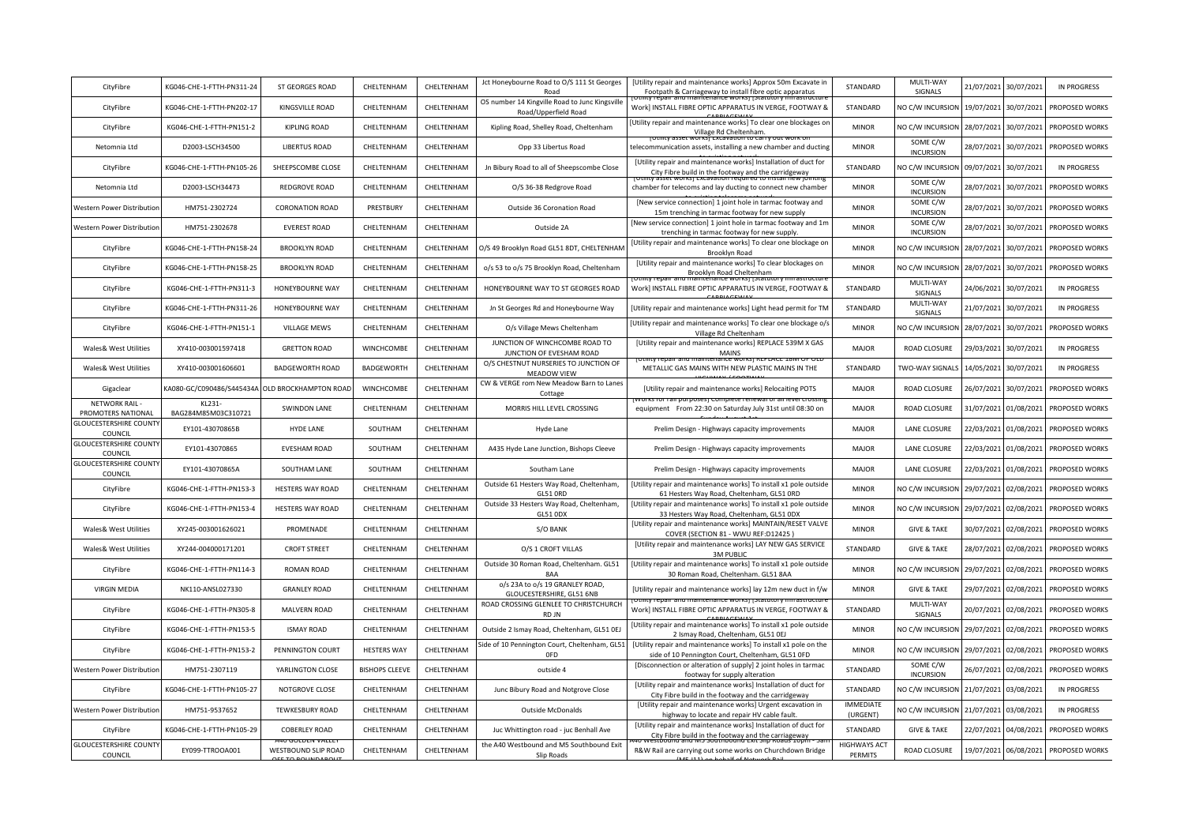| CityFibre | KG046-CHE-1-FTTH-PN311-24 | ST GEORGES ROAD | CHELTENHAM | CHELTENHAM | Jct Honeybourne Road to O/S 111 St Georges Road | [Utility repair and maintenance works] Approx 50m Excavate in Footpath & Carriageway to install fibre optic apparatus | STANDARD | MULTI-WAY SIGNALS | 21/07/2021 | 30/07/2021 | IN PROGRESS |
|---|---|---|---|---|---|---|---|---|---|---|---|
| CityFibre | KG046-CHE-1-FTTH-PN202-17 | KINGSVILLE ROAD | CHELTENHAM | CHELTENHAM | OS number 14 Kingville Road to Junc Kingsville Road/Upperfield Road | [Utility repair and maintenance works] [Statutory Infrastructure Work] INSTALL FIBRE OPTIC APPARATUS IN VERGE, FOOTWAY & CARRIAGEWAY | STANDARD | NO C/W INCURSION | 19/07/2021 | 30/07/2021 | PROPOSED WORKS |
| CityFibre | KG046-CHE-1-FTTH-PN151-2 | KIPLING ROAD | CHELTENHAM | CHELTENHAM | Kipling Road, Shelley Road, Cheltenham | [Utility repair and maintenance works] To clear one blockages on Village Rd Cheltenham. | MINOR | NO C/W INCURSION | 28/07/2021 | 30/07/2021 | PROPOSED WORKS |
| Netomnia Ltd | D2003-LSCH34500 | LIBERTUS ROAD | CHELTENHAM | CHELTENHAM | Opp 33 Libertus Road | [Utility asset works] Excavation to carry out work on telecommunication assets, installing a new chamber and ducting | MINOR | SOME C/W INCURSION | 28/07/2021 | 30/07/2021 | PROPOSED WORKS |
| CityFibre | KG046-CHE-1-FTTH-PN105-26 | SHEEPSCOMBE CLOSE | CHELTENHAM | CHELTENHAM | Jn Bibury Road to all of Sheepscombe Close | [Utility repair and maintenance works] Installation of duct for City Fibre build in the footway and the carridgeway | STANDARD | NO C/W INCURSION | 09/07/2021 | 30/07/2021 | IN PROGRESS |
| Netomnia Ltd | D2003-LSCH34473 | REDGROVE ROAD | CHELTENHAM | CHELTENHAM | O/S 36-38 Redgrove Road | [Utility asset works] Excavation required to install new jointing chamber for telecoms and lay ducting to connect new chamber | MINOR | SOME C/W INCURSION | 28/07/2021 | 30/07/2021 | PROPOSED WORKS |
| Western Power Distribution | HM751-2302724 | CORONATION ROAD | PRESTBURY | CHELTENHAM | Outside 36 Coronation Road | [New service connection] 1 joint hole in tarmac footway and 15m trenching in tarmac footway for new supply | MINOR | SOME C/W INCURSION | 28/07/2021 | 30/07/2021 | PROPOSED WORKS |
| Western Power Distribution | HM751-2302678 | EVEREST ROAD | CHELTENHAM | CHELTENHAM | Outside 2A | [New service connection] 1 joint hole in tarmac footway and 1m trenching in tarmac footway for new supply. | MINOR | SOME C/W INCURSION | 28/07/2021 | 30/07/2021 | PROPOSED WORKS |
| CityFibre | KG046-CHE-1-FTTH-PN158-24 | BROOKLYN ROAD | CHELTENHAM | CHELTENHAM | O/S 49 Brooklyn Road GL51 8DT, CHELTENHAM | [Utility repair and maintenance works] To clear one blockage on Brooklyn Road | MINOR | NO C/W INCURSION | 28/07/2021 | 30/07/2021 | PROPOSED WORKS |
| CityFibre | KG046-CHE-1-FTTH-PN158-25 | BROOKLYN ROAD | CHELTENHAM | CHELTENHAM | o/s 53 to o/s 75 Brooklyn Road, Cheltenham | [Utility repair and maintenance works] To clear blockages on Brooklyn Road Cheltenham | MINOR | NO C/W INCURSION | 28/07/2021 | 30/07/2021 | PROPOSED WORKS |
| CityFibre | KG046-CHE-1-FTTH-PN311-3 | HONEYBOURNE WAY | CHELTENHAM | CHELTENHAM | HONEYBOURNE WAY TO ST GEORGES ROAD | [Utility repair and maintenance works] [Statutory Infrastructure Work] INSTALL FIBRE OPTIC APPARATUS IN VERGE, FOOTWAY & CARRIAGEWAY | STANDARD | MULTI-WAY SIGNALS | 24/06/2021 | 30/07/2021 | IN PROGRESS |
| CityFibre | KG046-CHE-1-FTTH-PN311-26 | HONEYBOURNE WAY | CHELTENHAM | CHELTENHAM | Jn St Georges Rd and Honeybourne Way | [Utility repair and maintenance works] Light head permit for TM | STANDARD | MULTI-WAY SIGNALS | 21/07/2021 | 30/07/2021 | IN PROGRESS |
| CityFibre | KG046-CHE-1-FTTH-PN151-1 | VILLAGE MEWS | CHELTENHAM | CHELTENHAM | O/s Village Mews Cheltenham | [Utility repair and maintenance works] To clear one blockage o/s Village Rd Cheltenham | MINOR | NO C/W INCURSION | 28/07/2021 | 30/07/2021 | PROPOSED WORKS |
| Wales& West Utilities | XY410-003001597418 | GRETTON ROAD | WINCHCOMBE | CHELTENHAM | JUNCTION OF WINCHCOMBE ROAD TO JUNCTION OF EVESHAM ROAD | [Utility repair and maintenance works] REPLACE 539M X GAS MAINS | MAJOR | ROAD CLOSURE | 29/03/2021 | 30/07/2021 | IN PROGRESS |
| Wales& West Utilities | XY410-003001606601 | BADGEWORTH ROAD | BADGEWORTH | CHELTENHAM | O/S CHESTNUT NURSERIES TO JUNCTION OF MEADOW VIEW | [Utility repair and maintenance works] REPLACE 18M OF OLD METALLIC GAS MAINS WITH NEW PLASTIC MAINS IN THE HIGHWAY / FOOTWAY | STANDARD | TWO-WAY SIGNALS | 14/05/2021 | 30/07/2021 | IN PROGRESS |
| Gigaclear | KA080-GC/C090486/S445434A | OLD BROCKHAMPTON ROAD | WINCHCOMBE | CHELTENHAM | CW & VERGE rom New Meadow Barn to Lanes Cottage | [Utility repair and maintenance works] Relocating POTS | MAJOR | ROAD CLOSURE | 26/07/2021 | 30/07/2021 | PROPOSED WORKS |
| NETWORK RAIL - PROMOTERS NATIONAL | KL231-BAG284M85M03C310721 | SWINDON LANE | CHELTENHAM | CHELTENHAM | MORRIS HILL LEVEL CROSSING | [Works for rail purposes] Complete renewal of all level crossing equipment From 22:30 on Saturday July 31st until 08:30 on Sunday August 1st | MAJOR | ROAD CLOSURE | 31/07/2021 | 01/08/2021 | PROPOSED WORKS |
| GLOUCESTERSHIRE COUNTY COUNCIL | EY101-43070865B | HYDE LANE | SOUTHAM | CHELTENHAM | Hyde Lane | Prelim Design - Highways capacity improvements | MAJOR | LANE CLOSURE | 22/03/2021 | 01/08/2021 | PROPOSED WORKS |
| GLOUCESTERSHIRE COUNTY COUNCIL | EY101-43070865 | EVESHAM ROAD | SOUTHAM | CHELTENHAM | A435 Hyde Lane Junction, Bishops Cleeve | Prelim Design - Highways capacity improvements | MAJOR | LANE CLOSURE | 22/03/2021 | 01/08/2021 | PROPOSED WORKS |
| GLOUCESTERSHIRE COUNTY COUNCIL | EY101-43070865A | SOUTHAM LANE | SOUTHAM | CHELTENHAM | Southam Lane | Prelim Design - Highways capacity improvements | MAJOR | LANE CLOSURE | 22/03/2021 | 01/08/2021 | PROPOSED WORKS |
| CityFibre | KG046-CHE-1-FTTH-PN153-3 | HESTERS WAY ROAD | CHELTENHAM | CHELTENHAM | Outside 61 Hesters Way Road, Cheltenham, GL51 0RD | [Utility repair and maintenance works] To install x1 pole outside 61 Hesters Way Road, Cheltenham, GL51 0RD | MINOR | NO C/W INCURSION | 29/07/2021 | 02/08/2021 | PROPOSED WORKS |
| CityFibre | KG046-CHE-1-FTTH-PN153-4 | HESTERS WAY ROAD | CHELTENHAM | CHELTENHAM | Outside 33 Hesters Way Road, Cheltenham, GL51 0DX | [Utility repair and maintenance works] To install x1 pole outside 33 Hesters Way Road, Cheltenham, GL51 0DX | MINOR | NO C/W INCURSION | 29/07/2021 | 02/08/2021 | PROPOSED WORKS |
| Wales& West Utilities | XY245-003001626021 | PROMENADE | CHELTENHAM | CHELTENHAM | S/O BANK | [Utility repair and maintenance works] MAINTAIN/RESET VALVE COVER (SECTION 81 - WWU REF:D12425 ) | MINOR | GIVE & TAKE | 30/07/2021 | 02/08/2021 | PROPOSED WORKS |
| Wales& West Utilities | XY244-004000171201 | CROFT STREET | CHELTENHAM | CHELTENHAM | O/S 1 CROFT VILLAS | [Utility repair and maintenance works] LAY NEW GAS SERVICE 3M PUBLIC | STANDARD | GIVE & TAKE | 28/07/2021 | 02/08/2021 | PROPOSED WORKS |
| CityFibre | KG046-CHE-1-FTTH-PN114-3 | ROMAN ROAD | CHELTENHAM | CHELTENHAM | Outside 30 Roman Road, Cheltenham. GL51 8AA | [Utility repair and maintenance works] To install x1 pole outside 30 Roman Road, Cheltenham. GL51 8AA | MINOR | NO C/W INCURSION | 29/07/2021 | 02/08/2021 | PROPOSED WORKS |
| VIRGIN MEDIA | NK110-ANSL027330 | GRANLEY ROAD | CHELTENHAM | CHELTENHAM | o/s 23A to o/s 19 GRANLEY ROAD, GLOUCESTERSHIRE, GL51 6NB | [Utility repair and maintenance works] lay 12m new duct in f/w | MINOR | GIVE & TAKE | 29/07/2021 | 02/08/2021 | PROPOSED WORKS |
| CityFibre | KG046-CHE-1-FTTH-PN305-8 | MALVERN ROAD | CHELTENHAM | CHELTENHAM | ROAD CROSSING GLENLEE TO CHRISTCHURCH RD JN | [Utility repair and maintenance works] [Statutory Infrastructure Work] INSTALL FIBRE OPTIC APPARATUS IN VERGE, FOOTWAY & CARRIAGEWAY | STANDARD | MULTI-WAY SIGNALS | 20/07/2021 | 02/08/2021 | PROPOSED WORKS |
| CityFibre | KG046-CHE-1-FTTH-PN153-5 | ISMAY ROAD | CHELTENHAM | CHELTENHAM | Outside 2 Ismay Road, Cheltenham, GL51 0EJ | [Utility repair and maintenance works] To install x1 pole outside 2 Ismay Road, Cheltenham, GL51 0EJ | MINOR | NO C/W INCURSION | 29/07/2021 | 02/08/2021 | PROPOSED WORKS |
| CityFibre | KG046-CHE-1-FTTH-PN153-2 | PENNINGTON COURT | HESTERS WAY | CHELTENHAM | Side of 10 Pennington Court, Cheltenham, GL51 0FD | [Utility repair and maintenance works] To install x1 pole on the side of 10 Pennington Court, Cheltenham, GL51 0FD | MINOR | NO C/W INCURSION | 29/07/2021 | 02/08/2021 | PROPOSED WORKS |
| Western Power Distribution | HM751-2307119 | YARLINGTON CLOSE | BISHOPS CLEEVE | CHELTENHAM | outside 4 | [Disconnection or alteration of supply] 2 joint holes in tarmac footway for supply alteration | STANDARD | SOME C/W INCURSION | 26/07/2021 | 02/08/2021 | PROPOSED WORKS |
| CityFibre | KG046-CHE-1-FTTH-PN105-27 | NOTGROVE CLOSE | CHELTENHAM | CHELTENHAM | Junc Bibury Road and Notgrove Close | [Utility repair and maintenance works] Installation of duct for City Fibre build in the footway and the carridgeway | STANDARD | NO C/W INCURSION | 21/07/2021 | 03/08/2021 | IN PROGRESS |
| Western Power Distribution | HM751-9537652 | TEWKESBURY ROAD | CHELTENHAM | CHELTENHAM | Outside McDonalds | [Utility repair and maintenance works] Urgent excavation in highway to locate and repair HV cable fault. | IMMEDIATE (URGENT) | NO C/W INCURSION | 21/07/2021 | 03/08/2021 | IN PROGRESS |
| CityFibre | KG046-CHE-1-FTTH-PN105-29 | COBERLEY ROAD | CHELTENHAM | CHELTENHAM | Juc Whittington road - juc Benhall Ave | [Utility repair and maintenance works] Installation of duct for City Fibre build in the footway and the carriageway | STANDARD | GIVE & TAKE | 22/07/2021 | 04/08/2021 | PROPOSED WORKS |
| GLOUCESTERSHIRE COUNTY COUNCIL | EY099-TTROOA001 | A40 GOLDEN VALLEY WESTBOUND SLIP ROAD OFF TO ROUNDABOUT | CHELTENHAM | CHELTENHAM | the A40 Westbound and M5 Southbound Exit Slip Roads | A40 Westbound and M5 Southbound exit slip roads 20pm - 5am R&W Rail are carrying out some works on Churchdown Bridge (M5 J11) on behalf of Network Rail | HIGHWAYS ACT PERMITS | ROAD CLOSURE | 19/07/2021 | 06/08/2021 | PROPOSED WORKS |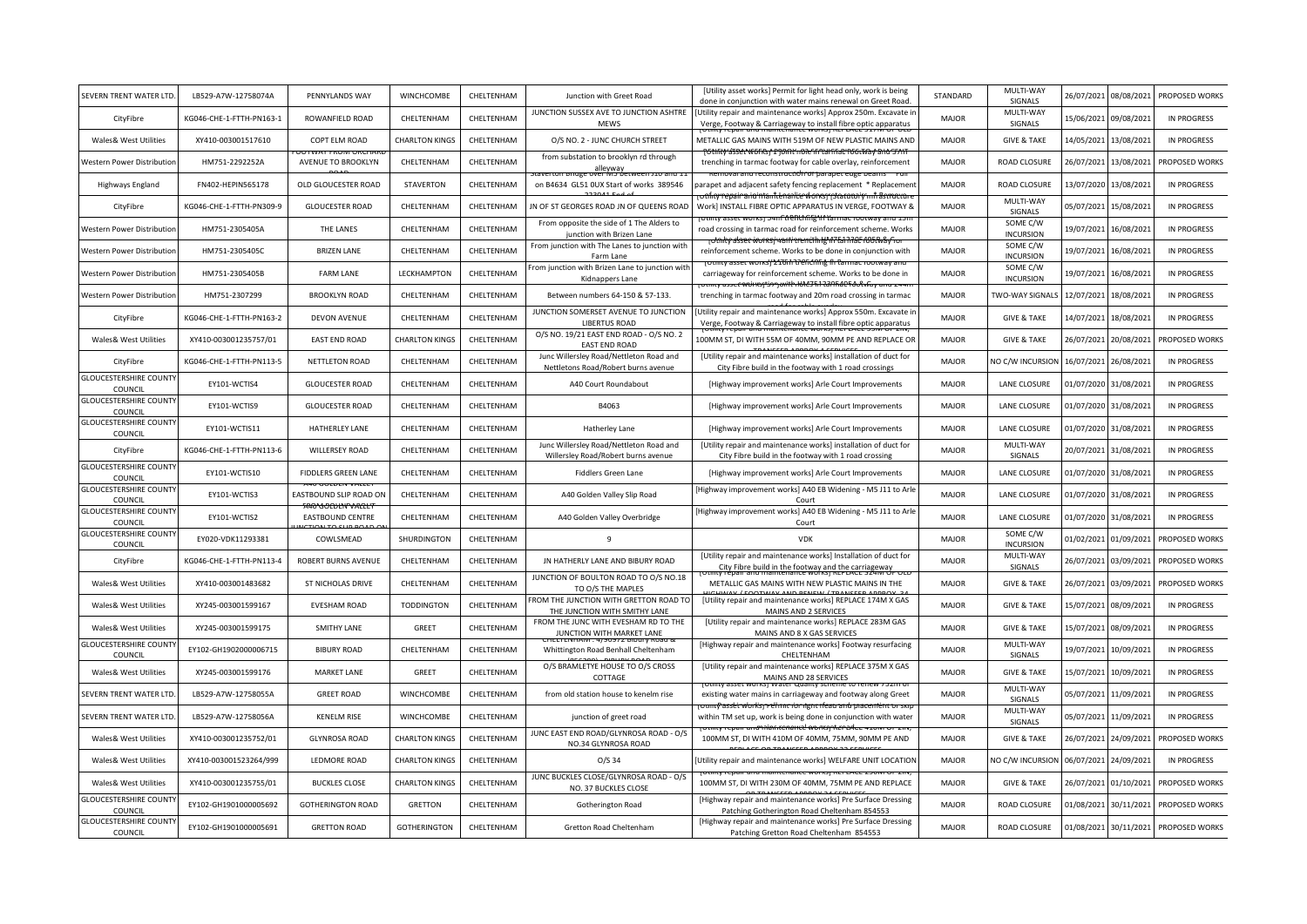| SEVERN TRENT WATER LTD. | LB529-A7W-12758074A | PENNYLANDS WAY | WINCHCOMBE | CHELTENHAM | Junction with Greet Road | [Utility asset works] Permit for light head only, work is being done in conjunction with water mains renewal on Greet Road. | STANDARD | MULTI-WAY SIGNALS | 26/07/2021 | 08/08/2021 | PROPOSED WORKS |
|---|---|---|---|---|---|---|---|---|---|---|---|
| CityFibre | KG046-CHE-1-FTTH-PN163-1 | ROWANFIELD ROAD | CHELTENHAM | CHELTENHAM | JUNCTION SUSSEX AVE TO JUNCTION ASHTRE MEWS | [Utility repair and maintenance works] Approx 250m. Excavate in Verge, Footway & Carriageway to install fibre optic apparatus | MAJOR | MULTI-WAY SIGNALS | 15/06/2021 | 09/08/2021 | IN PROGRESS |
| Wales& West Utilities | XY410-003001517610 | COPT ELM ROAD | CHARLTON KINGS | CHELTENHAM | O/S NO. 2 - JUNC CHURCH STREET | METALLIC GAS MAINS WITH 519M OF NEW PLASTIC MAINS AND | MAJOR | GIVE & TAKE | 14/05/2021 | 13/08/2021 | IN PROGRESS |
| Western Power Distribution | HM751-2292252A | FOOTWAY FROM ORCHARD AVENUE TO BROOKLYN ROAD | CHELTENHAM | CHELTENHAM | from substation to brooklyn rd through alleyway | [Utility asset works] 130m of trenching in tarmac footway for cable overlay, reinforcement | MAJOR | ROAD CLOSURE | 26/07/2021 | 13/08/2021 | PROPOSED WORKS |
| Highways England | FN402-HEPIN565178 | OLD GLOUCESTER ROAD | STAVERTON | CHELTENHAM | Staverton Bridge over M5 between J10 and J11 on B4634 GL51 0UX Start of works 389546 | Removal and reconstruction of parapet edge beams - Full parapet and adjacent safety fencing replacement * Replacement | MAJOR | ROAD CLOSURE | 13/07/2020 | 13/08/2021 | IN PROGRESS |
| CityFibre | KG046-CHE-1-FTTH-PN309-9 | GLOUCESTER ROAD | CHELTENHAM | CHELTENHAM | JN OF ST GEORGES ROAD JN OF QUEENS ROAD | [Utility repair and maintenance works] [Statutory Infrastructure Work] INSTALL FIBRE OPTIC APPARATUS IN VERGE, FOOTWAY & | MAJOR | MULTI-WAY SIGNALS | 05/07/2021 | 15/08/2021 | IN PROGRESS |
| Western Power Distribution | HM751-2305405A | THE LANES | CHELTENHAM | CHELTENHAM | From opposite the side of 1 The Alders to junction with Brizen Lane | [Utility asset works] 34m of trenching in tarmac footway and 13m road crossing in tarmac road for reinforcement scheme. Works | MAJOR | SOME C/W INCURSION | 19/07/2021 | 16/08/2021 | IN PROGRESS |
| Western Power Distribution | HM751-2305405C | BRIZEN LANE | CHELTENHAM | CHELTENHAM | From junction with The Lanes to junction with Farm Lane | [Utility asset works] 46m trenching in tarmac footway for reinforcement scheme. Works to be done in conjunction with | MAJOR | SOME C/W INCURSION | 19/07/2021 | 16/08/2021 | IN PROGRESS |
| Western Power Distribution | HM751-2305405B | FARM LANE | LECKHAMPTON | CHELTENHAM | From junction with Brizen Lane to junction with Kidnappers Lane | [Utility asset works] 118m trenching in tarmac footway and carriageway for reinforcement scheme. Works to be done in | MAJOR | SOME C/W INCURSION | 19/07/2021 | 16/08/2021 | IN PROGRESS |
| Western Power Distribution | HM751-2307299 | BROOKLYN ROAD | CHELTENHAM | CHELTENHAM | Between numbers 64-150 & 57-133. | [Utility asset works] 5m of trenching in tarmac footway and 244m trenching in tarmac footway and 20m road crossing in tarmac | MAJOR | TWO-WAY SIGNALS | 12/07/2021 | 18/08/2021 | IN PROGRESS |
| CityFibre | KG046-CHE-1-FTTH-PN163-2 | DEVON AVENUE | CHELTENHAM | CHELTENHAM | JUNCTION SOMERSET AVENUE TO JUNCTION LIBERTUS ROAD | [Utility repair and maintenance works] Approx 550m. Excavate in Verge, Footway & Carriageway to install fibre optic apparatus | MAJOR | GIVE & TAKE | 14/07/2021 | 18/08/2021 | IN PROGRESS |
| Wales& West Utilities | XY410-003001235757/01 | EAST END ROAD | CHARLTON KINGS | CHELTENHAM | O/S NO. 19/21 EAST END ROAD - O/S NO. 2 EAST END ROAD | [Utility repair and maintenance works] REPLACE 55M OF 2IN, 100MM ST, DI WITH 55M OF 40MM, 90MM PE AND REPLACE OR | MAJOR | GIVE & TAKE | 26/07/2021 | 20/08/2021 | PROPOSED WORKS |
| CityFibre | KG046-CHE-1-FTTH-PN113-5 | NETTLETON ROAD | CHELTENHAM | CHELTENHAM | Junc Willersley Road/Nettleton Road and Nettletons Road/Robert burns avenue | [Utility repair and maintenance works] installation of duct for City Fibre build in the footway with 1 road crossings | MAJOR | NO C/W INCURSION | 16/07/2021 | 26/08/2021 | IN PROGRESS |
| GLOUCESTERSHIRE COUNTY COUNCIL | EY101-WCTIS4 | GLOUCESTER ROAD | CHELTENHAM | CHELTENHAM | A40 Court Roundabout | [Highway improvement works] Arle Court Improvements | MAJOR | LANE CLOSURE | 01/07/2020 | 31/08/2021 | IN PROGRESS |
| GLOUCESTERSHIRE COUNTY COUNCIL | EY101-WCTIS9 | GLOUCESTER ROAD | CHELTENHAM | CHELTENHAM | B4063 | [Highway improvement works] Arle Court Improvements | MAJOR | LANE CLOSURE | 01/07/2020 | 31/08/2021 | IN PROGRESS |
| GLOUCESTERSHIRE COUNTY COUNCIL | EY101-WCTIS11 | HATHERLEY LANE | CHELTENHAM | CHELTENHAM | Hatherley Lane | [Highway improvement works] Arle Court Improvements | MAJOR | LANE CLOSURE | 01/07/2020 | 31/08/2021 | IN PROGRESS |
| CityFibre | KG046-CHE-1-FTTH-PN113-6 | WILLERSEY ROAD | CHELTENHAM | CHELTENHAM | Junc Willersley Road/Nettleton Road and Willersley Road/Robert burns avenue | [Utility repair and maintenance works] installation of duct for City Fibre build in the footway with 1 road crossing | MAJOR | MULTI-WAY SIGNALS | 20/07/2021 | 31/08/2021 | IN PROGRESS |
| GLOUCESTERSHIRE COUNTY COUNCIL | EY101-WCTIS10 | FIDDLERS GREEN LANE | CHELTENHAM | CHELTENHAM | Fiddlers Green Lane | [Highway improvement works] Arle Court Improvements | MAJOR | LANE CLOSURE | 01/07/2020 | 31/08/2021 | IN PROGRESS |
| GLOUCESTERSHIRE COUNTY COUNCIL | EY101-WCTIS3 | A40 GOLDEN VALLEY EASTBOUND SLIP ROAD ON | CHELTENHAM | CHELTENHAM | A40 Golden Valley Slip Road | [Highway improvement works] A40 EB Widening - M5 J11 to Arle Court | MAJOR | LANE CLOSURE | 01/07/2020 | 31/08/2021 | IN PROGRESS |
| GLOUCESTERSHIRE COUNTY COUNCIL | EY101-WCTIS2 | A40 GOLDEN VALLEY EASTBOUND CENTRE JUNCTION TO SLIP ROAD ON | CHELTENHAM | CHELTENHAM | A40 Golden Valley Overbridge | [Highway improvement works] A40 EB Widening - M5 J11 to Arle Court | MAJOR | LANE CLOSURE | 01/07/2020 | 31/08/2021 | IN PROGRESS |
| GLOUCESTERSHIRE COUNTY COUNCIL | EY020-VDK11293381 | COWLSMEAD | SHURDINGTON | CHELTENHAM | 9 | VDK | MAJOR | SOME C/W INCURSION | 01/02/2021 | 01/09/2021 | PROPOSED WORKS |
| CityFibre | KG046-CHE-1-FTTH-PN113-4 | ROBERT BURNS AVENUE | CHELTENHAM | CHELTENHAM | JN HATHERLY LANE AND BIBURY ROAD | [Utility repair and maintenance works] Installation of duct for City Fibre build in the footway and the carriageway | MAJOR | MULTI-WAY SIGNALS | 26/07/2021 | 03/09/2021 | PROPOSED WORKS |
| Wales& West Utilities | XY410-003001483682 | ST NICHOLAS DRIVE | CHELTENHAM | CHELTENHAM | JUNCTION OF BOULTON ROAD TO O/S NO.18 TO O/S THE MAPLES | [Utility repair and maintenance works] REPLACE 326M OF OLD METALLIC GAS MAINS WITH NEW PLASTIC MAINS IN THE HIGHWAY / FOOTWAY AND RENEW / TRANSFER APPROX 24 | MAJOR | GIVE & TAKE | 26/07/2021 | 03/09/2021 | PROPOSED WORKS |
| Wales& West Utilities | XY245-003001599167 | EVESHAM ROAD | TODDINGTON | CHELTENHAM | FROM THE JUNCTION WITH GRETTON ROAD TO THE JUNCTION WITH SMITHY LANE | [Utility repair and maintenance works] REPLACE 174M X GAS MAINS AND 2 SERVICES | MAJOR | GIVE & TAKE | 15/07/2021 | 08/09/2021 | IN PROGRESS |
| Wales& West Utilities | XY245-003001599175 | SMITHY LANE | GREET | CHELTENHAM | FROM THE JUNC WITH EVESHAM RD TO THE JUNCTION WITH MARKET LANE | [Utility repair and maintenance works] REPLACE 283M GAS MAINS AND 8 X GAS SERVICES | MAJOR | GIVE & TAKE | 15/07/2021 | 08/09/2021 | IN PROGRESS |
| GLOUCESTERSHIRE COUNTY COUNCIL | EY102-GH1902000006715 | BIBURY ROAD | CHELTENHAM | CHELTENHAM | CHELTENHAM : 4790372 Bibury Road & Whittington Road Benhall Cheltenham (USC3991 - BIBURY ROAD | [Highway repair and maintenance works] Footway resurfacing CHELTENHAM | MAJOR | MULTI-WAY SIGNALS | 19/07/2021 | 10/09/2021 | IN PROGRESS |
| Wales& West Utilities | XY245-003001599176 | MARKET LANE | GREET | CHELTENHAM | O/S BRAMLETYE HOUSE TO O/S CROSS COTTAGE | [Utility repair and maintenance works] REPLACE 375M X GAS MAINS AND 28 SERVICES | MAJOR | GIVE & TAKE | 15/07/2021 | 10/09/2021 | IN PROGRESS |
| SEVERN TRENT WATER LTD. | LB529-A7W-12758055A | GREET ROAD | WINCHCOMBE | CHELTENHAM | from old station house to kenelm rise | [Utility asset works] Water Quality scheme to renew 752m of existing water mains in carriageway and footway along Greet | MAJOR | MULTI-WAY SIGNALS | 05/07/2021 | 11/09/2021 | IN PROGRESS |
| SEVERN TRENT WATER LTD. | LB529-A7W-12758056A | KENELM RISE | WINCHCOMBE | CHELTENHAM | junction of greet road | [Utility asset works] Permit for light head and placement of skip within TM set up, work is being done in conjunction with water | MAJOR | MULTI-WAY SIGNALS | 05/07/2021 | 11/09/2021 | IN PROGRESS |
| Wales& West Utilities | XY410-003001235752/01 | GLYNROSA ROAD | CHARLTON KINGS | CHELTENHAM | JUNC EAST END ROAD/GLYNROSA ROAD - O/S NO.34 GLYNROSA ROAD | [Utility repair and maintenance works] REPLACE 410M OF 2IN, 100MM ST, DI WITH 410M OF 40MM, 75MM, 90MM PE AND REPLACE OR TRANSFER APPROX 33 SERVICES | MAJOR | GIVE & TAKE | 26/07/2021 | 24/09/2021 | PROPOSED WORKS |
| Wales& West Utilities | XY410-003001523264/999 | LEDMORE ROAD | CHARLTON KINGS | CHELTENHAM | O/S 34 | [Utility repair and maintenance works] WELFARE UNIT LOCATION | MAJOR | NO C/W INCURSION | 06/07/2021 | 24/09/2021 | IN PROGRESS |
| Wales& West Utilities | XY410-003001235755/01 | BUCKLES CLOSE | CHARLTON KINGS | CHELTENHAM | JUNC BUCKLES CLOSE/GLYNROSA ROAD - O/S NO. 37 BUCKLES CLOSE | [Utility repair and maintenance works] REPLACE 230M OF 2IN, 100MM ST, DI WITH 230M OF 40MM, 75MM PE AND REPLACE OR TRANSFER APPROX 24 SERVICES | MAJOR | GIVE & TAKE | 26/07/2021 | 01/10/2021 | PROPOSED WORKS |
| GLOUCESTERSHIRE COUNTY COUNCIL | EY102-GH1901000005692 | GOTHERINGTON ROAD | GRETTON | CHELTENHAM | Gotherington Road | [Highway repair and maintenance works] Pre Surface Dressing Patching Gotherington Road Cheltenham 854553 | MAJOR | ROAD CLOSURE | 01/08/2021 | 30/11/2021 | PROPOSED WORKS |
| GLOUCESTERSHIRE COUNTY COUNCIL | EY102-GH1901000005691 | GRETTON ROAD | GOTHERINGTON | CHELTENHAM | Gretton Road Cheltenham | [Highway repair and maintenance works] Pre Surface Dressing Patching Gretton Road Cheltenham 854553 | MAJOR | ROAD CLOSURE | 01/08/2021 | 30/11/2021 | PROPOSED WORKS |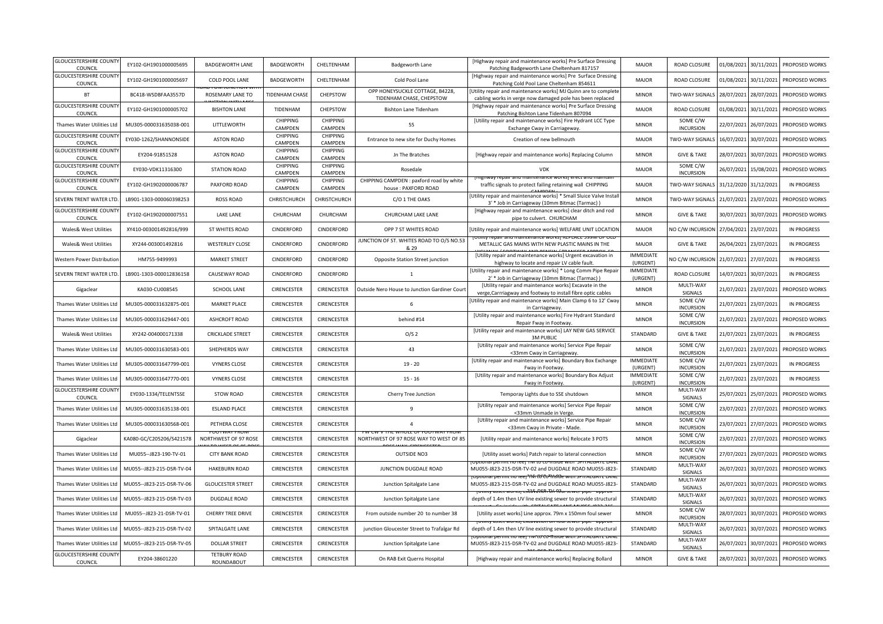| GLOUCESTERSHIRE COUNTY COUNCIL | EY102-GH1901000005695 | BADGEWORTH LANE | BADGEWORTH | CHELTENHAM | Badgeworth Lane | [Highway repair and maintenance works] Pre Surface Dressing Patching Badgeworth Lane Cheltenham 817157 | MAJOR | ROAD CLOSURE | 01/08/2021 | 30/11/2021 | PROPOSED WORKS |
|---|---|---|---|---|---|---|---|---|---|---|---|
| GLOUCESTERSHIRE COUNTY COUNCIL | EY102-GH1901000005697 | COLD POOL LANE | BADGEWORTH | CHELTENHAM | Cold Pool Lane | [Highway repair and maintenance works] Pre Surface Dressing Patching Cold Pool Lane Cheltenham 854611 | MAJOR | ROAD CLOSURE | 01/08/2021 | 30/11/2021 | PROPOSED WORKS |
| BT | BC418-WSDBFAA3557D | ROSEMARY LANE TO | TIDENHAM CHASE | CHEPSTOW | OPP HONEYSUCKLE COTTAGE, B4228, TIDENHAM CHASE, CHEPSTOW | [Utility repair and maintenance works] MJ Quinn are to complete cabling works in verge now damaged pole has been replaced | MINOR | TWO-WAY SIGNALS | 28/07/2021 | 28/07/2021 | PROPOSED WORKS |
| GLOUCESTERSHIRE COUNTY COUNCIL | EY102-GH1901000005702 | BISHTON LANE | TIDENHAM | CHEPSTOW | Bishton Lane Tidenham | [Highway repair and maintenance works] Pre Surface Dressing Patching Bishton Lane Tidenham 807094 | MAJOR | ROAD CLOSURE | 01/08/2021 | 30/11/2021 | PROPOSED WORKS |
| Thames Water Utilities Ltd | MU305-000031635038-001 | LITTLEWORTH | CHIPPING CAMPDEN | CHIPPING CAMPDEN | 55 | [Utility repair and maintenance works] Fire Hydrant LCC Type Exchange Cway in Carriageway. | MINOR | SOME C/W INCURSION | 22/07/2021 | 26/07/2021 | PROPOSED WORKS |
| GLOUCESTERSHIRE COUNTY COUNCIL | EY030-1262/SHANNONSIDE | ASTON ROAD | CHIPPING CAMPDEN | CHIPPING CAMPDEN | Entrance to new site for Duchy Homes | Creation of new bellmouth | MAJOR | TWO-WAY SIGNALS | 16/07/2021 | 30/07/2021 | PROPOSED WORKS |
| GLOUCESTERSHIRE COUNTY COUNCIL | EY204-91851528 | ASTON ROAD | CHIPPING CAMPDEN | CHIPPING CAMPDEN | Jn The Bratches | [Highway repair and maintenance works] Replacing Column | MINOR | GIVE & TAKE | 28/07/2021 | 30/07/2021 | PROPOSED WORKS |
| GLOUCESTERSHIRE COUNTY COUNCIL | EY030-VDK11316300 | STATION ROAD | CHIPPING CAMPDEN | CHIPPING CAMPDEN | Rosedale | VDK | MAJOR | SOME C/W INCURSION | 26/07/2021 | 15/08/2021 | PROPOSED WORKS |
| GLOUCESTERSHIRE COUNTY COUNCIL | EY102-GH1902000006787 | PAXFORD ROAD | CHIPPING CAMPDEN | CHIPPING CAMPDEN | CHIPPING CAMPDEN : paxford road by white house : PAXFORD ROAD | [Highway repair and maintenance works] erect and maintain traffic signals to protect failing retaining wall CHIPPING CAMPDEN | MAJOR | TWO-WAY SIGNALS | 31/12/2020 | 31/12/2021 | IN PROGRESS |
| SEVERN TRENT WATER LTD. | LB901-1303-000060398253 | ROSS ROAD | CHRISTCHURCH | CHRISTCHURCH | C/O 1 THE OAKS | [Utility repair and maintenance works] * Small Sluice Valve Install 3' * Job in Carriageway (10mm Bitmac (Tarmac) ) | MINOR | TWO-WAY SIGNALS | 21/07/2021 | 23/07/2021 | PROPOSED WORKS |
| GLOUCESTERSHIRE COUNTY COUNCIL | EY102-GH1902000007551 | LAKE LANE | CHURCHAM | CHURCHAM | CHURCHAM LAKE LANE | [Highway repair and maintenance works] clear ditch and rod pipe to culvert. CHURCHAM | MINOR | GIVE & TAKE | 30/07/2021 | 30/07/2021 | PROPOSED WORKS |
| Wales& West Utilities | XY410-003001492816/999 | ST WHITES ROAD | CINDERFORD | CINDERFORD | OPP 7 ST WHITES ROAD | [Utility repair and maintenance works] WELFARE UNIT LOCATION | MAJOR | NO C/W INCURSION | 27/04/2021 | 23/07/2021 | IN PROGRESS |
| Wales& West Utilities | XY244-003001492816 | WESTERLEY CLOSE | CINDERFORD | CINDERFORD | JUNCTION OF ST. WHITES ROAD TO O/S NO.53 & 29 | [Utility repair and maintenance works] REPLACE 399M OF OLD METALLIC GAS MAINS WITH NEW PLASTIC MAINS IN THE HIGHWAY / FOOTWAY AND RENEW / TRANSFER APPROX 50 | MAJOR | GIVE & TAKE | 26/04/2021 | 23/07/2021 | IN PROGRESS |
| Western Power Distribution | HM755-9499993 | MARKET STREET | CINDERFORD | CINDERFORD | Opposite Station Street junction | [Utility repair and maintenance works] Urgent excavation in highway to locate and repair LV cable fault. | IMMEDIATE (URGENT) | NO C/W INCURSION | 21/07/2021 | 27/07/2021 | IN PROGRESS |
| SEVERN TRENT WATER LTD. | LB901-1303-000012836158 | CAUSEWAY ROAD | CINDERFORD | CINDERFORD | 1 | [Utility repair and maintenance works] * Long Comm Pipe Repair 2' * Job in Carriageway (10mm Bitmac (Tarmac) ) | IMMEDIATE (URGENT) | ROAD CLOSURE | 14/07/2021 | 30/07/2021 | IN PROGRESS |
| Gigaclear | KA030-CU008545 | SCHOOL LANE | CIRENCESTER | CIRENCESTER | Outside Nero House to Junction Gardiner Court | [Utility repair and maintenance works] Excavate in the verge,Carrriagway and footway to install fibre optic cables | MINOR | MULTI-WAY SIGNALS | 21/07/2021 | 23/07/2021 | PROPOSED WORKS |
| Thames Water Utilities Ltd | MU305-000031632875-001 | MARKET PLACE | CIRENCESTER | CIRENCESTER | 6 | [Utility repair and maintenance works] Main Clamp 6 to 12' Cway in Carriageway. | MINOR | SOME C/W INCURSION | 21/07/2021 | 23/07/2021 | IN PROGRESS |
| Thames Water Utilities Ltd | MU305-000031629447-001 | ASHCROFT ROAD | CIRENCESTER | CIRENCESTER | behind #14 | [Utility repair and maintenance works] Fire Hydrant Standard Repair Fway in Footway. | MINOR | SOME C/W INCURSION | 21/07/2021 | 23/07/2021 | PROPOSED WORKS |
| Wales& West Utilities | XY242-004000171338 | CRICKLADE STREET | CIRENCESTER | CIRENCESTER | O/S 2 | [Utility repair and maintenance works] LAY NEW GAS SERVICE 3M PUBLIC | STANDARD | GIVE & TAKE | 21/07/2021 | 23/07/2021 | IN PROGRESS |
| Thames Water Utilities Ltd | MU305-000031630583-001 | SHEPHERDS WAY | CIRENCESTER | CIRENCESTER | 43 | [Utility repair and maintenance works] Service Pipe Repair <33mm Cway in Carriageway. | MINOR | SOME C/W INCURSION | 21/07/2021 | 23/07/2021 | PROPOSED WORKS |
| Thames Water Utilities Ltd | MU305-000031647799-001 | VYNERS CLOSE | CIRENCESTER | CIRENCESTER | 19 - 20 | [Utility repair and maintenance works] Boundary Box Exchange Fway in Footway. | IMMEDIATE (URGENT) | SOME C/W INCURSION | 21/07/2021 | 23/07/2021 | IN PROGRESS |
| Thames Water Utilities Ltd | MU305-000031647770-001 | VYNERS CLOSE | CIRENCESTER | CIRENCESTER | 15 - 16 | [Utility repair and maintenance works] Boundary Box Adjust Fway in Footway. | IMMEDIATE (URGENT) | SOME C/W INCURSION | 21/07/2021 | 23/07/2021 | IN PROGRESS |
| GLOUCESTERSHIRE COUNTY COUNCIL | EY030-1334/TELENTSSE | STOW ROAD | CIRENCESTER | CIRENCESTER | Cherry Tree Junction | Temporay Lights due to SSE shutdown | MINOR | MULTI-WAY SIGNALS | 25/07/2021 | 25/07/2021 | PROPOSED WORKS |
| Thames Water Utilities Ltd | MU305-000031635138-001 | ESLAND PLACE | CIRENCESTER | CIRENCESTER | 9 | [Utility repair and maintenance works] Service Pipe Repair <33mm Unmade in Verge. | MINOR | SOME C/W INCURSION | 23/07/2021 | 27/07/2021 | PROPOSED WORKS |
| Thames Water Utilities Ltd | MU305-000031630568-001 | PETHERA CLOSE | CIRENCESTER | CIRENCESTER | 4 | [Utility repair and maintenance works] Service Pipe Repair <33mm Cway in Private - Made. | MINOR | SOME C/W INCURSION | 23/07/2021 | 27/07/2021 | PROPOSED WORKS |
| Gigaclear | KA080-GC/C205206/S421578 | FOOTWAY FROM NORTHWEST OF 97 ROSE WAY TO WEST OF 85 ROSE | CIRENCESTER | CIRENCESTER | FW CW V THE WHOLE OF FOOTWAY FROM NORTHWEST OF 97 ROSE WAY TO WEST OF 85 ROSE WAY, CIRENCESTER | [Utility repair and maintenance works] Relocate 3 POTS | MINOR | SOME C/W INCURSION | 23/07/2021 | 27/07/2021 | PROPOSED WORKS |
| Thames Water Utilities Ltd | MU055--J823-190-TV-01 | CITY BANK ROAD | CIRENCESTER | CIRENCESTER | OUTSIDE NO3 | [Utility asset works] Patch repair to lateral connection | MINOR | SOME C/W INCURSION | 27/07/2021 | 29/07/2021 | PROPOSED WORKS |
| Thames Water Utilities Ltd | MU055--J823-215-DSR-TV-04 | HAKEBURN ROAD | CIRENCESTER | CIRENCESTER | JUNCTION DUGDALE ROAD | [Optional permit no fee] TM to co-inside with SPITALGATE LANE MU055-J823-215-DSR-TV-02 and DUGDALE ROAD MU055-J823- | STANDARD | MULTI-WAY SIGNALS | 26/07/2021 | 30/07/2021 | PROPOSED WORKS |
| Thames Water Utilities Ltd | MU055--J823-215-DSR-TV-06 | GLOUCESTER STREET | CIRENCESTER | CIRENCESTER | Junction Spitalgate Lane | [Optional permit no fee] TM to co-inside with SPITALGATE LANE MU055-J823-215-DSR-TV-02 and DUGDALE ROAD MU055-J823-215-DSR-TV-03 | STANDARD | MULTI-WAY SIGNALS | 26/07/2021 | 30/07/2021 | PROPOSED WORKS |
| Thames Water Utilities Ltd | MU055--J823-215-DSR-TV-03 | DUGDALE ROAD | CIRENCESTER | CIRENCESTER | Junction Spitalgate Lane | [Utility asset works] Excavation on foul sewer pipe - approx depth of 1.4m then UV line existing sewer to provide structural support. Co-inside with SPITALGATE LANE MU055-J823-215 | STANDARD | MULTI-WAY SIGNALS | 26/07/2021 | 30/07/2021 | PROPOSED WORKS |
| Thames Water Utilities Ltd | MU055--J823-21-DSR-TV-01 | CHERRY TREE DRIVE | CIRENCESTER | CIRENCESTER | From outside number 20 to number 38 | [Utility asset works] Line approx. 79m x 150mm foul sewer | MINOR | SOME C/W INCURSION | 28/07/2021 | 30/07/2021 | PROPOSED WORKS |
| Thames Water Utilities Ltd | MU055--J823-215-DSR-TV-02 | SPITALGATE LANE | CIRENCESTER | CIRENCESTER | junction Gloucester Street to Trafalgar Rd | [Utility asset works] Excavation on foul sewer pipe - approx depth of 1.4m then UV line existing sewer to provide structural | STANDARD | MULTI-WAY SIGNALS | 26/07/2021 | 30/07/2021 | PROPOSED WORKS |
| Thames Water Utilities Ltd | MU055--J823-215-DSR-TV-05 | DOLLAR STREET | CIRENCESTER | CIRENCESTER | Junction Spitalgate Lane | [Optional permit no fee] TM to co-inside with SPITALGATE LANE MU055-J823-215-DSR-TV-02 and DUGDALE ROAD MU055-J823-215-DSR-TV-03 | STANDARD | MULTI-WAY SIGNALS | 26/07/2021 | 30/07/2021 | PROPOSED WORKS |
| GLOUCESTERSHIRE COUNTY COUNCIL | EY204-38601220 | TETBURY ROAD ROUNDABOUT | CIRENCESTER | CIRENCESTER | On RAB Exit Querns Hospital | [Highway repair and maintenance works] Replacing Bollard | MINOR | GIVE & TAKE | 28/07/2021 | 30/07/2021 | PROPOSED WORKS |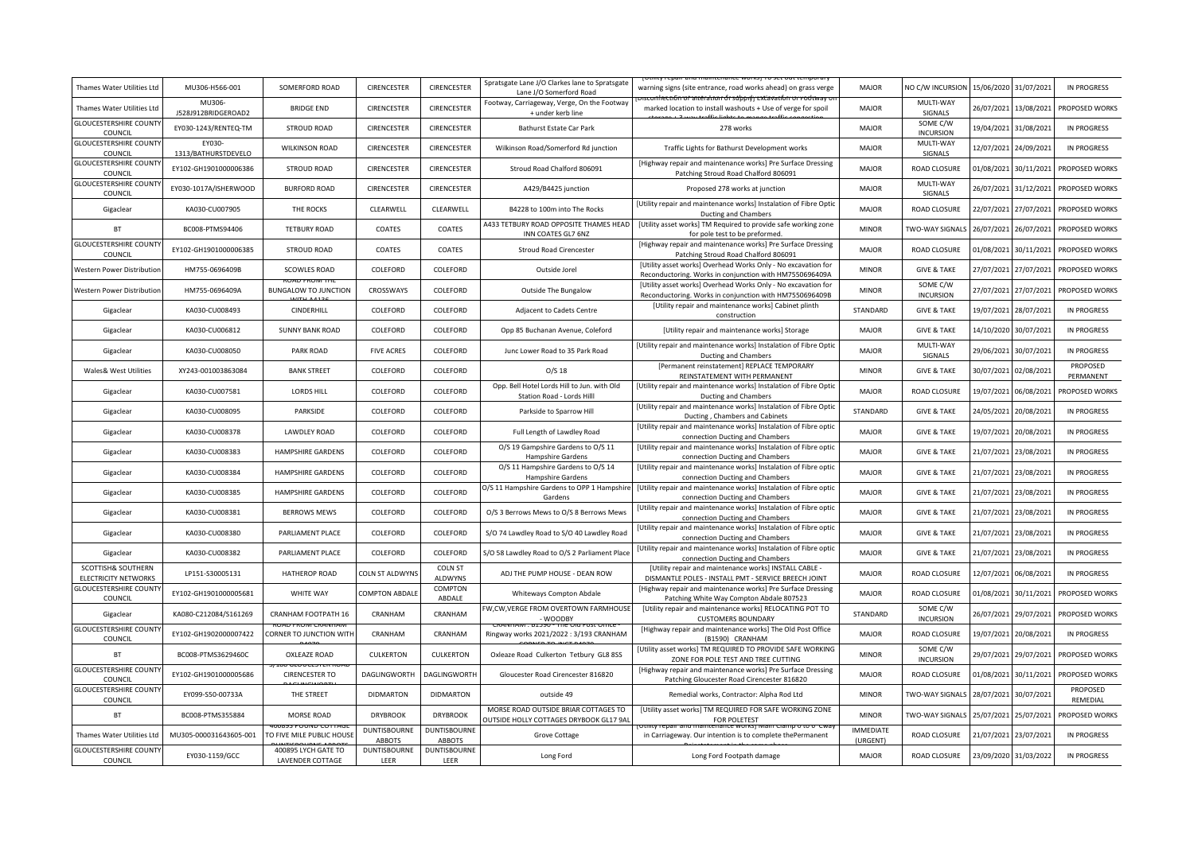| Thames Water Utilities Ltd | MU306-H566-001 | SOMERFORD ROAD | CIRENCESTER | CIRENCESTER | Spratsgate Lane J/O Clarkes lane to Spratsgate Lane J/O Somerford Road | warning signs (site entrance, road works ahead) on grass verge | MAJOR | NO C/W INCURSION | 15/06/2020 | 31/07/2021 | IN PROGRESS |
|---|---|---|---|---|---|---|---|---|---|---|---|
| Thames Water Utilities Ltd | MU306-J528J912BRIDGEROAD2 | BRIDGE END | CIRENCESTER | CIRENCESTER | Footway, Carriageway, Verge, On the Footway + under kerb line | marked location to install washouts + Use of verge for spoil | MAJOR | MULTI-WAY SIGNALS | 26/07/2021 | 13/08/2021 | PROPOSED WORKS |
| GLOUCESTERSHIRE COUNTY COUNCIL | EY030-1243/RENTEQ-TM | STROUD ROAD | CIRENCESTER | CIRENCESTER | Bathurst Estate Car Park | 278 works | MAJOR | SOME C/W INCURSION | 19/04/2021 | 31/08/2021 | IN PROGRESS |
| GLOUCESTERSHIRE COUNTY COUNCIL | EY030-1313/BATHURSTDEVELO | WILKINSON ROAD | CIRENCESTER | CIRENCESTER | Wilkinson Road/Somerford Rd junction | Traffic Lights for Bathurst Development works | MAJOR | MULTI-WAY SIGNALS | 12/07/2021 | 24/09/2021 | IN PROGRESS |
| GLOUCESTERSHIRE COUNTY COUNCIL | EY102-GH1901000006386 | STROUD ROAD | CIRENCESTER | CIRENCESTER | Stroud Road Chalford 806091 | [Highway repair and maintenance works] Pre Surface Dressing Patching Stroud Road Chalford 806091 | MAJOR | ROAD CLOSURE | 01/08/2021 | 30/11/2021 | PROPOSED WORKS |
| GLOUCESTERSHIRE COUNTY COUNCIL | EY030-1017A/ISHERWOOD | BURFORD ROAD | CIRENCESTER | CIRENCESTER | A429/B4425 junction | Proposed 278 works at junction | MAJOR | MULTI-WAY SIGNALS | 26/07/2021 | 31/12/2021 | PROPOSED WORKS |
| Gigaclear | KA030-CU007905 | THE ROCKS | CLEARWELL | CLEARWELL | B4228 to 100m into The Rocks | [Utility repair and maintenance works] Instalation of Fibre Optic Ducting and Chambers | MAJOR | ROAD CLOSURE | 22/07/2021 | 27/07/2021 | PROPOSED WORKS |
| BT | BC008-PTMS94406 | TETBURY ROAD | COATES | COATES | A433 TETBURY ROAD OPPOSITE THAMES HEAD INN COATES GL7 6NZ | [Utility asset works] TM Required to provide safe working zone for pole test to be preformed. | MINOR | TWO-WAY SIGNALS | 26/07/2021 | 26/07/2021 | PROPOSED WORKS |
| GLOUCESTERSHIRE COUNTY COUNCIL | EY102-GH1901000006385 | STROUD ROAD | COATES | COATES | Stroud Road Cirencester | [Highway repair and maintenance works] Pre Surface Dressing Patching Stroud Road Chalford 806091 | MAJOR | ROAD CLOSURE | 01/08/2021 | 30/11/2021 | PROPOSED WORKS |
| Western Power Distribution | HM755-0696409B | SCOWLES ROAD | COLEFORD | COLEFORD | Outside Jorel | [Utility asset works] Overhead Works Only - No excavation for Reconductoring. Works in conjunction with HM7550696409A | MINOR | GIVE & TAKE | 27/07/2021 | 27/07/2021 | PROPOSED WORKS |
| Western Power Distribution | HM755-0696409A | ROAD FROM THE BUNGALOW TO JUNCTION WITH A4136 | CROSSWAYS | COLEFORD | Outside The Bungalow | [Utility asset works] Overhead Works Only - No excavation for Reconductoring. Works in conjunction with HM7550696409B | MINOR | SOME C/W INCURSION | 27/07/2021 | 27/07/2021 | PROPOSED WORKS |
| Gigaclear | KA030-CU008493 | CINDERHILL | COLEFORD | COLEFORD | Adjacent to Cadets Centre | [Utility repair and maintenance works] Cabinet plinth construction | STANDARD | GIVE & TAKE | 19/07/2021 | 28/07/2021 | IN PROGRESS |
| Gigaclear | KA030-CU006812 | SUNNY BANK ROAD | COLEFORD | COLEFORD | Opp 85 Buchanan Avenue, Coleford | [Utility repair and maintenance works] Storage | MAJOR | GIVE & TAKE | 14/10/2020 | 30/07/2021 | IN PROGRESS |
| Gigaclear | KA030-CU008050 | PARK ROAD | FIVE ACRES | COLEFORD | Junc Lower Road to 35 Park Road | [Utility repair and maintenance works] Instalation of Fibre Optic Ducting and Chambers | MAJOR | MULTI-WAY SIGNALS | 29/06/2021 | 30/07/2021 | IN PROGRESS |
| Wales& West Utilities | XY243-001003863084 | BANK STREET | COLEFORD | COLEFORD | O/S 18 | [Permanent reinstatement] REPLACE TEMPORARY REINSTATEMENT WITH PERMANENT | MINOR | GIVE & TAKE | 30/07/2021 | 02/08/2021 | PROPOSED PERMANENT |
| Gigaclear | KA030-CU007581 | LORDS HILL | COLEFORD | COLEFORD | Opp. Bell Hotel Lords Hill to Jun. with Old Station Road - Lords Hilll | [Utility repair and maintenance works] Instalation of Fibre Optic Ducting and Chambers | MAJOR | ROAD CLOSURE | 19/07/2021 | 06/08/2021 | PROPOSED WORKS |
| Gigaclear | KA030-CU008095 | PARKSIDE | COLEFORD | COLEFORD | Parkside to Sparrow Hill | [Utility repair and maintenance works] Instalation of Fibre Optic Ducting , Chambers and Cabinets | STANDARD | GIVE & TAKE | 24/05/2021 | 20/08/2021 | IN PROGRESS |
| Gigaclear | KA030-CU008378 | LAWDLEY ROAD | COLEFORD | COLEFORD | Full Length of Lawdley Road | [Utility repair and maintenance works] Instalation of Fibre optic connection Ducting and Chambers | MAJOR | GIVE & TAKE | 19/07/2021 | 20/08/2021 | IN PROGRESS |
| Gigaclear | KA030-CU008383 | HAMPSHIRE GARDENS | COLEFORD | COLEFORD | O/S 19 Gampshire Gardens to O/S 11 Hampshire Gardens | [Utility repair and maintenance works] Instalation of Fibre optic connection Ducting and Chambers | MAJOR | GIVE & TAKE | 21/07/2021 | 23/08/2021 | IN PROGRESS |
| Gigaclear | KA030-CU008384 | HAMPSHIRE GARDENS | COLEFORD | COLEFORD | O/S 11 Hampshire Gardens to O/S 14 Hampshire Gardens | [Utility repair and maintenance works] Instalation of Fibre optic connection Ducting and Chambers | MAJOR | GIVE & TAKE | 21/07/2021 | 23/08/2021 | IN PROGRESS |
| Gigaclear | KA030-CU008385 | HAMPSHIRE GARDENS | COLEFORD | COLEFORD | O/S 11 Hampshire Gardens to OPP 1 Hampshire Gardens | [Utility repair and maintenance works] Instalation of Fibre optic connection Ducting and Chambers | MAJOR | GIVE & TAKE | 21/07/2021 | 23/08/2021 | IN PROGRESS |
| Gigaclear | KA030-CU008381 | BERROWS MEWS | COLEFORD | COLEFORD | O/S 3 Berrows Mews to O/S 8 Berrows Mews | [Utility repair and maintenance works] Instalation of Fibre optic connection Ducting and Chambers | MAJOR | GIVE & TAKE | 21/07/2021 | 23/08/2021 | IN PROGRESS |
| Gigaclear | KA030-CU008380 | PARLIAMENT PLACE | COLEFORD | COLEFORD | S/O 74 Lawdley Road to S/O 40 Lawdley Road | [Utility repair and maintenance works] Instalation of Fibre optic connection Ducting and Chambers | MAJOR | GIVE & TAKE | 21/07/2021 | 23/08/2021 | IN PROGRESS |
| Gigaclear | KA030-CU008382 | PARLIAMENT PLACE | COLEFORD | COLEFORD | S/O 58 Lawdley Road to O/S 2 Parliament Place | [Utility repair and maintenance works] Instalation of Fibre optic connection Ducting and Chambers | MAJOR | GIVE & TAKE | 21/07/2021 | 23/08/2021 | IN PROGRESS |
| SCOTTISH& SOUTHERN ELECTRICITY NETWORKS | LP151-S30005131 | HATHEROP ROAD | COLN ST ALDWYNS | COLN ST ALDWYNS | ADJ THE PUMP HOUSE - DEAN ROW | [Utility repair and maintenance works] INSTALL CABLE - DISMANTLE POLES - INSTALL PMT - SERVICE BREECH JOINT | MAJOR | ROAD CLOSURE | 12/07/2021 | 06/08/2021 | IN PROGRESS |
| GLOUCESTERSHIRE COUNTY COUNCIL | EY102-GH1901000005681 | WHITE WAY | COMPTON ABDALE | COMPTON ABDALE | Whiteways Compton Abdale | [Highway repair and maintenance works] Pre Surface Dressing Patching White Way Compton Abdale 807523 | MAJOR | ROAD CLOSURE | 01/08/2021 | 30/11/2021 | PROPOSED WORKS |
| Gigaclear | KA080-C212084/S161269 | CRANHAM FOOTPATH 16 | CRANHAM | CRANHAM | FW,CW,VERGE FROM OVERTOWN FARMHOUSE - WOODBY | [Utility repair and maintenance works] RELOCATING POT TO CUSTOMERS BOUNDARY | STANDARD | SOME C/W INCURSION | 26/07/2021 | 29/07/2021 | PROPOSED WORKS |
| GLOUCESTERSHIRE COUNTY COUNCIL | EY102-GH1902000007422 | ROAD FROM CRANHAM CORNER TO JUNCTION WITH B4070 | CRANHAM | CRANHAM | CRANHAM : B1590 - The Old Post Office - Ringway works 2021/2022 : 3/193 CRANHAM CORNER TO JNCT B4070 | [Highway repair and maintenance works] The Old Post Office (B1590) CRANHAM | MAJOR | ROAD CLOSURE | 19/07/2021 | 20/08/2021 | IN PROGRESS |
| BT | BC008-PTMS3629460C | OXLEAZE ROAD | CULKERTON | CULKERTON | Oxleaze Road Culkerton Tetbury GL8 8SS | [Utility asset works] TM REQUIRED TO PROVIDE SAFE WORKING ZONE FOR POLE TEST AND TREE CUTTING | MINOR | SOME C/W INCURSION | 29/07/2021 | 29/07/2021 | PROPOSED WORKS |
| GLOUCESTERSHIRE COUNTY COUNCIL | EY102-GH1901000005686 | S/100 GLOUCESTER ROAD CIRENCESTER TO DAGLINGWORTH | DAGLINGWORTH | DAGLINGWORTH | Gloucester Road Cirencester 816820 | [Highway repair and maintenance works] Pre Surface Dressing Patching Gloucester Road Cirencester 816820 | MAJOR | ROAD CLOSURE | 01/08/2021 | 30/11/2021 | PROPOSED WORKS |
| GLOUCESTERSHIRE COUNTY COUNCIL | EY099-S50-00733A | THE STREET | DIDMARTON | DIDMARTON | outside 49 | Remedial works, Contractor: Alpha Rod Ltd | MINOR | TWO-WAY SIGNALS | 28/07/2021 | 30/07/2021 | PROPOSED REMEDIAL |
| BT | BC008-PTMS355884 | MORSE ROAD | DRYBROOK | DRYBROOK | MORSE ROAD OUTSIDE BRIAR COTTAGES TO OUTSIDE HOLLY COTTAGES DRYBOOK GL17 9AL | [Utility asset works] TM REQUIRED FOR SAFE WORKING ZONE FOR POLETEST | MINOR | TWO-WAY SIGNALS | 25/07/2021 | 25/07/2021 | PROPOSED WORKS |
| Thames Water Utilities Ltd | MU305-000031643605-001 | 400893 POUND COTTAGE TO FIVE MILE PUBLIC HOUSE DUNTISBOURNE ABBOTS | DUNTISBOURNE ABBOTS | DUNTISBOURNE ABBOTS | Grove Cottage | [Utility repair and maintenance works] Main Clamp 0 to 6" Cway in Carriageway. Our intention is to complete thePermanent | IMMEDIATE (URGENT) | ROAD CLOSURE | 21/07/2021 | 23/07/2021 | IN PROGRESS |
| GLOUCESTERSHIRE COUNTY COUNCIL | EY030-1159/GCC | 400895 LYCH GATE TO LAVENDER COTTAGE | DUNTISBOURNE LEER | DUNTISBOURNE LEER | Long Ford | Long Ford Footpath damage | MAJOR | ROAD CLOSURE | 23/09/2020 | 31/03/2022 | IN PROGRESS |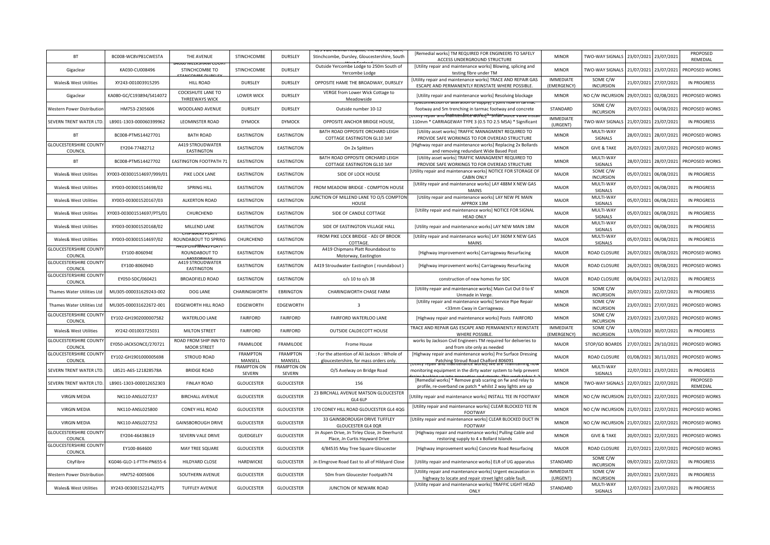| BT | BC008-WC8VP81CWESTA | THE AVENUE | STINCHCOMBE | DURSLEY | O/S Vale Animal Hospital, The Avenue, Cam, Stinchcombe, Dursley, Gloucestershire, South West England | [Remedial works] TM REQUIRED FOR ENGINEERS TO SAFELY ACCESS UNDERGROUND STRUCTURE | MINOR | TWO-WAY SIGNALS | 23/07/2021 | 23/07/2021 | PROPOSED REMEDIAL |
|---|---|---|---|---|---|---|---|---|---|---|---|
| Gigaclear | KA030-CU008496 | B4060 MILKSHAM COURT STINCHCOMBE TO STANCOMBE DURSLEY | STINCHCOMBE | DURSLEY | Outside Yercombe Lodge to 250m South of Yercombe Lodge | [Utility repair and maintenance works] Blowing, splicing and testing fibre under TM | MINOR | TWO-WAY SIGNALS | 21/07/2021 | 23/07/2021 | PROPOSED WORKS |
| Wales& West Utilities | XY243-001003915295 | HILL ROAD | DURSLEY | DURSLEY | OPPOSITE HAME THE BROADWAY, DURSLEY | [Utility repair and maintenance works] TRACE AND REPAIR GAS ESCAPE AND PERMANENTLY REINSTATE WHERE POSSIBLE. | IMMEDIATE (EMERGENCY) | SOME C/W INCURSION | 21/07/2021 | 27/07/2021 | IN PROGRESS |
| Gigaclear | KA080-GC/C193894/S414072 | COCKSHUTE LANE TO THREEWAYS WICK | LOWER WICK | DURSLEY | VERGE from Lower Wick Cottage to Meadowside | [Utility repair and maintenance works] Resolving blockage | MINOR | NO C/W INCURSION | 29/07/2021 | 02/08/2021 | PROPOSED WORKS |
| Western Power Distribution | HM753-2305606 | WOODLAND AVENUE | DURSLEY | DURSLEY | Outside number 10-12 | [Disconnection or alteration of supply] 1 joint hole in tarmac footway and 5m trenching in tarmac footway and concrete | STANDARD | SOME C/W INCURSION | 29/07/2021 | 04/08/2021 | PROPOSED WORKS |
| SEVERN TRENT WATER LTD. | LB901-1303-000060399962 | LEOMINSTER ROAD | DYMOCK | DYMOCK | OPPOSITE ANCHOR BRIDGE HOUSE, | [Utility repair and maintenance works] * Small Sluice Valve Install 110mm * CARRIAGEWAY TYPE 3 (0.5 TO 2.5 MSA) * Significant | IMMEDIATE (URGENT) | TWO-WAY SIGNALS | 21/07/2021 | 23/07/2021 | IN PROGRESS |
| BT | BC008-PTMS14427701 | BATH ROAD | EASTINGTON | EASTINGTON | BATH ROAD OPPOSITE ORCHARD LEIGH COTTAGE EASTINGTON GL10 3AY | [Utility asset works] TRAFFIC MANAGMENT REQUIRED TO PROVIDE SAFE WORKINGS TO FOR OVEREAD STRUCTURE | MINOR | MULTI-WAY SIGNALS | 28/07/2021 | 28/07/2021 | PROPOSED WORKS |
| GLOUCESTERSHIRE COUNTY COUNCIL | EY204-77482712 | A419 STROUDWATER EASTINGTON | EASTINGTON | EASTINGTON | On 2x Splitters | [Highway repair and maintenance works] Replacing 2x Bollards and removing redundant Wide Based Post | MINOR | GIVE & TAKE | 26/07/2021 | 28/07/2021 | PROPOSED WORKS |
| BT | BC008-PTMS14427702 | EASTINGTON FOOTPATH 71 | EASTINGTON | EASTINGTON | BATH ROAD OPPOSITE ORCHARD LEIGH COTTAGE EASTINGTON GL10 3AY | [Utility asset works] TRAFFIC MANAGMENT REQUIRED TO PROVIDE SAFE WORKINGS TO FOR OVEREAD STRUCTURE | MINOR | MULTI-WAY SIGNALS | 28/07/2021 | 28/07/2021 | PROPOSED WORKS |
| Wales& West Utilities | XY003-003001514697/999/01 | PIKE LOCK LANE | EASTINGTON | EASTINGTON | SIDE OF LOCK HOUSE | [Utility repair and maintenance works] NOTICE FOR STORAGE OF CABIN ONLY | MAJOR | SOME C/W INCURSION | 05/07/2021 | 06/08/2021 | IN PROGRESS |
| Wales& West Utilities | XY003-003001514698/02 | SPRING HILL | EASTINGTON | EASTINGTON | FROM MEADOW BRIDGE - COMPTON HOUSE | [Utility repair and maintenance works] LAY 488M X NEW GAS MAINS | MAJOR | MULTI-WAY SIGNALS | 05/07/2021 | 06/08/2021 | IN PROGRESS |
| Wales& West Utilities | XY003-003001520167/03 | ALKERTON ROAD | EASTINGTON | EASTINGTON | JUNCTION OF MILLEND LANE TO O/S COMPTON HOUSE | [Utility repair and maintenance works] LAY NEW PE MAIN APPROX 13M | MAJOR | MULTI-WAY SIGNALS | 05/07/2021 | 06/08/2021 | IN PROGRESS |
| Wales& West Utilities | XY003-003001514697/PTS/01 | CHURCHEND | EASTINGTON | EASTINGTON | SIDE OF CANDLE COTTAGE | [Utility repair and maintenance works] NOTICE FOR SIGNAL HEAD ONLY | MAJOR | MULTI-WAY SIGNALS | 05/07/2021 | 06/08/2021 | IN PROGRESS |
| Wales& West Utilities | XY003-003001520168/02 | MILLEND LANE | EASTINGTON | EASTINGTON | SIDE OF EASTINGTON VILLAGE HALL | [Utility repair and maintenance works] LAY NEW MAIN 18M | MAJOR | MULTI-WAY SIGNALS | 05/07/2021 | 06/08/2021 | IN PROGRESS |
| Wales& West Utilities | XY003-003001514697/02 | CHIPMANS PLATT ROUNDABOUT TO SPRING | CHURCHEND | EASTINGTON | FROM PIKE LOCK BRIDGE - ADJ OF BROOK COTTAGE. | [Utility repair and maintenance works] LAY 360M X NEW GAS MAINS | MAJOR | MULTI-WAY SIGNALS | 05/07/2021 | 06/08/2021 | IN PROGRESS |
| GLOUCESTERSHIRE COUNTY COUNCIL | EY100-806094E | A419 CHIPMANS PLATT ROUNDABOUT TO MOTORWAY | EASTINGTON | EASTINGTON | A419 Chipmans Platt Roundabout to Motorway, Eastington | [Highway improvement works] Carriageway Resurfacing | MAJOR | ROAD CLOSURE | 26/07/2021 | 09/08/2021 | PROPOSED WORKS |
| GLOUCESTERSHIRE COUNTY COUNCIL | EY100-806094D | A419 STROUDWATER EASTINGTON | EASTINGTON | EASTINGTON | A419 Stroudwater Eastington ( roundabout ) | [Highway improvement works] Carriageway Resurfacing | MAJOR | ROAD CLOSURE | 26/07/2021 | 09/08/2021 | PROPOSED WORKS |
| GLOUCESTERSHIRE COUNTY COUNCIL | EY050-SDC/060421 | BROADFIELD ROAD | EASTINGTON | EASTINGTON | o/s 10 to o/s 38 | construction of new homes for SDC | MAJOR | ROAD CLOSURE | 06/04/2021 | 24/12/2021 | IN PROGRESS |
| Thames Water Utilities Ltd | MU305-000031629243-002 | DOG LANE | CHARINGWORTH | EBRINGTON | CHARINGWORTH CHASE FARM | [Utility repair and maintenance works] Main Cut Out 0 to 6' Unmade in Verge. | MINOR | SOME C/W INCURSION | 20/07/2021 | 22/07/2021 | IN PROGRESS |
| Thames Water Utilities Ltd | MU305-000031622672-001 | EDGEWORTH HILL ROAD | EDGEWORTH | EDGEWORTH | 3 | [Utility repair and maintenance works] Service Pipe Repair <33mm Cway in Carriageway. | MINOR | SOME C/W INCURSION | 23/07/2021 | 27/07/2021 | PROPOSED WORKS |
| GLOUCESTERSHIRE COUNTY COUNCIL | EY102-GH1902000007582 | WATERLOO LANE | FAIRFORD | FAIRFORD | FAIRFORD WATERLOO LANE | [Highway repair and maintenance works] Posts FAIRFORD | MINOR | SOME C/W INCURSION | 23/07/2021 | 23/07/2021 | PROPOSED WORKS |
| Wales& West Utilities | XY242-001003725031 | MILTON STREET | FAIRFORD | FAIRFORD | OUTSIDE CALDECOTT HOUSE | TRACE AND REPAIR GAS ESCAPE AND PERMANENTLY REINSTATE WHERE POSSIBLE. | IMMEDIATE (EMERGENCY) | SOME C/W INCURSION | 13/09/2020 | 30/07/2021 | IN PROGRESS |
| GLOUCESTERSHIRE COUNTY COUNCIL | EY050-JACKSONCE/270721 | ROAD FROM SHIP INN TO MOOR STREET | FRAMILODE | FRAMILODE | Frome House | works by Jackson Civil Engineers TM required for deliveries to and from site only as needed | MAJOR | STOP/GO BOARDS | 27/07/2021 | 29/10/2021 | PROPOSED WORKS |
| GLOUCESTERSHIRE COUNTY COUNCIL | EY102-GH1901000005698 | STROUD ROAD | FRAMPTON MANSELL | FRAMPTON MANSELL | : For the attention of Ali Jackson : Whole of gloucestershire, for mass orders only. | [Highway repair and maintenance works] Pre Surface Dressing Patching Stroud Road Chalford 806091 | MAJOR | ROAD CLOSURE | 01/08/2021 | 30/11/2021 | PROPOSED WORKS |
| SEVERN TRENT WATER LTD. | LB521-A6S-121828578A | BRIDGE ROAD | FRAMPTON ON SEVERN | FRAMPTON ON SEVERN | O/S Avelway on Bridge Road | [Utility repair and maintenance works] We are maintaining flow monitoring equipment in the dirty water system to help prevent drains backing up into properties and streets. This work takes 1-2 | MINOR | MULTI-WAY SIGNALS | 22/07/2021 | 23/07/2021 | IN PROGRESS |
| SEVERN TRENT WATER LTD. | LB901-1303-000012652303 | FINLAY ROAD | GLOUCESTER | GLOUCESTER | 156 | [Remedial works] * Remove grab scaring on fw and relay to profile, re-overband cw patch * whilst 2 way lights are up | MINOR | TWO-WAY SIGNALS | 22/07/2021 | 22/07/2021 | PROPOSED REMEDIAL |
| VIRGIN MEDIA | NK110-ANSL027237 | BIRCHALL AVENUE | GLOUCESTER | GLOUCESTER | 23 BIRCHALL AVENUE MATSON GLOUCESTER GL4 6LP | [Utility repair and maintenance works] INSTALL TEE IN FOOTWAY | MINOR | NO C/W INCURSION | 21/07/2021 | 22/07/2021 | PROPOSED WORKS |
| VIRGIN MEDIA | NK110-ANSL025800 | CONEY HILL ROAD | GLOUCESTER | GLOUCESTER | 170 CONEY HILL ROAD GLOUCESTER GL4 4QG | [Utility repair and maintenance works] CLEAR BLOCKED TEE IN FOOTWAY | MINOR | NO C/W INCURSION | 21/07/2021 | 22/07/2021 | PROPOSED WORKS |
| VIRGIN MEDIA | NK110-ANSL027252 | GAINSBOROUGH DRIVE | GLOUCESTER | GLOUCESTER | 33 GAINSBOROUGH DRIVE TUFFLEY GLOUCESTER GL4 0QR | [Utility repair and maintenance works] CLEAR BLOCKED DUCT IN FOOTWAY | MINOR | NO C/W INCURSION | 21/07/2021 | 22/07/2021 | PROPOSED WORKS |
| GLOUCESTERSHIRE COUNTY COUNCIL | EY204-46438619 | SEVERN VALE DRIVE | QUEDGELEY | GLOUCESTER | Jn Aspen Drive, Jn Tirley Close, Jn Deerhurst Place, Jn Curtis Hayward Drive | [Highway repair and maintenance works] Pulling Cable and restoring supply to 4 x Bollard Islands | MINOR | GIVE & TAKE | 20/07/2021 | 22/07/2021 | PROPOSED WORKS |
| GLOUCESTERSHIRE COUNTY COUNCIL | EY100-864600 | MAY TREE SQUARE | GLOUCESTER | GLOUCESTER | 4/84535 May Tree Square Gloucester | [Highway improvement works] Concrete Road Resurfacing | MAJOR | ROAD CLOSURE | 21/07/2021 | 22/07/2021 | PROPOSED WORKS |
| CityFibre | KG046-GLO-1-FTTH-PN655-6 | HILDYARD CLOSE | HARDWICKE | GLOUCESTER | Jn Elmgrove Road East to all of Hildyard Close | [Utility repair and maintenance works] ELR of UG apparatus | STANDARD | SOME C/W INCURSION | 09/07/2021 | 22/07/2021 | IN PROGRESS |
| Western Power Distribution | HM752-6005606 | SOUTHERN AVENUE | GLOUCESTER | GLOUCESTER | 50m from Gloucester Footpath74 | [Utility repair and maintenance works] Urgent excavation in highway to locate and repair street light cable fault. | IMMEDIATE (URGENT) | SOME C/W INCURSION | 20/07/2021 | 23/07/2021 | IN PROGRESS |
| Wales& West Utilities | XY243-003001522142/PTS | TUFFLEY AVENUE | GLOUCESTER | GLOUCESTER | JUNCTION OF NEWARK ROAD | [Utility repair and maintenance works] TRAFFIC LIGHT HEAD ONLY | STANDARD | MULTI-WAY SIGNALS | 12/07/2021 | 23/07/2021 | IN PROGRESS |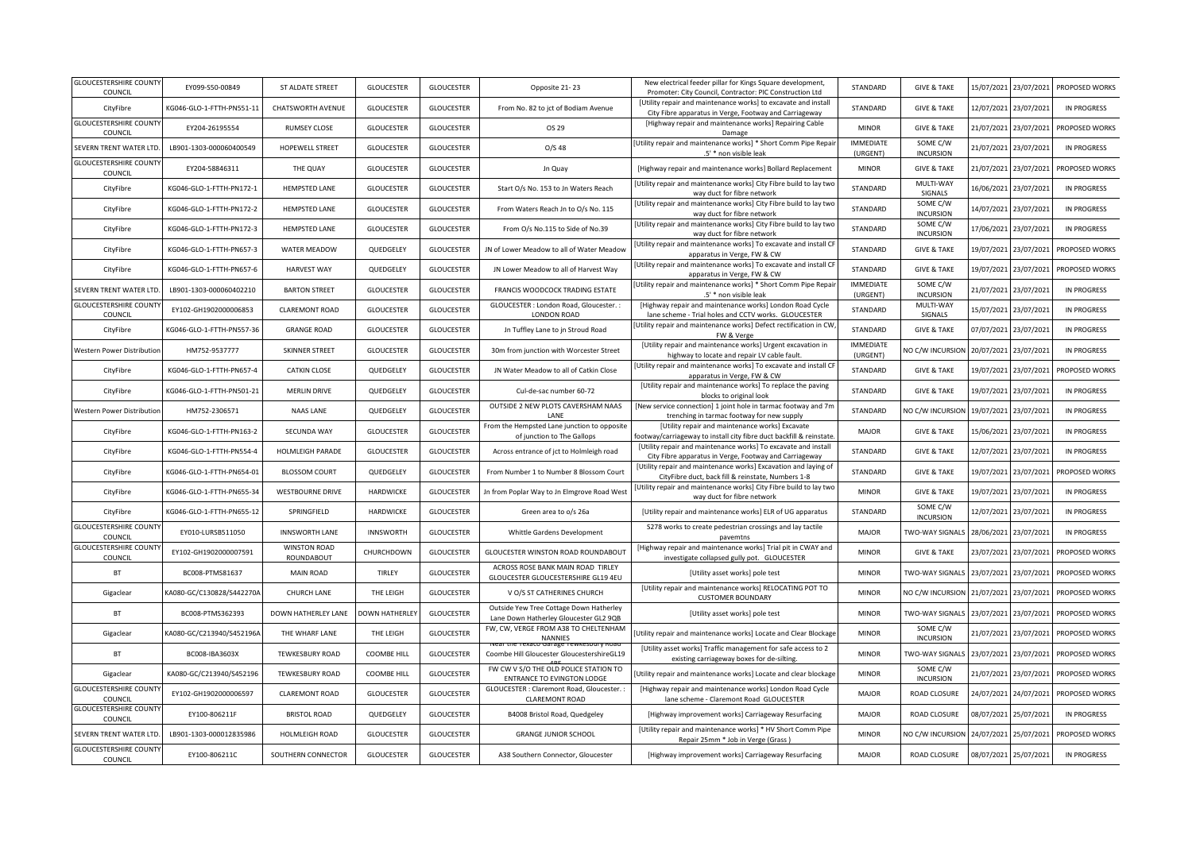| GLOUCESTERSHIRE COUNTY COUNCIL | EY099-S50-00849 | ST ALDATE STREET | GLOUCESTER | GLOUCESTER | Opposite 21- 23 | New electrical feeder pillar for Kings Square development, Promoter: City Council, Contractor: PIC Construction Ltd | STANDARD | GIVE & TAKE | 15/07/2021 | 23/07/2021 | PROPOSED WORKS |
|---|---|---|---|---|---|---|---|---|---|---|---|
| CityFibre | KG046-GLO-1-FTTH-PN551-11 | CHATSWORTH AVENUE | GLOUCESTER | GLOUCESTER | From No. 82 to jct of Bodiam Avenue | [Utility repair and maintenance works] to excavate and install City Fibre apparatus in Verge, Footway and Carriageway | STANDARD | GIVE & TAKE | 12/07/2021 | 23/07/2021 | IN PROGRESS |
| GLOUCESTERSHIRE COUNTY COUNCIL | EY204-26195554 | RUMSEY CLOSE | GLOUCESTER | GLOUCESTER | OS 29 | [Highway repair and maintenance works] Repairing Cable Damage | MINOR | GIVE & TAKE | 21/07/2021 | 23/07/2021 | PROPOSED WORKS |
| SEVERN TRENT WATER LTD. | LB901-1303-000060400549 | HOPEWELL STREET | GLOUCESTER | GLOUCESTER | O/S 48 | [Utility repair and maintenance works] * Short Comm Pipe Repair .5' * non visible leak | IMMEDIATE (URGENT) | SOME C/W INCURSION | 21/07/2021 | 23/07/2021 | IN PROGRESS |
| GLOUCESTERSHIRE COUNTY COUNCIL | EY204-58846311 | THE QUAY | GLOUCESTER | GLOUCESTER | Jn Quay | [Highway repair and maintenance works] Bollard Replacement | MINOR | GIVE & TAKE | 21/07/2021 | 23/07/2021 | PROPOSED WORKS |
| CityFibre | KG046-GLO-1-FTTH-PN172-1 | HEMPSTED LANE | GLOUCESTER | GLOUCESTER | Start O/s No. 153 to Jn Waters Reach | [Utility repair and maintenance works] City Fibre build to lay two way duct for fibre network | STANDARD | MULTI-WAY SIGNALS | 16/06/2021 | 23/07/2021 | IN PROGRESS |
| CityFibre | KG046-GLO-1-FTTH-PN172-2 | HEMPSTED LANE | GLOUCESTER | GLOUCESTER | From Waters Reach Jn to O/s No. 115 | [Utility repair and maintenance works] City Fibre build to lay two way duct for fibre network | STANDARD | SOME C/W INCURSION | 14/07/2021 | 23/07/2021 | IN PROGRESS |
| CityFibre | KG046-GLO-1-FTTH-PN172-3 | HEMPSTED LANE | GLOUCESTER | GLOUCESTER | From O/s No.115 to Side of No.39 | [Utility repair and maintenance works] City Fibre build to lay two way duct for fibre network | STANDARD | SOME C/W INCURSION | 17/06/2021 | 23/07/2021 | IN PROGRESS |
| CityFibre | KG046-GLO-1-FTTH-PN657-3 | WATER MEADOW | QUEDGELEY | GLOUCESTER | JN of Lower Meadow to all of Water Meadow | [Utility repair and maintenance works] To excavate and install CF apparatus in Verge, FW & CW | STANDARD | GIVE & TAKE | 19/07/2021 | 23/07/2021 | PROPOSED WORKS |
| CityFibre | KG046-GLO-1-FTTH-PN657-6 | HARVEST WAY | QUEDGELEY | GLOUCESTER | JN Lower Meadow to all of Harvest Way | [Utility repair and maintenance works] To excavate and install CF apparatus in Verge, FW & CW | STANDARD | GIVE & TAKE | 19/07/2021 | 23/07/2021 | PROPOSED WORKS |
| SEVERN TRENT WATER LTD. | LB901-1303-000060402210 | BARTON STREET | GLOUCESTER | GLOUCESTER | FRANCIS WOODCOCK TRADING ESTATE | [Utility repair and maintenance works] * Short Comm Pipe Repair .5' * non visible leak | IMMEDIATE (URGENT) | SOME C/W INCURSION | 21/07/2021 | 23/07/2021 | IN PROGRESS |
| GLOUCESTERSHIRE COUNTY COUNCIL | EY102-GH1902000006853 | CLAREMONT ROAD | GLOUCESTER | GLOUCESTER | GLOUCESTER : London Road, Gloucester. : LONDON ROAD | [Highway repair and maintenance works] London Road Cycle lane scheme - Trial holes and CCTV works. GLOUCESTER | STANDARD | MULTI-WAY SIGNALS | 15/07/2021 | 23/07/2021 | IN PROGRESS |
| CityFibre | KG046-GLO-1-FTTH-PN557-36 | GRANGE ROAD | GLOUCESTER | GLOUCESTER | Jn Tuffley Lane to jn Stroud Road | [Utility repair and maintenance works] Defect rectification in CW, FW & Verge | STANDARD | GIVE & TAKE | 07/07/2021 | 23/07/2021 | IN PROGRESS |
| Western Power Distribution | HM752-9537777 | SKINNER STREET | GLOUCESTER | GLOUCESTER | 30m from junction with Worcester Street | [Utility repair and maintenance works] Urgent excavation in highway to locate and repair LV cable fault. | IMMEDIATE (URGENT) | NO C/W INCURSION | 20/07/2021 | 23/07/2021 | IN PROGRESS |
| CityFibre | KG046-GLO-1-FTTH-PN657-4 | CATKIN CLOSE | QUEDGELEY | GLOUCESTER | JN Water Meadow to all of Catkin Close | [Utility repair and maintenance works] To excavate and install CF apparatus in Verge, FW & CW | STANDARD | GIVE & TAKE | 19/07/2021 | 23/07/2021 | PROPOSED WORKS |
| CityFibre | KG046-GLO-1-FTTH-PN501-21 | MERLIN DRIVE | QUEDGELEY | GLOUCESTER | Cul-de-sac number 60-72 | [Utility repair and maintenance works] To replace the paving blocks to original look | STANDARD | GIVE & TAKE | 19/07/2021 | 23/07/2021 | IN PROGRESS |
| Western Power Distribution | HM752-2306571 | NAAS LANE | QUEDGELEY | GLOUCESTER | OUTSIDE 2 NEW PLOTS CAVERSHAM NAAS LANE | [New service connection] 1 joint hole in tarmac footway and 7m trenching in tarmac footway for new supply | STANDARD | NO C/W INCURSION | 19/07/2021 | 23/07/2021 | IN PROGRESS |
| CityFibre | KG046-GLO-1-FTTH-PN163-2 | SECUNDA WAY | GLOUCESTER | GLOUCESTER | From the Hempsted Lane junction to opposite of junction to The Gallops | [Utility repair and maintenance works] Excavate footway/carriageway to install city fibre duct backfill & reinstate. | MAJOR | GIVE & TAKE | 15/06/2021 | 23/07/2021 | IN PROGRESS |
| CityFibre | KG046-GLO-1-FTTH-PN554-4 | HOLMLEIGH PARADE | GLOUCESTER | GLOUCESTER | Across entrance of jct to Holmleigh road | [Utility repair and maintenance works] To excavate and install City Fibre apparatus in Verge, Footway and Carriageway | STANDARD | GIVE & TAKE | 12/07/2021 | 23/07/2021 | IN PROGRESS |
| CityFibre | KG046-GLO-1-FTTH-PN654-01 | BLOSSOM COURT | QUEDGELEY | GLOUCESTER | From Number 1 to Number 8 Blossom Court | [Utility repair and maintenance works] Excavation and laying of CityFibre duct, back fill & reinstate, Numbers 1-8 | STANDARD | GIVE & TAKE | 19/07/2021 | 23/07/2021 | PROPOSED WORKS |
| CityFibre | KG046-GLO-1-FTTH-PN655-34 | WESTBOURNE DRIVE | HARDWICKE | GLOUCESTER | Jn from Poplar Way to Jn Elmgrove Road West | [Utility repair and maintenance works] City Fibre build to lay two way duct for fibre network | MINOR | GIVE & TAKE | 19/07/2021 | 23/07/2021 | IN PROGRESS |
| CityFibre | KG046-GLO-1-FTTH-PN655-12 | SPRINGFIELD | HARDWICKE | GLOUCESTER | Green area to o/s 26a | [Utility repair and maintenance works] ELR of UG apparatus | STANDARD | SOME C/W INCURSION | 12/07/2021 | 23/07/2021 | IN PROGRESS |
| GLOUCESTERSHIRE COUNTY COUNCIL | EY010-LURSB511050 | INNSWORTH LANE | INNSWORTH | GLOUCESTER | Whittle Gardens Development | S278 works to create pedestrian crossings and lay tactile pavemtns | MAJOR | TWO-WAY SIGNALS | 28/06/2021 | 23/07/2021 | IN PROGRESS |
| GLOUCESTERSHIRE COUNTY COUNCIL | EY102-GH1902000007591 | WINSTON ROAD ROUNDABOUT | CHURCHDOWN | GLOUCESTER | GLOUCESTER WINSTON ROAD ROUNDABOUT | [Highway repair and maintenance works] Trial pit in CWAY and investigate collapsed gully pot. GLOUCESTER | MINOR | GIVE & TAKE | 23/07/2021 | 23/07/2021 | PROPOSED WORKS |
| BT | BC008-PTMS81637 | MAIN ROAD | TIRLEY | GLOUCESTER | ACROSS ROSE BANK MAIN ROAD TIRLEY GLOUCESTER GLOUCESTERSHIRE GL19 4EU | [Utility asset works] pole test | MINOR | TWO-WAY SIGNALS | 23/07/2021 | 23/07/2021 | PROPOSED WORKS |
| Gigaclear | KA080-GC/C130828/S442270A | CHURCH LANE | THE LEIGH | GLOUCESTER | V O/S ST CATHERINES CHURCH | [Utility repair and maintenance works] RELOCATING POT TO CUSTOMER BOUNDARY | MINOR | NO C/W INCURSION | 21/07/2021 | 23/07/2021 | PROPOSED WORKS |
| BT | BC008-PTMS362393 | DOWN HATHERLEY LANE | DOWN HATHERLEY | GLOUCESTER | Outside Yew Tree Cottage Down Hatherley Lane Down Hatherley Gloucester GL2 9QB | [Utility asset works] pole test | MINOR | TWO-WAY SIGNALS | 23/07/2021 | 23/07/2021 | PROPOSED WORKS |
| Gigaclear | KA080-GC/C213940/S452196A | THE WHARF LANE | THE LEIGH | GLOUCESTER | FW, CW, VERGE FROM A38 TO CHELTENHAM NANNIES | [Utility repair and maintenance works] Locate and Clear Blockage | MINOR | SOME C/W INCURSION | 21/07/2021 | 23/07/2021 | PROPOSED WORKS |
| BT | BC008-IBA3603X | TEWKESBURY ROAD | COOMBE HILL | GLOUCESTER | Near the Texaco Garage Tewkesbury Road Coombe Hill Gloucester GloucestershireGL19 4BS | [Utility asset works] Traffic management for safe access to 2 existing carriageway boxes for de-silting. | MINOR | TWO-WAY SIGNALS | 23/07/2021 | 23/07/2021 | PROPOSED WORKS |
| Gigaclear | KA080-GC/C213940/S452196 | TEWKESBURY ROAD | COOMBE HILL | GLOUCESTER | FW CW V S/O THE OLD POLICE STATION TO ENTRANCE TO EVINGTON LODGE | [Utility repair and maintenance works] Locate and clear blockage | MINOR | SOME C/W INCURSION | 21/07/2021 | 23/07/2021 | PROPOSED WORKS |
| GLOUCESTERSHIRE COUNTY COUNCIL | EY102-GH1902000006597 | CLAREMONT ROAD | GLOUCESTER | GLOUCESTER | GLOUCESTER : Claremont Road, Gloucester. : CLAREMONT ROAD | [Highway repair and maintenance works] London Road Cycle lane scheme - Claremont Road GLOUCESTER | MAJOR | ROAD CLOSURE | 24/07/2021 | 24/07/2021 | PROPOSED WORKS |
| GLOUCESTERSHIRE COUNTY COUNCIL | EY100-806211F | BRISTOL ROAD | QUEDGELEY | GLOUCESTER | B4008 Bristol Road, Quedgeley | [Highway improvement works] Carriageway Resurfacing | MAJOR | ROAD CLOSURE | 08/07/2021 | 25/07/2021 | IN PROGRESS |
| SEVERN TRENT WATER LTD. | LB901-1303-000012835986 | HOLMLEIGH ROAD | GLOUCESTER | GLOUCESTER | GRANGE JUNIOR SCHOOL | [Utility repair and maintenance works] * HV Short Comm Pipe Repair 25mm * Job in Verge (Grass ) | MINOR | NO C/W INCURSION | 24/07/2021 | 25/07/2021 | PROPOSED WORKS |
| GLOUCESTERSHIRE COUNTY COUNCIL | EY100-806211C | SOUTHERN CONNECTOR | GLOUCESTER | GLOUCESTER | A38 Southern Connector, Gloucester | [Highway improvement works] Carriageway Resurfacing | MAJOR | ROAD CLOSURE | 08/07/2021 | 25/07/2021 | IN PROGRESS |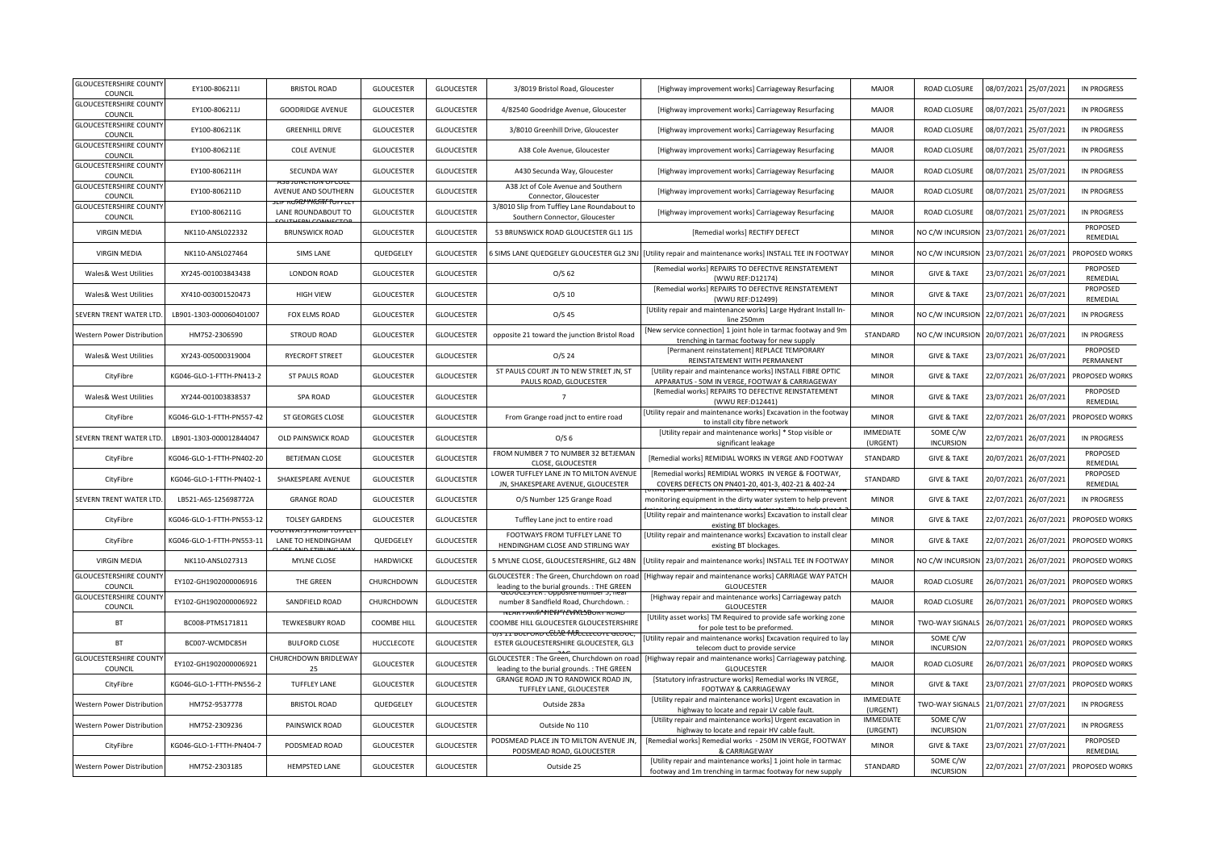| GLOUCESTERSHIRE COUNTY COUNCIL | EY100-806211I | BRISTOL ROAD | GLOUCESTER | GLOUCESTER | 3/8019 Bristol Road, Gloucester | [Highway improvement works] Carriageway Resurfacing | MAJOR | ROAD CLOSURE | 08/07/2021 | 25/07/2021 | IN PROGRESS |
|---|---|---|---|---|---|---|---|---|---|---|---|
| GLOUCESTERSHIRE COUNTY COUNCIL | EY100-806211J | GOODRIDGE AVENUE | GLOUCESTER | GLOUCESTER | 4/82540 Goodridge Avenue, Gloucester | [Highway improvement works] Carriageway Resurfacing | MAJOR | ROAD CLOSURE | 08/07/2021 | 25/07/2021 | IN PROGRESS |
| GLOUCESTERSHIRE COUNTY COUNCIL | EY100-806211K | GREENHILL DRIVE | GLOUCESTER | GLOUCESTER | 3/8010 Greenhill Drive, Gloucester | [Highway improvement works] Carriageway Resurfacing | MAJOR | ROAD CLOSURE | 08/07/2021 | 25/07/2021 | IN PROGRESS |
| GLOUCESTERSHIRE COUNTY COUNCIL | EY100-806211E | COLE AVENUE | GLOUCESTER | GLOUCESTER | A38 Cole Avenue, Gloucester | [Highway improvement works] Carriageway Resurfacing | MAJOR | ROAD CLOSURE | 08/07/2021 | 25/07/2021 | IN PROGRESS |
| GLOUCESTERSHIRE COUNTY COUNCIL | EY100-806211H | SECUNDA WAY | GLOUCESTER | GLOUCESTER | A430 Secunda Way, Gloucester | [Highway improvement works] Carriageway Resurfacing | MAJOR | ROAD CLOSURE | 08/07/2021 | 25/07/2021 | IN PROGRESS |
| GLOUCESTERSHIRE COUNTY COUNCIL | EY100-806211D | A38 JUNCTION OF COLE AVENUE AND SOUTHERN | GLOUCESTER | GLOUCESTER | A38 Jct of Cole Avenue and Southern Connector, Gloucester | [Highway improvement works] Carriageway Resurfacing | MAJOR | ROAD CLOSURE | 08/07/2021 | 25/07/2021 | IN PROGRESS |
| GLOUCESTERSHIRE COUNTY COUNCIL | EY100-806211G | SLIP ROAD FROM TUFFLEY LANE ROUNDABOUT TO SOUTHERN CONNECTOR | GLOUCESTER | GLOUCESTER | 3/8010 Slip from Tuffley Lane Roundabout to Southern Connector, Gloucester | [Highway improvement works] Carriageway Resurfacing | MAJOR | ROAD CLOSURE | 08/07/2021 | 25/07/2021 | IN PROGRESS |
| VIRGIN MEDIA | NK110-ANSL022332 | BRUNSWICK ROAD | GLOUCESTER | GLOUCESTER | 53 BRUNSWICK ROAD GLOUCESTER GL1 1JS | [Remedial works] RECTIFY DEFECT | MINOR | NO C/W INCURSION | 23/07/2021 | 26/07/2021 | PROPOSED REMEDIAL |
| VIRGIN MEDIA | NK110-ANSL027464 | SIMS LANE | QUEDGELEY | GLOUCESTER | 6 SIMS LANE QUEDGELEY GLOUCESTER GL2 3NJ | [Utility repair and maintenance works] INSTALL TEE IN FOOTWAY | MINOR | NO C/W INCURSION | 23/07/2021 | 26/07/2021 | PROPOSED WORKS |
| Wales& West Utilities | XY245-001003843438 | LONDON ROAD | GLOUCESTER | GLOUCESTER | O/S 62 | [Remedial works] REPAIRS TO DEFECTIVE REINSTATEMENT (WWU REF:D12174) | MINOR | GIVE & TAKE | 23/07/2021 | 26/07/2021 | PROPOSED REMEDIAL |
| Wales& West Utilities | XY410-003001520473 | HIGH VIEW | GLOUCESTER | GLOUCESTER | O/S 10 | [Remedial works] REPAIRS TO DEFECTIVE REINSTATEMENT (WWU REF:D12499) | MINOR | GIVE & TAKE | 23/07/2021 | 26/07/2021 | PROPOSED REMEDIAL |
| SEVERN TRENT WATER LTD. | LB901-1303-000060401007 | FOX ELMS ROAD | GLOUCESTER | GLOUCESTER | O/S 45 | [Utility repair and maintenance works] Large Hydrant Install In-line 250mm | MINOR | NO C/W INCURSION | 22/07/2021 | 26/07/2021 | IN PROGRESS |
| Western Power Distribution | HM752-2306590 | STROUD ROAD | GLOUCESTER | GLOUCESTER | opposite 21 toward the junction Bristol Road | [New service connection] 1 joint hole in tarmac footway and 9m trenching in tarmac footway for new supply | STANDARD | NO C/W INCURSION | 20/07/2021 | 26/07/2021 | IN PROGRESS |
| Wales& West Utilities | XY243-005000319004 | RYECROFT STREET | GLOUCESTER | GLOUCESTER | O/S 24 | [Permanent reinstatement] REPLACE TEMPORARY REINSTATEMENT WITH PERMANENT | MINOR | GIVE & TAKE | 23/07/2021 | 26/07/2021 | PROPOSED PERMANENT |
| CityFibre | KG046-GLO-1-FTTH-PN413-2 | ST PAULS ROAD | GLOUCESTER | GLOUCESTER | ST PAULS COURT JN TO NEW STREET JN, ST PAULS ROAD, GLOUCESTER | [Utility repair and maintenance works] INSTALL FIBRE OPTIC APPARATUS - 50M IN VERGE, FOOTWAY & CARRIAGEWAY | MINOR | GIVE & TAKE | 22/07/2021 | 26/07/2021 | PROPOSED WORKS |
| Wales& West Utilities | XY244-001003838537 | SPA ROAD | GLOUCESTER | GLOUCESTER | 7 | [Remedial works] REPAIRS TO DEFECTIVE REINSTATEMENT (WWU REF:D12441) | MINOR | GIVE & TAKE | 23/07/2021 | 26/07/2021 | PROPOSED REMEDIAL |
| CityFibre | KG046-GLO-1-FTTH-PN557-42 | ST GEORGES CLOSE | GLOUCESTER | GLOUCESTER | From Grange road jnct to entire road | [Utility repair and maintenance works] Excavation in the footway to install city fibre network | MINOR | GIVE & TAKE | 22/07/2021 | 26/07/2021 | PROPOSED WORKS |
| SEVERN TRENT WATER LTD. | LB901-1303-000012844047 | OLD PAINSWICK ROAD | GLOUCESTER | GLOUCESTER | O/S 6 | [Utility repair and maintenance works] * Stop visible or significant leakage | IMMEDIATE (URGENT) | SOME C/W INCURSION | 22/07/2021 | 26/07/2021 | IN PROGRESS |
| CityFibre | KG046-GLO-1-FTTH-PN402-20 | BETJEMAN CLOSE | GLOUCESTER | GLOUCESTER | FROM NUMBER 7 TO NUMBER 32 BETJEMAN CLOSE, GLOUCESTER | [Remedial works] REMIDIAL WORKS IN VERGE AND FOOTWAY | STANDARD | GIVE & TAKE | 20/07/2021 | 26/07/2021 | PROPOSED REMEDIAL |
| CityFibre | KG046-GLO-1-FTTH-PN402-1 | SHAKESPEARE AVENUE | GLOUCESTER | GLOUCESTER | LOWER TUFFLEY LANE JN TO MILTON AVENUE JN, SHAKESPEARE AVENUE, GLOUCESTER | [Remedial works] REMIDIAL WORKS IN VERGE & FOOTWAY, COVERS DEFECTS ON PN401-20, 401-3, 402-21 & 402-24 | STANDARD | GIVE & TAKE | 20/07/2021 | 26/07/2021 | PROPOSED REMEDIAL |
| SEVERN TRENT WATER LTD. | LB521-A6S-125698772A | GRANGE ROAD | GLOUCESTER | GLOUCESTER | O/S Number 125 Grange Road | [Utility repair and maintenance works] We are maintaining flow monitoring equipment in the dirty water system to help prevent | MINOR | GIVE & TAKE | 22/07/2021 | 26/07/2021 | IN PROGRESS |
| CityFibre | KG046-GLO-1-FTTH-PN553-12 | TOLSEY GARDENS | GLOUCESTER | GLOUCESTER | Tuffley Lane jnct to entire road | [Utility repair and maintenance works] Excavation to install clear existing BT blockages. | MINOR | GIVE & TAKE | 22/07/2021 | 26/07/2021 | PROPOSED WORKS |
| CityFibre | KG046-GLO-1-FTTH-PN553-11 | FOOTWAYS FROM TUFFLEY LANE TO HENDINGHAM CLOSE AND STIRLING WAY | QUEDGELEY | GLOUCESTER | FOOTWAYS FROM TUFFLEY LANE TO HENDINGHAM CLOSE AND STIRLING WAY | [Utility repair and maintenance works] Excavation to install clear existing BT blockages. | MINOR | GIVE & TAKE | 22/07/2021 | 26/07/2021 | PROPOSED WORKS |
| VIRGIN MEDIA | NK110-ANSL027313 | MYLNE CLOSE | HARDWICKE | GLOUCESTER | 5 MYLNE CLOSE, GLOUCESTERSHIRE, GL2 4BN | [Utility repair and maintenance works] INSTALL TEE IN FOOTWAY | MINOR | NO C/W INCURSION | 23/07/2021 | 26/07/2021 | PROPOSED WORKS |
| GLOUCESTERSHIRE COUNTY COUNCIL | EY102-GH1902000006916 | THE GREEN | CHURCHDOWN | GLOUCESTER | GLOUCESTER : The Green, Churchdown on road leading to the burial grounds. : THE GREEN | [Highway repair and maintenance works] CARRIAGE WAY PATCH GLOUCESTER | MAJOR | ROAD CLOSURE | 26/07/2021 | 26/07/2021 | PROPOSED WORKS |
| GLOUCESTERSHIRE COUNTY COUNCIL | EY102-GH1902000006922 | SANDFIELD ROAD | CHURCHDOWN | GLOUCESTER | GLOUCESTER : Opposite number 3, near number 8 Sandfield Road, Churchdown. : | [Highway repair and maintenance works] Carriageway patch GLOUCESTER | MAJOR | ROAD CLOSURE | 26/07/2021 | 26/07/2021 | PROPOSED WORKS |
| BT | BC008-PTMS171811 | TEWKESBURY ROAD | COOMBE HILL | GLOUCESTER | NEAR FARM VIEW TEWKESBURY ROAD COOMBE HILL GLOUCESTER GLOUCESTERSHIRE | [Utility asset works] TM Required to provide safe working zone for pole test to be preformed. | MINOR | TWO-WAY SIGNALS | 26/07/2021 | 26/07/2021 | PROPOSED WORKS |
| BT | BC007-WCMDC85H | BULFORD CLOSE | HUCCLECOTE | GLOUCESTER | O/S 11 BULFORD CLOSE HUCCLECOTE GLOUCESTER GLOUCESTERSHIRE GLOUCESTER, GL3 | [Utility repair and maintenance works] Excavation required to lay telecom duct to provide service | MINOR | SOME C/W INCURSION | 22/07/2021 | 26/07/2021 | PROPOSED WORKS |
| GLOUCESTERSHIRE COUNTY COUNCIL | EY102-GH1902000006921 | CHURCHDOWN BRIDLEWAY 25 | GLOUCESTER | GLOUCESTER | GLOUCESTER : The Green, Churchdown on road leading to the burial grounds. : THE GREEN | [Highway repair and maintenance works] Carriageway patching. GLOUCESTER | MAJOR | ROAD CLOSURE | 26/07/2021 | 26/07/2021 | PROPOSED WORKS |
| CityFibre | KG046-GLO-1-FTTH-PN556-2 | TUFFLEY LANE | GLOUCESTER | GLOUCESTER | GRANGE ROAD JN TO RANDWICK ROAD JN, TUFFLEY LANE, GLOUCESTER | [Statutory infrastructure works] Remedial works IN VERGE, FOOTWAY & CARRIAGEWAY | MINOR | GIVE & TAKE | 23/07/2021 | 27/07/2021 | PROPOSED WORKS |
| Western Power Distribution | HM752-9537778 | BRISTOL ROAD | QUEDGELEY | GLOUCESTER | Outside 283a | [Utility repair and maintenance works] Urgent excavation in highway to locate and repair LV cable fault. | IMMEDIATE (URGENT) | TWO-WAY SIGNALS | 21/07/2021 | 27/07/2021 | IN PROGRESS |
| Western Power Distribution | HM752-2309236 | PAINSWICK ROAD | GLOUCESTER | GLOUCESTER | Outside No 110 | [Utility repair and maintenance works] Urgent excavation in highway to locate and repair HV cable fault. | IMMEDIATE (URGENT) | SOME C/W INCURSION | 21/07/2021 | 27/07/2021 | IN PROGRESS |
| CityFibre | KG046-GLO-1-FTTH-PN404-7 | PODSMEAD ROAD | GLOUCESTER | GLOUCESTER | PODSMEAD PLACE JN TO MILTON AVENUE JN, PODSMEAD ROAD, GLOUCESTER | [Remedial works] Remedial works - 250M IN VERGE, FOOTWAY & CARRIAGEWAY | MINOR | GIVE & TAKE | 23/07/2021 | 27/07/2021 | PROPOSED REMEDIAL |
| Western Power Distribution | HM752-2303185 | HEMPSTED LANE | GLOUCESTER | GLOUCESTER | Outside 25 | [Utility repair and maintenance works] 1 joint hole in tarmac footway and 1m trenching in tarmac footway for new supply | STANDARD | SOME C/W INCURSION | 22/07/2021 | 27/07/2021 | PROPOSED WORKS |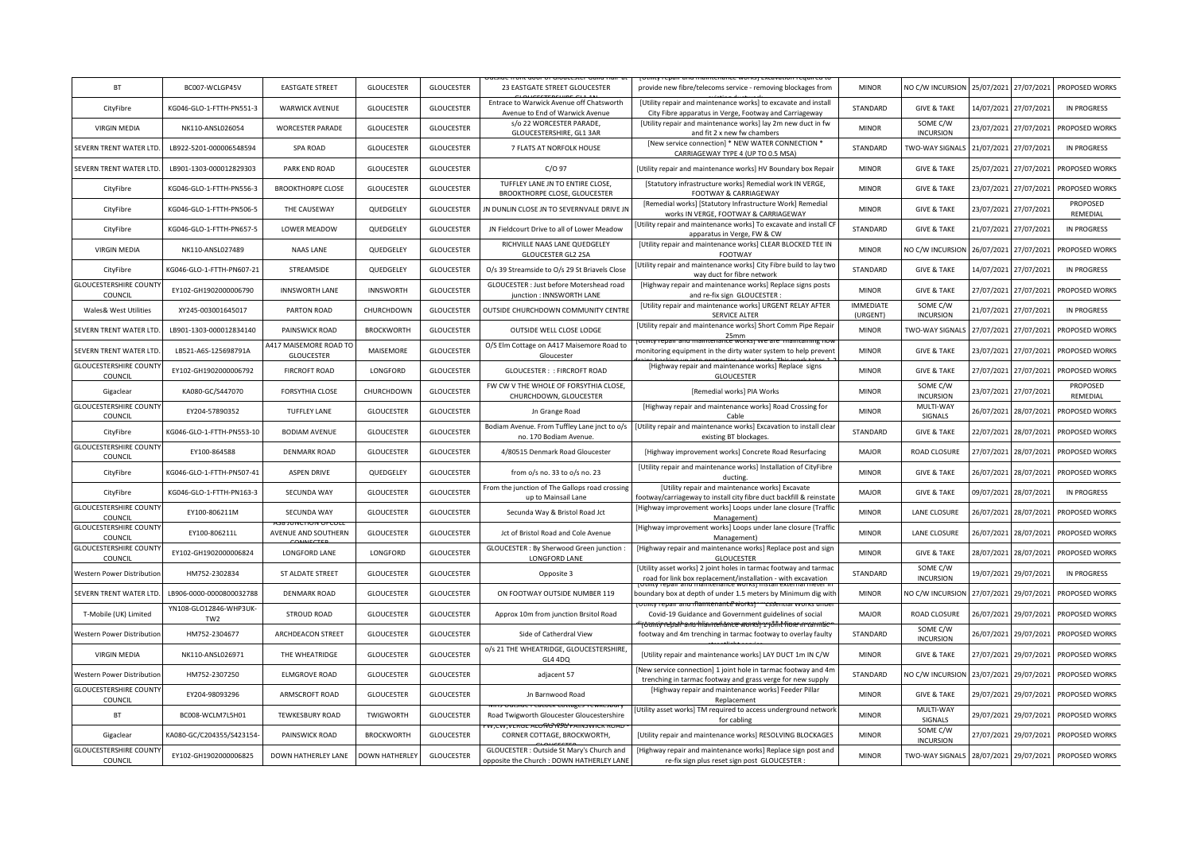| BT | BC007-WCLGP45V | EASTGATE STREET | GLOUCESTER | GLOUCESTER | Outside front door of Gloucester Guild Hall at 23 EASTGATE STREET GLOUCESTER | [Utility repair and maintenance works] Excavation required to provide new fibre/telecoms service - removing blockages from | MINOR | NO C/W INCURSION | 25/07/2021 | 27/07/2021 | PROPOSED WORKS |
|---|---|---|---|---|---|---|---|---|---|---|---|
| CityFibre | KG046-GLO-1-FTTH-PN551-3 | WARWICK AVENUE | GLOUCESTER | GLOUCESTER | Entrace to Warwick Avenue off Chatsworth Avenue to End of Warwick Avenue | [Utility repair and maintenance works] to excavate and install City Fibre apparatus in Verge, Footway and Carriageway | STANDARD | GIVE & TAKE | 14/07/2021 | 27/07/2021 | IN PROGRESS |
| VIRGIN MEDIA | NK110-ANSL026054 | WORCESTER PARADE | GLOUCESTER | GLOUCESTER | s/o 22 WORCESTER PARADE, GLOUCESTERSHIRE, GL1 3AR | [Utility repair and maintenance works] lay 2m new duct in fw and fit 2 x new fw chambers | MINOR | SOME C/W INCURSION | 23/07/2021 | 27/07/2021 | PROPOSED WORKS |
| SEVERN TRENT WATER LTD. | LB922-5201-000006548594 | SPA ROAD | GLOUCESTER | GLOUCESTER | 7 FLATS AT NORFOLK HOUSE | [New service connection] * NEW WATER CONNECTION * CARRIAGEWAY TYPE 4 (UP TO 0.5 MSA) | STANDARD | TWO-WAY SIGNALS | 21/07/2021 | 27/07/2021 | IN PROGRESS |
| SEVERN TRENT WATER LTD. | LB901-1303-000012829303 | PARK END ROAD | GLOUCESTER | GLOUCESTER | C/O 97 | [Utility repair and maintenance works] HV Boundary box Repair | MINOR | GIVE & TAKE | 25/07/2021 | 27/07/2021 | PROPOSED WORKS |
| CityFibre | KG046-GLO-1-FTTH-PN556-3 | BROOKTHORPE CLOSE | GLOUCESTER | GLOUCESTER | TUFFLEY LANE JN TO ENTIRE CLOSE, BROOKTHORPE CLOSE, GLOUCESTER | [Statutory infrastructure works] Remedial work IN VERGE, FOOTWAY & CARRIAGEWAY | MINOR | GIVE & TAKE | 23/07/2021 | 27/07/2021 | PROPOSED WORKS |
| CityFibre | KG046-GLO-1-FTTH-PN506-5 | THE CAUSEWAY | QUEDGELEY | GLOUCESTER | JN DUNLIN CLOSE JN TO SEVERNVALE DRIVE JN | [Remedial works] [Statutory Infrastructure Work] Remedial works IN VERGE, FOOTWAY & CARRIAGEWAY | MINOR | GIVE & TAKE | 23/07/2021 | 27/07/2021 | PROPOSED REMEDIAL |
| CityFibre | KG046-GLO-1-FTTH-PN657-5 | LOWER MEADOW | QUEDGELEY | GLOUCESTER | JN Fieldcourt Drive to all of Lower Meadow | [Utility repair and maintenance works] To excavate and install CF apparatus in Verge, FW & CW | STANDARD | GIVE & TAKE | 21/07/2021 | 27/07/2021 | IN PROGRESS |
| VIRGIN MEDIA | NK110-ANSL027489 | NAAS LANE | QUEDGELEY | GLOUCESTER | RICHVILLE NAAS LANE QUEDGELEY GLOUCESTER GL2 2SA | [Utility repair and maintenance works] CLEAR BLOCKED TEE IN FOOTWAY | MINOR | NO C/W INCURSION | 26/07/2021 | 27/07/2021 | PROPOSED WORKS |
| CityFibre | KG046-GLO-1-FTTH-PN607-21 | STREAMSIDE | QUEDGELEY | GLOUCESTER | O/s 39 Streamside to O/s 29 St Briavels Close | [Utility repair and maintenance works] City Fibre build to lay two way duct for fibre network | STANDARD | GIVE & TAKE | 14/07/2021 | 27/07/2021 | IN PROGRESS |
| GLOUCESTERSHIRE COUNTY COUNCIL | EY102-GH1902000006790 | INNSWORTH LANE | INNSWORTH | GLOUCESTER | GLOUCESTER : Just before Motershead road junction : INNSWORTH LANE | [Highway repair and maintenance works] Replace signs posts and re-fix sign GLOUCESTER : | MINOR | GIVE & TAKE | 27/07/2021 | 27/07/2021 | PROPOSED WORKS |
| Wales& West Utilities | XY245-003001645017 | PARTON ROAD | CHURCHDOWN | GLOUCESTER | OUTSIDE CHURCHDOWN COMMUNITY CENTRE | [Utility repair and maintenance works] URGENT RELAY AFTER SERVICE ALTER | IMMEDIATE (URGENT) | SOME C/W INCURSION | 21/07/2021 | 27/07/2021 | IN PROGRESS |
| SEVERN TRENT WATER LTD. | LB901-1303-000012834140 | PAINSWICK ROAD | BROCKWORTH | GLOUCESTER | OUTSIDE WELL CLOSE LODGE | [Utility repair and maintenance works] Short Comm Pipe Repair 25mm | MINOR | TWO-WAY SIGNALS | 27/07/2021 | 27/07/2021 | PROPOSED WORKS |
| SEVERN TRENT WATER LTD. | LB521-A6S-125698791A | A417 MAISEMORE ROAD TO GLOUCESTER | MAISEMORE | GLOUCESTER | O/S Elm Cottage on A417 Maisemore Road to Gloucester | [Utility repair and maintenance works] We are maintaining flow monitoring equipment in the dirty water system to help prevent drains backing up into properties and streets. This work takes 1-2 | MINOR | GIVE & TAKE | 23/07/2021 | 27/07/2021 | PROPOSED WORKS |
| GLOUCESTERSHIRE COUNTY COUNCIL | EY102-GH1902000006792 | FIRCROFT ROAD | LONGFORD | GLOUCESTER | GLOUCESTER : : FIRCROFT ROAD | [Highway repair and maintenance works] Replace signs GLOUCESTER | MINOR | GIVE & TAKE | 27/07/2021 | 27/07/2021 | PROPOSED WORKS |
| Gigaclear | KA080-GC/S447070 | FORSYTHIA CLOSE | CHURCHDOWN | GLOUCESTER | FW CW V THE WHOLE OF FORSYTHIA CLOSE, CHURCHDOWN, GLOUCESTER | [Remedial works] PIA Works | MINOR | SOME C/W INCURSION | 23/07/2021 | 27/07/2021 | PROPOSED REMEDIAL |
| GLOUCESTERSHIRE COUNTY COUNCIL | EY204-57890352 | TUFFLEY LANE | GLOUCESTER | GLOUCESTER | Jn Grange Road | [Highway repair and maintenance works] Road Crossing for Cable | MINOR | MULTI-WAY SIGNALS | 26/07/2021 | 28/07/2021 | PROPOSED WORKS |
| CityFibre | KG046-GLO-1-FTTH-PN553-10 | BODIAM AVENUE | GLOUCESTER | GLOUCESTER | Bodiam Avenue. From Tuffley Lane jnct to o/s no. 170 Bodiam Avenue. | [Utility repair and maintenance works] Excavation to install clear existing BT blockages. | STANDARD | GIVE & TAKE | 22/07/2021 | 28/07/2021 | PROPOSED WORKS |
| GLOUCESTERSHIRE COUNTY COUNCIL | EY100-864588 | DENMARK ROAD | GLOUCESTER | GLOUCESTER | 4/80515 Denmark Road Gloucester | [Highway improvement works] Concrete Road Resurfacing | MAJOR | ROAD CLOSURE | 27/07/2021 | 28/07/2021 | PROPOSED WORKS |
| CityFibre | KG046-GLO-1-FTTH-PN507-41 | ASPEN DRIVE | QUEDGELEY | GLOUCESTER | from o/s no. 33 to o/s no. 23 | [Utility repair and maintenance works] Installation of CityFibre ducting. | MINOR | GIVE & TAKE | 26/07/2021 | 28/07/2021 | PROPOSED WORKS |
| CityFibre | KG046-GLO-1-FTTH-PN163-3 | SECUNDA WAY | GLOUCESTER | GLOUCESTER | From the junction of The Gallops road crossing up to Mainsail Lane | [Utility repair and maintenance works] Excavate footway/carriageway to install city fibre duct backfill & reinstate | MAJOR | GIVE & TAKE | 09/07/2021 | 28/07/2021 | IN PROGRESS |
| GLOUCESTERSHIRE COUNTY COUNCIL | EY100-806211M | SECUNDA WAY | GLOUCESTER | GLOUCESTER | Secunda Way & Bristol Road Jct | [Highway improvement works] Loops under lane closure (Traffic Management) | MINOR | LANE CLOSURE | 26/07/2021 | 28/07/2021 | PROPOSED WORKS |
| GLOUCESTERSHIRE COUNTY COUNCIL | EY100-806211L | A38 JUNCTION OF COLE AVENUE AND SOUTHERN CONNECTOR | GLOUCESTER | GLOUCESTER | Jct of Bristol Road and Cole Avenue | [Highway improvement works] Loops under lane closure (Traffic Management) | MINOR | LANE CLOSURE | 26/07/2021 | 28/07/2021 | PROPOSED WORKS |
| GLOUCESTERSHIRE COUNTY COUNCIL | EY102-GH1902000006824 | LONGFORD LANE | LONGFORD | GLOUCESTER | GLOUCESTER : By Sherwood Green junction : LONGFORD LANE | [Highway repair and maintenance works] Replace post and sign GLOUCESTER | MINOR | GIVE & TAKE | 28/07/2021 | 28/07/2021 | PROPOSED WORKS |
| Western Power Distribution | HM752-2302834 | ST ALDATE STREET | GLOUCESTER | GLOUCESTER | Opposite 3 | [Utility asset works] 2 joint holes in tarmac footway and tarmac road for link box replacement/installation - with excavation | STANDARD | SOME C/W INCURSION | 19/07/2021 | 29/07/2021 | IN PROGRESS |
| SEVERN TRENT WATER LTD. | LB906-0000-0000800032788 | DENMARK ROAD | GLOUCESTER | GLOUCESTER | ON FOOTWAY OUTSIDE NUMBER 119 | [Utility repair and maintenance works] Install external meter in boundary box at depth of under 1.5 meters by Minimum dig with | MINOR | NO C/W INCURSION | 27/07/2021 | 29/07/2021 | PROPOSED WORKS |
| T-Mobile (UK) Limited | YN108-GLO12846-WHP3UK-TW2 | STROUD ROAD | GLOUCESTER | GLOUCESTER | Approx 10m from junction Brsitol Road | [Utility repair and maintenance works] ***Essential works under Covid-19 Guidance and Government guidelines of social distancing to the public and site operatives*** | MAJOR | ROAD CLOSURE | 26/07/2021 | 29/07/2021 | PROPOSED WORKS |
| Western Power Distribution | HM752-2304677 | ARCHDEACON STREET | GLOUCESTER | GLOUCESTER | Side of Catherdral View | [Utility repair and maintenance works] 1 joint hole in tarmac footway and 4m trenching in tarmac footway to overlay faulty streetlight service | STANDARD | SOME C/W INCURSION | 26/07/2021 | 29/07/2021 | PROPOSED WORKS |
| VIRGIN MEDIA | NK110-ANSL026971 | THE WHEATRIDGE | GLOUCESTER | GLOUCESTER | o/s 21 THE WHEATRIDGE, GLOUCESTERSHIRE, GL4 4DQ | [Utility repair and maintenance works] LAY DUCT 1M IN C/W | MINOR | GIVE & TAKE | 27/07/2021 | 29/07/2021 | PROPOSED WORKS |
| Western Power Distribution | HM752-2307250 | ELMGROVE ROAD | GLOUCESTER | GLOUCESTER | adjacent 57 | [New service connection] 1 joint hole in tarmac footway and 4m trenching in tarmac footway and grass verge for new supply | STANDARD | NO C/W INCURSION | 23/07/2021 | 29/07/2021 | PROPOSED WORKS |
| GLOUCESTERSHIRE COUNTY COUNCIL | EY204-98093296 | ARMSCROFT ROAD | GLOUCESTER | GLOUCESTER | Jn Barnwood Road | [Highway repair and maintenance works] Feeder Pillar Replacement | MINOR | GIVE & TAKE | 29/07/2021 | 29/07/2021 | PROPOSED WORKS |
| BT | BC008-WCLM7L5H01 | TEWKESBURY ROAD | TWIGWORTH | GLOUCESTER | NTHS Outside Peacock Cottages Tewkesbury Road Twigworth Gloucester Gloucestershire | [Utility asset works] TM required to access underground network for cabling | MINOR | MULTI-WAY SIGNALS | 29/07/2021 | 29/07/2021 | PROPOSED WORKS |
| Gigaclear | KA080-GC/C204355/S423154- | PAINSWICK ROAD | BROCKWORTH | GLOUCESTER | FW,CW,VERGE ALONG PAINSWICK ROAD - CORNER COTTAGE, BROCKWORTH, GLOUCESTER | [Utility repair and maintenance works] RESOLVING BLOCKAGES | MINOR | SOME C/W INCURSION | 27/07/2021 | 29/07/2021 | PROPOSED WORKS |
| GLOUCESTERSHIRE COUNTY COUNCIL | EY102-GH1902000006825 | DOWN HATHERLEY LANE | DOWN HATHERLEY | GLOUCESTER | GLOUCESTER : Outside St Mary's Church and opposite the Church : DOWN HATHERLEY LANE | [Highway repair and maintenance works] Replace sign post and re-fix sign plus reset sign post GLOUCESTER : | MINOR | TWO-WAY SIGNALS | 28/07/2021 | 29/07/2021 | PROPOSED WORKS |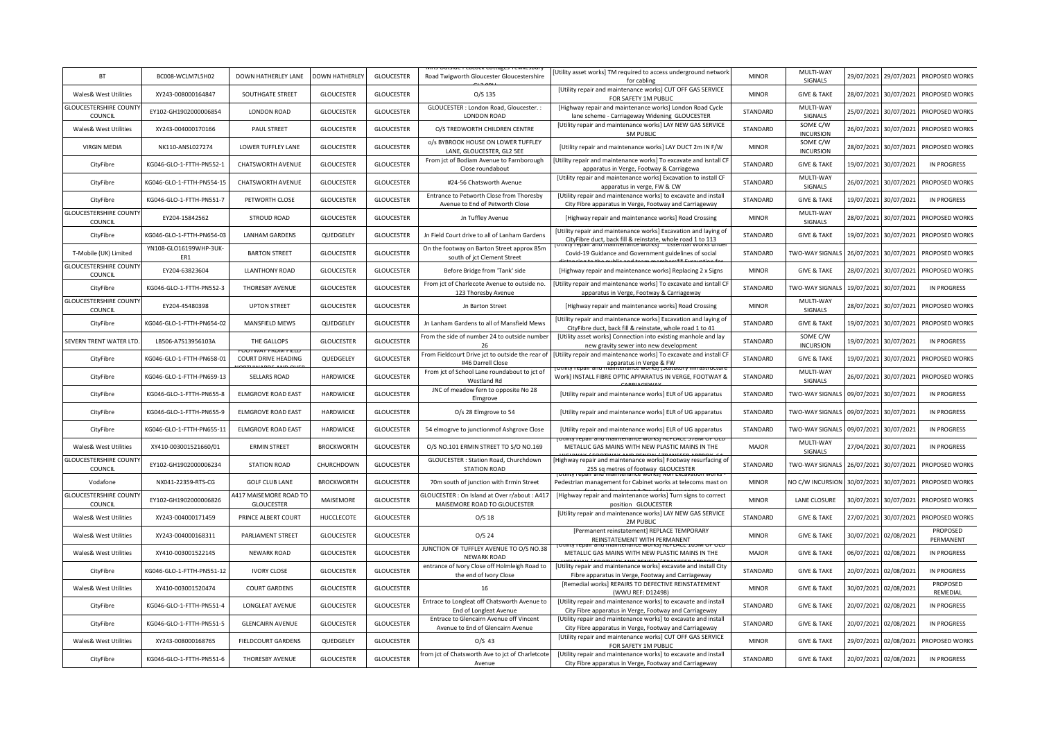| BT | BC008-WCLM7L5H02 | DOWN HATHERLEY LANE | DOWN HATHERLEY | GLOUCESTER | Road Twigworth Gloucester Gloucestershire | [Utility asset works] TM required to access underground network for cabling | MINOR | MULTI-WAY SIGNALS | 29/07/2021 | 29/07/2021 | PROPOSED WORKS |
|---|---|---|---|---|---|---|---|---|---|---|---|
| Wales& West Utilities | XY243-008000164847 | SOUTHGATE STREET | GLOUCESTER | GLOUCESTER | O/S 135 | [Utility repair and maintenance works] CUT OFF GAS SERVICE FOR SAFETY 1M PUBLIC | MINOR | GIVE & TAKE | 28/07/2021 | 30/07/2021 | PROPOSED WORKS |
| GLOUCESTERSHIRE COUNTY COUNCIL | EY102-GH1902000006854 | LONDON ROAD | GLOUCESTER | GLOUCESTER | GLOUCESTER : London Road, Gloucester. : LONDON ROAD | [Highway repair and maintenance works] London Road Cycle lane scheme - Carriageway Widening GLOUCESTER | STANDARD | MULTI-WAY SIGNALS | 25/07/2021 | 30/07/2021 | PROPOSED WORKS |
| Wales& West Utilities | XY243-004000170166 | PAUL STREET | GLOUCESTER | GLOUCESTER | O/S TREDWORTH CHILDREN CENTRE | [Utility repair and maintenance works] LAY NEW GAS SERVICE 5M PUBLIC | STANDARD | SOME C/W INCURSION | 26/07/2021 | 30/07/2021 | PROPOSED WORKS |
| VIRGIN MEDIA | NK110-ANSL027274 | LOWER TUFFLEY LANE | GLOUCESTER | GLOUCESTER | o/s BYBROOK HOUSE ON LOWER TUFFLEY LANE, GLOUCESTER, GL2 5EE | [Utility repair and maintenance works] LAY DUCT 2m IN F/W | MINOR | SOME C/W INCURSION | 28/07/2021 | 30/07/2021 | PROPOSED WORKS |
| CityFibre | KG046-GLO-1-FTTH-PN552-1 | CHATSWORTH AVENUE | GLOUCESTER | GLOUCESTER | From jct of Bodiam Avenue to Farnborough Close roundabout | [Utility repair and maintenance works] To excavate and isntall CF apparatus in Verge, Footway & Carriagewa | STANDARD | GIVE & TAKE | 19/07/2021 | 30/07/2021 | IN PROGRESS |
| CityFibre | KG046-GLO-1-FTTH-PN554-15 | CHATSWORTH AVENUE | GLOUCESTER | GLOUCESTER | #24-56 Chatsworth Avenue | [Utility repair and maintenance works] Excavation to install CF apparatus in verge, FW & CW | STANDARD | MULTI-WAY SIGNALS | 26/07/2021 | 30/07/2021 | PROPOSED WORKS |
| CityFibre | KG046-GLO-1-FTTH-PN551-7 | PETWORTH CLOSE | GLOUCESTER | GLOUCESTER | Entrance to Petworth Close from Thoresby Avenue to End of Petworth Close | [Utility repair and maintenance works] To excavate and install City Fibre apparatus in Verge, Footway and Carriageway | STANDARD | GIVE & TAKE | 19/07/2021 | 30/07/2021 | IN PROGRESS |
| GLOUCESTERSHIRE COUNTY COUNCIL | EY204-15842562 | STROUD ROAD | GLOUCESTER | GLOUCESTER | Jn Tuffley Avenue | [Highway repair and maintenance works] Road Crossing | MINOR | MULTI-WAY SIGNALS | 28/07/2021 | 30/07/2021 | PROPOSED WORKS |
| CityFibre | KG046-GLO-1-FTTH-PN654-03 | LANHAM GARDENS | QUEDGELEY | GLOUCESTER | Jn Field Court drive to all of Lanham Gardens | [Utility repair and maintenance works] Excavation and laying of CityFibre duct, back fill & reinstate, whole road 1 to 113 | STANDARD | GIVE & TAKE | 19/07/2021 | 30/07/2021 | PROPOSED WORKS |
| T-Mobile (UK) Limited | YN108-GLO16199WHP-3UK-ER1 | BARTON STREET | GLOUCESTER | GLOUCESTER | On the footway on Barton Street approx 85m south of jct Clement Street | [Utility repair and maintenance works] Essential Works under Covid-19 Guidance and Government guidelines of social | STANDARD | TWO-WAY SIGNALS | 26/07/2021 | 30/07/2021 | PROPOSED WORKS |
| GLOUCESTERSHIRE COUNTY COUNCIL | EY204-63823604 | LLANTHONY ROAD | GLOUCESTER | GLOUCESTER | Before Bridge from 'Tank' side | [Highway repair and maintenance works] Replacing 2 x Signs | MINOR | GIVE & TAKE | 28/07/2021 | 30/07/2021 | PROPOSED WORKS |
| CityFibre | KG046-GLO-1-FTTH-PN552-3 | THORESBY AVENUE | GLOUCESTER | GLOUCESTER | From jct of Charlecote Avenue to outside no. 123 Thoresby Avenue | [Utility repair and maintenance works] To excavate and install CF apparatus in Verge, Footway & Carriageway | STANDARD | TWO-WAY SIGNALS | 19/07/2021 | 30/07/2021 | IN PROGRESS |
| GLOUCESTERSHIRE COUNTY COUNCIL | EY204-45480398 | UPTON STREET | GLOUCESTER | GLOUCESTER | Jn Barton Street | [Highway repair and maintenance works] Road Crossing | MINOR | MULTI-WAY SIGNALS | 28/07/2021 | 30/07/2021 | PROPOSED WORKS |
| CityFibre | KG046-GLO-1-FTTH-PN654-02 | MANSFIELD MEWS | QUEDGELEY | GLOUCESTER | Jn Lanham Gardens to all of Mansfield Mews | [Utility repair and maintenance works] Excavation and laying of CityFibre duct, back fill & reinstate, whole road 1 to 41 | STANDARD | GIVE & TAKE | 19/07/2021 | 30/07/2021 | PROPOSED WORKS |
| SEVERN TRENT WATER LTD. | LB506-A7S13956103A | THE GALLOPS | GLOUCESTER | GLOUCESTER | From the side of number 24 to outside number 26 | [Utility asset works] Connection into existing manhole and lay new gravity sewer into new development | STANDARD | SOME C/W INCURSION | 19/07/2021 | 30/07/2021 | IN PROGRESS |
| CityFibre | KG046-GLO-1-FTTH-PN658-01 | FOOTWAY FROM FIELD COURT DRIVE HEADING | QUEDGELEY | GLOUCESTER | From Fieldcourt Drive jct to outside the rear of #46 Darrell Close | [Utility repair and maintenance works] To excavate and install CF apparatus in Verge & FW | STANDARD | GIVE & TAKE | 19/07/2021 | 30/07/2021 | PROPOSED WORKS |
| CityFibre | KG046-GLO-1-FTTH-PN659-13 | SELLARS ROAD | HARDWICKE | GLOUCESTER | From jct of School Lane roundabout to jct of Westland Rd | [Utility repair and maintenance works] [Statutory Infrastructure Work] INSTALL FIBRE OPTIC APPARATUS IN VERGE, FOOTWAY & CARRIAGEWAY | STANDARD | MULTI-WAY SIGNALS | 26/07/2021 | 30/07/2021 | PROPOSED WORKS |
| CityFibre | KG046-GLO-1-FTTH-PN655-8 | ELMGROVE ROAD EAST | HARDWICKE | GLOUCESTER | JNC of meadow fern to opposite No 28 Elmgrove | [Utility repair and maintenance works] ELR of UG apparatus | STANDARD | TWO-WAY SIGNALS | 09/07/2021 | 30/07/2021 | IN PROGRESS |
| CityFibre | KG046-GLO-1-FTTH-PN655-9 | ELMGROVE ROAD EAST | HARDWICKE | GLOUCESTER | O/s 28 Elmgrove to 54 | [Utility repair and maintenance works] ELR of UG apparatus | STANDARD | TWO-WAY SIGNALS | 09/07/2021 | 30/07/2021 | IN PROGRESS |
| CityFibre | KG046-GLO-1-FTTH-PN655-11 | ELMGROVE ROAD EAST | HARDWICKE | GLOUCESTER | 54 elmogrve to junctionmof Ashgrove Close | [Utility repair and maintenance works] ELR of UG apparatus | STANDARD | TWO-WAY SIGNALS | 09/07/2021 | 30/07/2021 | IN PROGRESS |
| Wales& West Utilities | XY410-003001521660/01 | ERMIN STREET | BROCKWORTH | GLOUCESTER | O/S NO.101 ERMIN STREET TO S/O NO.169 | [Utility repair and maintenance works] REPLACE 378M OF OLD METALLIC GAS MAINS WITH NEW PLASTIC MAINS IN THE | MAJOR | MULTI-WAY SIGNALS | 27/04/2021 | 30/07/2021 | IN PROGRESS |
| GLOUCESTERSHIRE COUNTY COUNCIL | EY102-GH1902000006234 | STATION ROAD | CHURCHDOWN | GLOUCESTER | GLOUCESTER : Station Road, Churchdown STATION ROAD | [Highway repair and maintenance works] Footway resurfacing of 255 sq metres of footway GLOUCESTER | STANDARD | TWO-WAY SIGNALS | 26/07/2021 | 30/07/2021 | PROPOSED WORKS |
| Vodafone | NX041-22359-RTS-CG | GOLF CLUB LANE | BROCKWORTH | GLOUCESTER | 70m south of junction with Ermin Street | [Utility repair and maintenance works] Non Excavation works - Pedestrian management for Cabinet works at telecoms mast on | MINOR | NO C/W INCURSION | 30/07/2021 | 30/07/2021 | PROPOSED WORKS |
| GLOUCESTERSHIRE COUNTY COUNCIL | EY102-GH1902000006826 | A417 MAISEMORE ROAD TO GLOUCESTER | MAISEMORE | GLOUCESTER | GLOUCESTER : On Island at Over r/about : A417 MAISEMORE ROAD TO GLOUCESTER | [Highway repair and maintenance works] Turn signs to correct position GLOUCESTER | MINOR | LANE CLOSURE | 30/07/2021 | 30/07/2021 | PROPOSED WORKS |
| Wales& West Utilities | XY243-004000171459 | PRINCE ALBERT COURT | HUCCLECOTE | GLOUCESTER | O/S 18 | [Utility repair and maintenance works] LAY NEW GAS SERVICE 2M PUBLIC | STANDARD | GIVE & TAKE | 27/07/2021 | 30/07/2021 | PROPOSED WORKS |
| Wales& West Utilities | XY243-004000168311 | PARLIAMENT STREET | GLOUCESTER | GLOUCESTER | O/S 24 | [Permanent reinstatement] REPLACE TEMPORARY REINSTATEMENT WITH PERMANENT | MINOR | GIVE & TAKE | 30/07/2021 | 02/08/2021 | PROPOSED PERMANENT |
| Wales& West Utilities | XY410-003001522145 | NEWARK ROAD | GLOUCESTER | GLOUCESTER | JUNCTION OF TUFFLEY AVENUE TO O/S NO.38 NEWARK ROAD | [Utility repair and maintenance works] REPLACE 105M OF OLD METALLIC GAS MAINS WITH NEW PLASTIC MAINS IN THE | MAJOR | GIVE & TAKE | 06/07/2021 | 02/08/2021 | IN PROGRESS |
| CityFibre | KG046-GLO-1-FTTH-PN551-12 | IVORY CLOSE | GLOUCESTER | GLOUCESTER | entrance of Ivory Close off Holmleigh Road to the end of Ivory Close | [Utility repair and maintenance works] excavate and install City Fibre apparatus in Verge, Footway and Carriageway | STANDARD | GIVE & TAKE | 20/07/2021 | 02/08/2021 | IN PROGRESS |
| Wales& West Utilities | XY410-003001520474 | COURT GARDENS | GLOUCESTER | GLOUCESTER | 16 | [Remedial works] REPAIRS TO DEFECTIVE REINSTATEMENT (WWU REF: D12498) | MINOR | GIVE & TAKE | 30/07/2021 | 02/08/2021 | PROPOSED REMEDIAL |
| CityFibre | KG046-GLO-1-FTTH-PN551-4 | LONGLEAT AVENUE | GLOUCESTER | GLOUCESTER | Entrace to Longleat off Chatsworth Avenue to End of Longleat Avenue | [Utility repair and maintenance works] to excavate and install City Fibre apparatus in Verge, Footway and Carriageway | STANDARD | GIVE & TAKE | 20/07/2021 | 02/08/2021 | IN PROGRESS |
| CityFibre | KG046-GLO-1-FTTH-PN551-5 | GLENCAIRN AVENUE | GLOUCESTER | GLOUCESTER | Entrance to Glencairn Avenue off Vincent Avenue to End of Glencairn Avenue | [Utility repair and maintenance works] to excavate and install City Fibre apparatus in Verge, Footway and Carriageway | STANDARD | GIVE & TAKE | 20/07/2021 | 02/08/2021 | IN PROGRESS |
| Wales& West Utilities | XY243-008000168765 | FIELDCOURT GARDENS | QUEDGELEY | GLOUCESTER | O/S 43 | [Utility repair and maintenance works] CUT OFF GAS SERVICE FOR SAFETY 1M PUBLIC | MINOR | GIVE & TAKE | 29/07/2021 | 02/08/2021 | PROPOSED WORKS |
| CityFibre | KG046-GLO-1-FTTH-PN551-6 | THORESBY AVENUE | GLOUCESTER | GLOUCESTER | from jct of Chatsworth Ave to jct of Charletcote Avenue | [Utility repair and maintenance works] to excavate and install City Fibre apparatus in Verge, Footway and Carriageway | STANDARD | GIVE & TAKE | 20/07/2021 | 02/08/2021 | IN PROGRESS |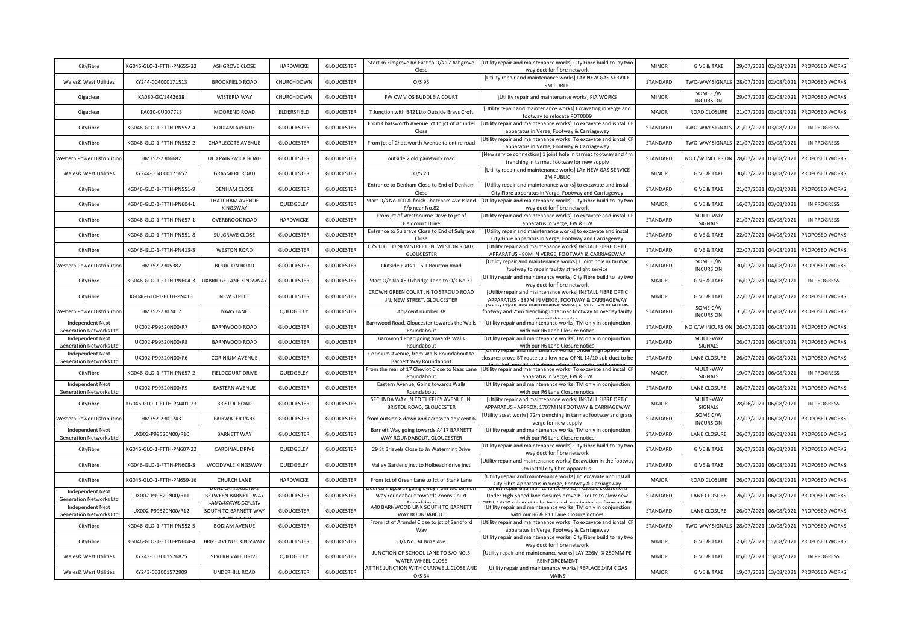| | | | | | | | | | | | |
|---|---|---|---|---|---|---|---|---|---|---|---|
| CityFibre | KG046-GLO-1-FTTH-PN655-32 | ASHGROVE CLOSE | HARDWICKE | GLOUCESTER | Start Jn Elmgrove Rd East to O/s 17 Ashgrove Close | [Utility repair and maintenance works] City Fibre build to lay two way duct for fibre network | MINOR | GIVE & TAKE | 29/07/2021 | 02/08/2021 | PROPOSED WORKS |
| Wales& West Utilities | XY244-004000171513 | BROOKFIELD ROAD | CHURCHDOWN | GLOUCESTER | O/S 95 | [Utility repair and maintenance works] LAY NEW GAS SERVICE 5M PUBLIC | STANDARD | TWO-WAY SIGNALS | 28/07/2021 | 02/08/2021 | PROPOSED WORKS |
| Gigaclear | KA080-GC/S442638 | WISTERIA WAY | CHURCHDOWN | GLOUCESTER | FW CW V OS BUDDLEIA COURT | [Utility repair and maintenance works] PIA WORKS | MINOR | SOME C/W INCURSION | 29/07/2021 | 02/08/2021 | PROPOSED WORKS |
| Gigaclear | KA030-CU007723 | MOOREND ROAD | ELDERSFIELD | GLOUCESTER | T Junction with B4211to Outside Brays Croft | [Utility repair and maintenance works] Excavating in verge and footway to relocate POT0009 | MAJOR | ROAD CLOSURE | 21/07/2021 | 03/08/2021 | PROPOSED WORKS |
| CityFibre | KG046-GLO-1-FTTH-PN552-4 | BODIAM AVENUE | GLOUCESTER | GLOUCESTER | From Chatsworth Avenue jct to jct of Arundel Close | [Utility repair and maintenance works] To excavate and isntall CF apparatus in Verge, Footway & Carriageway | STANDARD | TWO-WAY SIGNALS | 21/07/2021 | 03/08/2021 | IN PROGRESS |
| CityFibre | KG046-GLO-1-FTTH-PN552-2 | CHARLECOTE AVENUE | GLOUCESTER | GLOUCESTER | From jct of Chatsworth Avenue to entire road | [Utility repair and maintenance works] To excavate and isntall CF apparatus in Verge, Footway & Carriageway | STANDARD | TWO-WAY SIGNALS | 21/07/2021 | 03/08/2021 | IN PROGRESS |
| Western Power Distribution | HM752-2306682 | OLD PAINSWICK ROAD | GLOUCESTER | GLOUCESTER | outside 2 old painswick road | [New service connection] 1 joint hole in tarmac footway and 4m trenching in tarmac footway for new supply | STANDARD | NO C/W INCURSION | 28/07/2021 | 03/08/2021 | PROPOSED WORKS |
| Wales& West Utilities | XY244-004000171657 | GRASMERE ROAD | GLOUCESTER | GLOUCESTER | O/S 20 | [Utility repair and maintenance works] LAY NEW GAS SERVICE 2M PUBLIC | MINOR | GIVE & TAKE | 30/07/2021 | 03/08/2021 | PROPOSED WORKS |
| CityFibre | KG046-GLO-1-FTTH-PN551-9 | DENHAM CLOSE | GLOUCESTER | GLOUCESTER | Entrance to Denham Close to End of Denham Close | [Utility repair and maintenance works] to excavate and install City Fibre apparatus in Verge, Footway and Carriageway | STANDARD | GIVE & TAKE | 21/07/2021 | 03/08/2021 | PROPOSED WORKS |
| CityFibre | KG046-GLO-1-FTTH-PN604-1 | THATCHAM AVENUE KINGSWAY | QUEDGELEY | GLOUCESTER | Start O/s No.100 & finish Thatcham Ave Island F/p near No.82 | [Utility repair and maintenance works] City Fibre build to lay two way duct for fibre network | MAJOR | GIVE & TAKE | 16/07/2021 | 03/08/2021 | IN PROGRESS |
| CityFibre | KG046-GLO-1-FTTH-PN657-1 | OVERBROOK ROAD | HARDWICKE | GLOUCESTER | From jct of Westbourne Drive to jct of Fieldcourt Drive | [Utility repair and maintenance works] To excavate and install CF apparatus in Verge, FW & CW | STANDARD | MULTI-WAY SIGNALS | 21/07/2021 | 03/08/2021 | IN PROGRESS |
| CityFibre | KG046-GLO-1-FTTH-PN551-8 | SULGRAVE CLOSE | GLOUCESTER | GLOUCESTER | Entrance to Sulgrave Close to End of Sulgrave Close | [Utility repair and maintenance works] to excavate and install City Fibre apparatus in Verge, Footway and Carriageway | STANDARD | GIVE & TAKE | 22/07/2021 | 04/08/2021 | PROPOSED WORKS |
| CityFibre | KG046-GLO-1-FTTH-PN413-3 | WESTON ROAD | GLOUCESTER | GLOUCESTER | O/S 106 TO NEW STREET JN, WESTON ROAD, GLOUCESTER | [Utility repair and maintenance works] INSTALL FIBRE OPTIC APPARATUS - 80M IN VERGE, FOOTWAY & CARRIAGEWAY | STANDARD | GIVE & TAKE | 22/07/2021 | 04/08/2021 | PROPOSED WORKS |
| Western Power Distribution | HM752-2305382 | BOURTON ROAD | GLOUCESTER | GLOUCESTER | Outside Flats 1 - 6 1 Bourton Road | [Utility repair and maintenance works] 1 joint hole in tarmac footway to repair faultty streetlight service | STANDARD | SOME C/W INCURSION | 30/07/2021 | 04/08/2021 | PROPOSED WORKS |
| CityFibre | KG046-GLO-1-FTTH-PN604-3 | UXBRIDGE LANE KINGSWAY | GLOUCESTER | GLOUCESTER | Start O/c No.45 Uxbridge Lane to O/s No.32 | [Utility repair and maintenance works] City Fibre build to lay two way duct for fibre network | MAJOR | GIVE & TAKE | 16/07/2021 | 04/08/2021 | IN PROGRESS |
| CityFibre | KG046-GLO-1-FTTH-PN413 | NEW STREET | GLOUCESTER | GLOUCESTER | CROWN GREEN COURT JN TO STROUD ROAD JN, NEW STREET, GLOUCESTER | [Utility repair and maintenance works] INSTALL FIBRE OPTIC APPARATUS - 387M IN VERGE, FOOTWAY & CARRIAGEWAY | MAJOR | GIVE & TAKE | 22/07/2021 | 05/08/2021 | PROPOSED WORKS |
| Western Power Distribution | HM752-2307417 | NAAS LANE | QUEDGELEY | GLOUCESTER | Adjacent number 38 | [Utility repair and maintenance works] 1 joint hole in tarmac footway and 25m trenching in tarmac footway to overlay faulty streetlight service | STANDARD | SOME C/W INCURSION | 31/07/2021 | 05/08/2021 | PROPOSED WORKS |
| Independent Next Generation Networks Ltd | UX002-P99520N00/R7 | BARNWOOD ROAD | GLOUCESTER | GLOUCESTER | Barnwood Road, Gloucester towards the Walls Roundabout | [Utility repair and maintenance works] TM only in conjunction with our R6 Lane Closure notice | STANDARD | NO C/W INCURSION | 26/07/2021 | 06/08/2021 | PROPOSED WORKS |
| Independent Next Generation Networks Ltd | UX002-P99520N00/R8 | BARNWOOD ROAD | GLOUCESTER | GLOUCESTER | Barnwood Road going towards Walls Roundabout | [Utility repair and maintenance works] TM only in conjunction with our R6 Lane Closure notice | STANDARD | MULTI-WAY SIGNALS | 26/07/2021 | 06/08/2021 | PROPOSED WORKS |
| Independent Next Generation Networks Ltd | UX002-P99520N00/R6 | CORINIUM AVENUE | GLOUCESTER | GLOUCESTER | Corinium Avenue, from Walls Roundabout to Barnett Way Roundabout | [Utility repair and maintenance works] Under High Speed lane closures prove BT route to allow new OFNL 14/10 sub duct to be installed, possible dig downs along the route, until proven | STANDARD | LANE CLOSURE | 26/07/2021 | 06/08/2021 | PROPOSED WORKS |
| CityFibre | KG046-GLO-1-FTTH-PN657-2 | FIELDCOURT DRIVE | QUEDGELEY | GLOUCESTER | From the rear of 17 Cheviot Close to Naas Lane Roundabout | [Utility repair and maintenance works] To excavate and install CF apparatus in Verge, FW & CW | MAJOR | MULTI-WAY SIGNALS | 19/07/2021 | 06/08/2021 | IN PROGRESS |
| Independent Next Generation Networks Ltd | UX002-P99520N00/R9 | EASTERN AVENUE | GLOUCESTER | GLOUCESTER | Eastern Avenue, Going towards Walls Roundabout | [Utility repair and maintenance works] TM only in conjunction with our R6 Lane Closure notice | STANDARD | LANE CLOSURE | 26/07/2021 | 06/08/2021 | PROPOSED WORKS |
| CityFibre | KG046-GLO-1-FTTH-PN401-23 | BRISTOL ROAD | GLOUCESTER | GLOUCESTER | SECUNDA WAY JN TO TUFFLEY AVENUE JN, BRISTOL ROAD, GLOUCESTER | [Utility repair and maintenance works] INSTALL FIBRE OPTIC APPARATUS - APPROX. 1707M IN FOOTWAY & CARRIAGEWAY | MAJOR | MULTI-WAY SIGNALS | 28/06/2021 | 06/08/2021 | IN PROGRESS |
| Western Power Distribution | HM752-2301743 | FAIRWATER PARK | GLOUCESTER | GLOUCESTER | from outside 8 down and across to adjacent 6 | [Utility asset works] 72m trenching in tarmac footway and grass verge for new supply | STANDARD | SOME C/W INCURSION | 27/07/2021 | 06/08/2021 | PROPOSED WORKS |
| Independent Next Generation Networks Ltd | UX002-P99520N00/R10 | BARNETT WAY | GLOUCESTER | GLOUCESTER | Barnett Way going towards A417 BARNETT WAY ROUNDABOUT, GLOUCESTER | [Utility repair and maintenance works] TM only in conjunction with our R6 Lane Closure notice | STANDARD | LANE CLOSURE | 26/07/2021 | 06/08/2021 | PROPOSED WORKS |
| CityFibre | KG046-GLO-1-FTTH-PN607-22 | CARDINAL DRIVE | QUEDGELEY | GLOUCESTER | 29 St Briavels Close to Jn Watermint Drive | [Utility repair and maintenance works] City Fibre build to lay two way duct for fibre network | STANDARD | GIVE & TAKE | 26/07/2021 | 06/08/2021 | PROPOSED WORKS |
| CityFibre | KG046-GLO-1-FTTH-PN608-3 | WOODVALE KINGSWAY | QUEDGELEY | GLOUCESTER | Valley Gardens jnct to Holbeach drive jnct | [Utility repair and maintenance works] Excavation in the footway to install city fibre apparatus | STANDARD | GIVE & TAKE | 26/07/2021 | 06/08/2021 | PROPOSED WORKS |
| CityFibre | KG046-GLO-1-FTTH-PN659-16 | CHURCH LANE | HARDWICKE | GLOUCESTER | From Jct of Green Lane to Jct of Stank Lane | [Utility repair and maintenance works] To excavate and install City Fibre Apparatus in Verge, Footway & Carriageway | MAJOR | ROAD CLOSURE | 26/07/2021 | 06/08/2021 | PROPOSED WORKS |
| Independent Next Generation Networks Ltd | UX002-P99520N00/R11 | DUAL CARRIAGEWAY BETWEEN BARNETT WAY AND ZOONS COURT | GLOUCESTER | GLOUCESTER | Dual Carriageway going away from the Barnett Way roundabout towards Zoons Court Roundabout | [Utility repair and maintenance works] Possible Excavations Under High Speed lane closures prove BT route to allow new OFNL 14/10 sub duct to be installed, continuing on from our R6 | STANDARD | LANE CLOSURE | 26/07/2021 | 06/08/2021 | PROPOSED WORKS |
| Independent Next Generation Networks Ltd | UX002-P99520N00/R12 | A40 BARNWOOD LINK SOUTH TO BARNETT WAY ROUNDABOUT | GLOUCESTER | GLOUCESTER | A40 BARNWOOD LINK SOUTH TO BARNETT WAY ROUNDABOUT | [Utility repair and maintenance works] TM only in conjunction with our R6 & R11 Lane Closure notices | STANDARD | LANE CLOSURE | 26/07/2021 | 06/08/2021 | PROPOSED WORKS |
| CityFibre | KG046-GLO-1-FTTH-PN552-5 | BODIAM AVENUE | GLOUCESTER | GLOUCESTER | From jct of Arundel Close to jct of Sandford Way | [Utility repair and maintenance works] To excavate and install CF apparatus in Verge, Footway & Carriageway | STANDARD | TWO-WAY SIGNALS | 28/07/2021 | 10/08/2021 | PROPOSED WORKS |
| CityFibre | KG046-GLO-1-FTTH-PN604-4 | BRIZE AVENUE KINGSWAY | GLOUCESTER | GLOUCESTER | O/s No. 34 Brize Ave | [Utility repair and maintenance works] City Fibre build to lay two way duct for fibre network | MAJOR | GIVE & TAKE | 23/07/2021 | 11/08/2021 | PROPOSED WORKS |
| Wales& West Utilities | XY243-003001576875 | SEVERN VALE DRIVE | QUEDGELEY | GLOUCESTER | JUNCTION OF SCHOOL LANE TO S/O NO.5 WATER WHEEL CLOSE | [Utility repair and maintenance works] LAY 226M X 250MM PE REINFORCEMENT | MAJOR | GIVE & TAKE | 05/07/2021 | 13/08/2021 | IN PROGRESS |
| Wales& West Utilities | XY243-003001572909 | UNDERHILL ROAD | GLOUCESTER | GLOUCESTER | AT THE JUNCTION WITH CRANWELL CLOSE AND O/S 34 | [Utility repair and maintenance works] REPLACE 14M X GAS MAINS | MAJOR | GIVE & TAKE | 19/07/2021 | 13/08/2021 | PROPOSED WORKS |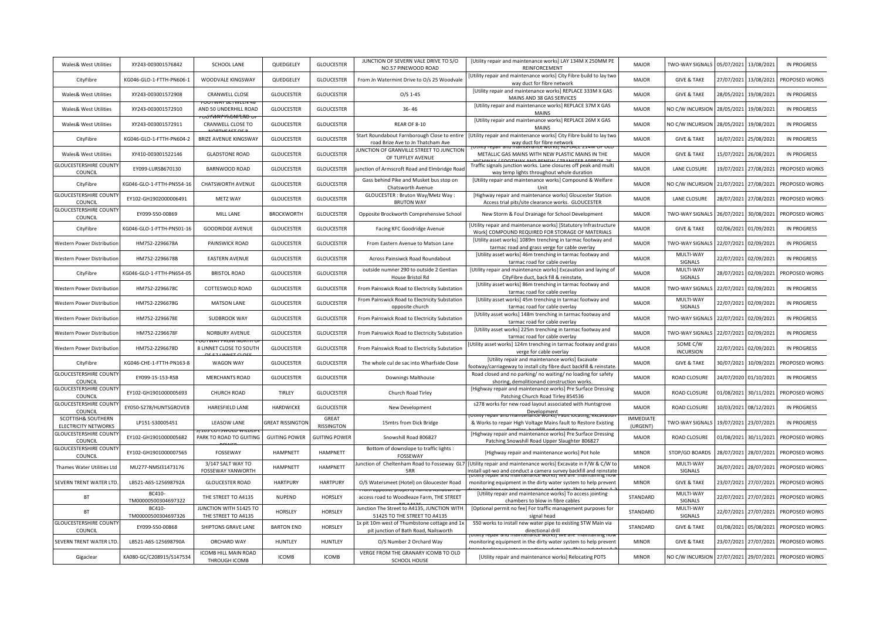| Wales& West Utilities | XY243-003001576842 | SCHOOL LANE | QUEDGELEY | GLOUCESTER | JUNCTION OF SEVERN VALE DRIVE TO S/O NO.57 PINEWOOD ROAD | [Utility repair and maintenance works] LAY 134M X 250MM PE REINFORCEMENT | MAJOR | TWO-WAY SIGNALS | 05/07/2021 | 13/08/2021 | IN PROGRESS |
|---|---|---|---|---|---|---|---|---|---|---|---|
| CityFibre | KG046-GLO-1-FTTH-PN606-1 | WOODVALE KINGSWAY | QUEDGELEY | GLOUCESTER | From Jn Watermint Drive to O/s 25 Woodvale | [Utility repair and maintenance works] City Fibre build to lay two way duct for fibre network | MAJOR | GIVE & TAKE | 27/07/2021 | 13/08/2021 | PROPOSED WORKS |
| Wales& West Utilities | XY243-003001572908 | CRANWELL CLOSE | GLOUCESTER | GLOUCESTER | O/S 1-45 | [Utility repair and maintenance works] REPLACE 333M X GAS MAINS AND 38 GAS SERVICES | MAJOR | GIVE & TAKE | 28/05/2021 | 19/08/2021 | IN PROGRESS |
| Wales& West Utilities | XY243-003001572910 | FOOTWAY BETWEEN 48 AND 50 UNDERHILL ROAD | GLOUCESTER | GLOUCESTER | 36- 46 | [Utility repair and maintenance works] REPLACE 37M X GAS MAINS | MAJOR | NO C/W INCURSION | 28/05/2021 | 19/08/2021 | IN PROGRESS |
| Wales& West Utilities | XY243-003001572911 | FOOTWAY FROM END OF CRANWELL CLOSE TO NORTHEAST OF 8 | GLOUCESTER | GLOUCESTER | REAR OF 8-10 | [Utility repair and maintenance works] REPLACE 26M X GAS MAINS | MAJOR | NO C/W INCURSION | 28/05/2021 | 19/08/2021 | IN PROGRESS |
| CityFibre | KG046-GLO-1-FTTH-PN604-2 | BRIZE AVENUE KINGSWAY | GLOUCESTER | GLOUCESTER | Start Roundabout Farnborough Close to entire road Brize Ave to Jn Thatcham Ave | [Utility repair and maintenance works] City Fibre build to lay two way duct for fibre network | MAJOR | GIVE & TAKE | 16/07/2021 | 25/08/2021 | IN PROGRESS |
| Wales& West Utilities | XY410-003001522146 | GLADSTONE ROAD | GLOUCESTER | GLOUCESTER | JUNCTION OF GRANVILLE STREET TO JUNCTION OF TUFFLEY AVENUE | [Utility repair and maintenance works] REPLACE 214M OF OLD METALLIC GAS MAINS WITH NEW PLASTIC MAINS IN THE HIGHWAY / FOOTWAY AND RENEW / TRANSFER APPROX. 25 | MAJOR | GIVE & TAKE | 15/07/2021 | 26/08/2021 | IN PROGRESS |
| GLOUCESTERSHIRE COUNTY COUNCIL | EY099-LURSB670130 | BARNWOOD ROAD | GLOUCESTER | GLOUCESTER | junction of Armscroft Road and Elmbridge Road | Traffic signals junction works. Lane closures off peak and multi way temp lights throughout whole duration | MAJOR | LANE CLOSURE | 19/07/2021 | 27/08/2021 | PROPOSED WORKS |
| CityFibre | KG046-GLO-1-FTTH-PN554-16 | CHATSWORTH AVENUE | GLOUCESTER | GLOUCESTER | Gass behind Pike and Musket bus stop on Chatsworth Avenue | [Utility repair and maintenance works] Compound & Welfare Unit | MAJOR | NO C/W INCURSION | 21/07/2021 | 27/08/2021 | PROPOSED WORKS |
| GLOUCESTERSHIRE COUNTY COUNCIL | EY102-GH1902000006491 | METZ WAY | GLOUCESTER | GLOUCESTER | GLOUCESTER : Bruton Way/Metz Way : BRUTON WAY | [Highway repair and maintenance works] Gloucester Station Access trial pits/site clearance works. GLOUCESTER | MAJOR | LANE CLOSURE | 28/07/2021 | 27/08/2021 | PROPOSED WORKS |
| GLOUCESTERSHIRE COUNTY COUNCIL | EY099-S50-00869 | MILL LANE | BROCKWORTH | GLOUCESTER | Opposite Brockworth Comprehensive School | New Storm & Foul Drainage for School Development | MAJOR | TWO-WAY SIGNALS | 26/07/2021 | 30/08/2021 | PROPOSED WORKS |
| CityFibre | KG046-GLO-1-FTTH-PN501-16 | GOODRIDGE AVENUE | GLOUCESTER | GLOUCESTER | Facing KFC Goodridge Avenue | [Utility repair and maintenance works] [Statutory Infrastructure Work] COMPOUND REQUIRED FOR STORAGE OF MATERIALS | MAJOR | GIVE & TAKE | 02/06/2021 | 01/09/2021 | IN PROGRESS |
| Western Power Distribution | HM752-2296678A | PAINSWICK ROAD | GLOUCESTER | GLOUCESTER | From Eastern Avenue to Matson Lane | [Utility asset works] 1089m trenching in tarmac footway and tarmac road and grass verge for cable overlay | MAJOR | TWO-WAY SIGNALS | 22/07/2021 | 02/09/2021 | IN PROGRESS |
| Western Power Distribution | HM752-2296678B | EASTERN AVENUE | GLOUCESTER | GLOUCESTER | Across Painsiwck Road Roundabout | [Utility asset works] 46m trenching in tarmac footway and tarmac road for cable overlay | MAJOR | MULTI-WAY SIGNALS | 22/07/2021 | 02/09/2021 | IN PROGRESS |
| CityFibre | KG046-GLO-1-FTTH-PN654-05 | BRISTOL ROAD | GLOUCESTER | GLOUCESTER | outside numner 290 to outside 2 Gentian House Bristol Rd | [Utility repair and maintenance works] Excavation and laying of CityFibre duct, back fill & reinstate, | MAJOR | MULTI-WAY SIGNALS | 28/07/2021 | 02/09/2021 | PROPOSED WORKS |
| Western Power Distribution | HM752-2296678C | COTTESWOLD ROAD | GLOUCESTER | GLOUCESTER | From Painswick Road to Electricity Substation | [Utility asset works] 86m trenching in tarmac footway and tarmac road for cable overlay | MAJOR | TWO-WAY SIGNALS | 22/07/2021 | 02/09/2021 | IN PROGRESS |
| Western Power Distribution | HM752-2296678G | MATSON LANE | GLOUCESTER | GLOUCESTER | From Painswick Road to Electricity Substation opposite church | [Utility asset works] 45m trenching in tarmac footway and tarmac road for cable overlay | MAJOR | MULTI-WAY SIGNALS | 22/07/2021 | 02/09/2021 | IN PROGRESS |
| Western Power Distribution | HM752-2296678E | SUDBROOK WAY | GLOUCESTER | GLOUCESTER | From Painswick Road to Electricity Substation | [Utility asset works] 148m trenching in tarmac footway and tarmac road for cable overlay | MAJOR | TWO-WAY SIGNALS | 22/07/2021 | 02/09/2021 | IN PROGRESS |
| Western Power Distribution | HM752-2296678F | NORBURY AVENUE | GLOUCESTER | GLOUCESTER | From Painswick Road to Electricity Substation | [Utility asset works] 225m trenching in tarmac footway and tarmac road for cable overlay | MAJOR | TWO-WAY SIGNALS | 22/07/2021 | 02/09/2021 | IN PROGRESS |
| Western Power Distribution | HM752-2296678D | FOOTWAY FROM NORTH OF 8 LINNET CLOSE TO SOUTH OF 57 LINNET CLOSE | GLOUCESTER | GLOUCESTER | From Painswick Road to Electricity Substation | [Utility asset works] 124m trenching in tarmac footway and grass verge for cable overlay | MAJOR | SOME C/W INCURSION | 22/07/2021 | 02/09/2021 | IN PROGRESS |
| CityFibre | KG046-CHE-1-FTTH-PN163-8 | WAGON WAY | GLOUCESTER | GLOUCESTER | The whole cul de sac into Wharfside Close | [Utility repair and maintenance works] Excavate footway/carriageway to install city fibre duct backfill & reinstate. | MAJOR | GIVE & TAKE | 30/07/2021 | 10/09/2021 | PROPOSED WORKS |
| GLOUCESTERSHIRE COUNTY COUNCIL | EY099-15-153-RSB | MERCHANTS ROAD | GLOUCESTER | GLOUCESTER | Downings Malthouse | Road closed and no parking/ no waiting/ no loading for safety shoring, demolitionand construction works. | MAJOR | ROAD CLOSURE | 24/07/2020 | 01/10/2021 | IN PROGRESS |
| GLOUCESTERSHIRE COUNTY COUNCIL | EY102-GH1901000005693 | CHURCH ROAD | TIRLEY | GLOUCESTER | Church Road Tirley | [Highway repair and maintenance works] Pre Surface Dressing Patching Church Road Tirley 854536 | MAJOR | ROAD CLOSURE | 01/08/2021 | 30/11/2021 | PROPOSED WORKS |
| GLOUCESTERSHIRE COUNTY COUNCIL | EY050-S278/HUNTSGROVEB | HARESFIELD LANE | HARDWICKE | GLOUCESTER | New Development | s278 works for new road layout associated with Huntsgrove Development | MAJOR | ROAD CLOSURE | 10/03/2021 | 08/12/2021 | IN PROGRESS |
| SCOTTISH& SOUTHERN ELECTRICITY NETWORKS | LP151-S30005451 | LEASOW LANE | GREAT RISSINGTON | GREAT RISSINGTON | 15mtrs from Dick Bridge | [Utility repair and maintenance works] Fault locating, excavation & Works to repair High Voltage Mains fault to Restore Existing Supplies, backfill and reinstate | IMMEDIATE (URGENT) | TWO-WAY SIGNALS | 19/07/2021 | 23/07/2021 | IN PROGRESS |
| GLOUCESTERSHIRE COUNTY COUNCIL | EY102-GH1901000005682 | 3/103 COTSWOLD WILDLIFE PARK TO ROAD TO GUITING POWER | GUITING POWER | GUITING POWER | Snowshill Road 806827 | [Highway repair and maintenance works] Pre Surface Dressing Patching Snowshill Road Upper Slaughter 806827 | MAJOR | ROAD CLOSURE | 01/08/2021 | 30/11/2021 | PROPOSED WORKS |
| GLOUCESTERSHIRE COUNTY COUNCIL | EY102-GH1901000007565 | FOSSEWAY | HAMPNETT | HAMPNETT | Bottom of downslope to traffic lights : FOSSEWAY | [Highway repair and maintenance works] Pot hole | MINOR | STOP/GO BOARDS | 28/07/2021 | 28/07/2021 | PROPOSED WORKS |
| Thames Water Utilities Ltd | MU277-NMSI31473176 | 3/147 SALT WAY TO FOSSEWAY YANWORTH | HAMPNETT | HAMPNETT | Junction of Cheltenham Road to Fosseway GL7 5RR | [Utility repair and maintenance works] Excavate in F/W & C/W to install upt-wo and conduct a camera survey backfill and reinstate | MINOR | MULTI-WAY SIGNALS | 26/07/2021 | 28/07/2021 | PROPOSED WORKS |
| SEVERN TRENT WATER LTD. | LB521-A6S-125698792A | GLOUCESTER ROAD | HARTPURY | HARTPURY | O/S Watersmeet (Hotel) on Gloucester Road | [Utility repair and maintenance works] We are maintaining flow monitoring equipment in the dirty water system to help prevent drains backing up into properties and streets. This work takes 1-2 | MINOR | GIVE & TAKE | 23/07/2021 | 27/07/2021 | PROPOSED WORKS |
| BT | BC410-TM00000500304697322 | THE STREET TO A4135 | NUPEND | HORSLEY | From opposite property named Ashdown to access road to Woodleaze Farm, THE STREET TO A4135 | [Utility repair and maintenance works] To access jointing chambers to blow in fibre cables | STANDARD | MULTI-WAY SIGNALS | 22/07/2021 | 27/07/2021 | PROPOSED WORKS |
| BT | BC410-TM00000500304697326 | JUNCTION WITH 51425 TO THE STREET TO A4135 | HORSLEY | HORSLEY | Junction The Street to A4135, JUNCTION WITH 51425 TO THE STREET TO A4135 | [Optional permit no fee] For traffic management purposes for signal head | STANDARD | MULTI-WAY SIGNALS | 22/07/2021 | 27/07/2021 | PROPOSED WORKS |
| GLOUCESTERSHIRE COUNTY COUNCIL | EY099-S50-00868 | SHIPTONS GRAVE LANE | BARTON END | HORSLEY | 1x pit 10m west of Thumbstone cottage and 1x pit junction of Bath Road, Nailsworth | S50 works to install new water pipe to existing STW Main via directional drill | STANDARD | GIVE & TAKE | 01/08/2021 | 05/08/2021 | PROPOSED WORKS |
| SEVERN TRENT WATER LTD. | LB521-A6S-125698790A | ORCHARD WAY | HUNTLEY | HUNTLEY | O/S Number 2 Orchard Way | [Utility repair and maintenance works] We are maintaining flow monitoring equipment in the dirty water system to help prevent drains backing up into properties and streets. This work takes 1-2 | MINOR | GIVE & TAKE | 23/07/2021 | 27/07/2021 | PROPOSED WORKS |
| Gigaclear | KA080-GC/C208915/S147534 | ICOMB HILL MAIN ROAD THROUGH ICOMB | ICOMB | ICOMB | VERGE FROM THE GRANARY ICOMB TO OLD SCHOOL HOUSE | [Utility repair and maintenance works] Relocating POTS | MINOR | NO C/W INCURSION | 27/07/2021 | 29/07/2021 | PROPOSED WORKS |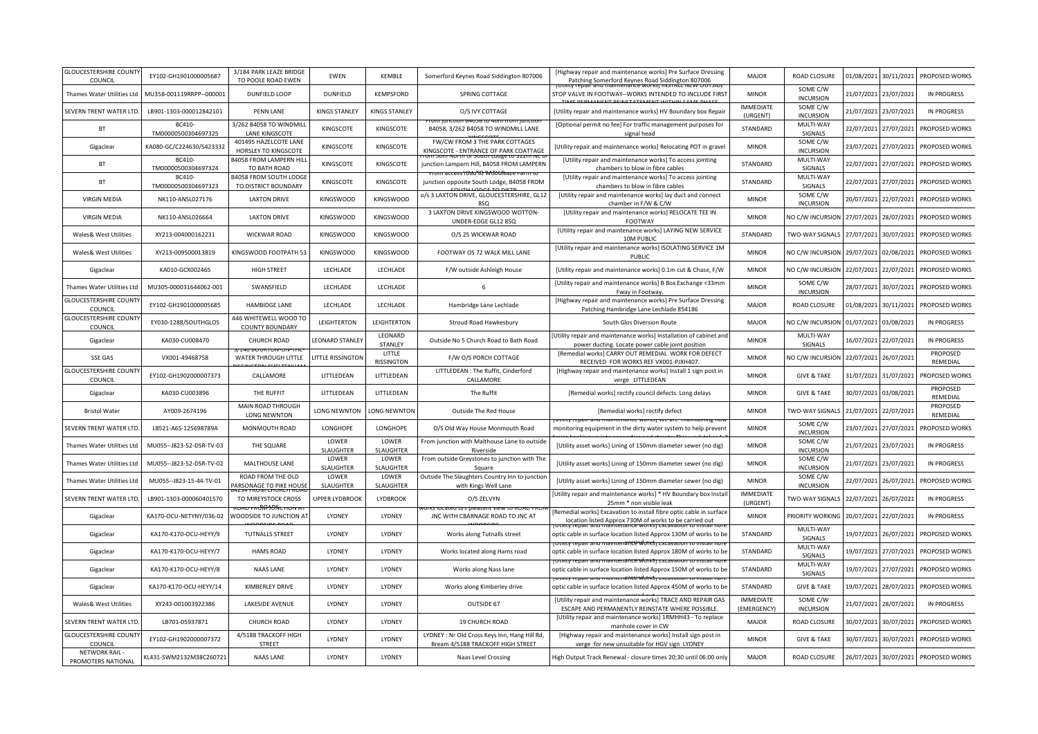| GLOUCESTERSHIRE COUNTY COUNCIL | EY102-GH1901000005687 | 3/184 PARK LEAZE BRIDGE TO POOLE ROAD EWEN | EWEN | KEMBLE | Somerford Keynes Road Siddington 807006 | [Highway repair and maintenance works] Pre Surface Dressing Patching Somerford Keynes Road Siddington 807006 | MAJOR | ROAD CLOSURE | 01/08/2021 | 30/11/2021 | PROPOSED WORKS |
|---|---|---|---|---|---|---|---|---|---|---|---|
| Thames Water Utilities Ltd | MU358-001119RRPP--000001 | DUNFIELD LOOP | DUNFIELD | KEMPSFORD | SPRING COTTAGE | [Utility repair and maintenance works] INSTALL NEW OUTSIDE STOP VALVE IN FOOTWAY--WORKS INTENDED TO INCLUDE FIRST TIME PERMANENT REINSTATEMENT WITHIN SAME PHASE | MINOR | SOME C/W INCURSION | 21/07/2021 | 23/07/2021 | IN PROGRESS |
| SEVERN TRENT WATER LTD. | LB901-1303-000012842101 | PENN LANE | KINGS STANLEY | KINGS STANLEY | O/S IVY COTTAGE | [Utility repair and maintenance works] HV Boundary box Repair | IMMEDIATE (URGENT) | SOME C/W INCURSION | 21/07/2021 | 23/07/2021 | IN PROGRESS |
| BT | BC410-TM00000500304697325 | 3/262 B4058 TO WINDMILL LANE KINGSCOTE | KINGSCOTE | KINGSCOTE | From junction B4058 to 40m from junction B4058, 3/262 B4058 TO WINDMILL LANE KINGSCOTE | [Optional permit no fee] For traffic management purposes for signal head | STANDARD | MULTI-WAY SIGNALS | 22/07/2021 | 27/07/2021 | PROPOSED WORKS |
| Gigaclear | KA080-GC/C224630/S423332 | 401495 HAZELCOTE LANE HORSLEY TO KINGSCOTE | KINGSCOTE | KINGSCOTE | FW/CW FROM 3 THE PARK COTTAGES KINGSCOTE - ENTRANCE OF PARK COATTAGE | [Utility repair and maintenance works] Relocating POT in gravel | MINOR | SOME C/W INCURSION | 23/07/2021 | 27/07/2021 | PROPOSED WORKS |
| BT | BC410-TM00000500304697324 | B4058 FROM LAMPERN HILL TO BATH ROAD | KINGSCOTE | KINGSCOTE | From 50m North of South Lodge to 322m NE of junction Lampern Hill, B4058 FROM LAMPERN HILL TO BATH ROAD | [Utility repair and maintenance works] To access jointing chambers to blow in fibre cables | STANDARD | MULTI-WAY SIGNALS | 22/07/2021 | 27/07/2021 | PROPOSED WORKS |
| BT | BC410-TM00000500304697323 | B4058 FROM SOUTH LODGE TO DISTRICT BOUNDARY | KINGSCOTE | KINGSCOTE | From access road to Walkleaze Farm to junction opposite South Lodge, B4058 FROM SOUTH LODGE TO DISTR | [Utility repair and maintenance works] To access jointing chambers to blow in fibre cables | STANDARD | MULTI-WAY SIGNALS | 22/07/2021 | 27/07/2021 | PROPOSED WORKS |
| VIRGIN MEDIA | NK110-ANSL027176 | LAXTON DRIVE | KINGSWOOD | KINGSWOOD | o/s 3 LAXTON DRIVE, GLOUCESTERSHIRE, GL12 8SQ | [Utility repair and maintenance works] lay duct and connect chamber in F/W & C/W | MINOR | SOME C/W INCURSION | 20/07/2021 | 22/07/2021 | PROPOSED WORKS |
| VIRGIN MEDIA | NK110-ANSL026664 | LAXTON DRIVE | KINGSWOOD | KINGSWOOD | 3 LAXTON DRIVE KINGSWOOD WOTTON-UNDER-EDGE GL12 8SQ | [Utility repair and maintenance works] RELOCATE TEE IN FOOTWAY | MINOR | NO C/W INCURSION | 27/07/2021 | 28/07/2021 | PROPOSED WORKS |
| Wales& West Utilities | XY213-004000162231 | WICKWAR ROAD | KINGSWOOD | KINGSWOOD | O/S 25 WICKWAR ROAD | [Utility repair and maintenance works] LAYING NEW SERVICE 10M PUBLIC | STANDARD | TWO-WAY SIGNALS | 27/07/2021 | 30/07/2021 | PROPOSED WORKS |
| Wales& West Utilities | XY213-009500013819 | KINGSWOOD FOOTPATH 53 | KINGSWOOD | KINGSWOOD | FOOTWAY OS 72 WALK MILL LANE | [Utility repair and maintenance works] ISOLATING SERVICE 1M PUBLIC | MINOR | NO C/W INCURSION | 29/07/2021 | 02/08/2021 | PROPOSED WORKS |
| Gigaclear | KA010-GCX002465 | HIGH STREET | LECHLADE | LECHLADE | F/W outside Ashleigh House | [Utility repair and maintenance works] 0.1m cut & Chase, F/W | MINOR | NO C/W INCURSION | 22/07/2021 | 22/07/2021 | PROPOSED WORKS |
| Thames Water Utilities Ltd | MU305-000031644062-001 | SWANSFIELD | LECHLADE | LECHLADE | 6 | [Utility repair and maintenance works] B Box Exchange <33mm Fway in Footway. | MINOR | SOME C/W INCURSION | 28/07/2021 | 30/07/2021 | PROPOSED WORKS |
| GLOUCESTERSHIRE COUNTY COUNCIL | EY102-GH1901000005685 | HAMBIDGE LANE | LECHLADE | LECHLADE | Hambridge Lane Lechlade | [Highway repair and maintenance works] Pre Surface Dressing Patching Hambridge Lane Lechlade 854186 | MAJOR | ROAD CLOSURE | 01/08/2021 | 30/11/2021 | PROPOSED WORKS |
| GLOUCESTERSHIRE COUNTY COUNCIL | EY030-1288/SOUTHGLOS | A46 WHITEWELL WOOD TO COUNTY BOUNDARY | LEIGHTERTON | LEIGHTERTON | Stroud Road Hawkesbury | South Glos Diversion Route | MAJOR | NO C/W INCURSION | 01/07/2021 | 03/08/2021 | IN PROGRESS |
| Gigaclear | KA030-CU008470 | CHURCH ROAD | LEONARD STANLEY | LEONARD STANLEY | Outside No 5 Church Road to Bath Road | [Utility repair and maintenance works] Installation of cabinet and power ducting. Locate power cable joint position | MINOR | MULTI-WAY SIGNALS | 16/07/2021 | 22/07/2021 | IN PROGRESS |
| SSE GAS | VX001-49468758 | 3/140 BOURTON-ON-THE-WATER THROUGH LITTLE RISSINGTON CHELTENHAM | LITTLE RISSINGTON | LITTLE RISSINGTON | F/W O/S PORCH COTTAGE | [Remedial works] CARRY OUT REMEDIAL WORK FOR DEFECT RECEIVED FOR WORKS REF VX001-PJXH407. | MINOR | NO C/W INCURSION | 22/07/2021 | 26/07/2021 | PROPOSED REMEDIAL |
| GLOUCESTERSHIRE COUNTY COUNCIL | EY102-GH1902000007373 | CALLAMORE | LITTLEDEAN | LITTLEDEAN | LITTLEDEAN : The Ruffit, Cinderford CALLAMORE | [Highway repair and maintenance works] Install 1 sign post in verge LITTLEDEAN | MINOR | GIVE & TAKE | 31/07/2021 | 31/07/2021 | PROPOSED WORKS |
| Gigaclear | KA030-CU003896 | THE RUFFIT | LITTLEDEAN | LITTLEDEAN | The Ruffit | [Remedial works] rectify council defects. Long delays | MINOR | GIVE & TAKE | 30/07/2021 | 03/08/2021 | PROPOSED REMEDIAL |
| Bristol Water | AY009-2674196 | MAIN ROAD THROUGH LONG NEWNTON | LONG NEWNTON | LONG NEWNTON | Outside The Red House | [Remedial works] rectify defect | MINOR | TWO-WAY SIGNALS | 21/07/2021 | 22/07/2021 | PROPOSED REMEDIAL |
| SEVERN TRENT WATER LTD. | LB521-A6S-125698789A | MONMOUTH ROAD | LONGHOPE | LONGHOPE | O/S Old Way House Monmouth Road | [Utility repair and maintenance works] We are maintaining flow monitoring equipment in the dirty water system to help prevent | MINOR | SOME C/W INCURSION | 23/07/2021 | 27/07/2021 | PROPOSED WORKS |
| Thames Water Utilities Ltd | MU055--J823-52-DSR-TV-03 | THE SQUARE | LOWER SLAUGHTER | LOWER SLAUGHTER | From junction with Malthouse Lane to outside Riverside | [Utility asset works] Lining of 150mm diameter sewer (no dig) | MINOR | SOME C/W INCURSION | 21/07/2021 | 23/07/2021 | IN PROGRESS |
| Thames Water Utilities Ltd | MU055--J823-52-DSR-TV-02 | MALTHOUSE LANE | LOWER SLAUGHTER | LOWER SLAUGHTER | From outside Greystones to junction with The Square | [Utility asset works] Lining of 150mm diameter sewer (no dig) | MINOR | SOME C/W INCURSION | 21/07/2021 | 23/07/2021 | IN PROGRESS |
| Thames Water Utilities Ltd | MU055--J823-15-44-TV-01 | ROAD FROM THE OLD PARSONAGE TO PIKE HOUSE | LOWER SLAUGHTER | LOWER SLAUGHTER | Outside The Slaughters Country Inn to junction with Kings Well Lane | [Utility asset works] Lining of 150mm diameter sewer (no dig) | MINOR | SOME C/W INCURSION | 22/07/2021 | 26/07/2021 | PROPOSED WORKS |
| SEVERN TRENT WATER LTD. | LB901-1303-000060401570 | B4234 FROM CHURCH ROAD TO MIREYSTOCK CROSS | UPPER LYDBROOK | LYDBROOK | O/S ZELVYN | [Utility repair and maintenance works] * HV Boundary box Install 25mm * non visible leak | IMMEDIATE (URGENT) | TWO-WAY SIGNALS | 22/07/2021 | 26/07/2021 | IN PROGRESS |
| Gigaclear | KA170-OCU-NETYNY/036-02 | ROAD FROM JUNCTION AT WOODSIDE TO JUNCTION AT WOODSIDE ROAD | LYDNEY | LYDNEY | works located o/s pleasant view to ROAD FROM JNC WITH CBARNAGE ROAD TO JNC AT WOODSIDE | [Remedial works] Excavation to install fibre optic cable in surface location listed Approx 730M of works to be carried out | MINOR | PRIORITY WORKING | 20/07/2021 | 22/07/2021 | IN PROGRESS |
| Gigaclear | KA170-K170-OCU-HEYY/9 | TUTNALLS STREET | LYDNEY | LYDNEY | Works along Tutnalls street | [Utility repair and maintenance works] Excavation to install fibre optic cable in surface location listed Approx 130M of works to be carried out | STANDARD | MULTI-WAY SIGNALS | 19/07/2021 | 26/07/2021 | PROPOSED WORKS |
| Gigaclear | KA170-K170-OCU-HEYY/7 | HAMS ROAD | LYDNEY | LYDNEY | Works located along Hams road | [Utility repair and maintenance works] Excavation to install fibre optic cable in surface location listed Approx 180M of works to be carried out | STANDARD | MULTI-WAY SIGNALS | 19/07/2021 | 27/07/2021 | PROPOSED WORKS |
| Gigaclear | KA170-K170-OCU-HEYY/8 | NAAS LANE | LYDNEY | LYDNEY | Works along Nass lane | [Utility repair and maintenance works] Excavation to install fibre optic cable in surface location listed Approx 150M of works to be carried out | STANDARD | MULTI-WAY SIGNALS | 19/07/2021 | 27/07/2021 | PROPOSED WORKS |
| Gigaclear | KA170-K170-OCU-HEYY/14 | KIMBERLEY DRIVE | LYDNEY | LYDNEY | Works along Kimberley drive | [Utility repair and maintenance works] Excavation to install fibre optic cable in surface location listed Approx 450M of works to be carried out | STANDARD | GIVE & TAKE | 19/07/2021 | 28/07/2021 | PROPOSED WORKS |
| Wales& West Utilities | XY243-001003922386 | LAKESIDE AVENUE | LYDNEY | LYDNEY | OUTSIDE 67 | [Utility repair and maintenance works] TRACE AND REPAIR GAS ESCAPE AND PERMANENTLY REINSTATE WHERE POSSIBLE. | IMMEDIATE (EMERGENCY) | SOME C/W INCURSION | 21/07/2021 | 28/07/2021 | IN PROGRESS |
| SEVERN TRENT WATER LTD. | LB701-05937871 | CHURCH ROAD | LYDNEY | LYDNEY | 19 CHURCH ROAD | [Utility repair and maintenance works] 1RMHH43 - To replace manhole cover in CW | MAJOR | ROAD CLOSURE | 30/07/2021 | 30/07/2021 | PROPOSED WORKS |
| GLOUCESTERSHIRE COUNTY COUNCIL | EY102-GH1902000007372 | 4/5188 TRACKOFF HIGH STREET | LYDNEY | LYDNEY | LYDNEY : Nr Old Cross Keys Inn, Hang Hill Rd, Bream 4/5188 TRACKOFF HIGH STREET | [Highway repair and maintenance works] Install sign post in verge for new unsuitable for HGV sign LYDNEY | MINOR | GIVE & TAKE | 30/07/2021 | 30/07/2021 | PROPOSED WORKS |
| NETWORK RAIL - PROMOTERS NATIONAL | KL431-SWM2132M38C260721 | NAAS LANE | LYDNEY | LYDNEY | Naas Level Crossing | High Output Track Renewal - closure times 20;30 until 06:00 only | MAJOR | ROAD CLOSURE | 26/07/2021 | 30/07/2021 | PROPOSED WORKS |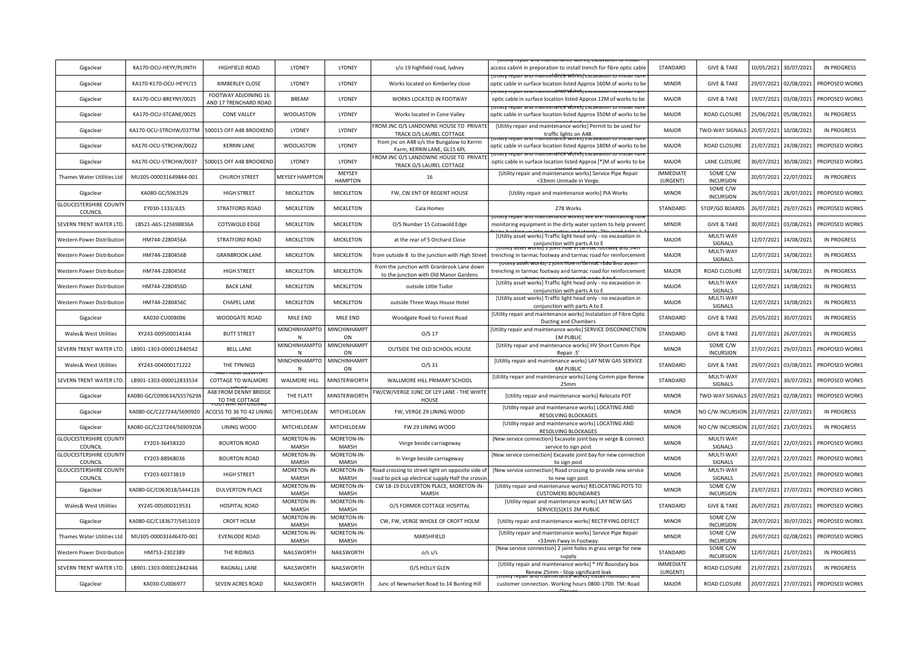| Gigaclear | KA170-OCU-HEYY/PLIINTH | HIGHFIELD ROAD | LYDNEY | LYDNEY | s/o 19 highfield road, lydney | [Utility repair and maintenance works] Excavation to install access cabin in preparation to install trench for fibre optic cable | STANDARD | GIVE & TAKE | 10/05/2021 | 30/07/2021 | IN PROGRESS |
|---|---|---|---|---|---|---|---|---|---|---|---|
| Gigaclear | KA170-K170-OCU-HEYY/15 | KIMBERLEY CLOSE | LYDNEY | LYDNEY | Works located on Kimberley close | [Utility repair and maintenance works] Excavation to install fibre optic cable in surface location listed Approx 160M of works to be | MINOR | GIVE & TAKE | 29/07/2021 | 02/08/2021 | PROPOSED WORKS |
| Gigaclear | KA170-OCU-BREYNY/0025 | FOOTWAY ADJOINING 16 AND 17 TRENCHARD ROAD | BREAM | LYDNEY | WORKS LOCATED IN FOOTWAY | [Utility repair and maintenance works] Excavation to install fibre optic cable in surface location listed Approx 12M of works to be | MAJOR | GIVE & TAKE | 19/07/2021 | 03/08/2021 | PROPOSED WORKS |
| Gigaclear | KA170-OCU-STCANE/0025 | CONE VALLEY | WOOLASTON | LYDNEY | Works located in Cone Valley | [Utility repair and maintenance works] Excavation to install fibre optic cable in surface location listed Approx 350M of works to be | MAJOR | ROAD CLOSURE | 25/06/2021 | 05/08/2021 | IN PROGRESS |
| Gigaclear | KA170-OCU-STRCHW/037TM | 500015 OFF A48 BROOKEND | LYDNEY | LYDNEY | FROM JNC O/S LANDOWNE HOUSE TO PRIVATE TRACK O/S LAUREL COTTAGE | [Utility repair and maintenance works] Permit to be used for traffic lights on A48. | MAJOR | TWO-WAY SIGNALS | 20/07/2021 | 10/08/2021 | IN PROGRESS |
| Gigaclear | KA170-OCU-STRCHW/0022 | KERRIN LANE | WOOLASTON | LYDNEY | from jnc on A48 o/s the Bungalow to Kerrin Farm, KERRIN LANE, GL15 6PL | [Utility repair and maintenance works] Excavation to install fibre optic cable in surface location listed Approx 180M of works to be | MAJOR | ROAD CLOSURE | 21/07/2021 | 24/08/2021 | PROPOSED WORKS |
| Gigaclear | KA170-OCU-STRCHW/0037 | 500015 OFF A48 BROOKEND | LYDNEY | LYDNEY | FROM JNC O/S LANDOWNE HOUSE TO PRIVATE TRACK O/S LAUREL COTTAGE | [Utility repair and maintenance works] Excavation to install fibre optic cable in surface location listed Approx [*]M of works to be | MAJOR | LANE CLOSURE | 30/07/2021 | 30/08/2021 | PROPOSED WORKS |
| Thames Water Utilities Ltd | MU305-000031649844-001 | CHURCH STREET | MEYSEY HAMPTON | MEYSEY HAMPTON | 16 | [Utility repair and maintenance works] Service Pipe Repair <33mm Unmade in Verge. | IMMEDIATE (URGENT) | SOME C/W INCURSION | 20/07/2021 | 22/07/2021 | IN PROGRESS |
| Gigaclear | KA080-GC/S963529 | HIGH STREET | MICKLETON | MICKLETON | FW, CW ENT OF REGENT HOUSE | [Utility repair and maintenance works] PIA Works | MINOR | SOME C/W INCURSION | 26/07/2021 | 28/07/2021 | PROPOSED WORKS |
| GLOUCESTERSHIRE COUNTY COUNCIL | EY030-1333/JLES | STRATFORD ROAD | MICKLETON | MICKLETON | Cala Homes | 278 Works | STANDARD | STOP/GO BOARDS | 26/07/2021 | 29/07/2021 | PROPOSED WORKS |
| SEVERN TRENT WATER LTD. | LB521-A6S-125698836A | COTSWOLD EDGE | MICKLETON | MICKLETON | O/S Number 15 Cotswold Edge | [Utility repair and maintenance works] We are maintaining flow monitoring equipment in the dirty water system to help prevent | MINOR | GIVE & TAKE | 30/07/2021 | 03/08/2021 | PROPOSED WORKS |
| Western Power Distribution | HM744-2280456A | STRATFORD ROAD | MICKLETON | MICKLETON | at the rear of 5 Orchard Close | [Utility asset works] Traffic light head only - no excavation in conjunction with parts A to E | MAJOR | MULTI-WAY SIGNALS | 12/07/2021 | 14/08/2021 | IN PROGRESS |
| Western Power Distribution | HM744-2280456B | GRANBROOK LANE | MICKLETON | MICKLETON | from outside 8 to the junction with High Street | [Utility asset works] 1 joint hole in tarmac footway and 34m trenching in tarmac footway and tarmac road for reinforcement | MAJOR | MULTI-WAY SIGNALS | 12/07/2021 | 14/08/2021 | IN PROGRESS |
| Western Power Distribution | HM744-2280456E | HIGH STREET | MICKLETON | MICKLETON | from the junction with Granbrook Lane down to the junction with Old Manor Gardens | [Utility asset works] 1 joint hole in tarmac road and 30m trenching in tarmac footway and tarmac road for reinforcement | MAJOR | ROAD CLOSURE | 12/07/2021 | 14/08/2021 | IN PROGRESS |
| Western Power Distribution | HM744-2280456D | BACK LANE | MICKLETON | MICKLETON | outside Little Tudor | [Utility asset works] Traffic light head only - no excavation in conjunction with parts A to E | MAJOR | MULTI-WAY SIGNALS | 12/07/2021 | 14/08/2021 | IN PROGRESS |
| Western Power Distribution | HM744-2280456C | CHAPEL LANE | MICKLETON | MICKLETON | outside Three Ways House Hotel | [Utility asset works] Traffic light head only - no excavation in conjunction with parts A to E | MAJOR | MULTI-WAY SIGNALS | 12/07/2021 | 14/08/2021 | IN PROGRESS |
| Gigaclear | KA030-CU008096 | WOODGATE ROAD | MILE END | MILE END | Woodgate Road to Forest Road | [Utility repair and maintenance works] Instalation of Fibre Optic Ducting and Chambers | STANDARD | GIVE & TAKE | 25/05/2021 | 30/07/2021 | IN PROGRESS |
| Wales& West Utilities | XY243-009500014144 | BUTT STREET | MINCHINHAMPTON | MINCHINHAMPTON | O/S 17 | [Utility repair and maintenance works] SERVICE DISCONNECTION 1M PUBLIC | STANDARD | GIVE & TAKE | 21/07/2021 | 26/07/2021 | IN PROGRESS |
| SEVERN TRENT WATER LTD. | LB901-1303-000012840542 | BELL LANE | MINCHINHAMPTON | MINCHINHAMPTON | OUTSIDE THE OLD SCHOOL HOUSE | [Utility repair and maintenance works] HV Short Comm Pipe Repair .5' | MINOR | SOME C/W INCURSION | 27/07/2021 | 29/07/2021 | PROPOSED WORKS |
| Wales& West Utilities | XY243-004000171222 | THE TYNINGS | MINCHINHAMPTON | MINCHINHAMPTON | O/S 31 | [Utility repair and maintenance works] LAY NEW GAS SERVICE 6M PUBLIC | STANDARD | GIVE & TAKE | 29/07/2021 | 03/08/2021 | PROPOSED WORKS |
| SEVERN TRENT WATER LTD. | LB901-1303-000012833534 | A48 FROM SELWYN COTTAGE TO WALMORE HOUSE | WALMORE HILL | MINSTERWORTH | WALLMORE HILL PRIMARY SCHOOL | [Utility repair and maintenance works] Long Comm pipe Renew 25mm | STANDARD | MULTI-WAY SIGNALS | 27/07/2021 | 30/07/2021 | PROPOSED WORKS |
| Gigaclear | KA080-GC/C090634/S557629A | A48 FROM DENNY BRIDGE TO THE COTTAGE | THE FLATT | MINSTERWORTH | FW/CW/VERGE JUNC OF LEY LANE - THE WHITE HOUSE | [Utility repair and maintenance works] Relocate POT | MINOR | TWO-WAY SIGNALS | 29/07/2021 | 02/08/2021 | PROPOSED WORKS |
| Gigaclear | KA080-GC/C227244/S690920 | FOOTWAY AFFORDING ACCESS TO 36 TO 42 LINING WOOD | MITCHELDEAN | MITCHELDEAN | FW, VERGE 29 LINING WOOD | [Utility repair and maintenance works] LOCATING AND RESOLVING BLOCKAGES | MINOR | NO C/W INCURSION | 21/07/2021 | 22/07/2021 | IN PROGRESS |
| Gigaclear | KA080-GC/C227244/S690920A | LINING WOOD | MITCHELDEAN | MITCHELDEAN | FW 29 LINING WOOD | [Utility repair and maintenance works] LOCATING AND RESOLVING BLOCKAGES | MINOR | NO C/W INCURSION | 21/07/2021 | 23/07/2021 | IN PROGRESS |
| GLOUCESTERSHIRE COUNTY COUNCIL | EY203-36458320 | BOURTON ROAD | MORETON-IN-MARSH | MORETON-IN-MARSH | Verge beside carriageway | [New service connection] Excavate joint bay in verge & connect service to sign post | MINOR | MULTI-WAY SIGNALS | 22/07/2021 | 22/07/2021 | PROPOSED WORKS |
| GLOUCESTERSHIRE COUNTY COUNCIL | EY203-88968036 | BOURTON ROAD | MORETON-IN-MARSH | MORETON-IN-MARSH | In Verge beside carriageway | [New service connection] Excavate joint bay for new connection to sign post | MINOR | MULTI-WAY SIGNALS | 22/07/2021 | 22/07/2021 | PROPOSED WORKS |
| GLOUCESTERSHIRE COUNTY COUNCIL | EY203-60373819 | HIGH STREET | MORETON-IN-MARSH | MORETON-IN-MARSH | Road crossing to street light on opposite side of road to pick up electrical supply Half the crossin | [New service connection] Road crossing to provide new service to new sign post | MINOR | MULTI-WAY SIGNALS | 25/07/2021 | 25/07/2021 | PROPOSED WORKS |
| Gigaclear | KA080-GC/C063018/S444126 | DULVERTON PLACE | MORETON-IN-MARSH | MORETON-IN-MARSH | CW 18-19 DULVERTON PLACE, MORETON-IN-MARSH | [Utility repair and maintenance works] RELOCATING POTS TO CUSTOMERS BOUNDARIES | MINOR | SOME C/W INCURSION | 23/07/2021 | 27/07/2021 | PROPOSED WORKS |
| Wales& West Utilities | XY245-005000319531 | HOSPITAL ROAD | MORETON-IN-MARSH | MORETON-IN-MARSH | O/S FORMER COTTAGE HOSPITAL | [Utility repair and maintenance works] LAY NEW GAS SERVICE(S)X15 2M PUBLIC | STANDARD | GIVE & TAKE | 26/07/2021 | 29/07/2021 | PROPOSED WORKS |
| Gigaclear | KA080-GC/C183677/S451019 | CROFT HOLM | MORETON-IN-MARSH | MORETON-IN-MARSH | CW, FW, VERGE WHOLE OF CROFT HOLM | [Utility repair and maintenance works] RECTIFYING DEFECT | MINOR | SOME C/W INCURSION | 28/07/2021 | 30/07/2021 | PROPOSED WORKS |
| Thames Water Utilities Ltd | MU305-000031646470-001 | EVENLODE ROAD | MORETON-IN-MARSH | MORETON-IN-MARSH | MARSHFIELD | [Utility repair and maintenance works] Service Pipe Repair <33mm Fway in Footway. | MINOR | SOME C/W INCURSION | 29/07/2021 | 02/08/2021 | PROPOSED WORKS |
| Western Power Distribution | HM753-2302389 | THE RIDINGS | NAILSWORTH | NAILSWORTH | o/s s/s | [New service connection] 2 joint holes in grass verge for new supply | STANDARD | SOME C/W INCURSION | 12/07/2021 | 23/07/2021 | IN PROGRESS |
| SEVERN TRENT WATER LTD. | LB901-1303-000012842446 | RAGNALL LANE | NAILSWORTH | NAILSWORTH | O/S HOLLY GLEN | [Utility repair and maintenance works] * HV Boundary box Renew 25mm - Stop significant leak | IMMEDIATE (URGENT) | ROAD CLOSURE | 21/07/2021 | 23/07/2021 | IN PROGRESS |
| Gigaclear | KA030-CU006977 | SEVEN ACRES ROAD | NAILSWORTH | NAILSWORTH | Junc of Newmarket Road to 14 Bunting Hill | [Utility repair and maintenance works] Install multiduct and customer connection. Working hours 0800-1700. TM: Road | MAJOR | ROAD CLOSURE | 20/07/2021 | 27/07/2021 | PROPOSED WORKS |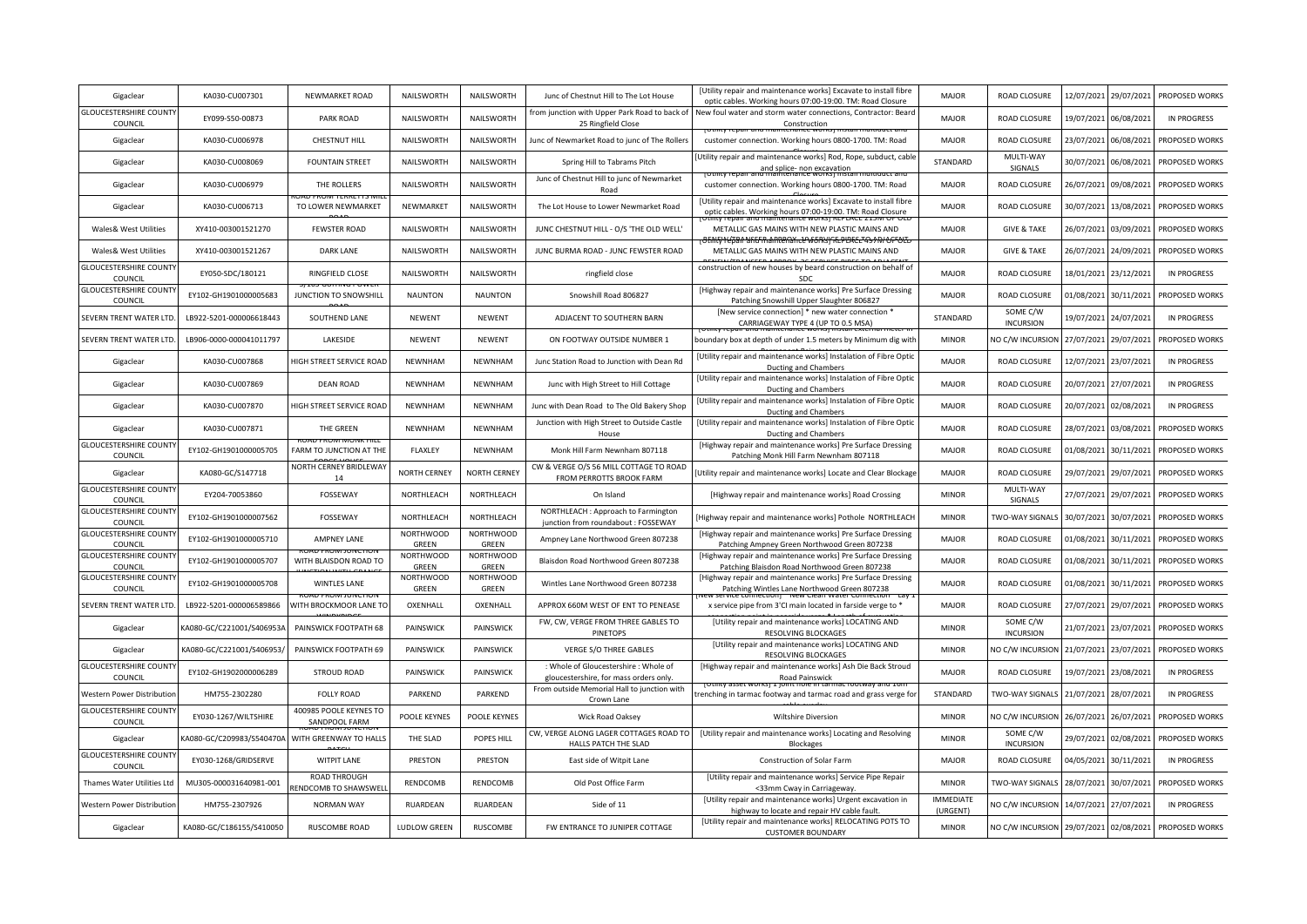| Gigaclear | KA030-CU007301 | NEWMARKET ROAD | NAILSWORTH | NAILSWORTH | Junc of Chestnut Hill to The Lot House | [Utility repair and maintenance works] Excavate to install fibre optic cables. Working hours 07:00-19:00. TM: Road Closure | MAJOR | ROAD CLOSURE | 12/07/2021 | 29/07/2021 | PROPOSED WORKS |
|---|---|---|---|---|---|---|---|---|---|---|---|
| GLOUCESTERSHIRE COUNTY COUNCIL | EY099-S50-00873 | PARK ROAD | NAILSWORTH | NAILSWORTH | from junction with Upper Park Road to back of 25 Ringfield Close | New foul water and storm water connections, Contractor: Beard Construction | MAJOR | ROAD CLOSURE | 19/07/2021 | 06/08/2021 | IN PROGRESS |
| Gigaclear | KA030-CU006978 | CHESTNUT HILL | NAILSWORTH | NAILSWORTH | Junc of Newmarket Road to junc of The Rollers | [Utility repair and maintenance works] Install multiduct and customer connection. Working hours 0800-1700. TM: Road | MAJOR | ROAD CLOSURE | 23/07/2021 | 06/08/2021 | PROPOSED WORKS |
| Gigaclear | KA030-CU008069 | FOUNTAIN STREET | NAILSWORTH | NAILSWORTH | Spring Hill to Tabrams Pitch | [Utility repair and maintenance works] Rod, Rope, subduct, cable and splice- non excavation | STANDARD | MULTI-WAY SIGNALS | 30/07/2021 | 06/08/2021 | PROPOSED WORKS |
| Gigaclear | KA030-CU006979 | THE ROLLERS | NAILSWORTH | NAILSWORTH | Junc of Chestnut Hill to junc of Newmarket Road | [Utility repair and maintenance works] Install multiduct and customer connection. Working hours 0800-1700. TM: Road | MAJOR | ROAD CLOSURE | 26/07/2021 | 09/08/2021 | PROPOSED WORKS |
| Gigaclear | KA030-CU006713 | ROAD FROM TERRETTS MILL TO LOWER NEWMARKET | NEWMARKET | NAILSWORTH | The Lot House to Lower Newmarket Road | [Utility repair and maintenance works] Excavate to install fibre optic cables. Working hours 07:00-19:00. TM: Road Closure | MAJOR | ROAD CLOSURE | 30/07/2021 | 13/08/2021 | PROPOSED WORKS |
| Wales& West Utilities | XY410-003001521270 | FEWSTER ROAD | NAILSWORTH | NAILSWORTH | JUNC CHESTNUT HILL - O/S 'THE OLD WELL' | [Utility repair and maintenance works] REPLACE 215M OF OLD METALLIC GAS MAINS WITH NEW PLASTIC MAINS AND | MAJOR | GIVE & TAKE | 26/07/2021 | 03/09/2021 | PROPOSED WORKS |
| Wales& West Utilities | XY410-003001521267 | DARK LANE | NAILSWORTH | NAILSWORTH | JUNC BURMA ROAD - JUNC FEWSTER ROAD | [Utility repair and maintenance works] REPLACE 497M OF OLD METALLIC GAS MAINS WITH NEW PLASTIC MAINS AND | MAJOR | GIVE & TAKE | 26/07/2021 | 24/09/2021 | PROPOSED WORKS |
| GLOUCESTERSHIRE COUNTY COUNCIL | EY050-SDC/180121 | RINGFIELD CLOSE | NAILSWORTH | NAILSWORTH | ringfield close | construction of new houses by beard construction on behalf of SDC | MAJOR | ROAD CLOSURE | 18/01/2021 | 23/12/2021 | IN PROGRESS |
| GLOUCESTERSHIRE COUNTY COUNCIL | EY102-GH1901000005683 | S/103 CUTTING POWER JUNCTION TO SNOWSHILL ROAD | NAUNTON | NAUNTON | Snowshill Road 806827 | [Highway repair and maintenance works] Pre Surface Dressing Patching Snowshill Upper Slaughter 806827 | MAJOR | ROAD CLOSURE | 01/08/2021 | 30/11/2021 | PROPOSED WORKS |
| SEVERN TRENT WATER LTD. | LB922-5201-000006618443 | SOUTHEND LANE | NEWENT | NEWENT | ADJACENT TO SOUTHERN BARN | [New service connection] * new water connection * CARRIAGEWAY TYPE 4 (UP TO 0.5 MSA) | STANDARD | SOME C/W INCURSION | 19/07/2021 | 24/07/2021 | IN PROGRESS |
| SEVERN TRENT WATER LTD. | LB906-0000-000041011797 | LAKESIDE | NEWENT | NEWENT | ON FOOTWAY OUTSIDE NUMBER 1 | [Utility repair and maintenance works] Install external meter in boundary box at depth of under 1.5 meters by Minimum dig with | MINOR | NO C/W INCURSION | 27/07/2021 | 29/07/2021 | PROPOSED WORKS |
| Gigaclear | KA030-CU007868 | HIGH STREET SERVICE ROAD | NEWNHAM | NEWNHAM | Junc Station Road to Junction with Dean Rd | [Utility repair and maintenance works] Instalation of Fibre Optic Ducting and Chambers | MAJOR | ROAD CLOSURE | 12/07/2021 | 23/07/2021 | IN PROGRESS |
| Gigaclear | KA030-CU007869 | DEAN ROAD | NEWNHAM | NEWNHAM | Junc with High Street to Hill Cottage | [Utility repair and maintenance works] Instalation of Fibre Optic Ducting and Chambers | MAJOR | ROAD CLOSURE | 20/07/2021 | 27/07/2021 | IN PROGRESS |
| Gigaclear | KA030-CU007870 | HIGH STREET SERVICE ROAD | NEWNHAM | NEWNHAM | Junc with Dean Road to The Old Bakery Shop | [Utility repair and maintenance works] Instalation of Fibre Optic Ducting and Chambers | MAJOR | ROAD CLOSURE | 20/07/2021 | 02/08/2021 | IN PROGRESS |
| Gigaclear | KA030-CU007871 | THE GREEN | NEWNHAM | NEWNHAM | Junction with High Street to Outside Castle House | [Utility repair and maintenance works] Instalation of Fibre Optic Ducting and Chambers | MAJOR | ROAD CLOSURE | 28/07/2021 | 03/08/2021 | PROPOSED WORKS |
| GLOUCESTERSHIRE COUNTY COUNCIL | EY102-GH1901000005705 | ROAD FROM MONK HILL FARM TO JUNCTION AT THE FORGE HOUSE | FLAXLEY | NEWNHAM | Monk Hill Farm Newnham 807118 | [Highway repair and maintenance works] Pre Surface Dressing Patching Monk Hill Farm Newnham 807118 | MAJOR | ROAD CLOSURE | 01/08/2021 | 30/11/2021 | PROPOSED WORKS |
| Gigaclear | KA080-GC/S147718 | NORTH CERNEY BRIDLEWAY 14 | NORTH CERNEY | NORTH CERNEY | CW & VERGE O/S 56 MILL COTTAGE TO ROAD FROM PERROTTS BROOK FARM | [Utility repair and maintenance works] Locate and Clear Blockage | MAJOR | ROAD CLOSURE | 29/07/2021 | 29/07/2021 | PROPOSED WORKS |
| GLOUCESTERSHIRE COUNTY COUNCIL | EY204-70053860 | FOSSEWAY | NORTHLEACH | NORTHLEACH | On Island | [Highway repair and maintenance works] Road Crossing | MINOR | MULTI-WAY SIGNALS | 27/07/2021 | 29/07/2021 | PROPOSED WORKS |
| GLOUCESTERSHIRE COUNTY COUNCIL | EY102-GH1901000007562 | FOSSEWAY | NORTHLEACH | NORTHLEACH | NORTHLEACH : Approach to Farmington junction from roundabout : FOSSEWAY | [Highway repair and maintenance works] Pothole NORTHLEACH | MINOR | TWO-WAY SIGNALS | 30/07/2021 | 30/07/2021 | PROPOSED WORKS |
| GLOUCESTERSHIRE COUNTY COUNCIL | EY102-GH1901000005710 | AMPNEY LANE | NORTHWOOD GREEN | NORTHWOOD GREEN | Ampney Lane Northwood Green 807238 | [Highway repair and maintenance works] Pre Surface Dressing Patching Ampney Green Northwood Green 807238 | MAJOR | ROAD CLOSURE | 01/08/2021 | 30/11/2021 | PROPOSED WORKS |
| GLOUCESTERSHIRE COUNTY COUNCIL | EY102-GH1901000005707 | ROAD FROM JUNCTION WITH BLAISDON ROAD TO JUNCTION UNTIL CROSS | NORTHWOOD GREEN | NORTHWOOD GREEN | Blaisdon Road Northwood Green 807238 | [Highway repair and maintenance works] Pre Surface Dressing Patching Blaisdon Road Northwood Green 807238 | MAJOR | ROAD CLOSURE | 01/08/2021 | 30/11/2021 | PROPOSED WORKS |
| GLOUCESTERSHIRE COUNTY COUNCIL | EY102-GH1901000005708 | WINTLES LANE | NORTHWOOD GREEN | NORTHWOOD GREEN | Wintles Lane Northwood Green 807238 | [Highway repair and maintenance works] Pre Surface Dressing Patching Wintles Lane Northwood Green 807238 | MAJOR | ROAD CLOSURE | 01/08/2021 | 30/11/2021 | PROPOSED WORKS |
| SEVERN TRENT WATER LTD. | LB922-5201-000006859866 | ROAD FROM JUNCTION WITH BROCKMOOR LANE TO WINDYRIDGE | OXENHALL | OXENHALL | APPROX 660M WEST OF ENT TO PENEASE | [New service connection] * New Clean Water Connection - Lay 1 x service pipe from 3'CI main located in farside verge to * | MAJOR | ROAD CLOSURE | 27/07/2021 | 29/07/2021 | PROPOSED WORKS |
| Gigaclear | KA080-GC/C221001/S406953A | PAINSWICK FOOTPATH 68 | PAINSWICK | PAINSWICK | FW, CW, VERGE FROM THREE GABLES TO PINETOPS | [Utility repair and maintenance works] LOCATING AND RESOLVING BLOCKAGES | MINOR | SOME C/W INCURSION | 21/07/2021 | 23/07/2021 | PROPOSED WORKS |
| Gigaclear | KA080-GC/C221001/S406953/ | PAINSWICK FOOTPATH 69 | PAINSWICK | PAINSWICK | VERGE S/O THREE GABLES | [Utility repair and maintenance works] LOCATING AND RESOLVING BLOCKAGES | MINOR | NO C/W INCURSION | 21/07/2021 | 23/07/2021 | PROPOSED WORKS |
| GLOUCESTERSHIRE COUNTY COUNCIL | EY102-GH1902000006289 | STROUD ROAD | PAINSWICK | PAINSWICK | : Whole of Gloucestershire : Whole of gloucestershire, for mass orders only. | [Highway repair and maintenance works] Ash Die Back Stroud Road Painswick | MAJOR | ROAD CLOSURE | 19/07/2021 | 23/08/2021 | IN PROGRESS |
| Western Power Distribution | HM755-2302280 | FOLLY ROAD | PARKEND | PARKEND | From outside Memorial Hall to junction with Crown Lane | [Utility asset works] 1 joint hole in tarmac footway and 10m trenching in tarmac footway and tarmac road and grass verge for | STANDARD | TWO-WAY SIGNALS | 21/07/2021 | 28/07/2021 | IN PROGRESS |
| GLOUCESTERSHIRE COUNTY COUNCIL | EY030-1267/WILTSHIRE | 400985 POOLE KEYNES TO SANDPOOL FARM | POOLE KEYNES | POOLE KEYNES | Wick Road Oaksey | Wiltshire Diversion | MINOR | NO C/W INCURSION | 26/07/2021 | 26/07/2021 | PROPOSED WORKS |
| Gigaclear | KA080-GC/C209983/S540470A | ROAD FROM JUNCTION WITH GREENWAY TO HALLS PATCH | THE SLAD | POPES HILL | CW, VERGE ALONG LAGER COTTAGES ROAD TO HALLS PATCH THE SLAD | [Utility repair and maintenance works] Locating and Resolving Blockages | MINOR | SOME C/W INCURSION | 29/07/2021 | 02/08/2021 | PROPOSED WORKS |
| GLOUCESTERSHIRE COUNTY COUNCIL | EY030-1268/GRIDSERVE | WITPIT LANE | PRESTON | PRESTON | East side of Witpit Lane | Construction of Solar Farm | MAJOR | ROAD CLOSURE | 04/05/2021 | 30/11/2021 | IN PROGRESS |
| Thames Water Utilities Ltd | MU305-000031640981-001 | ROAD THROUGH RENDCOMB TO SHAWSWELL | RENDCOMB | RENDCOMB | Old Post Office Farm | [Utility repair and maintenance works] Service Pipe Repair <33mm Cway in Carriageway. | MINOR | TWO-WAY SIGNALS | 28/07/2021 | 30/07/2021 | PROPOSED WORKS |
| Western Power Distribution | HM755-2307926 | NORMAN WAY | RUARDEAN | RUARDEAN | Side of 11 | [Utility repair and maintenance works] Urgent excavation in highway to locate and repair HV cable fault. | IMMEDIATE (URGENT) | NO C/W INCURSION | 14/07/2021 | 27/07/2021 | IN PROGRESS |
| Gigaclear | KA080-GC/C186155/S410050 | RUSCOMBE ROAD | LUDLOW GREEN | RUSCOMBE | FW ENTRANCE TO JUNIPER COTTAGE | [Utility repair and maintenance works] RELOCATING POTS TO CUSTOMER BOUNDARY | MINOR | NO C/W INCURSION | 29/07/2021 | 02/08/2021 | PROPOSED WORKS |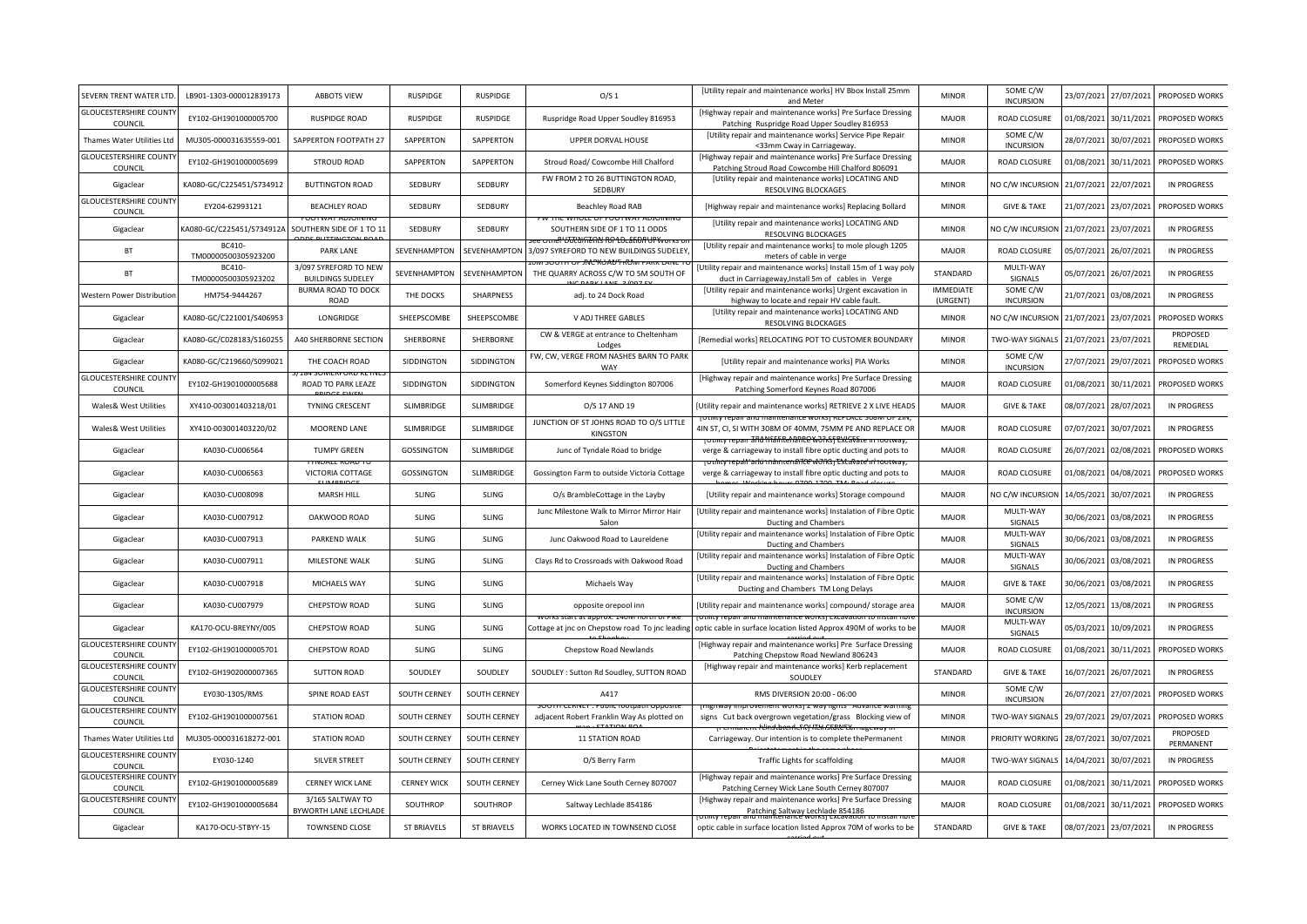| SEVERN TRENT WATER LTD. | LB901-1303-000012839173 | ABBOTS VIEW | RUSPIDGE | RUSPIDGE | O/S 1 | [Utility repair and maintenance works] HV Bbox Install 25mm and Meter | MINOR | SOME C/W INCURSION | 23/07/2021 | 27/07/2021 | PROPOSED WORKS |
|---|---|---|---|---|---|---|---|---|---|---|---|
| GLOUCESTERSHIRE COUNTY COUNCIL | EY102-GH1901000005700 | RUSPIDGE ROAD | RUSPIDGE | RUSPIDGE | Ruspridge Road Upper Soudley 816953 | [Highway repair and maintenance works] Pre Surface Dressing Patching Ruspridge Road Upper Soudley 816953 | MAJOR | ROAD CLOSURE | 01/08/2021 | 30/11/2021 | PROPOSED WORKS |
| Thames Water Utilities Ltd | MU305-000031635559-001 | SAPPERTON FOOTPATH 27 | SAPPERTON | SAPPERTON | UPPER DORVAL HOUSE | [Utility repair and maintenance works] Service Pipe Repair <33mm Cway in Carriageway. | MINOR | SOME C/W INCURSION | 28/07/2021 | 30/07/2021 | PROPOSED WORKS |
| GLOUCESTERSHIRE COUNTY COUNCIL | EY102-GH1901000005699 | STROUD ROAD | SAPPERTON | SAPPERTON | Stroud Road/ Cowcombe Hill Chalford | [Highway repair and maintenance works] Pre Surface Dressing Patching Stroud Road Cowcombe Hill Chalford 806091 | MAJOR | ROAD CLOSURE | 01/08/2021 | 30/11/2021 | PROPOSED WORKS |
| Gigaclear | KA080-GC/C225451/S734912 | BUTTINGTON ROAD | SEDBURY | SEDBURY | FW FROM 2 TO 26 BUTTINGTON ROAD, SEDBURY | [Utility repair and maintenance works] LOCATING AND RESOLVING BLOCKAGES | MINOR | NO C/W INCURSION | 21/07/2021 | 22/07/2021 | IN PROGRESS |
| GLOUCESTERSHIRE COUNTY COUNCIL | EY204-62993121 | BEACHLEY ROAD | SEDBURY | SEDBURY | Beachley Road RAB | [Highway repair and maintenance works] Replacing Bollard | MINOR | GIVE & TAKE | 21/07/2021 | 23/07/2021 | PROPOSED WORKS |
| Gigaclear | KA080-GC/C225451/S734912A | FOOTWAY ADJOINING SOUTHERN SIDE OF 1 TO 11 ODDS BUTTINGTON ROAD | SEDBURY | SEDBURY | FW THE WHOLE OF FOOTWAY ADJOINING SOUTHERN SIDE OF 1 TO 11 ODDS BUTTINGTON ROAD, SEDBURY | [Utility repair and maintenance works] LOCATING AND RESOLVING BLOCKAGES | MINOR | NO C/W INCURSION | 21/07/2021 | 23/07/2021 | IN PROGRESS |
| BT | BC410-TM00000500305923200 | PARK LANE | SEVENHAMPTON | SEVENHAMPTON | See Other Documents for Location of works on 3/097 SYREFORD TO NEW BUILDINGS SUDELEY, | [Utility repair and maintenance works] to mole plough 1205 meters of cable in verge | MAJOR | ROAD CLOSURE | 05/07/2021 | 26/07/2021 | IN PROGRESS |
| BT | BC410-TM00000500305923202 | 3/097 SYREFORD TO NEW BUILDINGS SUDELEY | SEVENHAMPTON | SEVENHAMPTON | 10M SOUTH OF JNC ROAD FROM PARK LANE TO THE QUARRY ACROSS C/W TO 5M SOUTH OF JNC PARK LANE 3/097 SY | [Utility repair and maintenance works] Install 15m of 1 way poly duct in Carriageway,Install 5m of cables in Verge | STANDARD | MULTI-WAY SIGNALS | 05/07/2021 | 26/07/2021 | IN PROGRESS |
| Western Power Distribution | HM754-9444267 | BURMA ROAD TO DOCK ROAD | THE DOCKS | SHARPNESS | adj. to 24 Dock Road | [Utility repair and maintenance works] Urgent excavation in highway to locate and repair HV cable fault. | IMMEDIATE (URGENT) | SOME C/W INCURSION | 21/07/2021 | 03/08/2021 | IN PROGRESS |
| Gigaclear | KA080-GC/C221001/S406953 | LONGRIDGE | SHEEPSCOMBE | SHEEPSCOMBE | V ADJ THREE GABLES | [Utility repair and maintenance works] LOCATING AND RESOLVING BLOCKAGES | MINOR | NO C/W INCURSION | 21/07/2021 | 23/07/2021 | PROPOSED WORKS |
| Gigaclear | KA080-GC/C028183/S160255 | A40 SHERBORNE SECTION | SHERBORNE | SHERBORNE | CW & VERGE at entrance to Cheltenham Lodges | [Remedial works] RELOCATING POT TO CUSTOMER BOUNDARY | MINOR | TWO-WAY SIGNALS | 21/07/2021 | 23/07/2021 | PROPOSED REMEDIAL |
| Gigaclear | KA080-GC/C219660/S099021 | THE COACH ROAD | SIDDINGTON | SIDDINGTON | FW, CW, VERGE FROM NASHES BARN TO PARK WAY | [Utility repair and maintenance works] PIA Works | MINOR | SOME C/W INCURSION | 27/07/2021 | 29/07/2021 | PROPOSED WORKS |
| GLOUCESTERSHIRE COUNTY COUNCIL | EY102-GH1901000005688 | 3/184 SOMERFORD KEYNES ROAD TO PARK LEAZE BRIDGE EWEN | SIDDINGTON | SIDDINGTON | Somerford Keynes Siddington 807006 | [Highway repair and maintenance works] Pre Surface Dressing Patching Somerford Keynes Road 807006 | MAJOR | ROAD CLOSURE | 01/08/2021 | 30/11/2021 | PROPOSED WORKS |
| Wales& West Utilities | XY410-003001403218/01 | TYNING CRESCENT | SLIMBRIDGE | SLIMBRIDGE | O/S 17 AND 19 | [Utility repair and maintenance works] RETRIEVE 2 X LIVE HEADS | MAJOR | GIVE & TAKE | 08/07/2021 | 28/07/2021 | IN PROGRESS |
| Wales& West Utilities | XY410-003001403220/02 | MOOREND LANE | SLIMBRIDGE | SLIMBRIDGE | JUNCTION OF ST JOHNS ROAD TO O/S LITTLE KINGSTON | [Utility repair and maintenance works] REPLACE 308M OF 2IN, 4IN ST, CI, SI WITH 308M OF 40MM, 75MM PE AND REPLACE OR TRANSFER APPROX 22 SERVICES | MAJOR | ROAD CLOSURE | 07/07/2021 | 30/07/2021 | IN PROGRESS |
| Gigaclear | KA030-CU006564 | TUMPY GREEN | GOSSINGTON | SLIMBRIDGE | Junc of Tyndale Road to bridge | [Utility repair and maintenance works] Excavate in footway, verge & carriageway to install fibre optic ducting and pots to | MAJOR | ROAD CLOSURE | 26/07/2021 | 02/08/2021 | PROPOSED WORKS |
| Gigaclear | KA030-CU006563 | TYNDALE ROAD TO VICTORIA COTTAGE SLIMBRIDGE | GOSSINGTON | SLIMBRIDGE | Gossington Farm to outside Victoria Cottage | [Utility repair and maintenance works] Excavate in footway, verge & carriageway to install fibre optic ducting and pots to homes. Working hours 0700-1700. TM: Road closure | MAJOR | ROAD CLOSURE | 01/08/2021 | 04/08/2021 | PROPOSED WORKS |
| Gigaclear | KA030-CU008098 | MARSH HILL | SLING | SLING | O/s BrambleCottage in the Layby | [Utility repair and maintenance works] Storage compound | MAJOR | NO C/W INCURSION | 14/05/2021 | 30/07/2021 | IN PROGRESS |
| Gigaclear | KA030-CU007912 | OAKWOOD ROAD | SLING | SLING | Junc Milestone Walk to Mirror Mirror Hair Salon | [Utility repair and maintenance works] Instalation of Fibre Optic Ducting and Chambers | MAJOR | MULTI-WAY SIGNALS | 30/06/2021 | 03/08/2021 | IN PROGRESS |
| Gigaclear | KA030-CU007913 | PARKEND WALK | SLING | SLING | Junc Oakwood Road to Laureldene | [Utility repair and maintenance works] Instalation of Fibre Optic Ducting and Chambers | MAJOR | MULTI-WAY SIGNALS | 30/06/2021 | 03/08/2021 | IN PROGRESS |
| Gigaclear | KA030-CU007911 | MILESTONE WALK | SLING | SLING | Clays Rd to Crossroads with Oakwood Road | [Utility repair and maintenance works] Instalation of Fibre Optic Ducting and Chambers | MAJOR | MULTI-WAY SIGNALS | 30/06/2021 | 03/08/2021 | IN PROGRESS |
| Gigaclear | KA030-CU007918 | MICHAELS WAY | SLING | SLING | Michaels Way | [Utility repair and maintenance works] Instalation of Fibre Optic Ducting and Chambers TM Long Delays | MAJOR | GIVE & TAKE | 30/06/2021 | 03/08/2021 | IN PROGRESS |
| Gigaclear | KA030-CU007979 | CHEPSTOW ROAD | SLING | SLING | opposite orepool inn | [Utility repair and maintenance works] compound/ storage area | MAJOR | SOME C/W INCURSION | 12/05/2021 | 13/08/2021 | IN PROGRESS |
| Gigaclear | KA170-OCU-BREYNY/005 | CHEPSTOW ROAD | SLING | SLING | Works start at approx. 140M north of Pike Cottage at jnc on Chepstow road To jnc leading to Shophou | [Utility repair and maintenance works] Excavation to install fibre optic cable in surface location listed Approx 490M of works to be carried out | MAJOR | MULTI-WAY SIGNALS | 05/03/2021 | 10/09/2021 | IN PROGRESS |
| GLOUCESTERSHIRE COUNTY COUNCIL | EY102-GH1901000005701 | CHEPSTOW ROAD | SLING | SLING | Chepstow Road Newlands | [Highway repair and maintenance works] Pre Surface Dressing Patching Chepstow Road Newland 806243 | MAJOR | ROAD CLOSURE | 01/08/2021 | 30/11/2021 | PROPOSED WORKS |
| GLOUCESTERSHIRE COUNTY COUNCIL | EY102-GH1902000007365 | SUTTON ROAD | SOUDLEY | SOUDLEY | SOUDLEY : Sutton Rd Soudley, SUTTON ROAD | [Highway repair and maintenance works] Kerb replacement SOUDLEY | STANDARD | GIVE & TAKE | 16/07/2021 | 26/07/2021 | IN PROGRESS |
| GLOUCESTERSHIRE COUNTY COUNCIL | EY030-1305/RMS | SPINE ROAD EAST | SOUTH CERNEY | SOUTH CERNEY | A417 | RMS DIVERSION 20:00 - 06:00 | MINOR | SOME C/W INCURSION | 26/07/2021 | 27/07/2021 | PROPOSED WORKS |
| GLOUCESTERSHIRE COUNTY COUNCIL | EY102-GH1901000007561 | STATION ROAD | SOUTH CERNEY | SOUTH CERNEY | SOUTH CERNEY : Public footpath Opposite adjacent Robert Franklin Way As plotted on map : STATION ROA | [Highway improvement works] 2 way lights Advance warning signs Cut back overgrown vegetation/grass Blocking view of blind bend. SOUTH CERNEY | MINOR | TWO-WAY SIGNALS | 29/07/2021 | 29/07/2021 | PROPOSED WORKS |
| Thames Water Utilities Ltd | MU305-000031618272-001 | STATION ROAD | SOUTH CERNEY | SOUTH CERNEY | 11 STATION ROAD | [Permanent reinstatement] Reinstate Carriageway in Carriageway. Our intention is to complete thePermanent Reinstatement in the same phase | MINOR | PRIORITY WORKING | 28/07/2021 | 30/07/2021 | PROPOSED PERMANENT |
| GLOUCESTERSHIRE COUNTY COUNCIL | EY030-1240 | SILVER STREET | SOUTH CERNEY | SOUTH CERNEY | O/S Berry Farm | Traffic Lights for scaffolding | MAJOR | TWO-WAY SIGNALS | 14/04/2021 | 30/07/2021 | IN PROGRESS |
| GLOUCESTERSHIRE COUNTY COUNCIL | EY102-GH1901000005689 | CERNEY WICK LANE | CERNEY WICK | SOUTH CERNEY | Cerney Wick Lane South Cerney 807007 | [Highway repair and maintenance works] Pre Surface Dressing Patching Cerney Wick Lane South Cerney 807007 | MAJOR | ROAD CLOSURE | 01/08/2021 | 30/11/2021 | PROPOSED WORKS |
| GLOUCESTERSHIRE COUNTY COUNCIL | EY102-GH1901000005684 | 3/165 SALTWAY TO BYWORTH LANE LECHLADE | SOUTHROP | SOUTHROP | Saltway Lechlade 854186 | [Highway repair and maintenance works] Pre Surface Dressing Patching Saltway Lechlade 854186 | MAJOR | ROAD CLOSURE | 01/08/2021 | 30/11/2021 | PROPOSED WORKS |
| Gigaclear | KA170-OCU-STBYY-15 | TOWNSEND CLOSE | ST BRIAVELS | ST BRIAVELS | WORKS LOCATED IN TOWNSEND CLOSE | [Utility repair and maintenance works] Excavation to install fibre optic cable in surface location listed Approx 70M of works to be carried out | STANDARD | GIVE & TAKE | 08/07/2021 | 23/07/2021 | IN PROGRESS |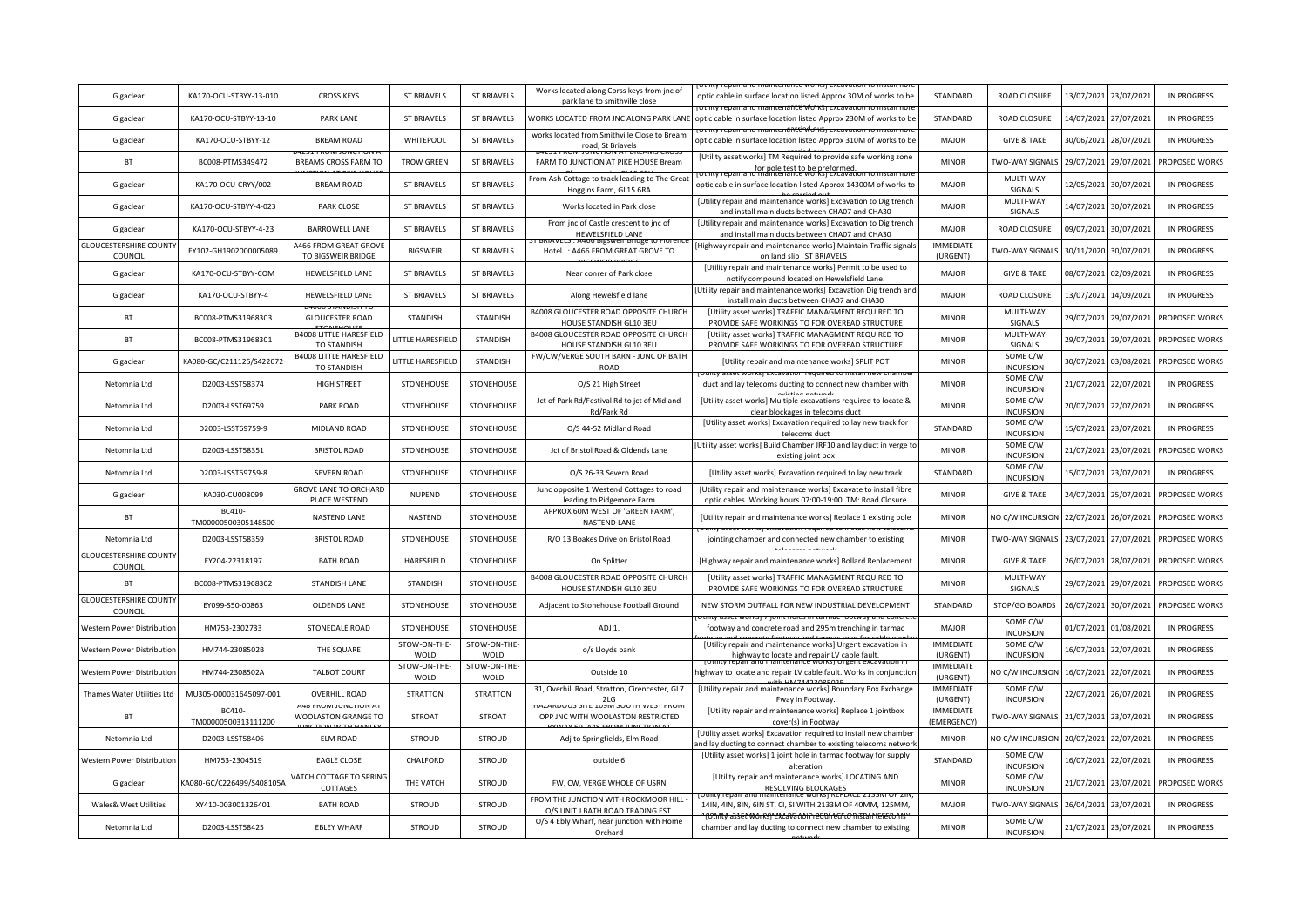| Gigaclear | KA170-OCU-STBYY-13-010 | CROSS KEYS | ST BRIAVELS | ST BRIAVELS | Works located along Corss keys from jnc of park lane to smithville close | [Utility repair and maintenance works] Excavation to install fibre optic cable in surface location listed Approx 30M of works to be | STANDARD | ROAD CLOSURE | 13/07/2021 | 23/07/2021 | IN PROGRESS |
|---|---|---|---|---|---|---|---|---|---|---|---|
| Gigaclear | KA170-OCU-STBYY-13-10 | PARK LANE | ST BRIAVELS | ST BRIAVELS | WORKS LOCATED FROM JNC ALONG PARK LANE | [Utility repair and maintenance works] Excavation to install fibre optic cable in surface location listed Approx 230M of works to be | STANDARD | ROAD CLOSURE | 14/07/2021 | 27/07/2021 | IN PROGRESS |
| Gigaclear | KA170-OCU-STBYY-12 | BREAM ROAD | WHITEPOOL | ST BRIAVELS | works located from Smithville Close to Bream road, St Briavels | [Utility repair and maintenance works] Excavation to install fibre optic cable in surface location listed Approx 310M of works to be | MAJOR | GIVE & TAKE | 30/06/2021 | 28/07/2021 | IN PROGRESS |
| BT | BC008-PTMS349472 | B4231 FROM JUNCTION AT BREAMS CROSS FARM TO JUNCTION AT PIKE HOUSE | TROW GREEN | ST BRIAVELS | B4231 FROM JUNCTION AT BREAMS CROSS FARM TO JUNCTION AT PIKE HOUSE Bream | [Utility asset works] TM Required to provide safe working zone for pole test to be preformed. | MINOR | TWO-WAY SIGNALS | 29/07/2021 | 29/07/2021 | PROPOSED WORKS |
| Gigaclear | KA170-OCU-CRYY/002 | BREAM ROAD | ST BRIAVELS | ST BRIAVELS | From Ash Cottage to track leading to The Great Hoggins Farm, GL15 6RA | [Utility repair and maintenance works] Excavation to install fibre optic cable in surface location listed Approx 14300M of works to | MAJOR | MULTI-WAY SIGNALS | 12/05/2021 | 30/07/2021 | IN PROGRESS |
| Gigaclear | KA170-OCU-STBYY-4-023 | PARK CLOSE | ST BRIAVELS | ST BRIAVELS | Works located in Park close | [Utility repair and maintenance works] Excavation to Dig trench and install main ducts between CHA07 and CHA30 | MAJOR | MULTI-WAY SIGNALS | 14/07/2021 | 30/07/2021 | IN PROGRESS |
| Gigaclear | KA170-OCU-STBYY-4-23 | BARROWELL LANE | ST BRIAVELS | ST BRIAVELS | From jnc of Castle crescent to jnc of HEWELSFIELD LANE | [Utility repair and maintenance works] Excavation to Dig trench and install main ducts between CHA07 and CHA30 | MAJOR | ROAD CLOSURE | 09/07/2021 | 30/07/2021 | IN PROGRESS |
| GLOUCESTERSHIRE COUNTY COUNCIL | EY102-GH1902000005089 | A466 FROM GREAT GROVE TO BIGSWEIR BRIDGE | BIGSWEIR | ST BRIAVELS | ST BRIAVELS : A466 Bigsweir Bridge to Florence Hotel. : A466 FROM GREAT GROVE TO BIGSWEIR BRIDGE | [Highway repair and maintenance works] Maintain Traffic signals on land slip ST BRIAVELS : | IMMEDIATE (URGENT) | TWO-WAY SIGNALS | 30/11/2020 | 30/07/2021 | IN PROGRESS |
| Gigaclear | KA170-OCU-STBYY-COM | HEWELSFIELD LANE | ST BRIAVELS | ST BRIAVELS | Near conrer of Park close | [Utility repair and maintenance works] Permit to be used to notify compound located on Hewelsfield Lane. | MAJOR | GIVE & TAKE | 08/07/2021 | 02/09/2021 | IN PROGRESS |
| Gigaclear | KA170-OCU-STBYY-4 | HEWELSFIELD LANE | ST BRIAVELS | ST BRIAVELS | Along Hewelsfield lane | [Utility repair and maintenance works] Excavation Dig trench and install main ducts between CHA07 and CHA30 | MAJOR | ROAD CLOSURE | 13/07/2021 | 14/09/2021 | IN PROGRESS |
| BT | BC008-PTMS31968303 | B4008 STANDISH TO GLOUCESTER ROAD STONEHOUSE | STANDISH | STANDISH | B4008 GLOUCESTER ROAD OPPOSITE CHURCH HOUSE STANDISH GL10 3EU | [Utility asset works] TRAFFIC MANAGMENT REQUIRED TO PROVIDE SAFE WORKINGS TO FOR OVEREAD STRUCTURE | MINOR | MULTI-WAY SIGNALS | 29/07/2021 | 29/07/2021 | PROPOSED WORKS |
| BT | BC008-PTMS31968301 | B4008 LITTLE HARESFIELD TO STANDISH | LITTLE HARESFIELD | STANDISH | B4008 GLOUCESTER ROAD OPPOSITE CHURCH HOUSE STANDISH GL10 3EU | [Utility asset works] TRAFFIC MANAGMENT REQUIRED TO PROVIDE SAFE WORKINGS TO FOR OVEREAD STRUCTURE | MINOR | MULTI-WAY SIGNALS | 29/07/2021 | 29/07/2021 | PROPOSED WORKS |
| Gigaclear | KA080-GC/C211125/S422072 | B4008 LITTLE HARESFIELD TO STANDISH | LITTLE HARESFIELD | STANDISH | FW/CW/VERGE SOUTH BARN - JUNC OF BATH ROAD | [Utility repair and maintenance works] SPLIT POT | MINOR | SOME C/W INCURSION | 30/07/2021 | 03/08/2021 | PROPOSED WORKS |
| Netomnia Ltd | D2003-LSST58374 | HIGH STREET | STONEHOUSE | STONEHOUSE | O/S 21 High Street | [Utility asset works] Excavation required to install new chamber duct and lay telecoms ducting to connect new chamber with existing network | MINOR | SOME C/W INCURSION | 21/07/2021 | 22/07/2021 | IN PROGRESS |
| Netomnia Ltd | D2003-LSST69759 | PARK ROAD | STONEHOUSE | STONEHOUSE | Jct of Park Rd/Festival Rd to jct of Midland Rd/Park Rd | [Utility asset works] Multiple excavations required to locate & clear blockages in telecoms duct | MINOR | SOME C/W INCURSION | 20/07/2021 | 22/07/2021 | IN PROGRESS |
| Netomnia Ltd | D2003-LSST69759-9 | MIDLAND ROAD | STONEHOUSE | STONEHOUSE | O/S 44-52 Midland Road | [Utility asset works] Excavation required to lay new track for telecoms duct | STANDARD | SOME C/W INCURSION | 15/07/2021 | 23/07/2021 | IN PROGRESS |
| Netomnia Ltd | D2003-LSST58351 | BRISTOL ROAD | STONEHOUSE | STONEHOUSE | Jct of Bristol Road & Oldends Lane | [Utility asset works] Build Chamber JRF10 and lay duct in verge to existing joint box | MINOR | SOME C/W INCURSION | 21/07/2021 | 23/07/2021 | PROPOSED WORKS |
| Netomnia Ltd | D2003-LSST69759-8 | SEVERN ROAD | STONEHOUSE | STONEHOUSE | O/S 26-33 Severn Road | [Utility asset works] Excavation required to lay new track | STANDARD | SOME C/W INCURSION | 15/07/2021 | 23/07/2021 | IN PROGRESS |
| Gigaclear | KA030-CU008099 | GROVE LANE TO ORCHARD PLACE WESTEND | NUPEND | STONEHOUSE | Junc opposite 1 Westend Cottages to road leading to Pidgemore Farm | [Utility repair and maintenance works] Excavate to install fibre optic cables. Working hours 07:00-19:00. TM: Road Closure | MINOR | GIVE & TAKE | 24/07/2021 | 25/07/2021 | PROPOSED WORKS |
| BT | BC410-TM00000500305148500 | NASTEND LANE | NASTEND | STONEHOUSE | APPROX 60M WEST OF 'GREEN FARM', NASTEND LANE | [Utility repair and maintenance works] Replace 1 existing pole | MINOR | NO C/W INCURSION | 22/07/2021 | 26/07/2021 | PROPOSED WORKS |
| Netomnia Ltd | D2003-LSST58359 | BRISTOL ROAD | STONEHOUSE | STONEHOUSE | R/O 13 Boakes Drive on Bristol Road | [Utility asset works] Excavation required to install new telecoms jointing chamber and connected new chamber to existing telecoms network | MINOR | TWO-WAY SIGNALS | 23/07/2021 | 27/07/2021 | PROPOSED WORKS |
| GLOUCESTERSHIRE COUNTY COUNCIL | EY204-22318197 | BATH ROAD | HARESFIELD | STONEHOUSE | On Splitter | [Highway repair and maintenance works] Bollard Replacement | MINOR | GIVE & TAKE | 26/07/2021 | 28/07/2021 | PROPOSED WORKS |
| BT | BC008-PTMS31968302 | STANDISH LANE | STANDISH | STONEHOUSE | B4008 GLOUCESTER ROAD OPPOSITE CHURCH HOUSE STANDISH GL10 3EU | [Utility asset works] TRAFFIC MANAGMENT REQUIRED TO PROVIDE SAFE WORKINGS TO FOR OVEREAD STRUCTURE | MINOR | MULTI-WAY SIGNALS | 29/07/2021 | 29/07/2021 | PROPOSED WORKS |
| GLOUCESTERSHIRE COUNTY COUNCIL | EY099-S50-00863 | OLDENDS LANE | STONEHOUSE | STONEHOUSE | Adjacent to Stonehouse Football Ground | NEW STORM OUTFALL FOR NEW INDUSTRIAL DEVELOPMENT | STANDARD | STOP/GO BOARDS | 26/07/2021 | 30/07/2021 | PROPOSED WORKS |
| Western Power Distribution | HM753-2302733 | STONEDALE ROAD | STONEHOUSE | STONEHOUSE | ADJ 1. | [Utility asset works] 7 joint holes in tarmac footway and concrete footway and concrete road and 295m trenching in tarmac footway and concrete footway and tarmac road for cable overlay | MAJOR | SOME C/W INCURSION | 01/07/2021 | 01/08/2021 | IN PROGRESS |
| Western Power Distribution | HM744-2308502B | THE SQUARE | STOW-ON-THE-WOLD | STOW-ON-THE-WOLD | o/s Lloyds bank | [Utility repair and maintenance works] Urgent excavation in highway to locate and repair LV cable fault. | IMMEDIATE (URGENT) | SOME C/W INCURSION | 16/07/2021 | 22/07/2021 | IN PROGRESS |
| Western Power Distribution | HM744-2308502A | TALBOT COURT | STOW-ON-THE-WOLD | STOW-ON-THE-WOLD | Outside 10 | [Utility repair and maintenance works] Urgent excavation in highway to locate and repair LV cable fault. Works in conjunction with HM744230850​2B | IMMEDIATE (URGENT) | NO C/W INCURSION | 16/07/2021 | 22/07/2021 | IN PROGRESS |
| Thames Water Utilities Ltd | MU305-000031645097-001 | OVERHILL ROAD | STRATTON | STRATTON | 31, Overhill Road, Stratton, Cirencester, GL7 2LG | [Utility repair and maintenance works] Boundary Box Exchange Fway in Footway. | IMMEDIATE (URGENT) | SOME C/W INCURSION | 22/07/2021 | 26/07/2021 | IN PROGRESS |
| BT | BC410-TM00000500313111200 | A46 FROM JUNCTION AT WOOLASTON GRANGE TO JUNCTION WITH HANLEY | STROAT | STROAT | HAZARDOUS SITE 109M SOUTH WEST FROM OPP JNC WITH WOOLASTON RESTRICTED BYWAY 59, A48 FROM JUNCTION AT | [Utility repair and maintenance works] Replace 1 jointbox cover(s) in Footway | IMMEDIATE (EMERGENCY) | TWO-WAY SIGNALS | 21/07/2021 | 23/07/2021 | IN PROGRESS |
| Netomnia Ltd | D2003-LSST58406 | ELM ROAD | STROUD | STROUD | Adj to Springfields, Elm Road | [Utility asset works] Excavation required to install new chamber and lay ducting to connect chamber to existing telecoms network | MINOR | NO C/W INCURSION | 20/07/2021 | 22/07/2021 | IN PROGRESS |
| Western Power Distribution | HM753-2304519 | EAGLE CLOSE | CHALFORD | STROUD | outside 6 | [Utility asset works] 1 joint hole in tarmac footway for supply alteration | STANDARD | SOME C/W INCURSION | 16/07/2021 | 22/07/2021 | IN PROGRESS |
| Gigaclear | KA080-GC/C226499/S408105A | VATCH COTTAGE TO SPRING COTTAGES | THE VATCH | STROUD | FW, CW, VERGE WHOLE OF USRN | [Utility repair and maintenance works] LOCATING AND RESOLVING BLOCKAGES | MINOR | SOME C/W INCURSION | 21/07/2021 | 23/07/2021 | PROPOSED WORKS |
| Wales& West Utilities | XY410-003001326401 | BATH ROAD | STROUD | STROUD | FROM THE JUNCTION WITH ROCKMOOR HILL - O/S UNIT J BATH ROAD TRADING EST. | [Utility repair and maintenance works] REPLACE 2133M OF 2IN, 14IN, 4IN, 8IN, 6IN ST, CI, SI WITH 2133M OF 40MM, 125MM, | MAJOR | TWO-WAY SIGNALS | 26/04/2021 | 23/07/2021 | IN PROGRESS |
| Netomnia Ltd | D2003-LSST58425 | EBLEY WHARF | STROUD | STROUD | O/S 4 Ebly Wharf, near junction with Home Orchard | [Utility asset works] Excavation required to install new chamber and lay ducting to connect new chamber to existing network | MINOR | SOME C/W INCURSION | 21/07/2021 | 23/07/2021 | IN PROGRESS |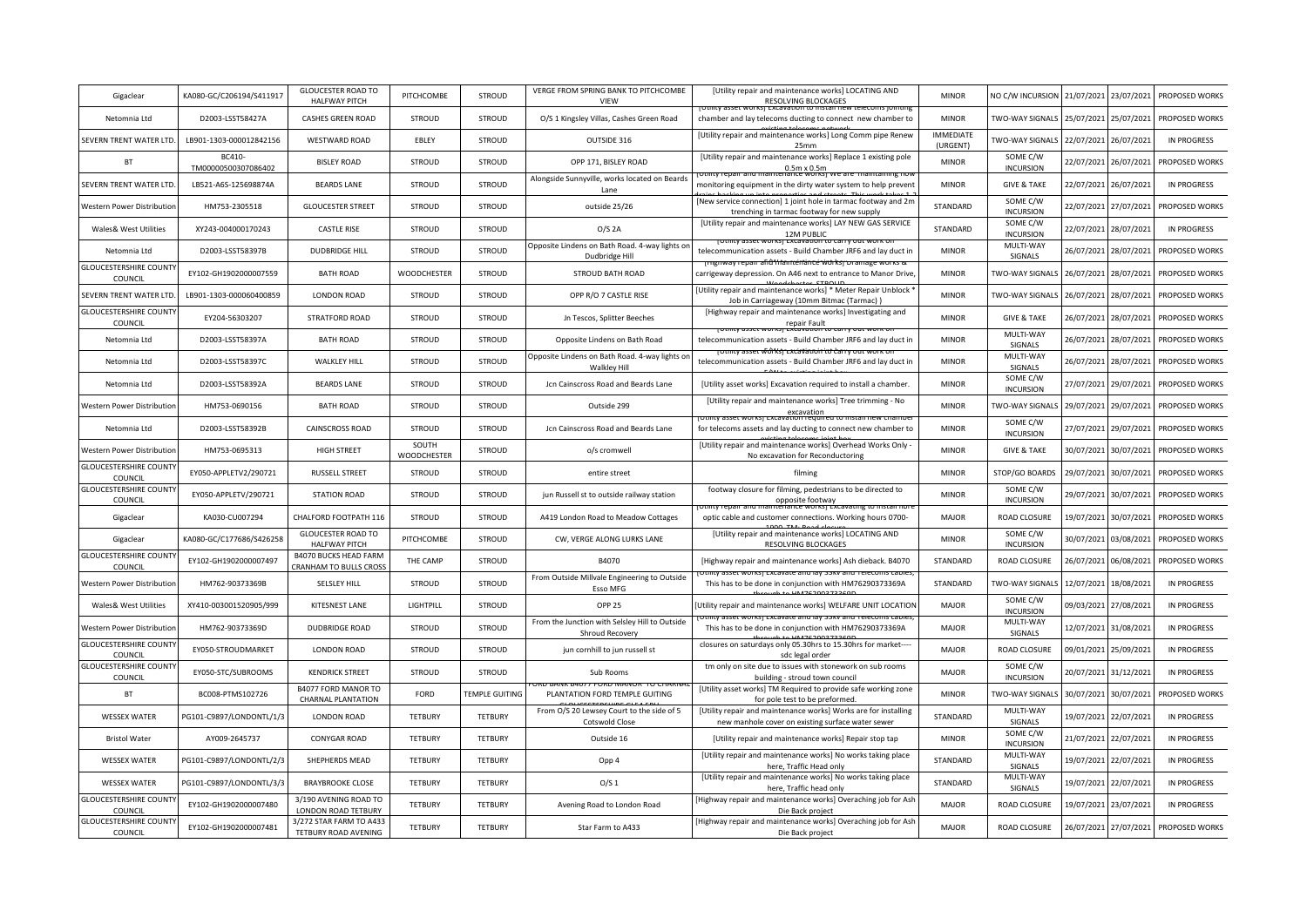| Gigaclear | KA080-GC/C206194/S411917 | GLOUCESTER ROAD TO HALFWAY PITCH | PITCHCOMBE | STROUD | VERGE FROM SPRING BANK TO PITCHCOMBE VIEW | [Utility repair and maintenance works] LOCATING AND RESOLVING BLOCKAGES | MINOR | NO C/W INCURSION | 21/07/2021 | 23/07/2021 | PROPOSED WORKS |
|---|---|---|---|---|---|---|---|---|---|---|---|
| Netomnia Ltd | D2003-LSST58427A | CASHES GREEN ROAD | STROUD | STROUD | O/S 1 Kingsley Villas, Cashes Green Road | [Utility asset works] Excavation to install new telecoms jointing chamber and lay telecoms ducting to connect new chamber to existing telecoms network | MINOR | TWO-WAY SIGNALS | 25/07/2021 | 25/07/2021 | PROPOSED WORKS |
| SEVERN TRENT WATER LTD. | LB901-1303-000012842156 | WESTWARD ROAD | EBLEY | STROUD | OUTSIDE 316 | [Utility repair and maintenance works] Long Comm pipe Renew 25mm | IMMEDIATE (URGENT) | TWO-WAY SIGNALS | 22/07/2021 | 26/07/2021 | IN PROGRESS |
| BT | BC410-TM00000500307086402 | BISLEY ROAD | STROUD | STROUD | OPP 171, BISLEY ROAD | [Utility repair and maintenance works] Replace 1 existing pole 0.5m x 0.5m | MINOR | SOME C/W INCURSION | 22/07/2021 | 26/07/2021 | PROPOSED WORKS |
| SEVERN TRENT WATER LTD. | LB521-A6S-125698874A | BEARDS LANE | STROUD | STROUD | Alongside Sunnyville, works located on Beards Lane | [Utility repair and maintenance works] We are maintaining flow monitoring equipment in the dirty water system to help prevent drains backing up into properties and streets. This work takes 1-2 | MINOR | GIVE & TAKE | 22/07/2021 | 26/07/2021 | IN PROGRESS |
| Western Power Distribution | HM753-2305518 | GLOUCESTER STREET | STROUD | STROUD | outside 25/26 | [New service connection] 1 joint hole in tarmac footway and 2m trenching in tarmac footway for new supply | STANDARD | SOME C/W INCURSION | 22/07/2021 | 27/07/2021 | PROPOSED WORKS |
| Wales& West Utilities | XY243-004000170243 | CASTLE RISE | STROUD | STROUD | O/S 2A | [Utility repair and maintenance works] LAY NEW GAS SERVICE 12M PUBLIC | STANDARD | SOME C/W INCURSION | 22/07/2021 | 28/07/2021 | IN PROGRESS |
| Netomnia Ltd | D2003-LSST58397B | DUDBRIDGE HILL | STROUD | STROUD | Opposite Lindens on Bath Road. 4-way lights on Dudbridge Hill | [Utility asset works] Excavation to carry out work on telecommunication assets - Build Chamber JRF6 and lay duct in | MINOR | MULTI-WAY SIGNALS | 26/07/2021 | 28/07/2021 | PROPOSED WORKS |
| GLOUCESTERSHIRE COUNTY COUNCIL | EY102-GH1902000007559 | BATH ROAD | WOODCHESTER | STROUD | STROUD BATH ROAD | [Highway repair and maintenance works] Drainage works & carrigeway depression. On A46 next to entrance to Manor Drive, Woodchester, STROUD | MINOR | TWO-WAY SIGNALS | 26/07/2021 | 28/07/2021 | PROPOSED WORKS |
| SEVERN TRENT WATER LTD. | LB901-1303-000060400859 | LONDON ROAD | STROUD | STROUD | OPP R/O 7 CASTLE RISE | [Utility repair and maintenance works] * Meter Repair Unblock * Job in Carriageway (10mm Bitmac (Tarmac) ) | MINOR | TWO-WAY SIGNALS | 26/07/2021 | 28/07/2021 | PROPOSED WORKS |
| GLOUCESTERSHIRE COUNTY COUNCIL | EY204-56303207 | STRATFORD ROAD | STROUD | STROUD | Jn Tescos, Splitter Beeches | [Highway repair and maintenance works] Investigating and repair Fault | MINOR | GIVE & TAKE | 26/07/2021 | 28/07/2021 | PROPOSED WORKS |
| Netomnia Ltd | D2003-LSST58397A | BATH ROAD | STROUD | STROUD | Opposite Lindens on Bath Road | [Utility asset works] Excavation to carry out work on telecommunication assets - Build Chamber JRF6 and lay duct in | MINOR | MULTI-WAY SIGNALS | 26/07/2021 | 28/07/2021 | PROPOSED WORKS |
| Netomnia Ltd | D2003-LSST58397C | WALKLEY HILL | STROUD | STROUD | Opposite Lindens on Bath Road. 4-way lights on Walkley Hill | [Utility asset works] Excavation to carry out work on telecommunication assets - Build Chamber JRF6 and lay duct in | MINOR | MULTI-WAY SIGNALS | 26/07/2021 | 28/07/2021 | PROPOSED WORKS |
| Netomnia Ltd | D2003-LSST58392A | BEARDS LANE | STROUD | STROUD | Jcn Cainscross Road and Beards Lane | [Utility asset works] Excavation required to install a chamber. | MINOR | SOME C/W INCURSION | 27/07/2021 | 29/07/2021 | PROPOSED WORKS |
| Western Power Distribution | HM753-0690156 | BATH ROAD | STROUD | STROUD | Outside 299 | [Utility repair and maintenance works] Tree trimming - No excavation | MINOR | TWO-WAY SIGNALS | 29/07/2021 | 29/07/2021 | PROPOSED WORKS |
| Netomnia Ltd | D2003-LSST58392B | CAINSCROSS ROAD | STROUD | STROUD | Jcn Cainscross Road and Beards Lane | [Utility asset works] Excavation required to install new chamber for telecoms assets and lay ducting to connect new chamber to existing telecoms joint box | MINOR | SOME C/W INCURSION | 27/07/2021 | 29/07/2021 | PROPOSED WORKS |
| Western Power Distribution | HM753-0695313 | HIGH STREET | SOUTH WOODCHESTER | STROUD | o/s cromwell | [Utility repair and maintenance works] Overhead Works Only - No excavation for Reconductoring | MINOR | GIVE & TAKE | 30/07/2021 | 30/07/2021 | PROPOSED WORKS |
| GLOUCESTERSHIRE COUNTY COUNCIL | EY050-APPLETV2/290721 | RUSSELL STREET | STROUD | STROUD | entire street | filming | MINOR | STOP/GO BOARDS | 29/07/2021 | 30/07/2021 | PROPOSED WORKS |
| GLOUCESTERSHIRE COUNTY COUNCIL | EY050-APPLETV/290721 | STATION ROAD | STROUD | STROUD | jun Russell st to outside railway station | footway closure for filming, pedestrians to be directed to opposite footway | MINOR | SOME C/W INCURSION | 29/07/2021 | 30/07/2021 | PROPOSED WORKS |
| Gigaclear | KA030-CU007294 | CHALFORD FOOTPATH 116 | STROUD | STROUD | A419 London Road to Meadow Cottages | [Utility repair and maintenance works] Excavating to install fibre optic cable and customer connections. Working hours 0700-1900. TM: Road closure | MAJOR | ROAD CLOSURE | 19/07/2021 | 30/07/2021 | PROPOSED WORKS |
| Gigaclear | KA080-GC/C177686/S426258 | GLOUCESTER ROAD TO HALFWAY PITCH | PITCHCOMBE | STROUD | CW, VERGE ALONG LURKS LANE | [Utility repair and maintenance works] LOCATING AND RESOLVING BLOCKAGES | MINOR | SOME C/W INCURSION | 30/07/2021 | 03/08/2021 | PROPOSED WORKS |
| GLOUCESTERSHIRE COUNTY COUNCIL | EY102-GH1902000007497 | B4070 BUCKS HEAD FARM CRANHAM TO BULLS CROSS | THE CAMP | STROUD | B4070 | [Highway repair and maintenance works] Ash dieback. B4070 | STANDARD | ROAD CLOSURE | 26/07/2021 | 06/08/2021 | PROPOSED WORKS |
| Western Power Distribution | HM762-90373369B | SELSLEY HILL | STROUD | STROUD | From Outside Millvale Engineering to Outside Esso MFG | [Utility asset works] Excavate and lay 33kV and Telecoms cables, This has to be done in conjunction with HM76290373369A through to HM76290373369D | STANDARD | TWO-WAY SIGNALS | 12/07/2021 | 18/08/2021 | IN PROGRESS |
| Wales& West Utilities | XY410-003001520905/999 | KITESNEST LANE | LIGHTPILL | STROUD | OPP 25 | [Utility repair and maintenance works] WELFARE UNIT LOCATION | MAJOR | SOME C/W INCURSION | 09/03/2021 | 27/08/2021 | IN PROGRESS |
| Western Power Distribution | HM762-90373369D | DUDBRIDGE ROAD | STROUD | STROUD | From the Junction with Selsley Hill to Outside Shroud Recovery | [Utility asset works] Excavate and lay 33kV and Telecoms cables, This has to be done in conjunction with HM76290373369A through to HM76290373369D | MAJOR | MULTI-WAY SIGNALS | 12/07/2021 | 31/08/2021 | IN PROGRESS |
| GLOUCESTERSHIRE COUNTY COUNCIL | EY050-STROUDMARKET | LONDON ROAD | STROUD | STROUD | jun cornhill to jun russell st | closures on saturdays only 05.30hrs to 15.30hrs for market----sdc legal order | MAJOR | ROAD CLOSURE | 09/01/2021 | 25/09/2021 | IN PROGRESS |
| GLOUCESTERSHIRE COUNTY COUNCIL | EY050-STC/SUBROOMS | KENDRICK STREET | STROUD | STROUD | Sub Rooms | tm only on site due to issues with stonework on sub rooms building - stroud town council | MAJOR | SOME C/W INCURSION | 20/07/2021 | 31/12/2021 | IN PROGRESS |
| BT | BC008-PTMS102726 | B4077 FORD MANOR TO CHARNAL PLANTATION | FORD | TEMPLE GUITING | FORD BANK B4077 FORD MANOR TO CHARNAL PLANTATION FORD TEMPLE GUITING GLOUCESTERSHIRE GL54 5RU | [Utility asset works] TM Required to provide safe working zone for pole test to be preformed. | MINOR | TWO-WAY SIGNALS | 30/07/2021 | 30/07/2021 | PROPOSED WORKS |
| WESSEX WATER | PG101-C9897/LONDONTL/1/3 | LONDON ROAD | TETBURY | TETBURY | From O/S 20 Lewsey Court to the side of 5 Cotswold Close | [Utility repair and maintenance works] Works are for installing new manhole cover on existing surface water sewer | STANDARD | MULTI-WAY SIGNALS | 19/07/2021 | 22/07/2021 | IN PROGRESS |
| Bristol Water | AY009-2645737 | CONYGAR ROAD | TETBURY | TETBURY | Outside 16 | [Utility repair and maintenance works] Repair stop tap | MINOR | SOME C/W INCURSION | 21/07/2021 | 22/07/2021 | IN PROGRESS |
| WESSEX WATER | PG101-C9897/LONDONTL/2/3 | SHEPHERDS MEAD | TETBURY | TETBURY | Opp 4 | [Utility repair and maintenance works] No works taking place here, Traffic Head only | STANDARD | MULTI-WAY SIGNALS | 19/07/2021 | 22/07/2021 | IN PROGRESS |
| WESSEX WATER | PG101-C9897/LONDONTL/3/3 | BRAYBROOKE CLOSE | TETBURY | TETBURY | O/S 1 | [Utility repair and maintenance works] No works taking place here, Traffic head only | STANDARD | MULTI-WAY SIGNALS | 19/07/2021 | 22/07/2021 | IN PROGRESS |
| GLOUCESTERSHIRE COUNTY COUNCIL | EY102-GH1902000007480 | 3/190 AVENING ROAD TO LONDON ROAD TETBURY | TETBURY | TETBURY | Avening Road to London Road | [Highway repair and maintenance works] Overaching job for Ash Die Back project | MAJOR | ROAD CLOSURE | 19/07/2021 | 23/07/2021 | IN PROGRESS |
| GLOUCESTERSHIRE COUNTY COUNCIL | EY102-GH1902000007481 | 3/272 STAR FARM TO A433 TETBURY ROAD AVENING | TETBURY | TETBURY | Star Farm to A433 | [Highway repair and maintenance works] Overaching job for Ash Die Back project | MAJOR | ROAD CLOSURE | 26/07/2021 | 27/07/2021 | PROPOSED WORKS |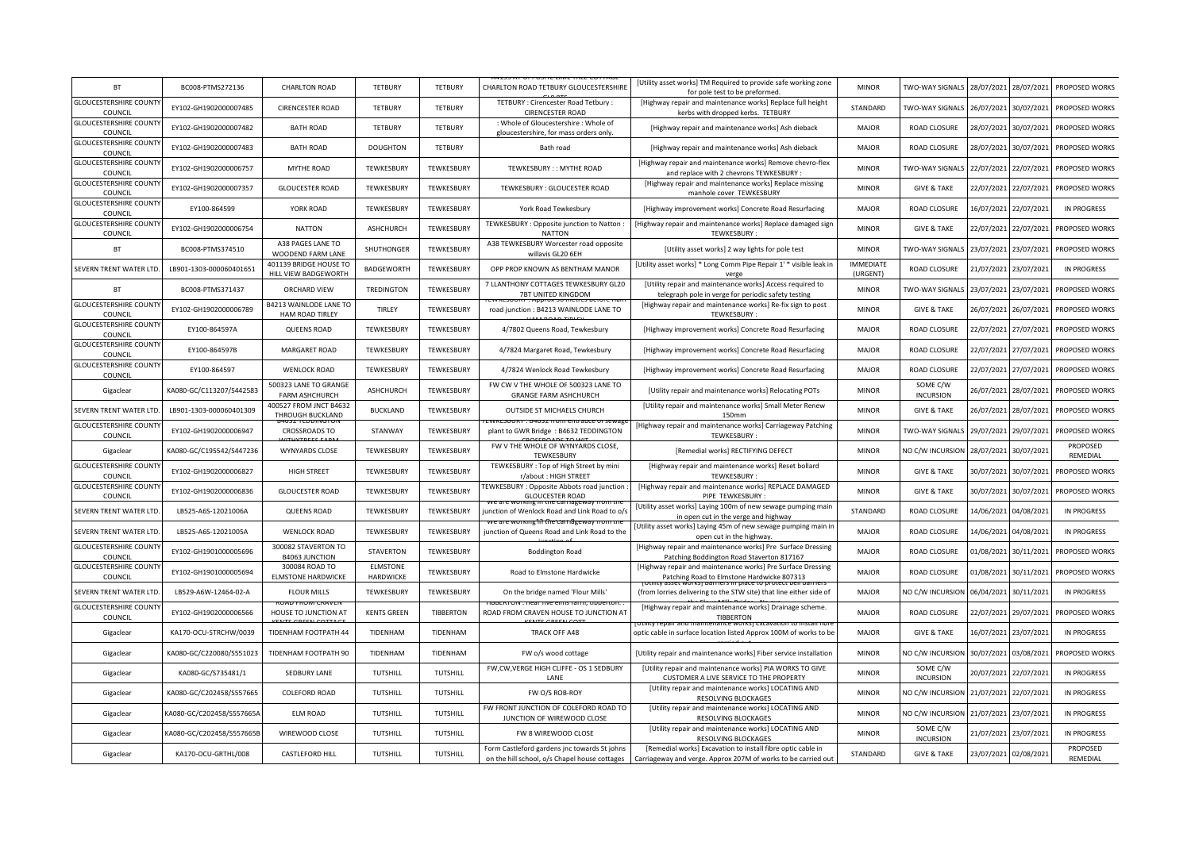| BT | BC008-PTMS272136 | CHARLTON ROAD | TETBURY | TETBURY | CHARLTON ROAD TETBURY GLOUCESTERSHIRE | [Utility asset works] TM Required to provide safe working zone for pole test to be preformed. | MINOR | TWO-WAY SIGNALS | 28/07/2021 | 28/07/2021 | PROPOSED WORKS |
|---|---|---|---|---|---|---|---|---|---|---|---|
| GLOUCESTERSHIRE COUNTY COUNCIL | EY102-GH1902000007485 | CIRENCESTER ROAD | TETBURY | TETBURY | TETBURY : Cirencester Road Tetbury : CIRENCESTER ROAD | [Highway repair and maintenance works] Replace full height kerbs with dropped kerbs. TETBURY | STANDARD | TWO-WAY SIGNALS | 26/07/2021 | 30/07/2021 | PROPOSED WORKS |
| GLOUCESTERSHIRE COUNTY COUNCIL | EY102-GH1902000007482 | BATH ROAD | TETBURY | TETBURY | : Whole of Gloucestershire : Whole of gloucestershire, for mass orders only. | [Highway repair and maintenance works] Ash dieback | MAJOR | ROAD CLOSURE | 28/07/2021 | 30/07/2021 | PROPOSED WORKS |
| GLOUCESTERSHIRE COUNTY COUNCIL | EY102-GH1902000007483 | BATH ROAD | DOUGHTON | TETBURY | Bath road | [Highway repair and maintenance works] Ash dieback | MAJOR | ROAD CLOSURE | 28/07/2021 | 30/07/2021 | PROPOSED WORKS |
| GLOUCESTERSHIRE COUNTY COUNCIL | EY102-GH1902000006757 | MYTHE ROAD | TEWKESBURY | TEWKESBURY | TEWKESBURY : : MYTHE ROAD | [Highway repair and maintenance works] Remove chevro-flex and replace with 2 chevrons TEWKESBURY : | MINOR | TWO-WAY SIGNALS | 22/07/2021 | 22/07/2021 | PROPOSED WORKS |
| GLOUCESTERSHIRE COUNTY COUNCIL | EY102-GH1902000007357 | GLOUCESTER ROAD | TEWKESBURY | TEWKESBURY | TEWKESBURY : GLOUCESTER ROAD | [Highway repair and maintenance works] Replace missing manhole cover TEWKESBURY | MINOR | GIVE & TAKE | 22/07/2021 | 22/07/2021 | PROPOSED WORKS |
| GLOUCESTERSHIRE COUNTY COUNCIL | EY100-864599 | YORK ROAD | TEWKESBURY | TEWKESBURY | York Road Tewkesbury | [Highway improvement works] Concrete Road Resurfacing | MAJOR | ROAD CLOSURE | 16/07/2021 | 22/07/2021 | IN PROGRESS |
| GLOUCESTERSHIRE COUNTY COUNCIL | EY102-GH1902000006754 | NATTON | ASHCHURCH | TEWKESBURY | TEWKESBURY : Opposite junction to Natton : NATTON | [Highway repair and maintenance works] Replace damaged sign TEWKESBURY : | MINOR | GIVE & TAKE | 22/07/2021 | 22/07/2021 | PROPOSED WORKS |
| BT | BC008-PTMS374510 | A38 PAGES LANE TO WOODEND FARM LANE | SHUTHONGER | TEWKESBURY | A38 TEWKESBURY Worcester road opposite willavis GL20 6EH | [Utility asset works] 2 way lights for pole test | MINOR | TWO-WAY SIGNALS | 23/07/2021 | 23/07/2021 | PROPOSED WORKS |
| SEVERN TRENT WATER LTD. | LB901-1303-000060401651 | 401139 BRIDGE HOUSE TO HILL VIEW BADGEWORTH | BADGEWORTH | TEWKESBURY | OPP PROP KNOWN AS BENTHAM MANOR | [Utility asset works] * Long Comm Pipe Repair 1' * visible leak in verge | IMMEDIATE (URGENT) | ROAD CLOSURE | 21/07/2021 | 23/07/2021 | IN PROGRESS |
| BT | BC008-PTMS371437 | ORCHARD VIEW | TREDINGTON | TEWKESBURY | 7 LLANTHONY COTTAGES TEWKESBURY GL20 7BT UNITED KINGDOM | [Utility repair and maintenance works] Access required to telegraph pole in verge for periodic safety testing | MINOR | TWO-WAY SIGNALS | 23/07/2021 | 23/07/2021 | PROPOSED WORKS |
| GLOUCESTERSHIRE COUNTY COUNCIL | EY102-GH1902000006789 | B4213 WAINLODE LANE TO HAM ROAD TIRLEY | TIRLEY | TEWKESBURY | TEWKESBURY : Approx 50 metres before main road junction : B4213 WAINLODE LANE TO HAM ROAD TIRLEY | [Highway repair and maintenance works] Re-fix sign to post TEWKESBURY : | MINOR | GIVE & TAKE | 26/07/2021 | 26/07/2021 | PROPOSED WORKS |
| GLOUCESTERSHIRE COUNTY COUNCIL | EY100-864597A | QUEENS ROAD | TEWKESBURY | TEWKESBURY | 4/7802 Queens Road, Tewkesbury | [Highway improvement works] Concrete Road Resurfacing | MAJOR | ROAD CLOSURE | 22/07/2021 | 27/07/2021 | PROPOSED WORKS |
| GLOUCESTERSHIRE COUNTY COUNCIL | EY100-864597B | MARGARET ROAD | TEWKESBURY | TEWKESBURY | 4/7824 Margaret Road, Tewkesbury | [Highway improvement works] Concrete Road Resurfacing | MAJOR | ROAD CLOSURE | 22/07/2021 | 27/07/2021 | PROPOSED WORKS |
| GLOUCESTERSHIRE COUNTY COUNCIL | EY100-864597 | WENLOCK ROAD | TEWKESBURY | TEWKESBURY | 4/7824 Wenlock Road Tewkesbury | [Highway improvement works] Concrete Road Resurfacing | MAJOR | ROAD CLOSURE | 22/07/2021 | 27/07/2021 | PROPOSED WORKS |
| Gigaclear | KA080-GC/C113207/S442583 | 500323 LANE TO GRANGE FARM ASHCHURCH | ASHCHURCH | TEWKESBURY | FW CW V THE WHOLE OF 500323 LANE TO GRANGE FARM ASHCHURCH | [Utility repair and maintenance works] Relocating POTs | MINOR | SOME C/W INCURSION | 26/07/2021 | 28/07/2021 | PROPOSED WORKS |
| SEVERN TRENT WATER LTD. | LB901-1303-000060401309 | 400527 FROM JNCT B4632 THROUGH BUCKLAND | BUCKLAND | TEWKESBURY | OUTSIDE ST MICHAELS CHURCH | [Utility repair and maintenance works] Small Meter Renew 150mm | MINOR | GIVE & TAKE | 26/07/2021 | 28/07/2021 | PROPOSED WORKS |
| GLOUCESTERSHIRE COUNTY COUNCIL | EY102-GH1902000006947 | B4632 TEDDINGTON CROSSROADS TO WITHYTREES FARM | STANWAY | TEWKESBURY | TEWKESBURY : B4632 from entrance of sewage plant to GWR Bridge : B4632 TEDDINGTON CROSSROADS TO WIT | [Highway repair and maintenance works] Carriageway Patching TEWKESBURY : | MINOR | TWO-WAY SIGNALS | 29/07/2021 | 29/07/2021 | PROPOSED WORKS |
| Gigaclear | KA080-GC/C195542/S447236 | WYNYARDS CLOSE | TEWKESBURY | TEWKESBURY | FW V THE WHOLE OF WYNYARDS CLOSE, TEWKESBURY | [Remedial works] RECTIFYING DEFECT | MINOR | NO C/W INCURSION | 28/07/2021 | 30/07/2021 | PROPOSED REMEDIAL |
| GLOUCESTERSHIRE COUNTY COUNCIL | EY102-GH1902000006827 | HIGH STREET | TEWKESBURY | TEWKESBURY | TEWKESBURY : Top of High Street by mini r/about : HIGH STREET | [Highway repair and maintenance works] Reset bollard TEWKESBURY : | MINOR | GIVE & TAKE | 30/07/2021 | 30/07/2021 | PROPOSED WORKS |
| GLOUCESTERSHIRE COUNTY COUNCIL | EY102-GH1902000006836 | GLOUCESTER ROAD | TEWKESBURY | TEWKESBURY | TEWKESBURY : Opposite Abbots road junction : GLOUCESTER ROAD | [Highway repair and maintenance works] REPLACE DAMAGED PIPE TEWKESBURY : | MINOR | GIVE & TAKE | 30/07/2021 | 30/07/2021 | PROPOSED WORKS |
| SEVERN TRENT WATER LTD. | LB525-A6S-12021006A | QUEENS ROAD | TEWKESBURY | TEWKESBURY | We are working in the carriageway from the junction of Wenlock Road and Link Road to o/s | [Utility asset works] Laying 100m of new sewage pumping main in open cut in the verge and highway | STANDARD | ROAD CLOSURE | 14/06/2021 | 04/08/2021 | IN PROGRESS |
| SEVERN TRENT WATER LTD. | LB525-A6S-12021005A | WENLOCK ROAD | TEWKESBURY | TEWKESBURY | We are working in the carriageway from the junction of Queens Road and Link Road to the junction of | [Utility asset works] Laying 45m of new sewage pumping main in open cut in the highway. | MAJOR | ROAD CLOSURE | 14/06/2021 | 04/08/2021 | IN PROGRESS |
| GLOUCESTERSHIRE COUNTY COUNCIL | EY102-GH1901000005696 | 300082 STAVERTON TO B4063 JUNCTION | STAVERTON | TEWKESBURY | Boddington Road | [Highway repair and maintenance works] Pre Surface Dressing Patching Boddington Road Staverton 817167 | MAJOR | ROAD CLOSURE | 01/08/2021 | 30/11/2021 | PROPOSED WORKS |
| GLOUCESTERSHIRE COUNTY COUNCIL | EY102-GH1901000005694 | 300084 ROAD TO ELMSTONE HARDWICKE | ELMSTONE HARDWICKE | TEWKESBURY | Road to Elmstone Hardwicke | [Highway repair and maintenance works] Pre Surface Dressing Patching Road to Elmstone Hardwicke 807313 | MAJOR | ROAD CLOSURE | 01/08/2021 | 30/11/2021 | PROPOSED WORKS |
| SEVERN TRENT WATER LTD. | LB529-A6W-12464-02-A | FLOUR MILLS | TEWKESBURY | TEWKESBURY | On the bridge named 'Flour Mills' | [Utility asset works] Barriers in place to protect bell barriers (from lorries delivering to the STW site) that line either side of | MAJOR | NO C/W INCURSION | 06/04/2021 | 30/11/2021 | IN PROGRESS |
| GLOUCESTERSHIRE COUNTY COUNCIL | EY102-GH1902000006566 | ROAD FROM CRAVEN HOUSE TO JUNCTION AT KENTS GREEN COTTAGE | KENTS GREEN | TIBBERTON | TIBBERTON : near five elms farm, tibberton. : ROAD FROM CRAVEN HOUSE TO JUNCTION AT KENTS GREEN COTT | [Highway repair and maintenance works] Drainage scheme. TIBBERTON | MAJOR | ROAD CLOSURE | 22/07/2021 | 29/07/2021 | PROPOSED WORKS |
| Gigaclear | KA170-OCU-STRCHW/0039 | TIDENHAM FOOTPATH 44 | TIDENHAM | TIDENHAM | TRACK OFF A48 | [Utility repair and maintenance works] Excavation to install fibre optic cable in surface location listed Approx 100M of works to be | MAJOR | GIVE & TAKE | 16/07/2021 | 23/07/2021 | IN PROGRESS |
| Gigaclear | KA080-GC/C220080/S551023 | TIDENHAM FOOTPATH 90 | TIDENHAM | TIDENHAM | FW o/s wood cottage | [Utility repair and maintenance works] Fiber service installation | MINOR | NO C/W INCURSION | 30/07/2021 | 03/08/2021 | PROPOSED WORKS |
| Gigaclear | KA080-GC/S735481/1 | SEDBURY LANE | TUTSHILL | TUTSHILL | FW,CW,VERGE HIGH CLIFFE - OS 1 SEDBURY LANE | [Utility repair and maintenance works] PIA WORKS TO GIVE CUSTOMER A LIVE SERVICE TO THE PROPERTY | MINOR | SOME C/W INCURSION | 20/07/2021 | 22/07/2021 | IN PROGRESS |
| Gigaclear | KA080-GC/C202458/S557665 | COLEFORD ROAD | TUTSHILL | TUTSHILL | FW O/S ROB-ROY | [Utility repair and maintenance works] LOCATING AND RESOLVING BLOCKAGES | MINOR | NO C/W INCURSION | 21/07/2021 | 22/07/2021 | IN PROGRESS |
| Gigaclear | KA080-GC/C202458/S557665A | ELM ROAD | TUTSHILL | TUTSHILL | FW FRONT JUNCTION OF COLEFORD ROAD TO JUNCTION OF WIREWOOD CLOSE | [Utility repair and maintenance works] LOCATING AND RESOLVING BLOCKAGES | MINOR | NO C/W INCURSION | 21/07/2021 | 23/07/2021 | IN PROGRESS |
| Gigaclear | KA080-GC/C202458/S557665B | WIREWOOD CLOSE | TUTSHILL | TUTSHILL | FW 8 WIREWOOD CLOSE | [Utility repair and maintenance works] LOCATING AND RESOLVING BLOCKAGES | MINOR | SOME C/W INCURSION | 21/07/2021 | 23/07/2021 | IN PROGRESS |
| Gigaclear | KA170-OCU-GRTHL/008 | CASTLEFORD HILL | TUTSHILL | TUTSHILL | Form Castleford gardens jnc towards St johns on the hill school, o/s Chapel house cottages | [Remedial works] Excavation to install fibre optic cable in Carriageway and verge. Approx 207M of works to be carried out | STANDARD | GIVE & TAKE | 23/07/2021 | 02/08/2021 | PROPOSED REMEDIAL |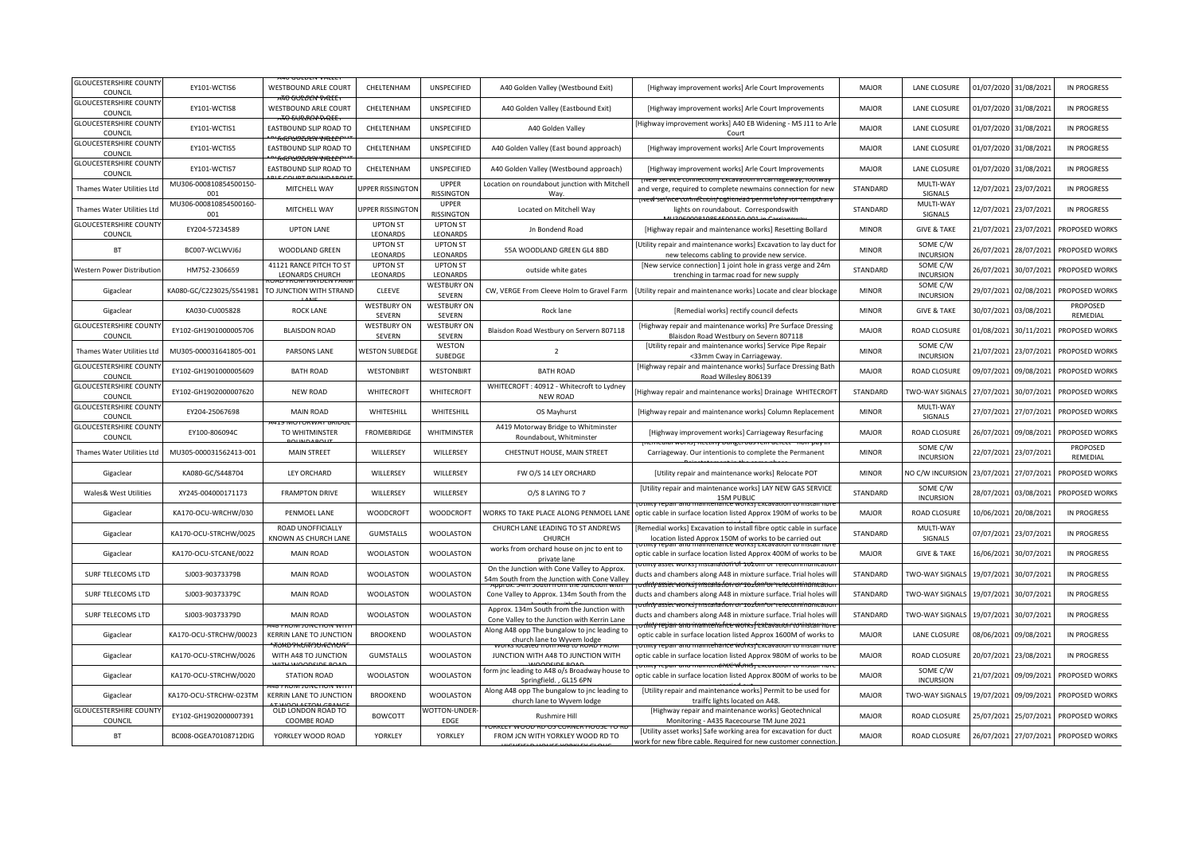| | | | | | | | | | | | |
|---|---|---|---|---|---|---|---|---|---|---|---|
| GLOUCESTERSHIRE COUNTY COUNCIL | EY101-WCTIS6 | A40 GOLDEN VALLEY, WESTBOUND ARLE COURT | CHELTENHAM | UNSPECIFIED | A40 Golden Valley (Westbound Exit) | [Highway improvement works] Arle Court Improvements | MAJOR | LANE CLOSURE | 01/07/2020 | 31/08/2021 | IN PROGRESS |
| GLOUCESTERSHIRE COUNTY COUNCIL | EY101-WCTIS8 | A40 GOLDEN VALLEY, WESTBOUND ARLE COURT | CHELTENHAM | UNSPECIFIED | A40 Golden Valley (Eastbound Exit) | [Highway improvement works] Arle Court Improvements | MAJOR | LANE CLOSURE | 01/07/2020 | 31/08/2021 | IN PROGRESS |
| GLOUCESTERSHIRE COUNTY COUNCIL | EY101-WCTIS1 | A40 GOLDEN VALLEY, EASTBOUND SLIP ROAD TO | CHELTENHAM | UNSPECIFIED | A40 Golden Valley | [Highway improvement works] A40 EB Widening - M5 J11 to Arle Court | MAJOR | LANE CLOSURE | 01/07/2020 | 31/08/2021 | IN PROGRESS |
| GLOUCESTERSHIRE COUNTY COUNCIL | EY101-WCTIS5 | A40 GOLDEN VALLEY, EASTBOUND SLIP ROAD TO | CHELTENHAM | UNSPECIFIED | A40 Golden Valley (East bound approach) | [Highway improvement works] Arle Court Improvements | MAJOR | LANE CLOSURE | 01/07/2020 | 31/08/2021 | IN PROGRESS |
| GLOUCESTERSHIRE COUNTY COUNCIL | EY101-WCTIS7 | A40 GOLDEN VALLEY, EASTBOUND SLIP ROAD TO ARLE COURT ROUNDABOUT | CHELTENHAM | UNSPECIFIED | A40 Golden Valley (Westbound approach) | [Highway improvement works] Arle Court Improvements | MAJOR | LANE CLOSURE | 01/07/2020 | 31/08/2021 | IN PROGRESS |
| Thames Water Utilities Ltd | MU306-000810854500150-001 | MITCHELL WAY | UPPER RISSINGTON | UPPER RISSINGTON | Location on roundabout junction with Mitchell Way. | [New service connection] Excavation in carriageway, footway and verge, required to complete newmains connection for new | STANDARD | MULTI-WAY SIGNALS | 12/07/2021 | 23/07/2021 | IN PROGRESS |
| Thames Water Utilities Ltd | MU306-000810854500160-001 | MITCHELL WAY | UPPER RISSINGTON | UPPER RISSINGTON | Located on Mitchell Way | [New service connection] Lightahead permit only for temporary lights on roundabout. Correspondswith MU306000810854500150-001 in Carriageway | STANDARD | MULTI-WAY SIGNALS | 12/07/2021 | 23/07/2021 | IN PROGRESS |
| GLOUCESTERSHIRE COUNTY COUNCIL | EY204-57234589 | UPTON LANE | UPTON ST LEONARDS | UPTON ST LEONARDS | Jn Bondend Road | [Highway repair and maintenance works] Resetting Bollard | MINOR | GIVE & TAKE | 21/07/2021 | 23/07/2021 | PROPOSED WORKS |
| BT | BC007-WCLWVJ6J | WOODLAND GREEN | UPTON ST LEONARDS | UPTON ST LEONARDS | 55A WOODLAND GREEN GL4 8BD | [Utility repair and maintenance works] Excavation to lay duct for new telecoms cabling to provide new service. | MINOR | SOME C/W INCURSION | 26/07/2021 | 28/07/2021 | PROPOSED WORKS |
| Western Power Distribution | HM752-2306659 | 41121 RANCE PITCH TO ST LEONARDS CHURCH | UPTON ST LEONARDS | UPTON ST LEONARDS | outside white gates | [New service connection] 1 joint hole in grass verge and 24m trenching in tarmac road for new supply | STANDARD | SOME C/W INCURSION | 26/07/2021 | 30/07/2021 | PROPOSED WORKS |
| Gigaclear | KA080-GC/C223025/S541981 | ROAD FROM HAYDEN FARM TO JUNCTION WITH STRAND LANE | CLEEVE | WESTBURY ON SEVERN | CW, VERGE From Cleeve Holm to Gravel Farm | [Utility repair and maintenance works] Locate and clear blockage | MINOR | SOME C/W INCURSION | 29/07/2021 | 02/08/2021 | PROPOSED WORKS |
| Gigaclear | KA030-CU005828 | ROCK LANE | WESTBURY ON SEVERN | WESTBURY ON SEVERN | Rock lane | [Remedial works] rectify council defects | MINOR | GIVE & TAKE | 30/07/2021 | 03/08/2021 | PROPOSED REMEDIAL |
| GLOUCESTERSHIRE COUNTY COUNCIL | EY102-GH1901000005706 | BLAISDON ROAD | WESTBURY ON SEVERN | WESTBURY ON SEVERN | Blaisdon Road Westbury on Servern 807118 | [Highway repair and maintenance works] Pre Surface Dressing Blaisdon Road Westbury on Severn 807118 | MAJOR | ROAD CLOSURE | 01/08/2021 | 30/11/2021 | PROPOSED WORKS |
| Thames Water Utilities Ltd | MU305-000031641805-001 | PARSONS LANE | WESTON SUBEDGE | WESTON SUBEDGE | 2 | [Utility repair and maintenance works] Service Pipe Repair <33mm Cway in Carriageway. | MINOR | SOME C/W INCURSION | 21/07/2021 | 23/07/2021 | PROPOSED WORKS |
| GLOUCESTERSHIRE COUNTY COUNCIL | EY102-GH1901000005609 | BATH ROAD | WESTONBIRT | WESTONBIRT | BATH ROAD | [Highway repair and maintenance works] Surface Dressing Bath Road Willesley 806139 | MAJOR | ROAD CLOSURE | 09/07/2021 | 09/08/2021 | PROPOSED WORKS |
| GLOUCESTERSHIRE COUNTY COUNCIL | EY102-GH1902000007620 | NEW ROAD | WHITECROFT | WHITECROFT | WHITECROFT : 40912 - Whitecroft to Lydney NEW ROAD | [Highway repair and maintenance works] Drainage WHITECROFT | STANDARD | TWO-WAY SIGNALS | 27/07/2021 | 30/07/2021 | PROPOSED WORKS |
| GLOUCESTERSHIRE COUNTY COUNCIL | EY204-25067698 | MAIN ROAD | WHITESHILL | WHITESHILL | OS Mayhurst | [Highway repair and maintenance works] Column Replacement | MINOR | MULTI-WAY SIGNALS | 27/07/2021 | 27/07/2021 | PROPOSED WORKS |
| GLOUCESTERSHIRE COUNTY COUNCIL | EY100-806094C | A419 MOTORWAY BRIDGE TO WHITMINSTER ROUNDABOUT | FROMEBRIDGE | WHITMINSTER | A419 Motorway Bridge to Whitminster Roundabout, Whitminster | [Highway improvement works] Carriageway Resurfacing | MAJOR | ROAD CLOSURE | 26/07/2021 | 09/08/2021 | PROPOSED WORKS |
| Thames Water Utilities Ltd | MU305-000031562413-001 | MAIN STREET | WILLERSEY | WILLERSEY | CHESTNUT HOUSE, MAIN STREET | [Remedial works] Rectify Dangerous Item defect - non pay in Carriageway. Our intentionis to complete the Permanent Reinstatement in the same phase | MINOR | SOME C/W INCURSION | 22/07/2021 | 23/07/2021 | PROPOSED REMEDIAL |
| Gigaclear | KA080-GC/S448704 | LEY ORCHARD | WILLERSEY | WILLERSEY | FW O/S 14 LEY ORCHARD | [Utility repair and maintenance works] Relocate POT | MINOR | NO C/W INCURSION | 23/07/2021 | 27/07/2021 | PROPOSED WORKS |
| Wales& West Utilities | XY245-004000171173 | FRAMPTON DRIVE | WILLERSEY | WILLERSEY | O/S 8 LAYING TO 7 | [Utility repair and maintenance works] LAY NEW GAS SERVICE 15M PUBLIC | STANDARD | SOME C/W INCURSION | 28/07/2021 | 03/08/2021 | PROPOSED WORKS |
| Gigaclear | KA170-OCU-WRCHW/030 | PENMOEL LANE | WOODCROFT | WOODCROFT | WORKS TO TAKE PLACE ALONG PENMOEL LANE | [Utility repair and maintenance works] Excavation to install fibre optic cable in surface location listed Approx 190M of works to be carried out | MAJOR | ROAD CLOSURE | 10/06/2021 | 20/08/2021 | IN PROGRESS |
| Gigaclear | KA170-OCU-STRCHW/0025 | ROAD UNOFFICIALLY KNOWN AS CHURCH LANE | GUMSTALLS | WOOLASTON | CHURCH LANE LEADING TO ST ANDREWS CHURCH | [Remedial works] Excavation to install fibre optic cable in surface location listed Approx 150M of works to be carried out | STANDARD | MULTI-WAY SIGNALS | 07/07/2021 | 23/07/2021 | IN PROGRESS |
| Gigaclear | KA170-OCU-STCANE/0022 | MAIN ROAD | WOOLASTON | WOOLASTON | works from orchard house on jnc to ent to private lane | [Utility repair and maintenance works] Excavation to install fibre optic cable in surface location listed Approx 400M of works to be | MAJOR | GIVE & TAKE | 16/06/2021 | 30/07/2021 | IN PROGRESS |
| SURF TELECOMS LTD | SJ003-90373379B | MAIN ROAD | WOOLASTON | WOOLASTON | On the Junction with Cone Valley to Approx. 54m South from the Junction with Cone Valley | [Utility asset works] Installation of 1026m of Telecommunication ducts and chambers along A48 in mixture surface. Trial holes will | STANDARD | TWO-WAY SIGNALS | 19/07/2021 | 30/07/2021 | IN PROGRESS |
| SURF TELECOMS LTD | SJ003-90373379C | MAIN ROAD | WOOLASTON | WOOLASTON | Approx. 54m South from the Junction with Cone Valley to Approx. 134m South from the | [Utility asset works] Installation of 1026m of Telecommunication ducts and chambers along A48 in mixture surface. Trial holes will | STANDARD | TWO-WAY SIGNALS | 19/07/2021 | 30/07/2021 | IN PROGRESS |
| SURF TELECOMS LTD | SJ003-90373379D | MAIN ROAD | WOOLASTON | WOOLASTON | Approx. 134m South from the Junction with Cone Valley to the Junction with Kerrin Lane | [Utility asset works] Installation of 1026m of Telecommunication ducts and chambers along A48 in mixture surface. Trial holes will | STANDARD | TWO-WAY SIGNALS | 19/07/2021 | 30/07/2021 | IN PROGRESS |
| Gigaclear | KA170-OCU-STRCHW/00023 | A48 FROM JUNCTION WITH KERRIN LANE TO JUNCTION | BROOKEND | WOOLASTON | Along A48 opp The bungalow to jnc leading to church lane to Wyvem lodge | [Utility repair and maintenance works] Excavation to install fibre optic cable in surface location listed Approx 1600M of works to | MAJOR | LANE CLOSURE | 08/06/2021 | 09/08/2021 | IN PROGRESS |
| Gigaclear | KA170-OCU-STRCHW/0026 | ROAD FROM JUNCTION WITH A48 TO JUNCTION WITH WOODSIDE ROAD | GUMSTALLS | WOOLASTON | Works located from A48 to ROAD FROM JUNCTION WITH A48 TO JUNCTION WITH WOODSIDE ROAD | [Utility repair and maintenance works] Excavation to install fibre optic cable in surface location listed Approx 980M of works to be | MAJOR | ROAD CLOSURE | 20/07/2021 | 23/08/2021 | IN PROGRESS |
| Gigaclear | KA170-OCU-STRCHW/0020 | STATION ROAD | WOOLASTON | WOOLASTON | form jnc leading to A48 o/s Broadway house to Springfield. , GL15 6PN | [Utility repair and maintenance works] Excavation to install fibre optic cable in surface location listed Approx 800M of works to be | MAJOR | SOME C/W INCURSION | 21/07/2021 | 09/09/2021 | PROPOSED WORKS |
| Gigaclear | KA170-OCU-STRCHW-023TM | A48 FROM JUNCTION WITH KERRIN LANE TO JUNCTION AT WOOLASTON GRANGE | BROOKEND | WOOLASTON | Along A48 opp The bungalow to jnc leading to church lane to Wyvem lodge | [Utility repair and maintenance works] Permit to be used for traiffc lights located on A48. | MAJOR | TWO-WAY SIGNALS | 19/07/2021 | 09/09/2021 | PROPOSED WORKS |
| GLOUCESTERSHIRE COUNTY COUNCIL | EY102-GH1902000007391 | OLD LONDON ROAD TO COOMBE ROAD | BOWCOTT | WOTTON-UNDER-EDGE | Rushmire Hill | [Highway repair and maintenance works] Geotechnical Monitoring - A435 Racecourse TM June 2021 | MAJOR | ROAD CLOSURE | 25/07/2021 | 25/07/2021 | PROPOSED WORKS |
| BT | BC008-OGEA70108712DIG | YORKLEY WOOD ROAD | YORKLEY | YORKLEY | YORKLEY WOOD RD O/S CORNER HOUSE TO RD FROM JCN WITH YORKLEY WOOD RD TO HIGHFIELD HOUSE YORKLEY CLOUGE | [Utility asset works] Safe working area for excavation for duct work for new fibre cable. Required for new customer connection. | MAJOR | ROAD CLOSURE | 26/07/2021 | 27/07/2021 | PROPOSED WORKS |